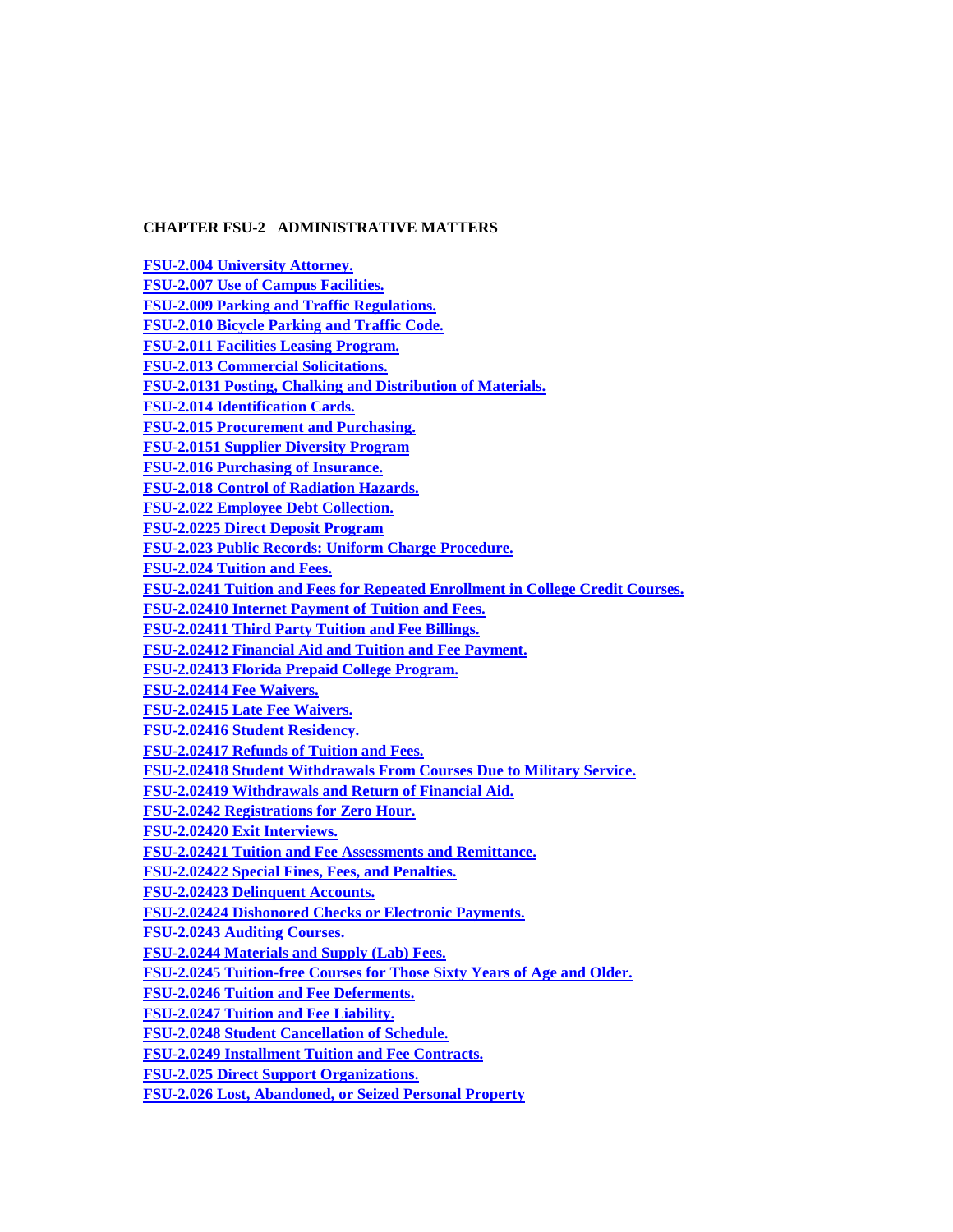**CHAPTER FSU-2 ADMINISTRATIVE MATTERS**

**FSU-2.004 University Attorney.**
**FSU-2.007 Use of Campus Facilities.**
**FSU-2.009 Parking and Traffic Regulations.**
**FSU-2.010 Bicycle Parking and Traffic Code.**
**FSU-2.011 Facilities Leasing Program.**
**FSU-2.013 Commercial Solicitations.**
**FSU-2.0131 Posting, Chalking and Distribution of Materials.**
**FSU-2.014 Identification Cards.**
**FSU-2.015 Procurement and Purchasing.**
**FSU-2.0151 Supplier Diversity Program**
**FSU-2.016 Purchasing of Insurance.**
**FSU-2.018 Control of Radiation Hazards.**
**FSU-2.022 Employee Debt Collection.**
**FSU-2.0225 Direct Deposit Program**
**FSU-2.023 Public Records: Uniform Charge Procedure.**
**FSU-2.024 Tuition and Fees.**
**FSU-2.0241 Tuition and Fees for Repeated Enrollment in College Credit Courses.**
**FSU-2.02410 Internet Payment of Tuition and Fees.**
**FSU-2.02411 Third Party Tuition and Fee Billings.**
**FSU-2.02412 Financial Aid and Tuition and Fee Payment.**
**FSU-2.02413 Florida Prepaid College Program.**
**FSU-2.02414 Fee Waivers.**
**FSU-2.02415 Late Fee Waivers.**
**FSU-2.02416 Student Residency.**
**FSU-2.02417 Refunds of Tuition and Fees.**
**FSU-2.02418 Student Withdrawals From Courses Due to Military Service.**
**FSU-2.02419 Withdrawals and Return of Financial Aid.**
**FSU-2.0242 Registrations for Zero Hour.**
**FSU-2.02420 Exit Interviews.**
**FSU-2.02421 Tuition and Fee Assessments and Remittance.**
**FSU-2.02422 Special Fines, Fees, and Penalties.**
**FSU-2.02423 Delinquent Accounts.**
**FSU-2.02424 Dishonored Checks or Electronic Payments.**
**FSU-2.0243 Auditing Courses.**
**FSU-2.0244 Materials and Supply (Lab) Fees.**
**FSU-2.0245 Tuition-free Courses for Those Sixty Years of Age and Older.**
**FSU-2.0246 Tuition and Fee Deferments.**
**FSU-2.0247 Tuition and Fee Liability.**
**FSU-2.0248 Student Cancellation of Schedule.**
**FSU-2.0249 Installment Tuition and Fee Contracts.**
**FSU-2.025 Direct Support Organizations.**
**FSU-2.026 Lost, Abandoned, or Seized Personal Property**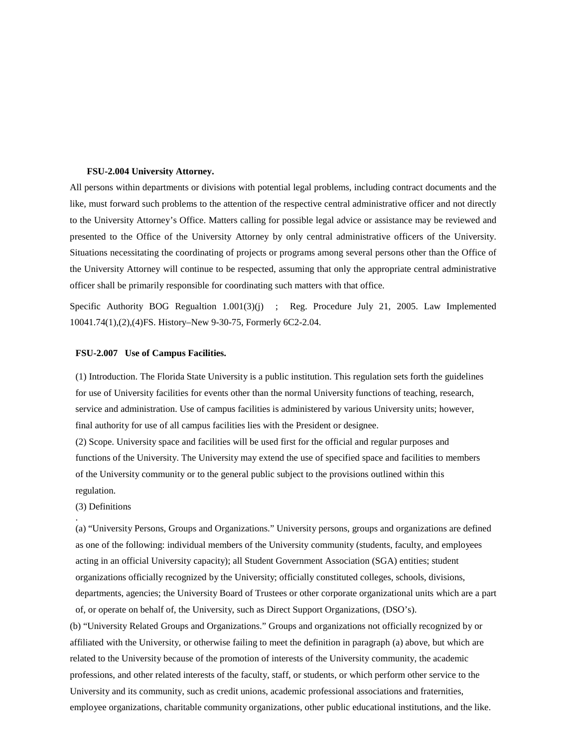**FSU-2.004 University Attorney.**

All persons within departments or divisions with potential legal problems, including contract documents and the like, must forward such problems to the attention of the respective central administrative officer and not directly to the University Attorney's Office. Matters calling for possible legal advice or assistance may be reviewed and presented to the Office of the University Attorney by only central administrative officers of the University. Situations necessitating the coordinating of projects or programs among several persons other than the Office of the University Attorney will continue to be respected, assuming that only the appropriate central administrative officer shall be primarily responsible for coordinating such matters with that office.

Specific Authority BOG Regualtion 1.001(3)(j) ; Reg. Procedure July 21, 2005. Law Implemented 10041.74(1),(2),(4)FS. History–New 9-30-75, Formerly 6C2-2.04.

**FSU-2.007 Use of Campus Facilities.**

(1) Introduction. The Florida State University is a public institution. This regulation sets forth the guidelines for use of University facilities for events other than the normal University functions of teaching, research, service and administration. Use of campus facilities is administered by various University units; however, final authority for use of all campus facilities lies with the President or designee.

(2) Scope. University space and facilities will be used first for the official and regular purposes and functions of the University. The University may extend the use of specified space and facilities to members of the University community or to the general public subject to the provisions outlined within this regulation.

(3) Definitions

.

(a) "University Persons, Groups and Organizations." University persons, groups and organizations are defined as one of the following: individual members of the University community (students, faculty, and employees acting in an official University capacity); all Student Government Association (SGA) entities; student organizations officially recognized by the University; officially constituted colleges, schools, divisions, departments, agencies; the University Board of Trustees or other corporate organizational units which are a part of, or operate on behalf of, the University, such as Direct Support Organizations, (DSO's).

(b) "University Related Groups and Organizations." Groups and organizations not officially recognized by or affiliated with the University, or otherwise failing to meet the definition in paragraph (a) above, but which are related to the University because of the promotion of interests of the University community, the academic professions, and other related interests of the faculty, staff, or students, or which perform other service to the University and its community, such as credit unions, academic professional associations and fraternities, employee organizations, charitable community organizations, other public educational institutions, and the like.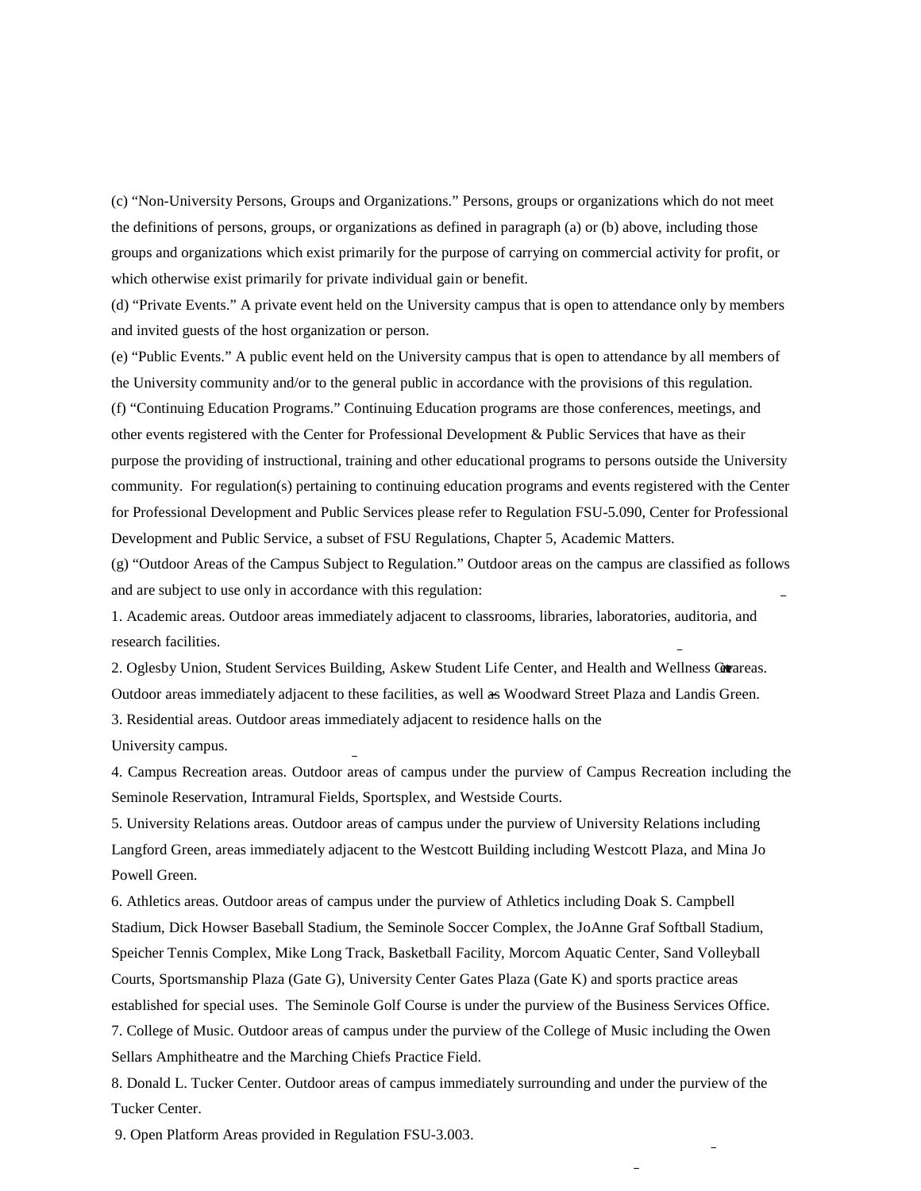(c) "Non-University Persons, Groups and Organizations." Persons, groups or organizations which do not meet the definitions of persons, groups, or organizations as defined in paragraph (a) or (b) above, including those groups and organizations which exist primarily for the purpose of carrying on commercial activity for profit, or which otherwise exist primarily for private individual gain or benefit.

(d) "Private Events." A private event held on the University campus that is open to attendance only by members and invited guests of the host organization or person.

(e) "Public Events." A public event held on the University campus that is open to attendance by all members of the University community and/or to the general public in accordance with the provisions of this regulation.

(f) "Continuing Education Programs." Continuing Education programs are those conferences, meetings, and other events registered with the Center for Professional Development & Public Services that have as their purpose the providing of instructional, training and other educational programs to persons outside the University community. For regulation(s) pertaining to continuing education programs and events registered with the Center for Professional Development and Public Services please refer to Regulation FSU-5.090, Center for Professional Development and Public Service, a subset of FSU Regulations, Chapter 5, Academic Matters.

(g) "Outdoor Areas of the Campus Subject to Regulation." Outdoor areas on the campus are classified as follows and are subject to use only in accordance with this regulation:

1. Academic areas. Outdoor areas immediately adjacent to classrooms, libraries, laboratories, auditoria, and research facilities.

2. Oglesby Union, Student Services Building, Askew Student Life Center, and Health and Wellness Center areas. Outdoor areas immediately adjacent to these facilities, as well as Woodward Street Plaza and Landis Green.

3. Residential areas. Outdoor areas immediately adjacent to residence halls on the University campus.

4. Campus Recreation areas. Outdoor areas of campus under the purview of Campus Recreation including the Seminole Reservation, Intramural Fields, Sportsplex, and Westside Courts.

5. University Relations areas. Outdoor areas of campus under the purview of University Relations including Langford Green, areas immediately adjacent to the Westcott Building including Westcott Plaza, and Mina Jo Powell Green.

6. Athletics areas. Outdoor areas of campus under the purview of Athletics including Doak S. Campbell Stadium, Dick Howser Baseball Stadium, the Seminole Soccer Complex, the JoAnne Graf Softball Stadium, Speicher Tennis Complex, Mike Long Track, Basketball Facility, Morcom Aquatic Center, Sand Volleyball Courts, Sportsmanship Plaza (Gate G), University Center Gates Plaza (Gate K) and sports practice areas established for special uses. The Seminole Golf Course is under the purview of the Business Services Office.

7. College of Music. Outdoor areas of campus under the purview of the College of Music including the Owen Sellars Amphitheatre and the Marching Chiefs Practice Field.

8. Donald L. Tucker Center. Outdoor areas of campus immediately surrounding and under the purview of the Tucker Center.

9. Open Platform Areas provided in Regulation FSU-3.003.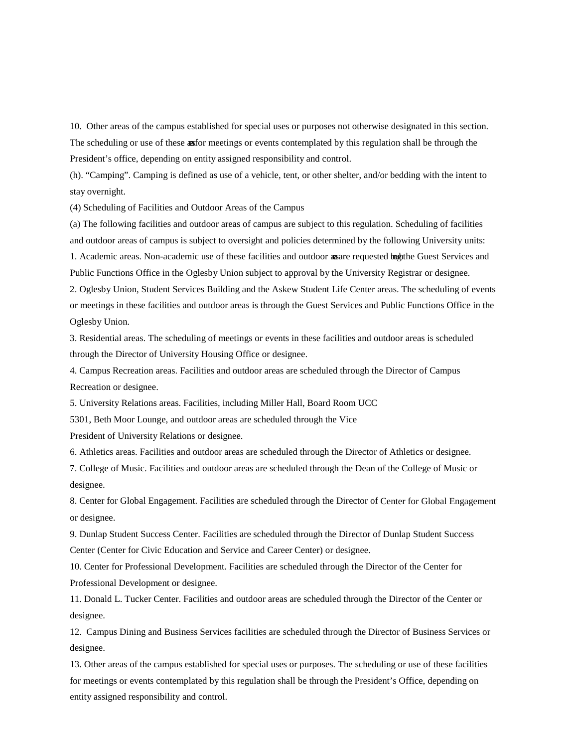10. Other areas of the campus established for special uses or purposes not otherwise designated in this section. The scheduling or use of these areas for meetings or events contemplated by this regulation shall be through the President's office, depending on entity assigned responsibility and control.

(h). "Camping". Camping is defined as use of a vehicle, tent, or other shelter, and/or bedding with the intent to stay overnight.

(4) Scheduling of Facilities and Outdoor Areas of the Campus

(a) The following facilities and outdoor areas of campus are subject to this regulation. Scheduling of facilities and outdoor areas of campus is subject to oversight and policies determined by the following University units:

1. Academic areas. Non-academic use of these facilities and outdoor areas are requested through the Guest Services and Public Functions Office in the Oglesby Union subject to approval by the University Registrar or designee.

2. Oglesby Union, Student Services Building and the Askew Student Life Center areas. The scheduling of events or meetings in these facilities and outdoor areas is through the Guest Services and Public Functions Office in the Oglesby Union.

3. Residential areas. The scheduling of meetings or events in these facilities and outdoor areas is scheduled through the Director of University Housing Office or designee.

4. Campus Recreation areas. Facilities and outdoor areas are scheduled through the Director of Campus Recreation or designee.

5. University Relations areas. Facilities, including Miller Hall, Board Room UCC 5301, Beth Moor Lounge, and outdoor areas are scheduled through the Vice President of University Relations or designee.

6. Athletics areas. Facilities and outdoor areas are scheduled through the Director of Athletics or designee.

7. College of Music. Facilities and outdoor areas are scheduled through the Dean of the College of Music or designee.

8. Center for Global Engagement. Facilities are scheduled through the Director of Center for Global Engagement or designee.

9. Dunlap Student Success Center. Facilities are scheduled through the Director of Dunlap Student Success Center (Center for Civic Education and Service and Career Center) or designee.

10. Center for Professional Development. Facilities are scheduled through the Director of the Center for Professional Development or designee.

11. Donald L. Tucker Center. Facilities and outdoor areas are scheduled through the Director of the Center or designee.

12. Campus Dining and Business Services facilities are scheduled through the Director of Business Services or designee.

13. Other areas of the campus established for special uses or purposes. The scheduling or use of these facilities for meetings or events contemplated by this regulation shall be through the President's Office, depending on entity assigned responsibility and control.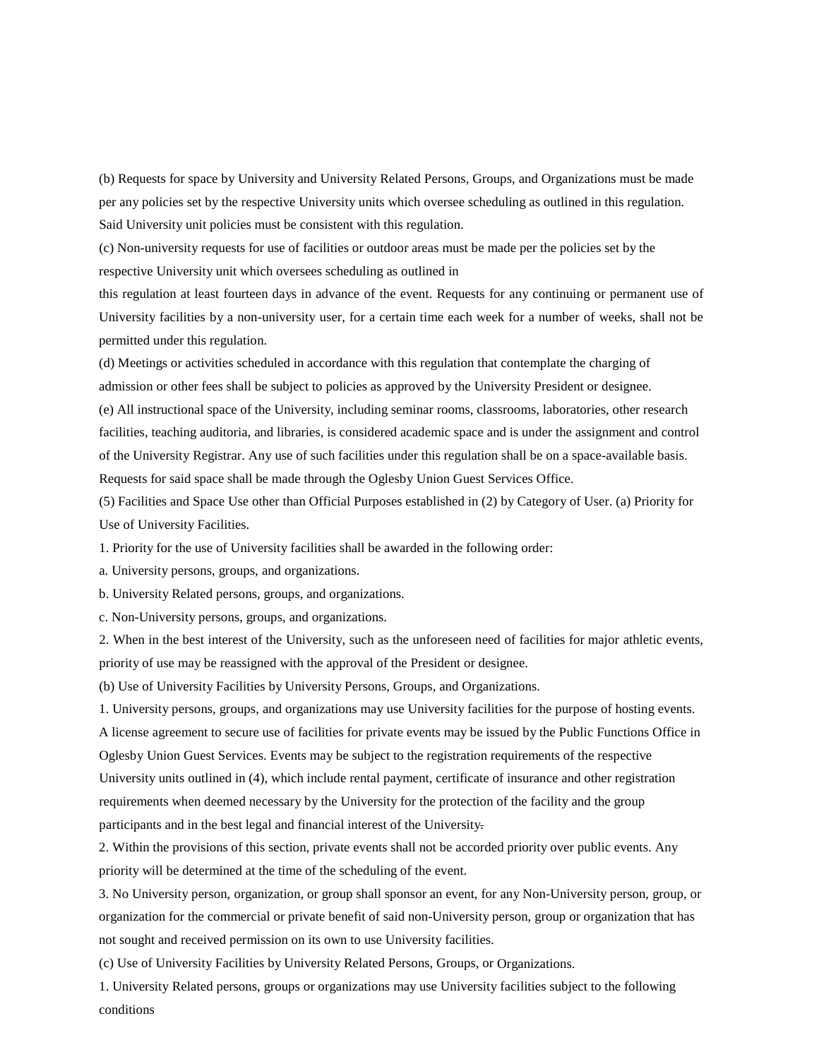(b) Requests for space by University and University Related Persons, Groups, and Organizations must be made per any policies set by the respective University units which oversee scheduling as outlined in this regulation. Said University unit policies must be consistent with this regulation.

(c) Non-university requests for use of facilities or outdoor areas must be made per the policies set by the respective University unit which oversees scheduling as outlined in

this regulation at least fourteen days in advance of the event. Requests for any continuing or permanent use of University facilities by a non-university user, for a certain time each week for a number of weeks, shall not be permitted under this regulation.

(d) Meetings or activities scheduled in accordance with this regulation that contemplate the charging of admission or other fees shall be subject to policies as approved by the University President or designee.

(e) All instructional space of the University, including seminar rooms, classrooms, laboratories, other research facilities, teaching auditoria, and libraries, is considered academic space and is under the assignment and control of the University Registrar. Any use of such facilities under this regulation shall be on a space-available basis. Requests for said space shall be made through the Oglesby Union Guest Services Office.

(5) Facilities and Space Use other than Official Purposes established in (2) by Category of User. (a) Priority for Use of University Facilities.

1. Priority for the use of University facilities shall be awarded in the following order:

a. University persons, groups, and organizations.

b. University Related persons, groups, and organizations.

c. Non-University persons, groups, and organizations.

2. When in the best interest of the University, such as the unforeseen need of facilities for major athletic events, priority of use may be reassigned with the approval of the President or designee.

(b) Use of University Facilities by University Persons, Groups, and Organizations.

1. University persons, groups, and organizations may use University facilities for the purpose of hosting events. A license agreement to secure use of facilities for private events may be issued by the Public Functions Office in Oglesby Union Guest Services. Events may be subject to the registration requirements of the respective University units outlined in (4), which include rental payment, certificate of insurance and other registration requirements when deemed necessary by the University for the protection of the facility and the group participants and in the best legal and financial interest of the University.

2. Within the provisions of this section, private events shall not be accorded priority over public events. Any priority will be determined at the time of the scheduling of the event.

3. No University person, organization, or group shall sponsor an event, for any Non-University person, group, or organization for the commercial or private benefit of said non-University person, group or organization that has not sought and received permission on its own to use University facilities.

(c) Use of University Facilities by University Related Persons, Groups, or Organizations.

1. University Related persons, groups or organizations may use University facilities subject to the following conditions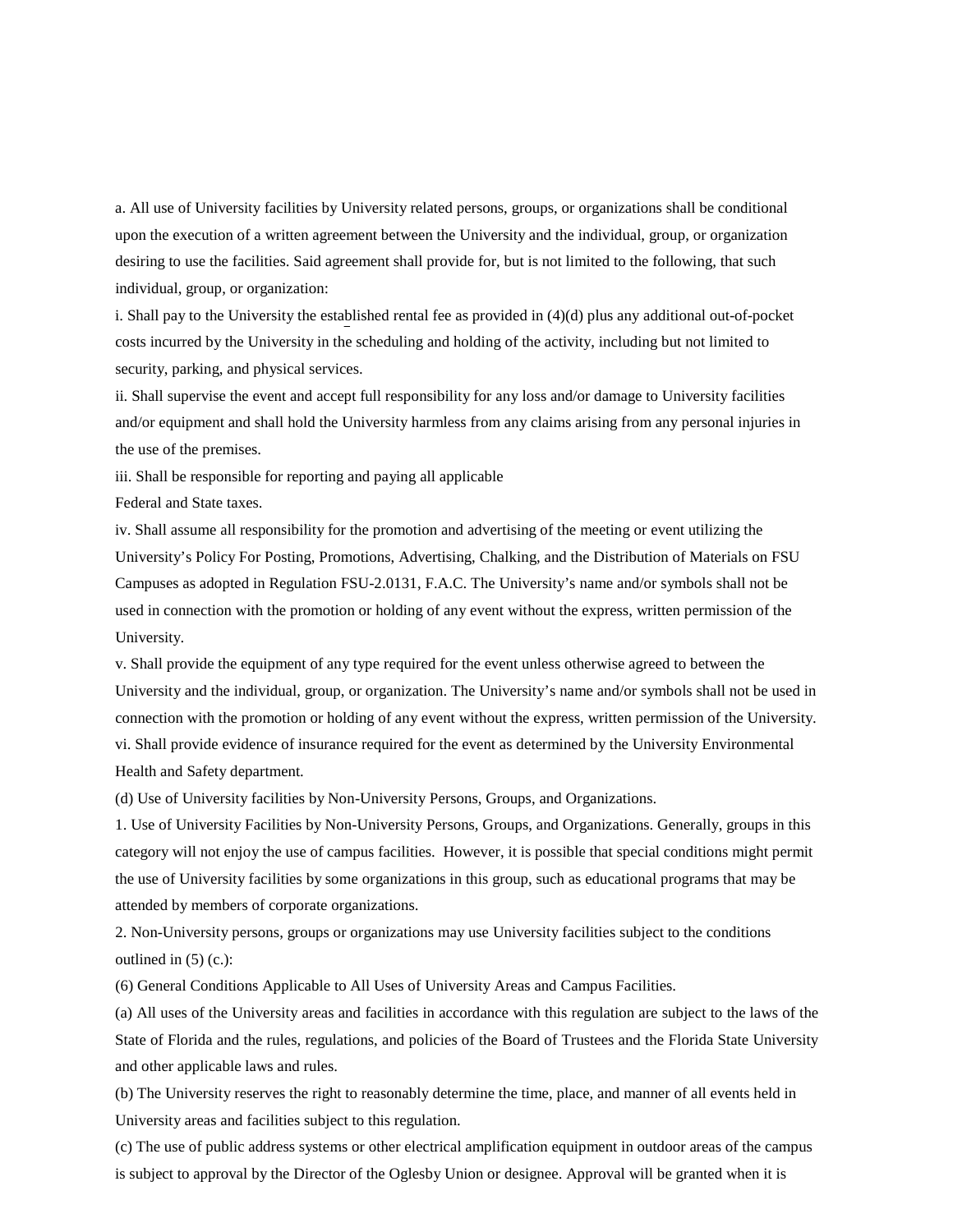a. All use of University facilities by University related persons, groups, or organizations shall be conditional upon the execution of a written agreement between the University and the individual, group, or organization desiring to use the facilities. Said agreement shall provide for, but is not limited to the following, that such individual, group, or organization:

i. Shall pay to the University the established rental fee as provided in (4)(d) plus any additional out-of-pocket costs incurred by the University in the scheduling and holding of the activity, including but not limited to security, parking, and physical services.

ii. Shall supervise the event and accept full responsibility for any loss and/or damage to University facilities and/or equipment and shall hold the University harmless from any claims arising from any personal injuries in the use of the premises.

iii. Shall be responsible for reporting and paying all applicable
Federal and State taxes.

iv. Shall assume all responsibility for the promotion and advertising of the meeting or event utilizing the University's Policy For Posting, Promotions, Advertising, Chalking, and the Distribution of Materials on FSU Campuses as adopted in Regulation FSU-2.0131, F.A.C. The University's name and/or symbols shall not be used in connection with the promotion or holding of any event without the express, written permission of the University.

v. Shall provide the equipment of any type required for the event unless otherwise agreed to between the University and the individual, group, or organization. The University's name and/or symbols shall not be used in connection with the promotion or holding of any event without the express, written permission of the University.

vi. Shall provide evidence of insurance required for the event as determined by the University Environmental Health and Safety department.

(d) Use of University facilities by Non-University Persons, Groups, and Organizations.

1. Use of University Facilities by Non-University Persons, Groups, and Organizations. Generally, groups in this category will not enjoy the use of campus facilities. However, it is possible that special conditions might permit the use of University facilities by some organizations in this group, such as educational programs that may be attended by members of corporate organizations.

2. Non-University persons, groups or organizations may use University facilities subject to the conditions outlined in (5) (c.):

(6) General Conditions Applicable to All Uses of University Areas and Campus Facilities.

(a) All uses of the University areas and facilities in accordance with this regulation are subject to the laws of the State of Florida and the rules, regulations, and policies of the Board of Trustees and the Florida State University and other applicable laws and rules.

(b) The University reserves the right to reasonably determine the time, place, and manner of all events held in University areas and facilities subject to this regulation.

(c) The use of public address systems or other electrical amplification equipment in outdoor areas of the campus is subject to approval by the Director of the Oglesby Union or designee. Approval will be granted when it is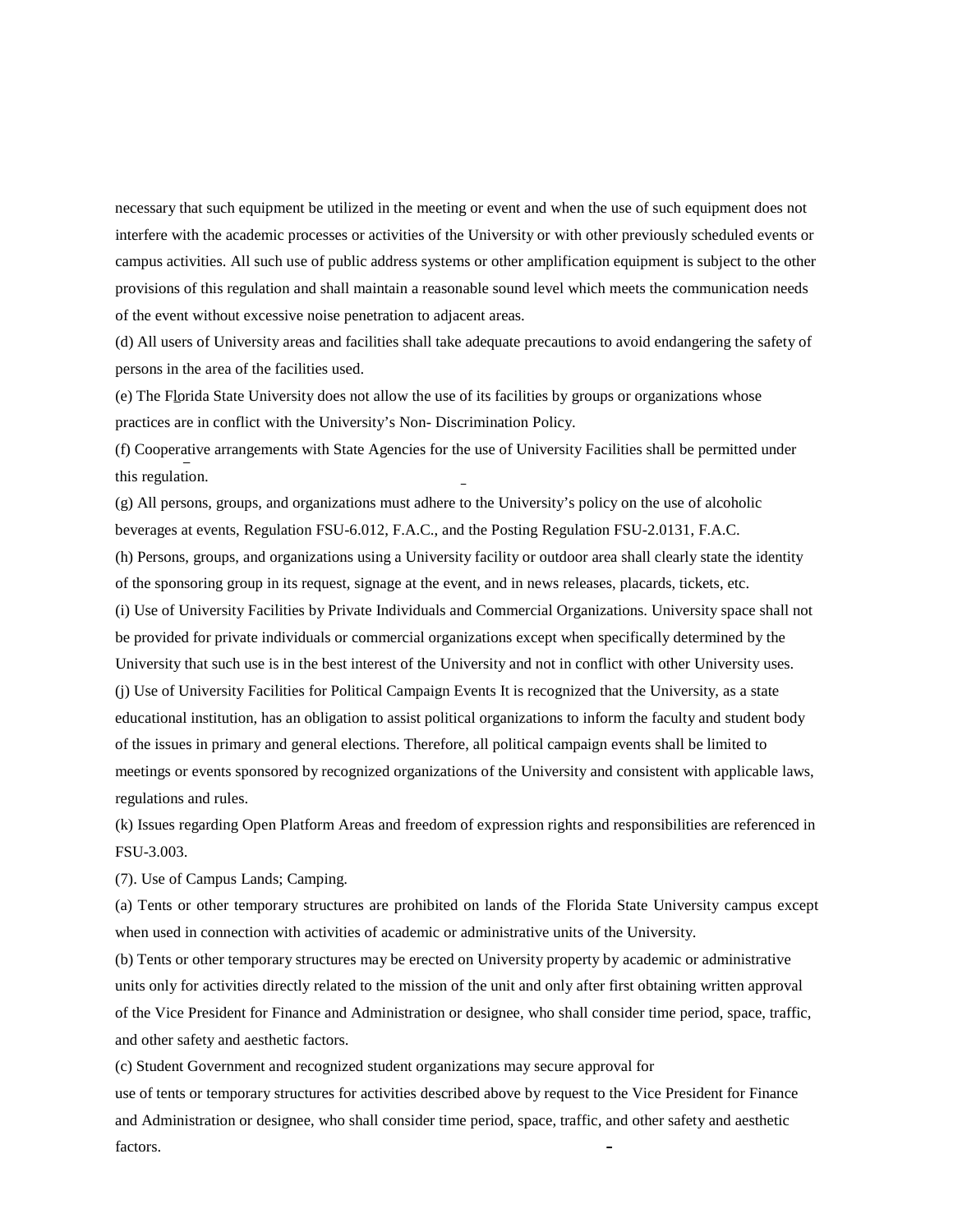necessary that such equipment be utilized in the meeting or event and when the use of such equipment does not interfere with the academic processes or activities of the University or with other previously scheduled events or campus activities. All such use of public address systems or other amplification equipment is subject to the other provisions of this regulation and shall maintain a reasonable sound level which meets the communication needs of the event without excessive noise penetration to adjacent areas.

(d) All users of University areas and facilities shall take adequate precautions to avoid endangering the safety of persons in the area of the facilities used.

(e) The Florida State University does not allow the use of its facilities by groups or organizations whose practices are in conflict with the University's Non- Discrimination Policy.

(f) Cooperative arrangements with State Agencies for the use of University Facilities shall be permitted under this regulation.

(g) All persons, groups, and organizations must adhere to the University's policy on the use of alcoholic beverages at events, Regulation FSU-6.012, F.A.C., and the Posting Regulation FSU-2.0131, F.A.C.

(h) Persons, groups, and organizations using a University facility or outdoor area shall clearly state the identity of the sponsoring group in its request, signage at the event, and in news releases, placards, tickets, etc.

(i) Use of University Facilities by Private Individuals and Commercial Organizations. University space shall not be provided for private individuals or commercial organizations except when specifically determined by the University that such use is in the best interest of the University and not in conflict with other University uses.

(j) Use of University Facilities for Political Campaign Events It is recognized that the University, as a state educational institution, has an obligation to assist political organizations to inform the faculty and student body of the issues in primary and general elections. Therefore, all political campaign events shall be limited to meetings or events sponsored by recognized organizations of the University and consistent with applicable laws, regulations and rules.

(k) Issues regarding Open Platform Areas and freedom of expression rights and responsibilities are referenced in FSU-3.003.

(7). Use of Campus Lands; Camping.

(a) Tents or other temporary structures are prohibited on lands of the Florida State University campus except when used in connection with activities of academic or administrative units of the University.

(b) Tents or other temporary structures may be erected on University property by academic or administrative units only for activities directly related to the mission of the unit and only after first obtaining written approval of the Vice President for Finance and Administration or designee, who shall consider time period, space, traffic, and other safety and aesthetic factors.

(c) Student Government and recognized student organizations may secure approval for use of tents or temporary structures for activities described above by request to the Vice President for Finance and Administration or designee, who shall consider time period, space, traffic, and other safety and aesthetic factors.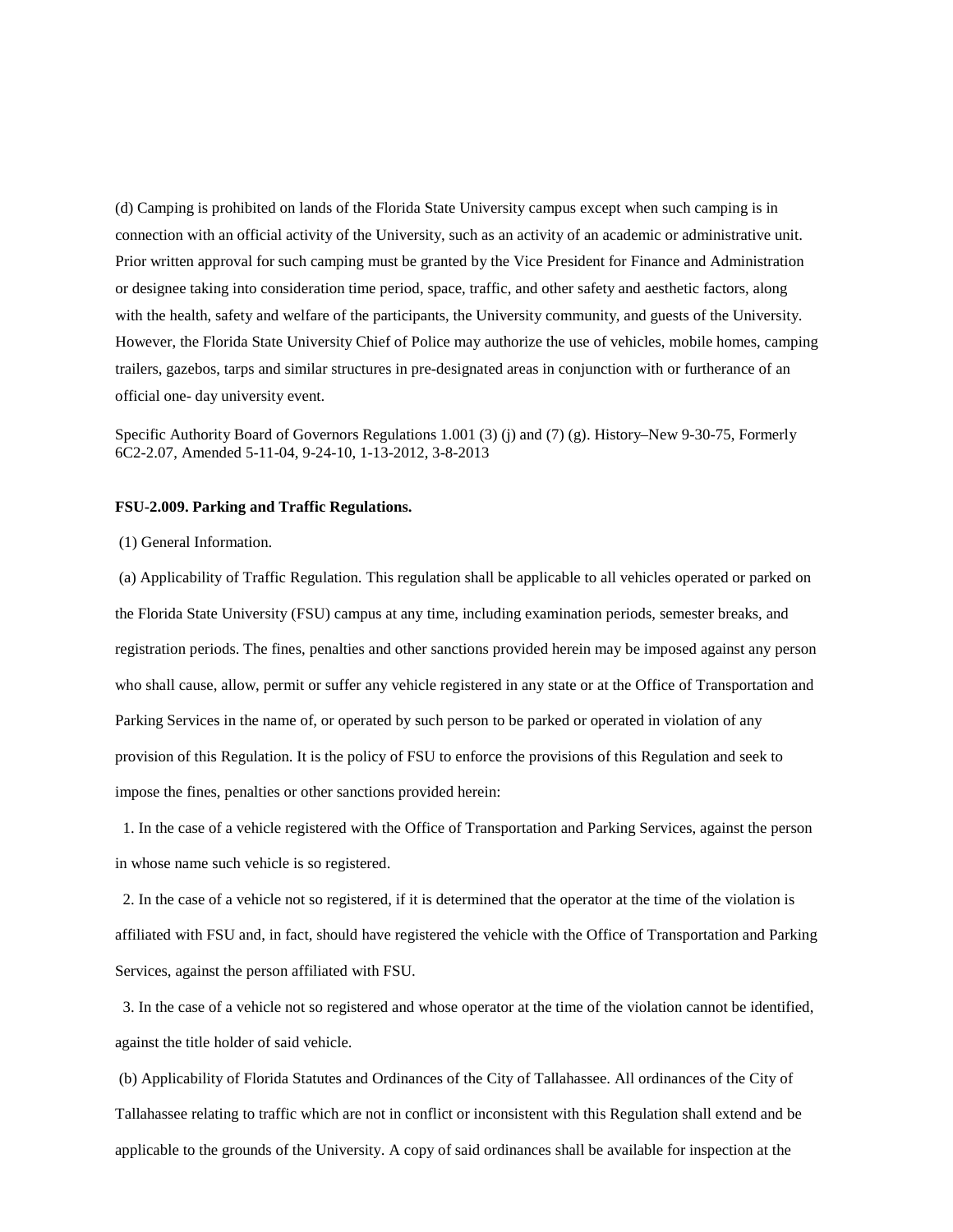(d) Camping is prohibited on lands of the Florida State University campus except when such camping is in connection with an official activity of the University, such as an activity of an academic or administrative unit. Prior written approval for such camping must be granted by the Vice President for Finance and Administration or designee taking into consideration time period, space, traffic, and other safety and aesthetic factors, along with the health, safety and welfare of the participants, the University community, and guests of the University. However, the Florida State University Chief of Police may authorize the use of vehicles, mobile homes, camping trailers, gazebos, tarps and similar structures in pre-designated areas in conjunction with or furtherance of an official one- day university event.

Specific Authority Board of Governors Regulations 1.001 (3) (j) and (7) (g). History–New 9-30-75, Formerly 6C2-2.07, Amended 5-11-04, 9-24-10, 1-13-2012, 3-8-2013

**FSU-2.009. Parking and Traffic Regulations.**

(1) General Information.

(a) Applicability of Traffic Regulation. This regulation shall be applicable to all vehicles operated or parked on the Florida State University (FSU) campus at any time, including examination periods, semester breaks, and registration periods. The fines, penalties and other sanctions provided herein may be imposed against any person who shall cause, allow, permit or suffer any vehicle registered in any state or at the Office of Transportation and Parking Services in the name of, or operated by such person to be parked or operated in violation of any provision of this Regulation. It is the policy of FSU to enforce the provisions of this Regulation and seek to impose the fines, penalties or other sanctions provided herein:

1. In the case of a vehicle registered with the Office of Transportation and Parking Services, against the person in whose name such vehicle is so registered.

2. In the case of a vehicle not so registered, if it is determined that the operator at the time of the violation is affiliated with FSU and, in fact, should have registered the vehicle with the Office of Transportation and Parking Services, against the person affiliated with FSU.

3. In the case of a vehicle not so registered and whose operator at the time of the violation cannot be identified, against the title holder of said vehicle.

(b) Applicability of Florida Statutes and Ordinances of the City of Tallahassee. All ordinances of the City of Tallahassee relating to traffic which are not in conflict or inconsistent with this Regulation shall extend and be applicable to the grounds of the University. A copy of said ordinances shall be available for inspection at the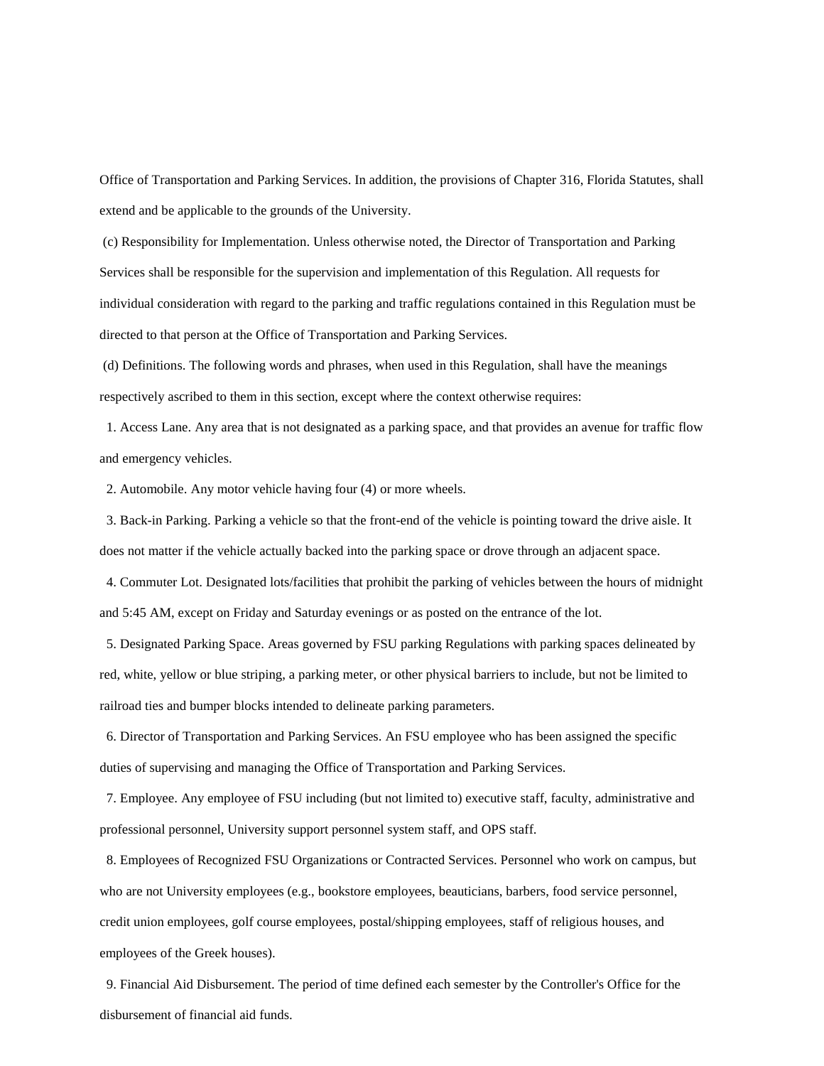Office of Transportation and Parking Services. In addition, the provisions of Chapter 316, Florida Statutes, shall extend and be applicable to the grounds of the University.

(c) Responsibility for Implementation. Unless otherwise noted, the Director of Transportation and Parking Services shall be responsible for the supervision and implementation of this Regulation. All requests for individual consideration with regard to the parking and traffic regulations contained in this Regulation must be directed to that person at the Office of Transportation and Parking Services.

(d) Definitions. The following words and phrases, when used in this Regulation, shall have the meanings respectively ascribed to them in this section, except where the context otherwise requires:

1. Access Lane. Any area that is not designated as a parking space, and that provides an avenue for traffic flow and emergency vehicles.

2. Automobile. Any motor vehicle having four (4) or more wheels.

3. Back-in Parking. Parking a vehicle so that the front-end of the vehicle is pointing toward the drive aisle. It does not matter if the vehicle actually backed into the parking space or drove through an adjacent space.

4. Commuter Lot. Designated lots/facilities that prohibit the parking of vehicles between the hours of midnight and 5:45 AM, except on Friday and Saturday evenings or as posted on the entrance of the lot.

5. Designated Parking Space. Areas governed by FSU parking Regulations with parking spaces delineated by red, white, yellow or blue striping, a parking meter, or other physical barriers to include, but not be limited to railroad ties and bumper blocks intended to delineate parking parameters.

6. Director of Transportation and Parking Services. An FSU employee who has been assigned the specific duties of supervising and managing the Office of Transportation and Parking Services.

7. Employee. Any employee of FSU including (but not limited to) executive staff, faculty, administrative and professional personnel, University support personnel system staff, and OPS staff.

8. Employees of Recognized FSU Organizations or Contracted Services. Personnel who work on campus, but who are not University employees (e.g., bookstore employees, beauticians, barbers, food service personnel, credit union employees, golf course employees, postal/shipping employees, staff of religious houses, and employees of the Greek houses).

9. Financial Aid Disbursement. The period of time defined each semester by the Controller's Office for the disbursement of financial aid funds.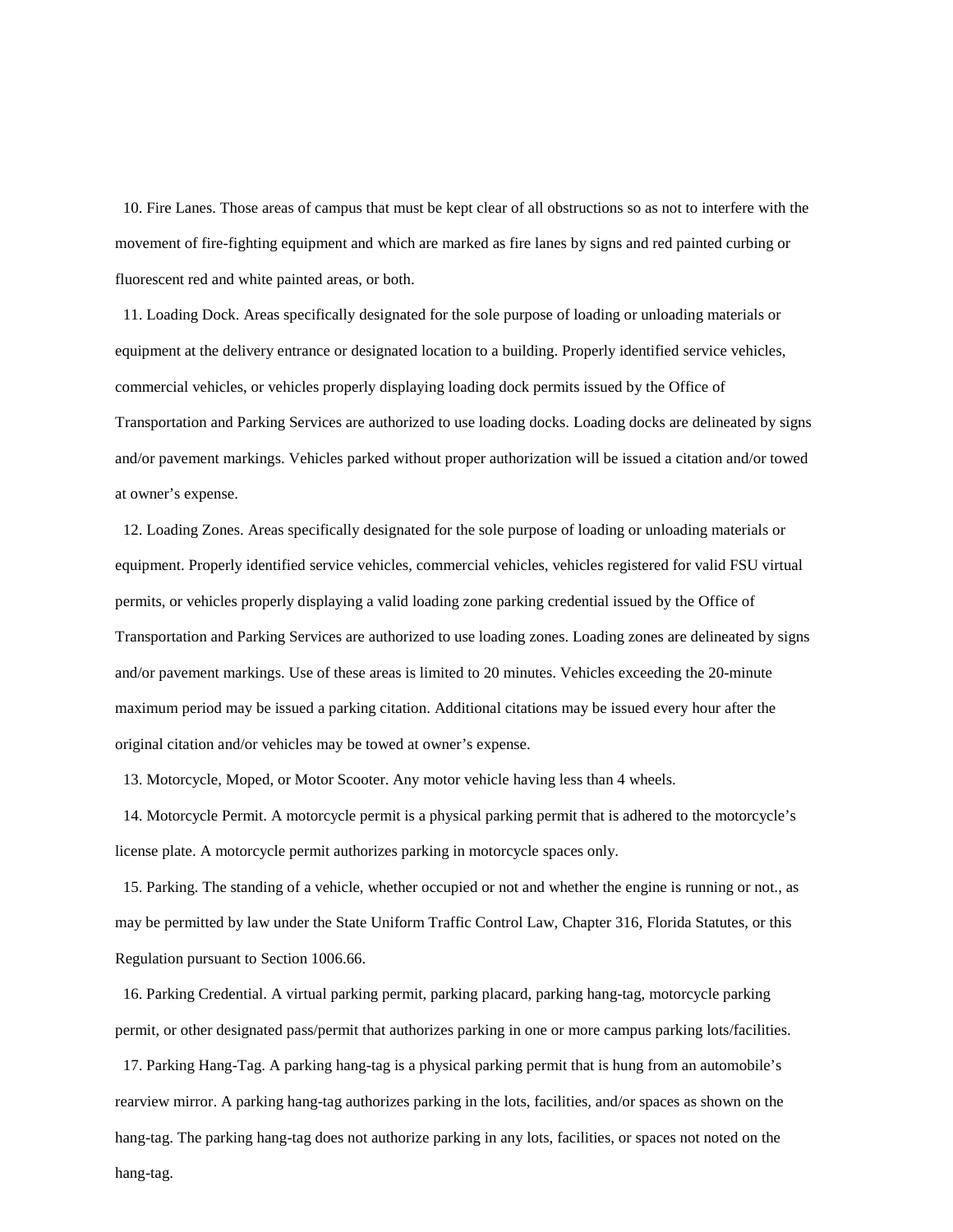10. Fire Lanes. Those areas of campus that must be kept clear of all obstructions so as not to interfere with the movement of fire-fighting equipment and which are marked as fire lanes by signs and red painted curbing or fluorescent red and white painted areas, or both.

11. Loading Dock. Areas specifically designated for the sole purpose of loading or unloading materials or equipment at the delivery entrance or designated location to a building. Properly identified service vehicles, commercial vehicles, or vehicles properly displaying loading dock permits issued by the Office of Transportation and Parking Services are authorized to use loading docks. Loading docks are delineated by signs and/or pavement markings. Vehicles parked without proper authorization will be issued a citation and/or towed at owner's expense.

12. Loading Zones. Areas specifically designated for the sole purpose of loading or unloading materials or equipment. Properly identified service vehicles, commercial vehicles, vehicles registered for valid FSU virtual permits, or vehicles properly displaying a valid loading zone parking credential issued by the Office of Transportation and Parking Services are authorized to use loading zones. Loading zones are delineated by signs and/or pavement markings. Use of these areas is limited to 20 minutes. Vehicles exceeding the 20-minute maximum period may be issued a parking citation. Additional citations may be issued every hour after the original citation and/or vehicles may be towed at owner's expense.

13. Motorcycle, Moped, or Motor Scooter. Any motor vehicle having less than 4 wheels.

14. Motorcycle Permit. A motorcycle permit is a physical parking permit that is adhered to the motorcycle's license plate. A motorcycle permit authorizes parking in motorcycle spaces only.

15. Parking. The standing of a vehicle, whether occupied or not and whether the engine is running or not., as may be permitted by law under the State Uniform Traffic Control Law, Chapter 316, Florida Statutes, or this Regulation pursuant to Section 1006.66.

16. Parking Credential. A virtual parking permit, parking placard, parking hang-tag, motorcycle parking permit, or other designated pass/permit that authorizes parking in one or more campus parking lots/facilities.

17. Parking Hang-Tag. A parking hang-tag is a physical parking permit that is hung from an automobile's rearview mirror. A parking hang-tag authorizes parking in the lots, facilities, and/or spaces as shown on the hang-tag. The parking hang-tag does not authorize parking in any lots, facilities, or spaces not noted on the hang-tag.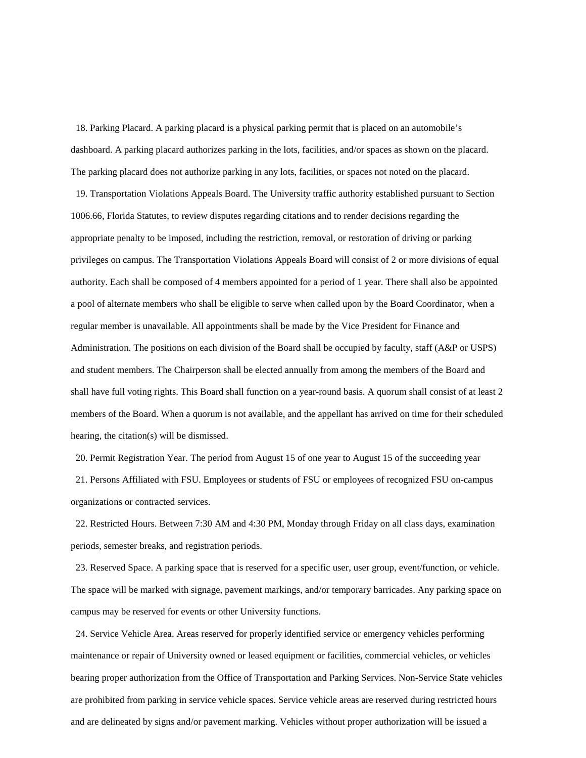18. Parking Placard. A parking placard is a physical parking permit that is placed on an automobile's dashboard. A parking placard authorizes parking in the lots, facilities, and/or spaces as shown on the placard. The parking placard does not authorize parking in any lots, facilities, or spaces not noted on the placard.

19. Transportation Violations Appeals Board. The University traffic authority established pursuant to Section 1006.66, Florida Statutes, to review disputes regarding citations and to render decisions regarding the appropriate penalty to be imposed, including the restriction, removal, or restoration of driving or parking privileges on campus. The Transportation Violations Appeals Board will consist of 2 or more divisions of equal authority. Each shall be composed of 4 members appointed for a period of 1 year. There shall also be appointed a pool of alternate members who shall be eligible to serve when called upon by the Board Coordinator, when a regular member is unavailable. All appointments shall be made by the Vice President for Finance and Administration. The positions on each division of the Board shall be occupied by faculty, staff (A&P or USPS) and student members. The Chairperson shall be elected annually from among the members of the Board and shall have full voting rights. This Board shall function on a year-round basis. A quorum shall consist of at least 2 members of the Board. When a quorum is not available, and the appellant has arrived on time for their scheduled hearing, the citation(s) will be dismissed.

20. Permit Registration Year. The period from August 15 of one year to August 15 of the succeeding year

21. Persons Affiliated with FSU. Employees or students of FSU or employees of recognized FSU on-campus organizations or contracted services.

22. Restricted Hours. Between 7:30 AM and 4:30 PM, Monday through Friday on all class days, examination periods, semester breaks, and registration periods.

23. Reserved Space. A parking space that is reserved for a specific user, user group, event/function, or vehicle. The space will be marked with signage, pavement markings, and/or temporary barricades. Any parking space on campus may be reserved for events or other University functions.

24. Service Vehicle Area. Areas reserved for properly identified service or emergency vehicles performing maintenance or repair of University owned or leased equipment or facilities, commercial vehicles, or vehicles bearing proper authorization from the Office of Transportation and Parking Services. Non-Service State vehicles are prohibited from parking in service vehicle spaces. Service vehicle areas are reserved during restricted hours and are delineated by signs and/or pavement marking. Vehicles without proper authorization will be issued a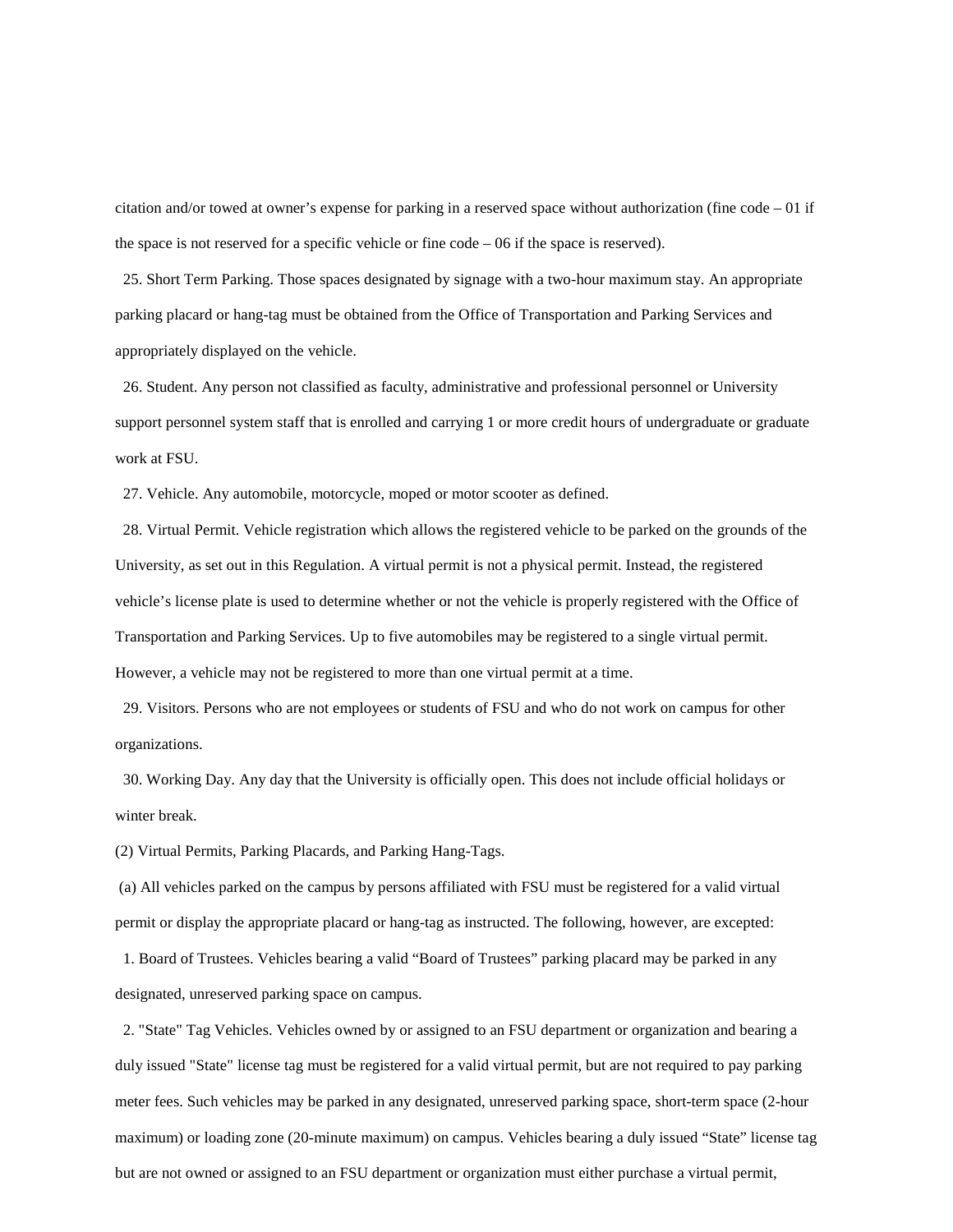citation and/or towed at owner's expense for parking in a reserved space without authorization (fine code – 01 if the space is not reserved for a specific vehicle or fine code – 06 if the space is reserved).

25. Short Term Parking. Those spaces designated by signage with a two-hour maximum stay. An appropriate parking placard or hang-tag must be obtained from the Office of Transportation and Parking Services and appropriately displayed on the vehicle.

26. Student. Any person not classified as faculty, administrative and professional personnel or University support personnel system staff that is enrolled and carrying 1 or more credit hours of undergraduate or graduate work at FSU.

27. Vehicle. Any automobile, motorcycle, moped or motor scooter as defined.

28. Virtual Permit. Vehicle registration which allows the registered vehicle to be parked on the grounds of the University, as set out in this Regulation. A virtual permit is not a physical permit. Instead, the registered vehicle's license plate is used to determine whether or not the vehicle is properly registered with the Office of Transportation and Parking Services. Up to five automobiles may be registered to a single virtual permit. However, a vehicle may not be registered to more than one virtual permit at a time.

29. Visitors. Persons who are not employees or students of FSU and who do not work on campus for other organizations.

30. Working Day. Any day that the University is officially open. This does not include official holidays or winter break.

(2) Virtual Permits, Parking Placards, and Parking Hang-Tags.

(a) All vehicles parked on the campus by persons affiliated with FSU must be registered for a valid virtual permit or display the appropriate placard or hang-tag as instructed. The following, however, are excepted:

1. Board of Trustees. Vehicles bearing a valid "Board of Trustees" parking placard may be parked in any designated, unreserved parking space on campus.

2. "State" Tag Vehicles. Vehicles owned by or assigned to an FSU department or organization and bearing a duly issued "State" license tag must be registered for a valid virtual permit, but are not required to pay parking meter fees. Such vehicles may be parked in any designated, unreserved parking space, short-term space (2-hour maximum) or loading zone (20-minute maximum) on campus. Vehicles bearing a duly issued "State" license tag but are not owned or assigned to an FSU department or organization must either purchase a virtual permit,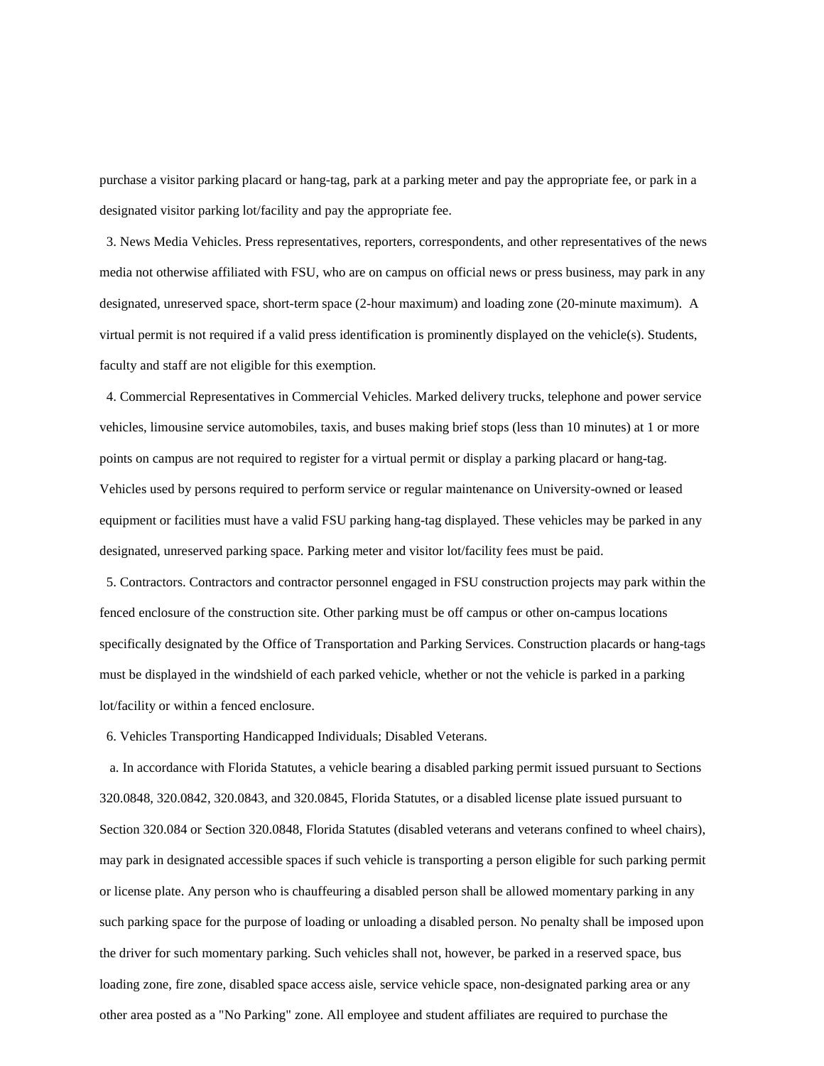purchase a visitor parking placard or hang-tag, park at a parking meter and pay the appropriate fee, or park in a designated visitor parking lot/facility and pay the appropriate fee.

3. News Media Vehicles. Press representatives, reporters, correspondents, and other representatives of the news media not otherwise affiliated with FSU, who are on campus on official news or press business, may park in any designated, unreserved space, short-term space (2-hour maximum) and loading zone (20-minute maximum). A virtual permit is not required if a valid press identification is prominently displayed on the vehicle(s). Students, faculty and staff are not eligible for this exemption.

4. Commercial Representatives in Commercial Vehicles. Marked delivery trucks, telephone and power service vehicles, limousine service automobiles, taxis, and buses making brief stops (less than 10 minutes) at 1 or more points on campus are not required to register for a virtual permit or display a parking placard or hang-tag. Vehicles used by persons required to perform service or regular maintenance on University-owned or leased equipment or facilities must have a valid FSU parking hang-tag displayed. These vehicles may be parked in any designated, unreserved parking space. Parking meter and visitor lot/facility fees must be paid.

5. Contractors. Contractors and contractor personnel engaged in FSU construction projects may park within the fenced enclosure of the construction site. Other parking must be off campus or other on-campus locations specifically designated by the Office of Transportation and Parking Services. Construction placards or hang-tags must be displayed in the windshield of each parked vehicle, whether or not the vehicle is parked in a parking lot/facility or within a fenced enclosure.

6. Vehicles Transporting Handicapped Individuals; Disabled Veterans.

a. In accordance with Florida Statutes, a vehicle bearing a disabled parking permit issued pursuant to Sections 320.0848, 320.0842, 320.0843, and 320.0845, Florida Statutes, or a disabled license plate issued pursuant to Section 320.084 or Section 320.0848, Florida Statutes (disabled veterans and veterans confined to wheel chairs), may park in designated accessible spaces if such vehicle is transporting a person eligible for such parking permit or license plate. Any person who is chauffeuring a disabled person shall be allowed momentary parking in any such parking space for the purpose of loading or unloading a disabled person. No penalty shall be imposed upon the driver for such momentary parking. Such vehicles shall not, however, be parked in a reserved space, bus loading zone, fire zone, disabled space access aisle, service vehicle space, non-designated parking area or any other area posted as a "No Parking" zone. All employee and student affiliates are required to purchase the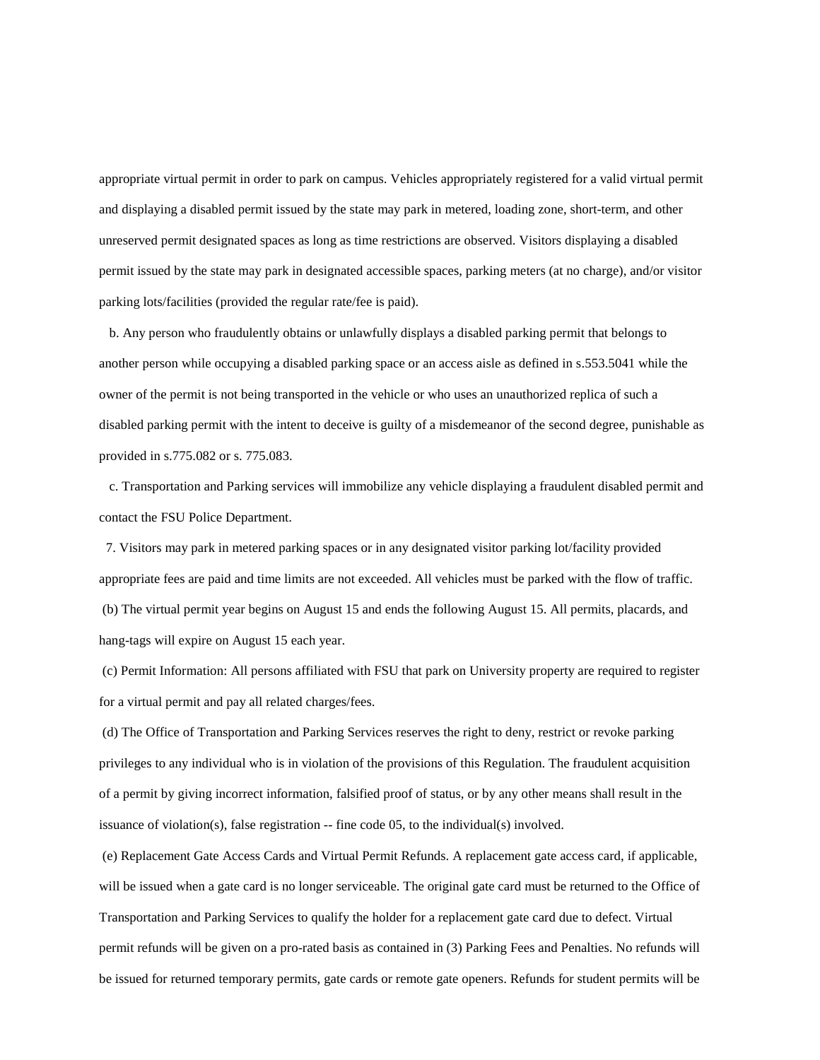appropriate virtual permit in order to park on campus. Vehicles appropriately registered for a valid virtual permit and displaying a disabled permit issued by the state may park in metered, loading zone, short-term, and other unreserved permit designated spaces as long as time restrictions are observed. Visitors displaying a disabled permit issued by the state may park in designated accessible spaces, parking meters (at no charge), and/or visitor parking lots/facilities (provided the regular rate/fee is paid).

b. Any person who fraudulently obtains or unlawfully displays a disabled parking permit that belongs to another person while occupying a disabled parking space or an access aisle as defined in s.553.5041 while the owner of the permit is not being transported in the vehicle or who uses an unauthorized replica of such a disabled parking permit with the intent to deceive is guilty of a misdemeanor of the second degree, punishable as provided in s.775.082 or s. 775.083.

c. Transportation and Parking services will immobilize any vehicle displaying a fraudulent disabled permit and contact the FSU Police Department.

7. Visitors may park in metered parking spaces or in any designated visitor parking lot/facility provided appropriate fees are paid and time limits are not exceeded. All vehicles must be parked with the flow of traffic.

(b) The virtual permit year begins on August 15 and ends the following August 15. All permits, placards, and hang-tags will expire on August 15 each year.

(c) Permit Information: All persons affiliated with FSU that park on University property are required to register for a virtual permit and pay all related charges/fees.

(d) The Office of Transportation and Parking Services reserves the right to deny, restrict or revoke parking privileges to any individual who is in violation of the provisions of this Regulation. The fraudulent acquisition of a permit by giving incorrect information, falsified proof of status, or by any other means shall result in the issuance of violation(s), false registration -- fine code 05, to the individual(s) involved.

(e) Replacement Gate Access Cards and Virtual Permit Refunds. A replacement gate access card, if applicable, will be issued when a gate card is no longer serviceable. The original gate card must be returned to the Office of Transportation and Parking Services to qualify the holder for a replacement gate card due to defect. Virtual permit refunds will be given on a pro-rated basis as contained in (3) Parking Fees and Penalties. No refunds will be issued for returned temporary permits, gate cards or remote gate openers. Refunds for student permits will be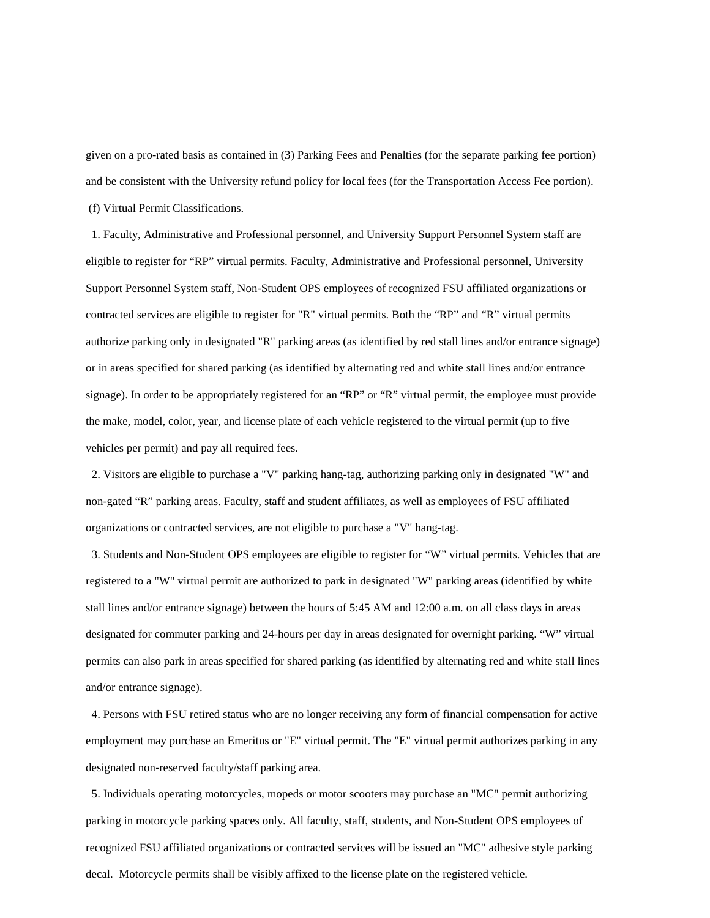given on a pro-rated basis as contained in (3) Parking Fees and Penalties (for the separate parking fee portion) and be consistent with the University refund policy for local fees (for the Transportation Access Fee portion).

(f) Virtual Permit Classifications.

1. Faculty, Administrative and Professional personnel, and University Support Personnel System staff are eligible to register for “RP” virtual permits. Faculty, Administrative and Professional personnel, University Support Personnel System staff, Non-Student OPS employees of recognized FSU affiliated organizations or contracted services are eligible to register for "R" virtual permits. Both the “RP” and “R” virtual permits authorize parking only in designated "R" parking areas (as identified by red stall lines and/or entrance signage) or in areas specified for shared parking (as identified by alternating red and white stall lines and/or entrance signage). In order to be appropriately registered for an “RP” or “R” virtual permit, the employee must provide the make, model, color, year, and license plate of each vehicle registered to the virtual permit (up to five vehicles per permit) and pay all required fees.

2. Visitors are eligible to purchase a "V" parking hang-tag, authorizing parking only in designated "W" and non-gated “R” parking areas. Faculty, staff and student affiliates, as well as employees of FSU affiliated organizations or contracted services, are not eligible to purchase a "V" hang-tag.

3. Students and Non-Student OPS employees are eligible to register for “W” virtual permits. Vehicles that are registered to a "W" virtual permit are authorized to park in designated "W" parking areas (identified by white stall lines and/or entrance signage) between the hours of 5:45 AM and 12:00 a.m. on all class days in areas designated for commuter parking and 24-hours per day in areas designated for overnight parking. “W” virtual permits can also park in areas specified for shared parking (as identified by alternating red and white stall lines and/or entrance signage).

4. Persons with FSU retired status who are no longer receiving any form of financial compensation for active employment may purchase an Emeritus or "E" virtual permit. The "E" virtual permit authorizes parking in any designated non-reserved faculty/staff parking area.

5. Individuals operating motorcycles, mopeds or motor scooters may purchase an "MC" permit authorizing parking in motorcycle parking spaces only. All faculty, staff, students, and Non-Student OPS employees of recognized FSU affiliated organizations or contracted services will be issued an "MC" adhesive style parking decal. Motorcycle permits shall be visibly affixed to the license plate on the registered vehicle.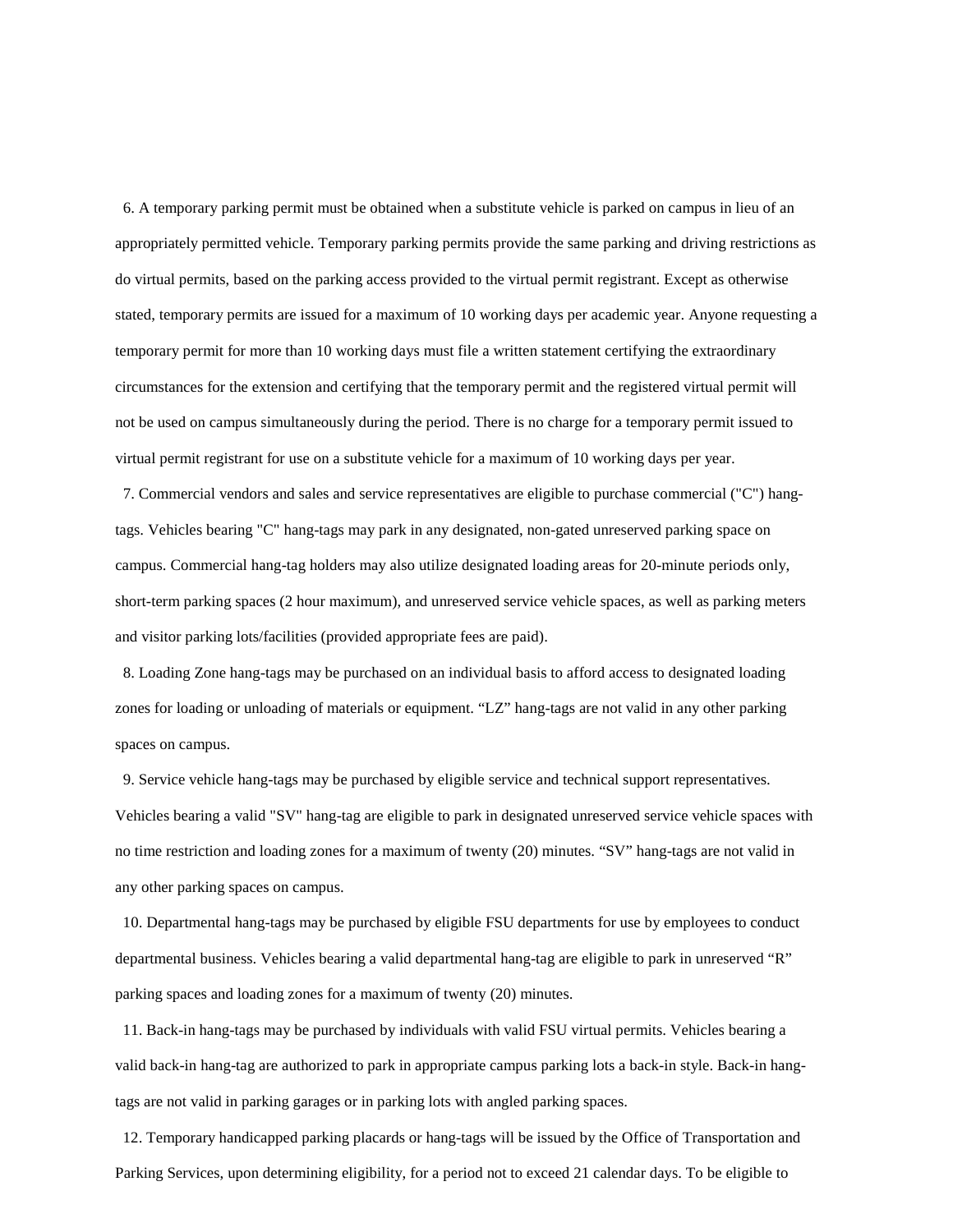6. A temporary parking permit must be obtained when a substitute vehicle is parked on campus in lieu of an appropriately permitted vehicle. Temporary parking permits provide the same parking and driving restrictions as do virtual permits, based on the parking access provided to the virtual permit registrant. Except as otherwise stated, temporary permits are issued for a maximum of 10 working days per academic year. Anyone requesting a temporary permit for more than 10 working days must file a written statement certifying the extraordinary circumstances for the extension and certifying that the temporary permit and the registered virtual permit will not be used on campus simultaneously during the period. There is no charge for a temporary permit issued to virtual permit registrant for use on a substitute vehicle for a maximum of 10 working days per year.

7. Commercial vendors and sales and service representatives are eligible to purchase commercial ("C") hang-tags. Vehicles bearing "C" hang-tags may park in any designated, non-gated unreserved parking space on campus. Commercial hang-tag holders may also utilize designated loading areas for 20-minute periods only, short-term parking spaces (2 hour maximum), and unreserved service vehicle spaces, as well as parking meters and visitor parking lots/facilities (provided appropriate fees are paid).

8. Loading Zone hang-tags may be purchased on an individual basis to afford access to designated loading zones for loading or unloading of materials or equipment. "LZ" hang-tags are not valid in any other parking spaces on campus.

9. Service vehicle hang-tags may be purchased by eligible service and technical support representatives. Vehicles bearing a valid "SV" hang-tag are eligible to park in designated unreserved service vehicle spaces with no time restriction and loading zones for a maximum of twenty (20) minutes. "SV" hang-tags are not valid in any other parking spaces on campus.

10. Departmental hang-tags may be purchased by eligible FSU departments for use by employees to conduct departmental business. Vehicles bearing a valid departmental hang-tag are eligible to park in unreserved "R" parking spaces and loading zones for a maximum of twenty (20) minutes.

11. Back-in hang-tags may be purchased by individuals with valid FSU virtual permits. Vehicles bearing a valid back-in hang-tag are authorized to park in appropriate campus parking lots a back-in style. Back-in hang-tags are not valid in parking garages or in parking lots with angled parking spaces.

12. Temporary handicapped parking placards or hang-tags will be issued by the Office of Transportation and Parking Services, upon determining eligibility, for a period not to exceed 21 calendar days. To be eligible to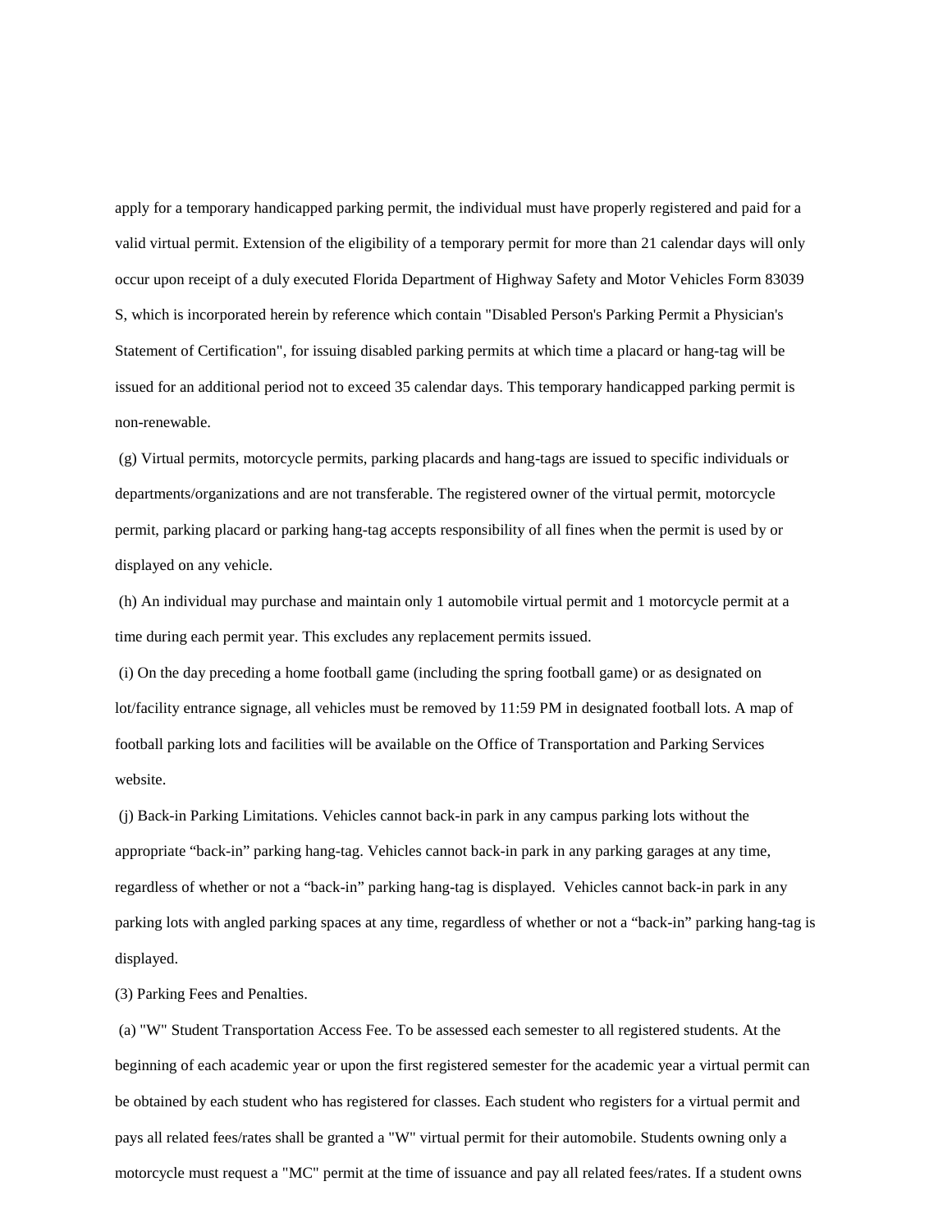apply for a temporary handicapped parking permit, the individual must have properly registered and paid for a valid virtual permit. Extension of the eligibility of a temporary permit for more than 21 calendar days will only occur upon receipt of a duly executed Florida Department of Highway Safety and Motor Vehicles Form 83039 S, which is incorporated herein by reference which contain "Disabled Person's Parking Permit a Physician's Statement of Certification", for issuing disabled parking permits at which time a placard or hang-tag will be issued for an additional period not to exceed 35 calendar days. This temporary handicapped parking permit is non-renewable.

(g) Virtual permits, motorcycle permits, parking placards and hang-tags are issued to specific individuals or departments/organizations and are not transferable. The registered owner of the virtual permit, motorcycle permit, parking placard or parking hang-tag accepts responsibility of all fines when the permit is used by or displayed on any vehicle.

(h) An individual may purchase and maintain only 1 automobile virtual permit and 1 motorcycle permit at a time during each permit year. This excludes any replacement permits issued.

(i) On the day preceding a home football game (including the spring football game) or as designated on lot/facility entrance signage, all vehicles must be removed by 11:59 PM in designated football lots. A map of football parking lots and facilities will be available on the Office of Transportation and Parking Services website.

(j) Back-in Parking Limitations. Vehicles cannot back-in park in any campus parking lots without the appropriate "back-in" parking hang-tag. Vehicles cannot back-in park in any parking garages at any time, regardless of whether or not a "back-in" parking hang-tag is displayed. Vehicles cannot back-in park in any parking lots with angled parking spaces at any time, regardless of whether or not a "back-in" parking hang-tag is displayed.

(3) Parking Fees and Penalties.

(a) "W" Student Transportation Access Fee. To be assessed each semester to all registered students. At the beginning of each academic year or upon the first registered semester for the academic year a virtual permit can be obtained by each student who has registered for classes. Each student who registers for a virtual permit and pays all related fees/rates shall be granted a "W" virtual permit for their automobile. Students owning only a motorcycle must request a "MC" permit at the time of issuance and pay all related fees/rates. If a student owns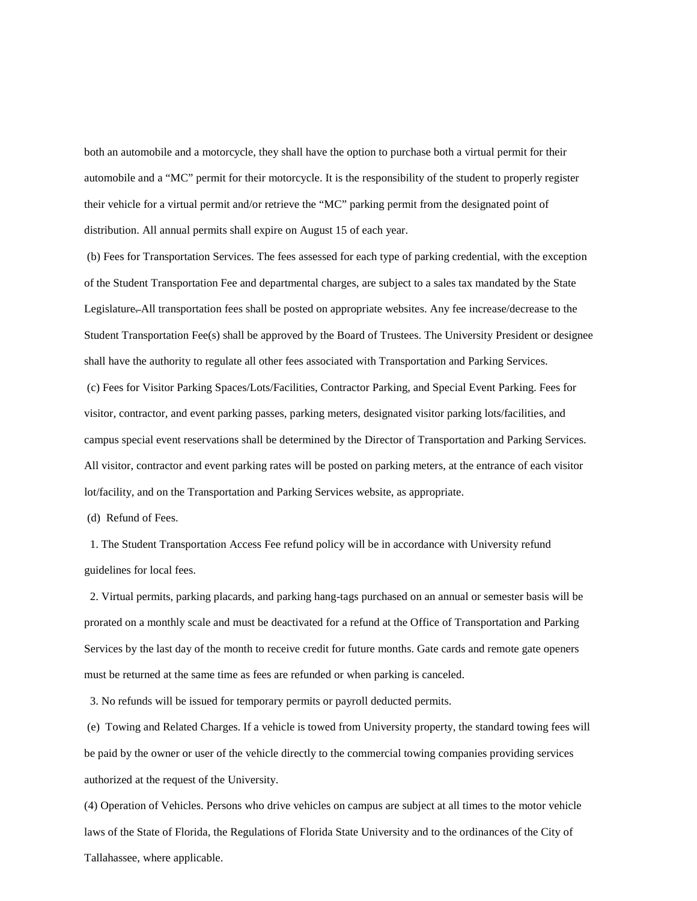both an automobile and a motorcycle, they shall have the option to purchase both a virtual permit for their automobile and a "MC" permit for their motorcycle. It is the responsibility of the student to properly register their vehicle for a virtual permit and/or retrieve the "MC" parking permit from the designated point of distribution. All annual permits shall expire on August 15 of each year.

(b) Fees for Transportation Services. The fees assessed for each type of parking credential, with the exception of the Student Transportation Fee and departmental charges, are subject to a sales tax mandated by the State Legislature. All transportation fees shall be posted on appropriate websites. Any fee increase/decrease to the Student Transportation Fee(s) shall be approved by the Board of Trustees. The University President or designee shall have the authority to regulate all other fees associated with Transportation and Parking Services.

(c) Fees for Visitor Parking Spaces/Lots/Facilities, Contractor Parking, and Special Event Parking. Fees for visitor, contractor, and event parking passes, parking meters, designated visitor parking lots/facilities, and campus special event reservations shall be determined by the Director of Transportation and Parking Services. All visitor, contractor and event parking rates will be posted on parking meters, at the entrance of each visitor lot/facility, and on the Transportation and Parking Services website, as appropriate.

(d) Refund of Fees.

1. The Student Transportation Access Fee refund policy will be in accordance with University refund guidelines for local fees.

2. Virtual permits, parking placards, and parking hang-tags purchased on an annual or semester basis will be prorated on a monthly scale and must be deactivated for a refund at the Office of Transportation and Parking Services by the last day of the month to receive credit for future months. Gate cards and remote gate openers must be returned at the same time as fees are refunded or when parking is canceled.

3. No refunds will be issued for temporary permits or payroll deducted permits.

(e) Towing and Related Charges. If a vehicle is towed from University property, the standard towing fees will be paid by the owner or user of the vehicle directly to the commercial towing companies providing services authorized at the request of the University.

(4) Operation of Vehicles. Persons who drive vehicles on campus are subject at all times to the motor vehicle laws of the State of Florida, the Regulations of Florida State University and to the ordinances of the City of Tallahassee, where applicable.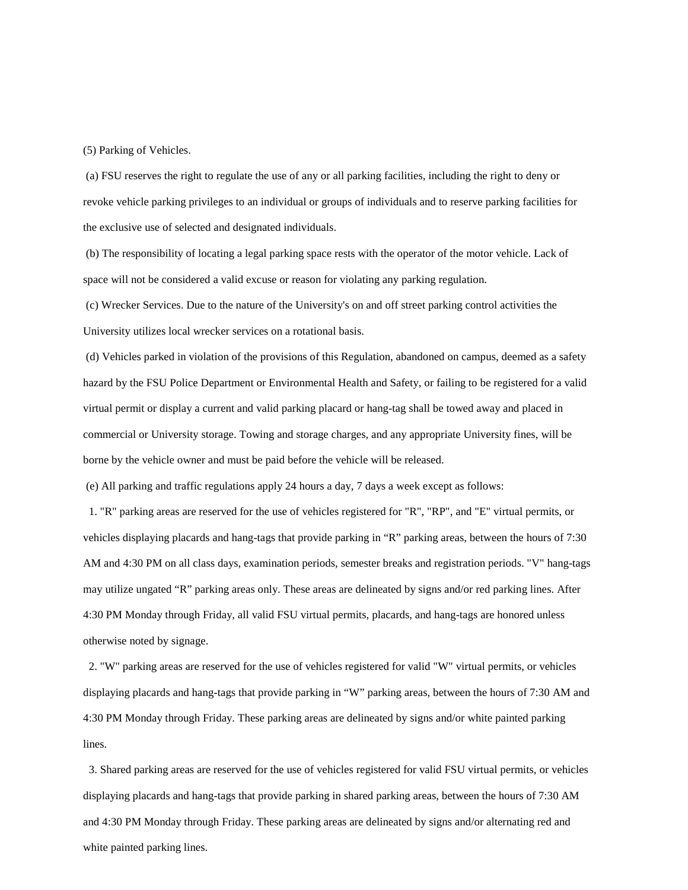(5) Parking of Vehicles.

(a) FSU reserves the right to regulate the use of any or all parking facilities, including the right to deny or revoke vehicle parking privileges to an individual or groups of individuals and to reserve parking facilities for the exclusive use of selected and designated individuals.

(b) The responsibility of locating a legal parking space rests with the operator of the motor vehicle. Lack of space will not be considered a valid excuse or reason for violating any parking regulation.

(c) Wrecker Services. Due to the nature of the University's on and off street parking control activities the University utilizes local wrecker services on a rotational basis.

(d) Vehicles parked in violation of the provisions of this Regulation, abandoned on campus, deemed as a safety hazard by the FSU Police Department or Environmental Health and Safety, or failing to be registered for a valid virtual permit or display a current and valid parking placard or hang-tag shall be towed away and placed in commercial or University storage. Towing and storage charges, and any appropriate University fines, will be borne by the vehicle owner and must be paid before the vehicle will be released.

(e) All parking and traffic regulations apply 24 hours a day, 7 days a week except as follows:

1. "R" parking areas are reserved for the use of vehicles registered for "R", "RP", and "E" virtual permits, or vehicles displaying placards and hang-tags that provide parking in "R" parking areas, between the hours of 7:30 AM and 4:30 PM on all class days, examination periods, semester breaks and registration periods. "V" hang-tags may utilize ungated "R" parking areas only. These areas are delineated by signs and/or red parking lines. After 4:30 PM Monday through Friday, all valid FSU virtual permits, placards, and hang-tags are honored unless otherwise noted by signage.

2. "W" parking areas are reserved for the use of vehicles registered for valid "W" virtual permits, or vehicles displaying placards and hang-tags that provide parking in "W" parking areas, between the hours of 7:30 AM and 4:30 PM Monday through Friday. These parking areas are delineated by signs and/or white painted parking lines.

3. Shared parking areas are reserved for the use of vehicles registered for valid FSU virtual permits, or vehicles displaying placards and hang-tags that provide parking in shared parking areas, between the hours of 7:30 AM and 4:30 PM Monday through Friday. These parking areas are delineated by signs and/or alternating red and white painted parking lines.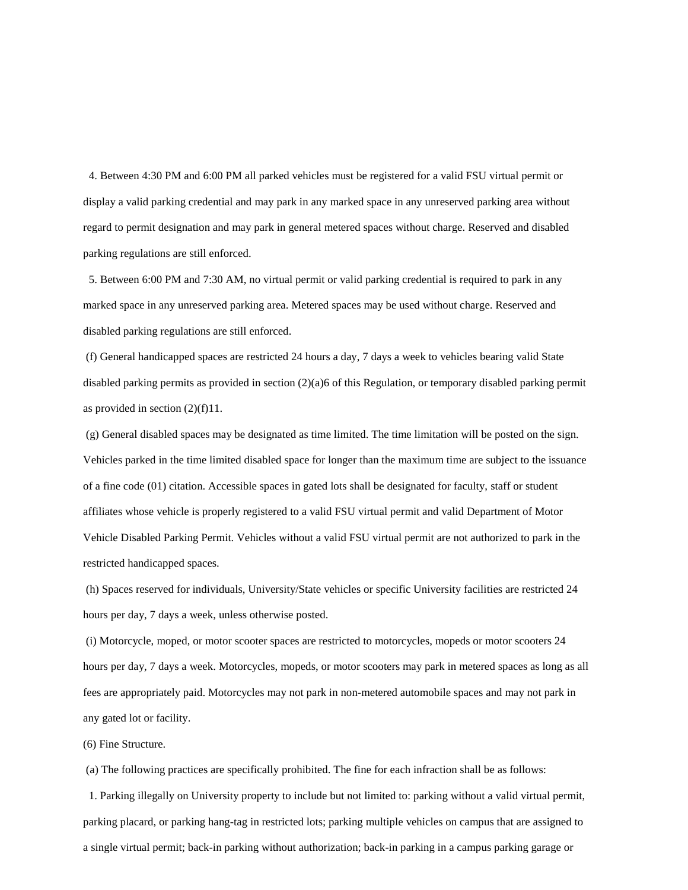4. Between 4:30 PM and 6:00 PM all parked vehicles must be registered for a valid FSU virtual permit or display a valid parking credential and may park in any marked space in any unreserved parking area without regard to permit designation and may park in general metered spaces without charge. Reserved and disabled parking regulations are still enforced.

5. Between 6:00 PM and 7:30 AM, no virtual permit or valid parking credential is required to park in any marked space in any unreserved parking area. Metered spaces may be used without charge. Reserved and disabled parking regulations are still enforced.

(f) General handicapped spaces are restricted 24 hours a day, 7 days a week to vehicles bearing valid State disabled parking permits as provided in section (2)(a)6 of this Regulation, or temporary disabled parking permit as provided in section (2)(f)11.

(g) General disabled spaces may be designated as time limited. The time limitation will be posted on the sign. Vehicles parked in the time limited disabled space for longer than the maximum time are subject to the issuance of a fine code (01) citation. Accessible spaces in gated lots shall be designated for faculty, staff or student affiliates whose vehicle is properly registered to a valid FSU virtual permit and valid Department of Motor Vehicle Disabled Parking Permit. Vehicles without a valid FSU virtual permit are not authorized to park in the restricted handicapped spaces.

(h) Spaces reserved for individuals, University/State vehicles or specific University facilities are restricted 24 hours per day, 7 days a week, unless otherwise posted.

(i) Motorcycle, moped, or motor scooter spaces are restricted to motorcycles, mopeds or motor scooters 24 hours per day, 7 days a week. Motorcycles, mopeds, or motor scooters may park in metered spaces as long as all fees are appropriately paid. Motorcycles may not park in non-metered automobile spaces and may not park in any gated lot or facility.

(6) Fine Structure.

(a) The following practices are specifically prohibited. The fine for each infraction shall be as follows:

1. Parking illegally on University property to include but not limited to: parking without a valid virtual permit, parking placard, or parking hang-tag in restricted lots; parking multiple vehicles on campus that are assigned to a single virtual permit; back-in parking without authorization; back-in parking in a campus parking garage or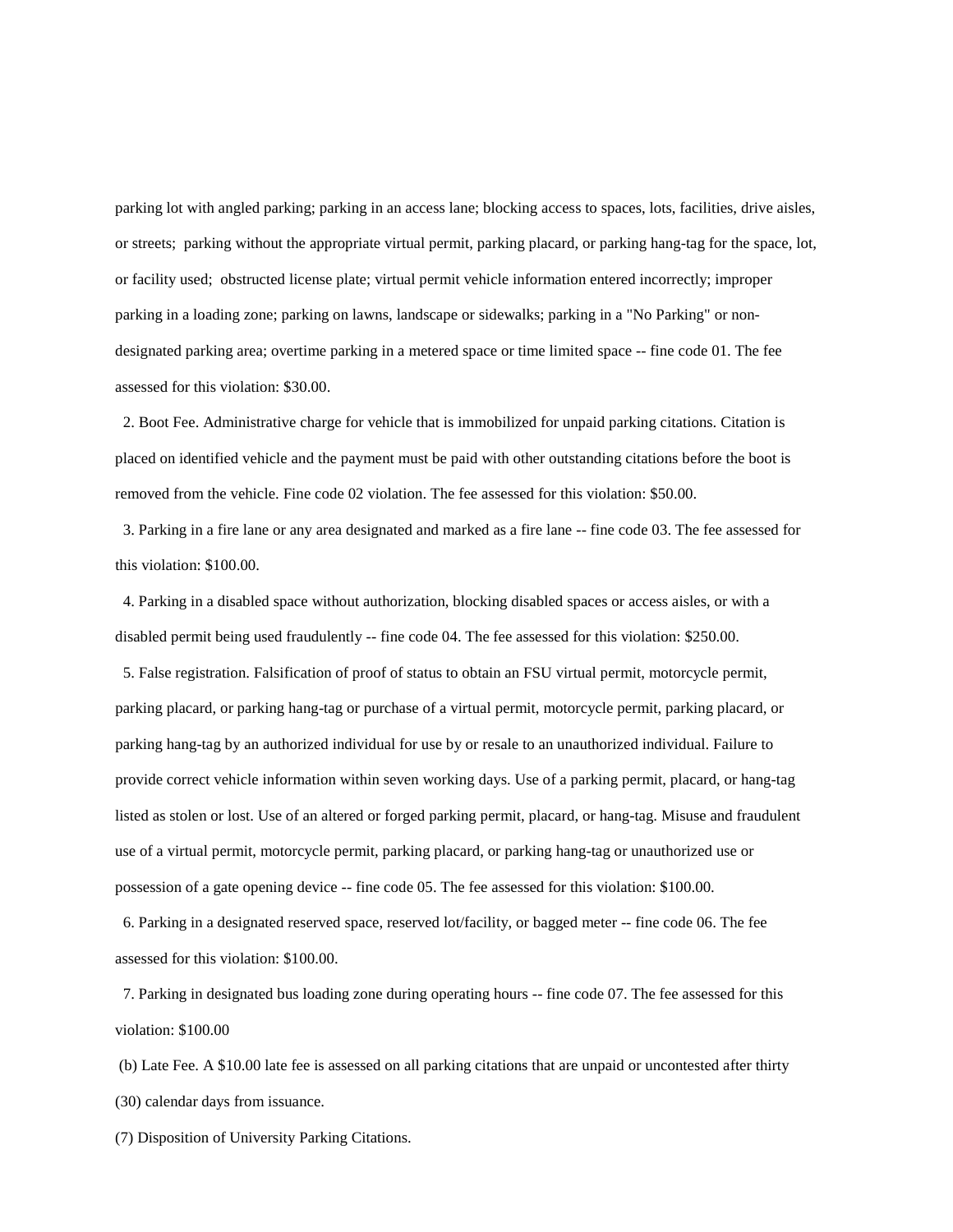parking lot with angled parking; parking in an access lane; blocking access to spaces, lots, facilities, drive aisles, or streets; parking without the appropriate virtual permit, parking placard, or parking hang-tag for the space, lot, or facility used; obstructed license plate; virtual permit vehicle information entered incorrectly; improper parking in a loading zone; parking on lawns, landscape or sidewalks; parking in a "No Parking" or non-designated parking area; overtime parking in a metered space or time limited space -- fine code 01. The fee assessed for this violation: $30.00.

2. Boot Fee. Administrative charge for vehicle that is immobilized for unpaid parking citations. Citation is placed on identified vehicle and the payment must be paid with other outstanding citations before the boot is removed from the vehicle. Fine code 02 violation. The fee assessed for this violation: $50.00.

3. Parking in a fire lane or any area designated and marked as a fire lane -- fine code 03. The fee assessed for this violation: $100.00.

4. Parking in a disabled space without authorization, blocking disabled spaces or access aisles, or with a disabled permit being used fraudulently -- fine code 04. The fee assessed for this violation: $250.00.

5. False registration. Falsification of proof of status to obtain an FSU virtual permit, motorcycle permit, parking placard, or parking hang-tag or purchase of a virtual permit, motorcycle permit, parking placard, or parking hang-tag by an authorized individual for use by or resale to an unauthorized individual. Failure to provide correct vehicle information within seven working days. Use of a parking permit, placard, or hang-tag listed as stolen or lost. Use of an altered or forged parking permit, placard, or hang-tag. Misuse and fraudulent use of a virtual permit, motorcycle permit, parking placard, or parking hang-tag or unauthorized use or possession of a gate opening device -- fine code 05. The fee assessed for this violation: $100.00.

6. Parking in a designated reserved space, reserved lot/facility, or bagged meter -- fine code 06. The fee assessed for this violation: $100.00.

7. Parking in designated bus loading zone during operating hours -- fine code 07. The fee assessed for this violation: $100.00

(b) Late Fee. A $10.00 late fee is assessed on all parking citations that are unpaid or uncontested after thirty (30) calendar days from issuance.

(7) Disposition of University Parking Citations.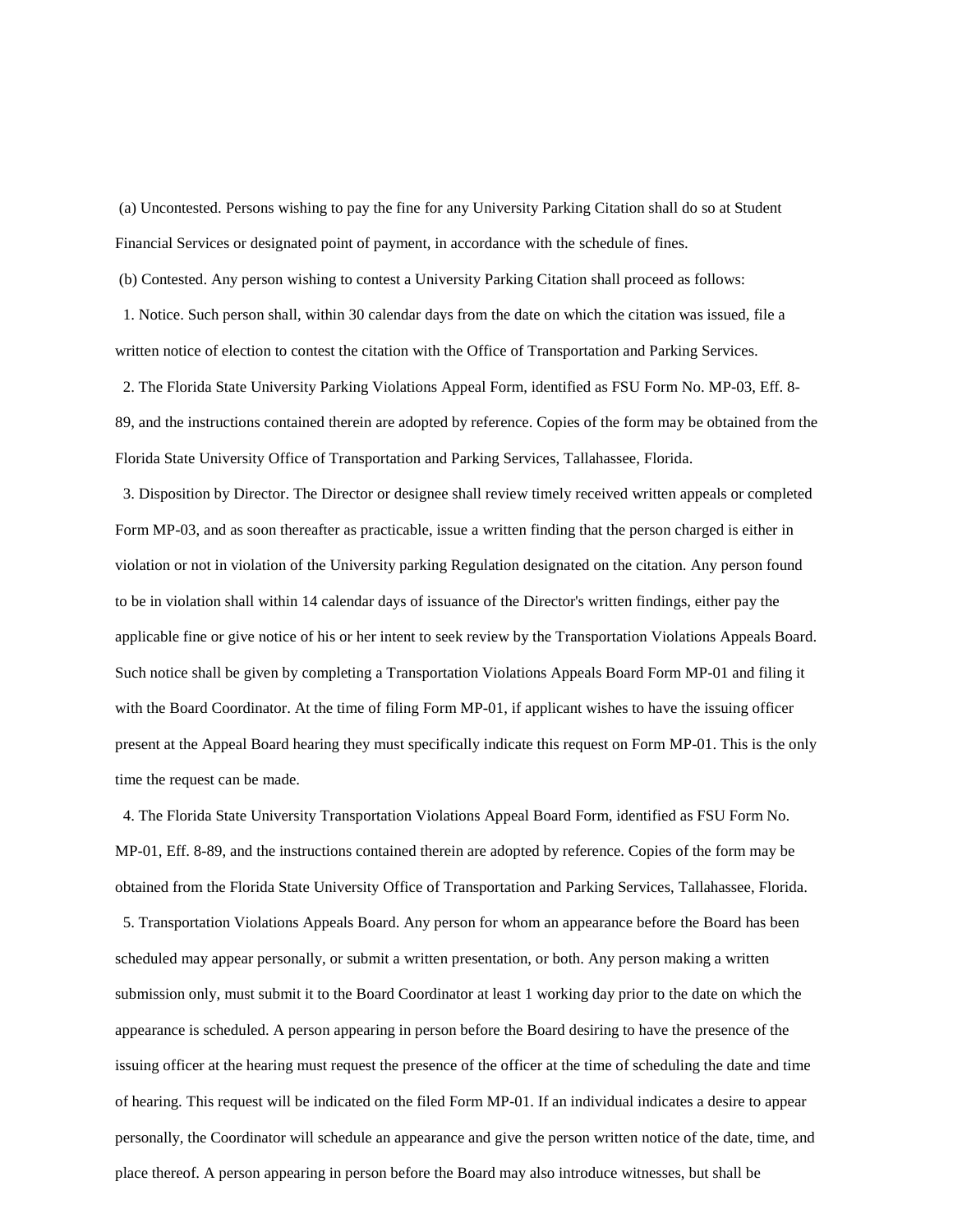(a) Uncontested. Persons wishing to pay the fine for any University Parking Citation shall do so at Student Financial Services or designated point of payment, in accordance with the schedule of fines.

(b) Contested. Any person wishing to contest a University Parking Citation shall proceed as follows:

1. Notice. Such person shall, within 30 calendar days from the date on which the citation was issued, file a written notice of election to contest the citation with the Office of Transportation and Parking Services.

2. The Florida State University Parking Violations Appeal Form, identified as FSU Form No. MP-03, Eff. 8-89, and the instructions contained therein are adopted by reference. Copies of the form may be obtained from the Florida State University Office of Transportation and Parking Services, Tallahassee, Florida.

3. Disposition by Director. The Director or designee shall review timely received written appeals or completed Form MP-03, and as soon thereafter as practicable, issue a written finding that the person charged is either in violation or not in violation of the University parking Regulation designated on the citation. Any person found to be in violation shall within 14 calendar days of issuance of the Director's written findings, either pay the applicable fine or give notice of his or her intent to seek review by the Transportation Violations Appeals Board. Such notice shall be given by completing a Transportation Violations Appeals Board Form MP-01 and filing it with the Board Coordinator. At the time of filing Form MP-01, if applicant wishes to have the issuing officer present at the Appeal Board hearing they must specifically indicate this request on Form MP-01. This is the only time the request can be made.

4. The Florida State University Transportation Violations Appeal Board Form, identified as FSU Form No. MP-01, Eff. 8-89, and the instructions contained therein are adopted by reference. Copies of the form may be obtained from the Florida State University Office of Transportation and Parking Services, Tallahassee, Florida.

5. Transportation Violations Appeals Board. Any person for whom an appearance before the Board has been scheduled may appear personally, or submit a written presentation, or both. Any person making a written submission only, must submit it to the Board Coordinator at least 1 working day prior to the date on which the appearance is scheduled. A person appearing in person before the Board desiring to have the presence of the issuing officer at the hearing must request the presence of the officer at the time of scheduling the date and time of hearing. This request will be indicated on the filed Form MP-01. If an individual indicates a desire to appear personally, the Coordinator will schedule an appearance and give the person written notice of the date, time, and place thereof. A person appearing in person before the Board may also introduce witnesses, but shall be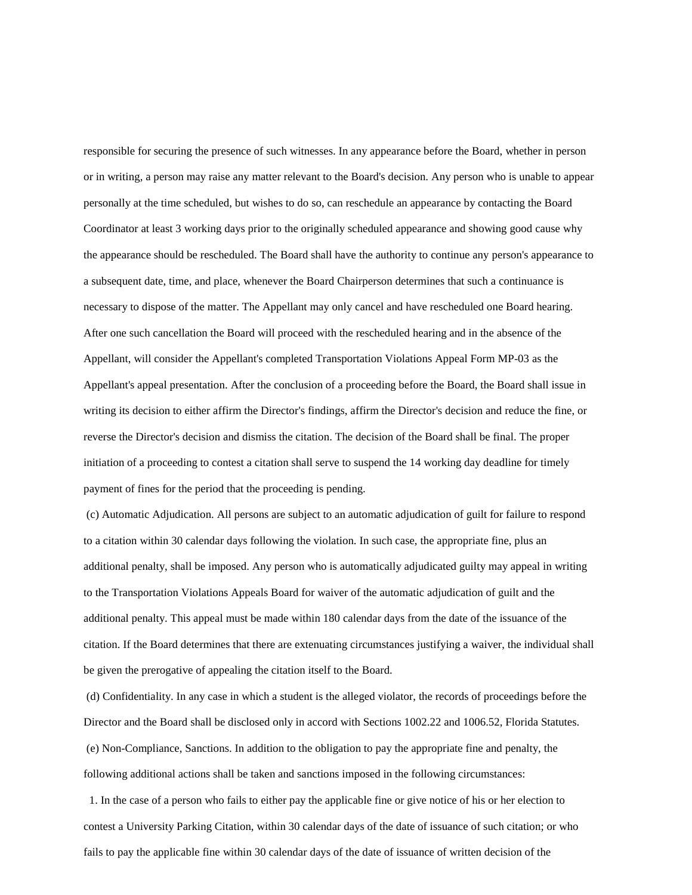responsible for securing the presence of such witnesses. In any appearance before the Board, whether in person or in writing, a person may raise any matter relevant to the Board's decision. Any person who is unable to appear personally at the time scheduled, but wishes to do so, can reschedule an appearance by contacting the Board Coordinator at least 3 working days prior to the originally scheduled appearance and showing good cause why the appearance should be rescheduled. The Board shall have the authority to continue any person's appearance to a subsequent date, time, and place, whenever the Board Chairperson determines that such a continuance is necessary to dispose of the matter. The Appellant may only cancel and have rescheduled one Board hearing. After one such cancellation the Board will proceed with the rescheduled hearing and in the absence of the Appellant, will consider the Appellant's completed Transportation Violations Appeal Form MP-03 as the Appellant's appeal presentation. After the conclusion of a proceeding before the Board, the Board shall issue in writing its decision to either affirm the Director's findings, affirm the Director's decision and reduce the fine, or reverse the Director's decision and dismiss the citation. The decision of the Board shall be final. The proper initiation of a proceeding to contest a citation shall serve to suspend the 14 working day deadline for timely payment of fines for the period that the proceeding is pending.

(c) Automatic Adjudication. All persons are subject to an automatic adjudication of guilt for failure to respond to a citation within 30 calendar days following the violation. In such case, the appropriate fine, plus an additional penalty, shall be imposed. Any person who is automatically adjudicated guilty may appeal in writing to the Transportation Violations Appeals Board for waiver of the automatic adjudication of guilt and the additional penalty. This appeal must be made within 180 calendar days from the date of the issuance of the citation. If the Board determines that there are extenuating circumstances justifying a waiver, the individual shall be given the prerogative of appealing the citation itself to the Board.

(d) Confidentiality. In any case in which a student is the alleged violator, the records of proceedings before the Director and the Board shall be disclosed only in accord with Sections 1002.22 and 1006.52, Florida Statutes.

(e) Non-Compliance, Sanctions. In addition to the obligation to pay the appropriate fine and penalty, the following additional actions shall be taken and sanctions imposed in the following circumstances:

1. In the case of a person who fails to either pay the applicable fine or give notice of his or her election to contest a University Parking Citation, within 30 calendar days of the date of issuance of such citation; or who fails to pay the applicable fine within 30 calendar days of the date of issuance of written decision of the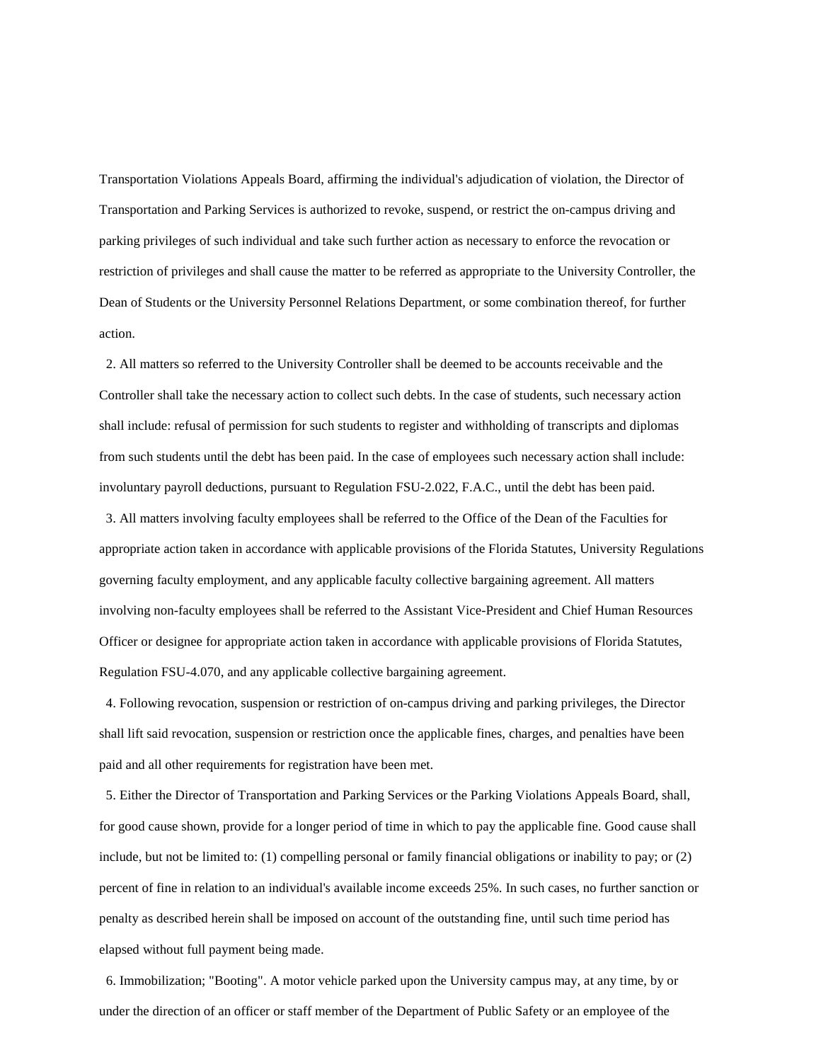Transportation Violations Appeals Board, affirming the individual's adjudication of violation, the Director of Transportation and Parking Services is authorized to revoke, suspend, or restrict the on-campus driving and parking privileges of such individual and take such further action as necessary to enforce the revocation or restriction of privileges and shall cause the matter to be referred as appropriate to the University Controller, the Dean of Students or the University Personnel Relations Department, or some combination thereof, for further action.

2. All matters so referred to the University Controller shall be deemed to be accounts receivable and the Controller shall take the necessary action to collect such debts. In the case of students, such necessary action shall include: refusal of permission for such students to register and withholding of transcripts and diplomas from such students until the debt has been paid. In the case of employees such necessary action shall include: involuntary payroll deductions, pursuant to Regulation FSU-2.022, F.A.C., until the debt has been paid.

3. All matters involving faculty employees shall be referred to the Office of the Dean of the Faculties for appropriate action taken in accordance with applicable provisions of the Florida Statutes, University Regulations governing faculty employment, and any applicable faculty collective bargaining agreement. All matters involving non-faculty employees shall be referred to the Assistant Vice-President and Chief Human Resources Officer or designee for appropriate action taken in accordance with applicable provisions of Florida Statutes, Regulation FSU-4.070, and any applicable collective bargaining agreement.

4. Following revocation, suspension or restriction of on-campus driving and parking privileges, the Director shall lift said revocation, suspension or restriction once the applicable fines, charges, and penalties have been paid and all other requirements for registration have been met.

5. Either the Director of Transportation and Parking Services or the Parking Violations Appeals Board, shall, for good cause shown, provide for a longer period of time in which to pay the applicable fine. Good cause shall include, but not be limited to: (1) compelling personal or family financial obligations or inability to pay; or (2) percent of fine in relation to an individual's available income exceeds 25%. In such cases, no further sanction or penalty as described herein shall be imposed on account of the outstanding fine, until such time period has elapsed without full payment being made.

6. Immobilization; "Booting". A motor vehicle parked upon the University campus may, at any time, by or under the direction of an officer or staff member of the Department of Public Safety or an employee of the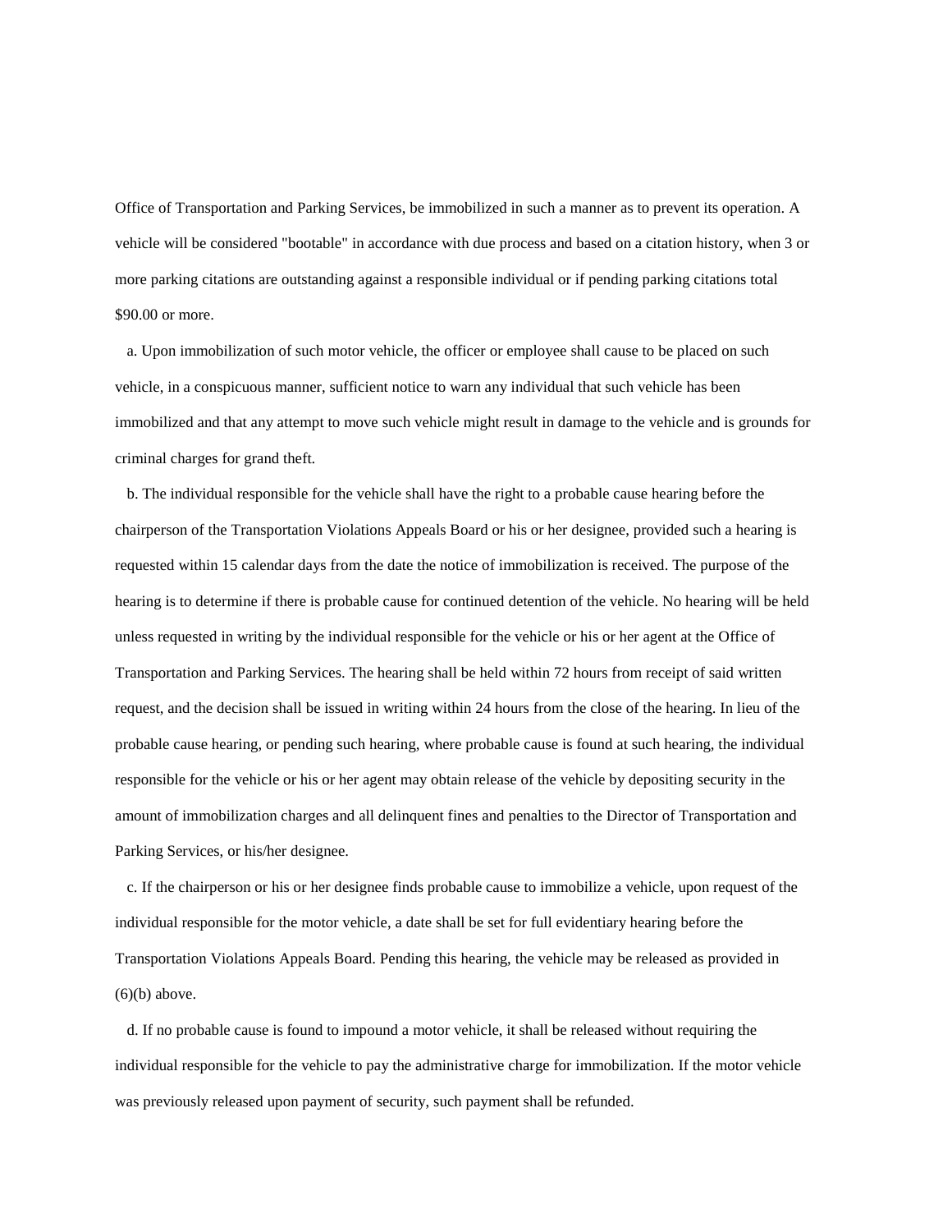Office of Transportation and Parking Services, be immobilized in such a manner as to prevent its operation. A vehicle will be considered "bootable" in accordance with due process and based on a citation history, when 3 or more parking citations are outstanding against a responsible individual or if pending parking citations total $90.00 or more.

a. Upon immobilization of such motor vehicle, the officer or employee shall cause to be placed on such vehicle, in a conspicuous manner, sufficient notice to warn any individual that such vehicle has been immobilized and that any attempt to move such vehicle might result in damage to the vehicle and is grounds for criminal charges for grand theft.

b. The individual responsible for the vehicle shall have the right to a probable cause hearing before the chairperson of the Transportation Violations Appeals Board or his or her designee, provided such a hearing is requested within 15 calendar days from the date the notice of immobilization is received. The purpose of the hearing is to determine if there is probable cause for continued detention of the vehicle. No hearing will be held unless requested in writing by the individual responsible for the vehicle or his or her agent at the Office of Transportation and Parking Services. The hearing shall be held within 72 hours from receipt of said written request, and the decision shall be issued in writing within 24 hours from the close of the hearing. In lieu of the probable cause hearing, or pending such hearing, where probable cause is found at such hearing, the individual responsible for the vehicle or his or her agent may obtain release of the vehicle by depositing security in the amount of immobilization charges and all delinquent fines and penalties to the Director of Transportation and Parking Services, or his/her designee.

c. If the chairperson or his or her designee finds probable cause to immobilize a vehicle, upon request of the individual responsible for the motor vehicle, a date shall be set for full evidentiary hearing before the Transportation Violations Appeals Board. Pending this hearing, the vehicle may be released as provided in (6)(b) above.

d. If no probable cause is found to impound a motor vehicle, it shall be released without requiring the individual responsible for the vehicle to pay the administrative charge for immobilization. If the motor vehicle was previously released upon payment of security, such payment shall be refunded.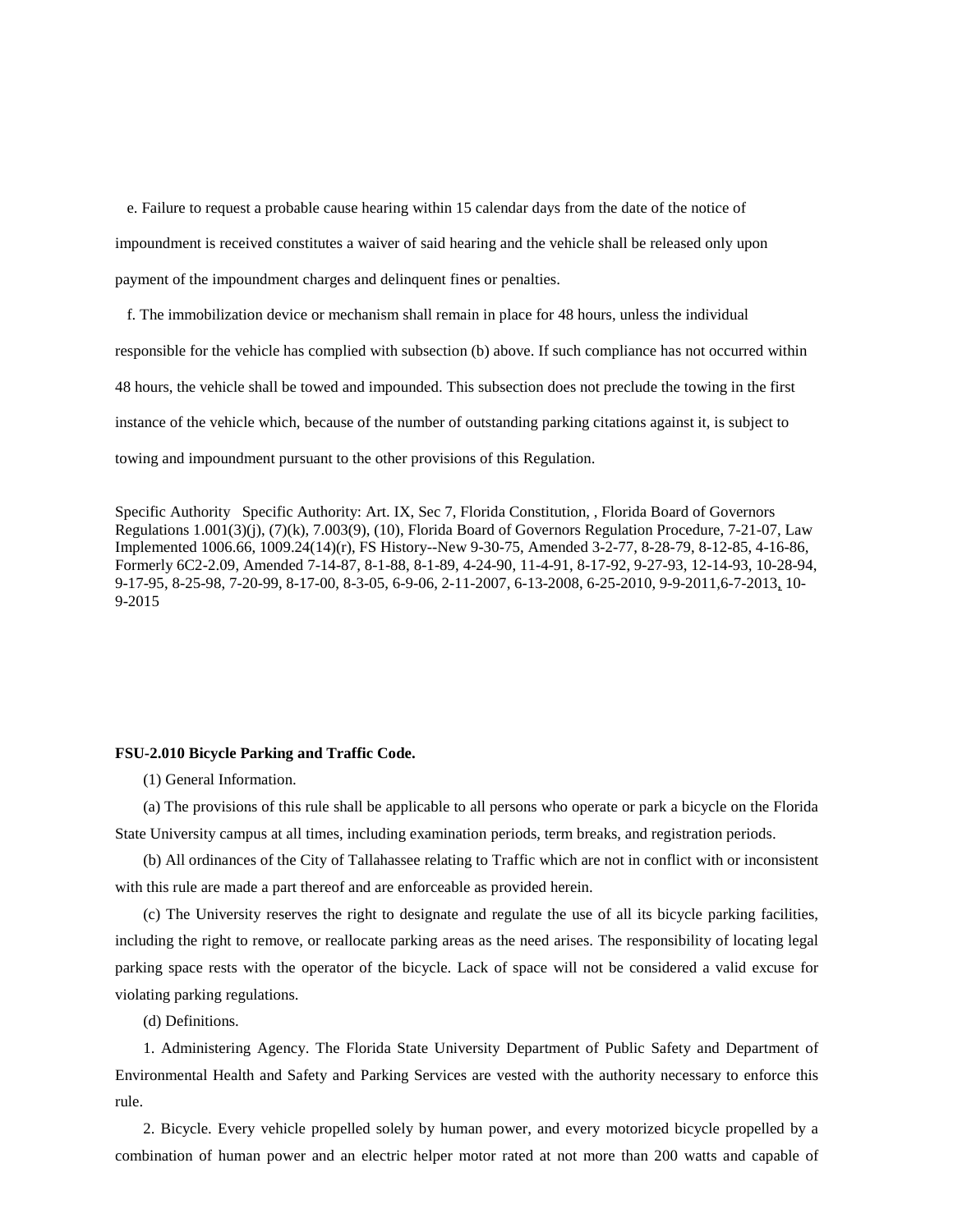e. Failure to request a probable cause hearing within 15 calendar days from the date of the notice of impoundment is received constitutes a waiver of said hearing and the vehicle shall be released only upon payment of the impoundment charges and delinquent fines or penalties.

f. The immobilization device or mechanism shall remain in place for 48 hours, unless the individual responsible for the vehicle has complied with subsection (b) above. If such compliance has not occurred within 48 hours, the vehicle shall be towed and impounded. This subsection does not preclude the towing in the first instance of the vehicle which, because of the number of outstanding parking citations against it, is subject to towing and impoundment pursuant to the other provisions of this Regulation.

Specific Authority Specific Authority: Art. IX, Sec 7, Florida Constitution, , Florida Board of Governors Regulations 1.001(3)(j), (7)(k), 7.003(9), (10), Florida Board of Governors Regulation Procedure, 7-21-07, Law Implemented 1006.66, 1009.24(14)(r), FS History--New 9-30-75, Amended 3-2-77, 8-28-79, 8-12-85, 4-16-86, Formerly 6C2-2.09, Amended 7-14-87, 8-1-88, 8-1-89, 4-24-90, 11-4-91, 8-17-92, 9-27-93, 12-14-93, 10-28-94, 9-17-95, 8-25-98, 7-20-99, 8-17-00, 8-3-05, 6-9-06, 2-11-2007, 6-13-2008, 6-25-2010, 9-9-2011,6-7-2013, 10-9-2015

**FSU-2.010 Bicycle Parking and Traffic Code.**

(1) General Information.

(a) The provisions of this rule shall be applicable to all persons who operate or park a bicycle on the Florida State University campus at all times, including examination periods, term breaks, and registration periods.

(b) All ordinances of the City of Tallahassee relating to Traffic which are not in conflict with or inconsistent with this rule are made a part thereof and are enforceable as provided herein.

(c) The University reserves the right to designate and regulate the use of all its bicycle parking facilities, including the right to remove, or reallocate parking areas as the need arises. The responsibility of locating legal parking space rests with the operator of the bicycle. Lack of space will not be considered a valid excuse for violating parking regulations.

(d) Definitions.

1. Administering Agency. The Florida State University Department of Public Safety and Department of Environmental Health and Safety and Parking Services are vested with the authority necessary to enforce this rule.

2. Bicycle. Every vehicle propelled solely by human power, and every motorized bicycle propelled by a combination of human power and an electric helper motor rated at not more than 200 watts and capable of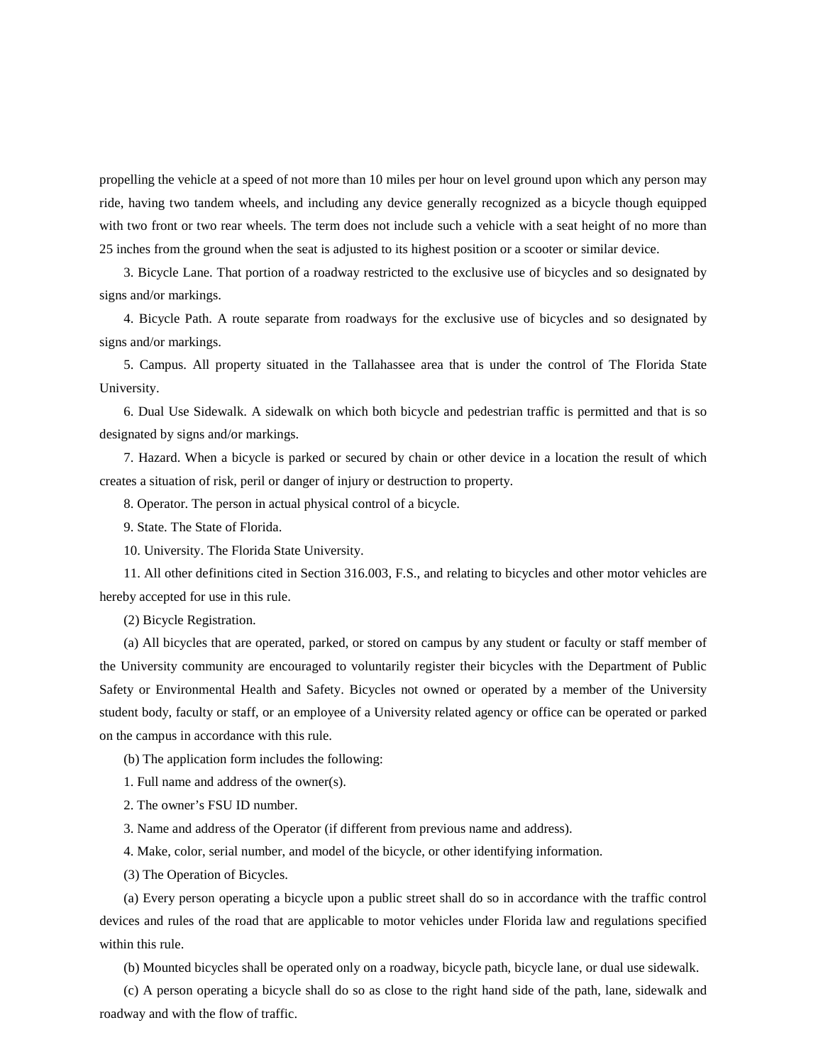propelling the vehicle at a speed of not more than 10 miles per hour on level ground upon which any person may ride, having two tandem wheels, and including any device generally recognized as a bicycle though equipped with two front or two rear wheels. The term does not include such a vehicle with a seat height of no more than 25 inches from the ground when the seat is adjusted to its highest position or a scooter or similar device.

3. Bicycle Lane. That portion of a roadway restricted to the exclusive use of bicycles and so designated by signs and/or markings.

4. Bicycle Path. A route separate from roadways for the exclusive use of bicycles and so designated by signs and/or markings.

5. Campus. All property situated in the Tallahassee area that is under the control of The Florida State University.

6. Dual Use Sidewalk. A sidewalk on which both bicycle and pedestrian traffic is permitted and that is so designated by signs and/or markings.

7. Hazard. When a bicycle is parked or secured by chain or other device in a location the result of which creates a situation of risk, peril or danger of injury or destruction to property.

8. Operator. The person in actual physical control of a bicycle.

9. State. The State of Florida.

10. University. The Florida State University.

11. All other definitions cited in Section 316.003, F.S., and relating to bicycles and other motor vehicles are hereby accepted for use in this rule.

(2) Bicycle Registration.

(a) All bicycles that are operated, parked, or stored on campus by any student or faculty or staff member of the University community are encouraged to voluntarily register their bicycles with the Department of Public Safety or Environmental Health and Safety. Bicycles not owned or operated by a member of the University student body, faculty or staff, or an employee of a University related agency or office can be operated or parked on the campus in accordance with this rule.

(b) The application form includes the following:

1. Full name and address of the owner(s).

2. The owner's FSU ID number.

3. Name and address of the Operator (if different from previous name and address).

4. Make, color, serial number, and model of the bicycle, or other identifying information.

(3) The Operation of Bicycles.

(a) Every person operating a bicycle upon a public street shall do so in accordance with the traffic control devices and rules of the road that are applicable to motor vehicles under Florida law and regulations specified within this rule.

(b) Mounted bicycles shall be operated only on a roadway, bicycle path, bicycle lane, or dual use sidewalk.

(c) A person operating a bicycle shall do so as close to the right hand side of the path, lane, sidewalk and roadway and with the flow of traffic.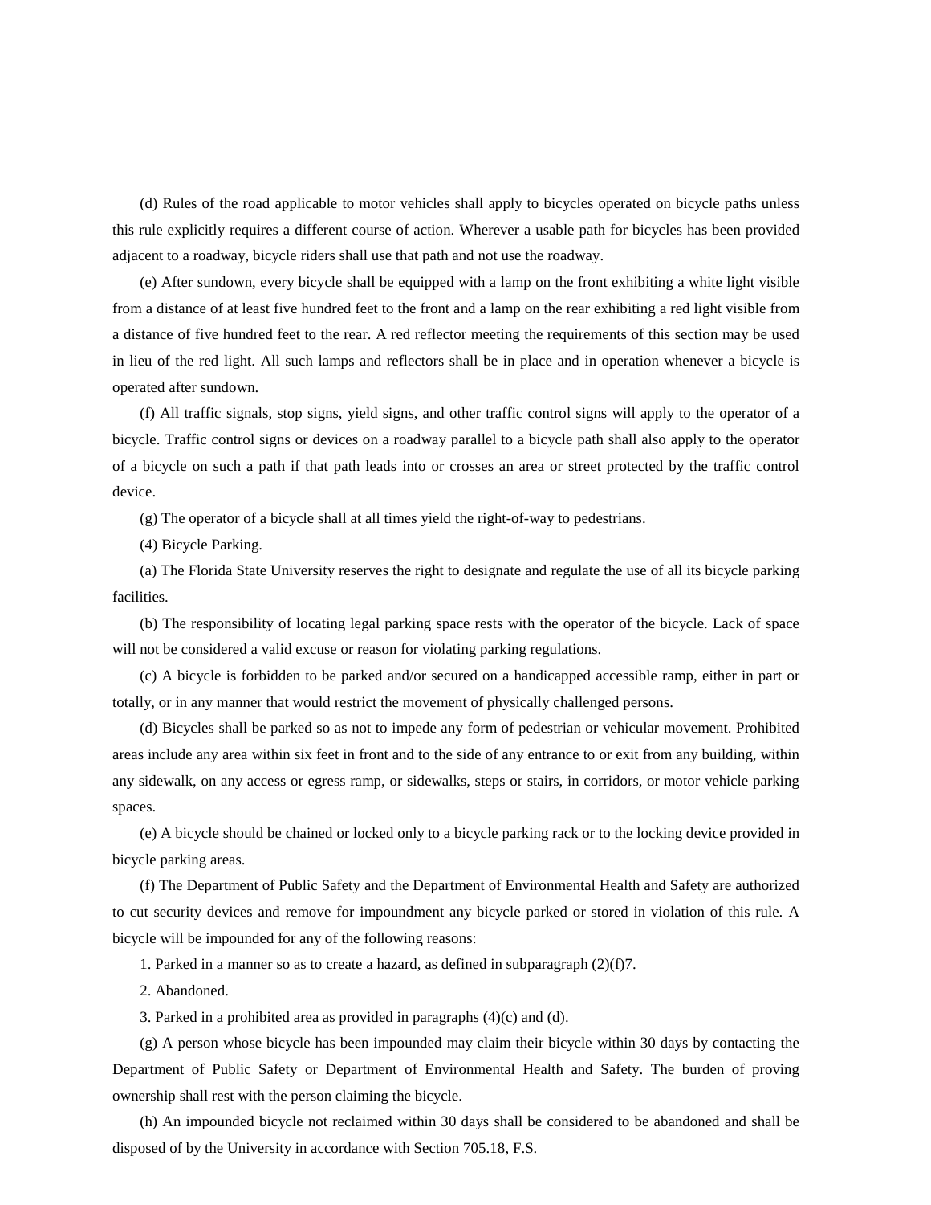(d) Rules of the road applicable to motor vehicles shall apply to bicycles operated on bicycle paths unless this rule explicitly requires a different course of action. Wherever a usable path for bicycles has been provided adjacent to a roadway, bicycle riders shall use that path and not use the roadway.

(e) After sundown, every bicycle shall be equipped with a lamp on the front exhibiting a white light visible from a distance of at least five hundred feet to the front and a lamp on the rear exhibiting a red light visible from a distance of five hundred feet to the rear. A red reflector meeting the requirements of this section may be used in lieu of the red light. All such lamps and reflectors shall be in place and in operation whenever a bicycle is operated after sundown.

(f) All traffic signals, stop signs, yield signs, and other traffic control signs will apply to the operator of a bicycle. Traffic control signs or devices on a roadway parallel to a bicycle path shall also apply to the operator of a bicycle on such a path if that path leads into or crosses an area or street protected by the traffic control device.

(g) The operator of a bicycle shall at all times yield the right-of-way to pedestrians.

(4) Bicycle Parking.

(a) The Florida State University reserves the right to designate and regulate the use of all its bicycle parking facilities.

(b) The responsibility of locating legal parking space rests with the operator of the bicycle. Lack of space will not be considered a valid excuse or reason for violating parking regulations.

(c) A bicycle is forbidden to be parked and/or secured on a handicapped accessible ramp, either in part or totally, or in any manner that would restrict the movement of physically challenged persons.

(d) Bicycles shall be parked so as not to impede any form of pedestrian or vehicular movement. Prohibited areas include any area within six feet in front and to the side of any entrance to or exit from any building, within any sidewalk, on any access or egress ramp, or sidewalks, steps or stairs, in corridors, or motor vehicle parking spaces.

(e) A bicycle should be chained or locked only to a bicycle parking rack or to the locking device provided in bicycle parking areas.

(f) The Department of Public Safety and the Department of Environmental Health and Safety are authorized to cut security devices and remove for impoundment any bicycle parked or stored in violation of this rule. A bicycle will be impounded for any of the following reasons:

1. Parked in a manner so as to create a hazard, as defined in subparagraph (2)(f)7.

2. Abandoned.

3. Parked in a prohibited area as provided in paragraphs (4)(c) and (d).

(g) A person whose bicycle has been impounded may claim their bicycle within 30 days by contacting the Department of Public Safety or Department of Environmental Health and Safety. The burden of proving ownership shall rest with the person claiming the bicycle.

(h) An impounded bicycle not reclaimed within 30 days shall be considered to be abandoned and shall be disposed of by the University in accordance with Section 705.18, F.S.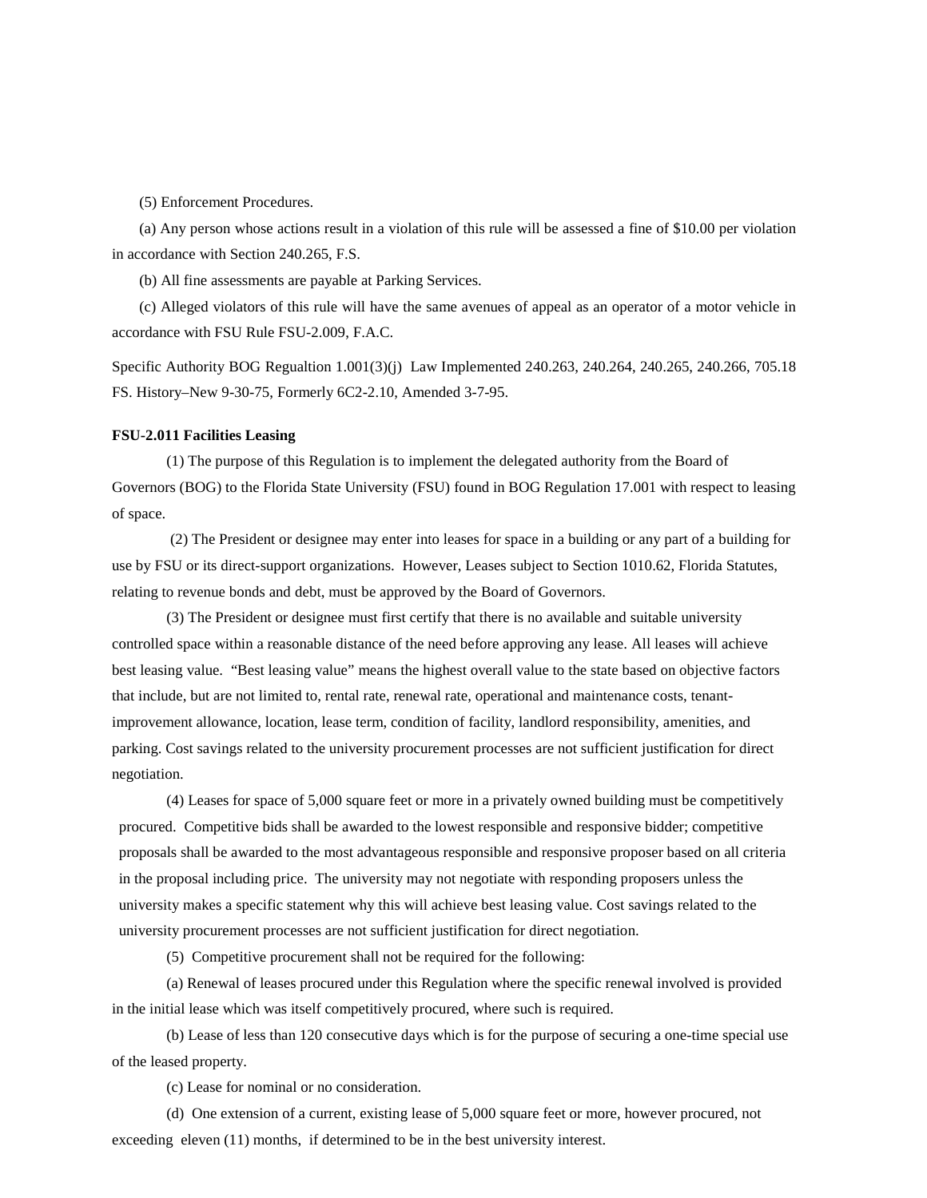(5) Enforcement Procedures.

(a) Any person whose actions result in a violation of this rule will be assessed a fine of $10.00 per violation in accordance with Section 240.265, F.S.

(b) All fine assessments are payable at Parking Services.

(c) Alleged violators of this rule will have the same avenues of appeal as an operator of a motor vehicle in accordance with FSU Rule FSU-2.009, F.A.C.

Specific Authority BOG Regualtion 1.001(3)(j) Law Implemented 240.263, 240.264, 240.265, 240.266, 705.18 FS. History–New 9-30-75, Formerly 6C2-2.10, Amended 3-7-95.

**FSU-2.011 Facilities Leasing**

(1) The purpose of this Regulation is to implement the delegated authority from the Board of Governors (BOG) to the Florida State University (FSU) found in BOG Regulation 17.001 with respect to leasing of space.

(2) The President or designee may enter into leases for space in a building or any part of a building for use by FSU or its direct-support organizations. However, Leases subject to Section 1010.62, Florida Statutes, relating to revenue bonds and debt, must be approved by the Board of Governors.

(3) The President or designee must first certify that there is no available and suitable university controlled space within a reasonable distance of the need before approving any lease. All leases will achieve best leasing value. "Best leasing value" means the highest overall value to the state based on objective factors that include, but are not limited to, rental rate, renewal rate, operational and maintenance costs, tenant-improvement allowance, location, lease term, condition of facility, landlord responsibility, amenities, and parking. Cost savings related to the university procurement processes are not sufficient justification for direct negotiation.

(4) Leases for space of 5,000 square feet or more in a privately owned building must be competitively procured. Competitive bids shall be awarded to the lowest responsible and responsive bidder; competitive proposals shall be awarded to the most advantageous responsible and responsive proposer based on all criteria in the proposal including price. The university may not negotiate with responding proposers unless the university makes a specific statement why this will achieve best leasing value. Cost savings related to the university procurement processes are not sufficient justification for direct negotiation.

(5) Competitive procurement shall not be required for the following:

(a) Renewal of leases procured under this Regulation where the specific renewal involved is provided in the initial lease which was itself competitively procured, where such is required.

(b) Lease of less than 120 consecutive days which is for the purpose of securing a one-time special use of the leased property.

(c) Lease for nominal or no consideration.

(d) One extension of a current, existing lease of 5,000 square feet or more, however procured, not exceeding eleven (11) months, if determined to be in the best university interest.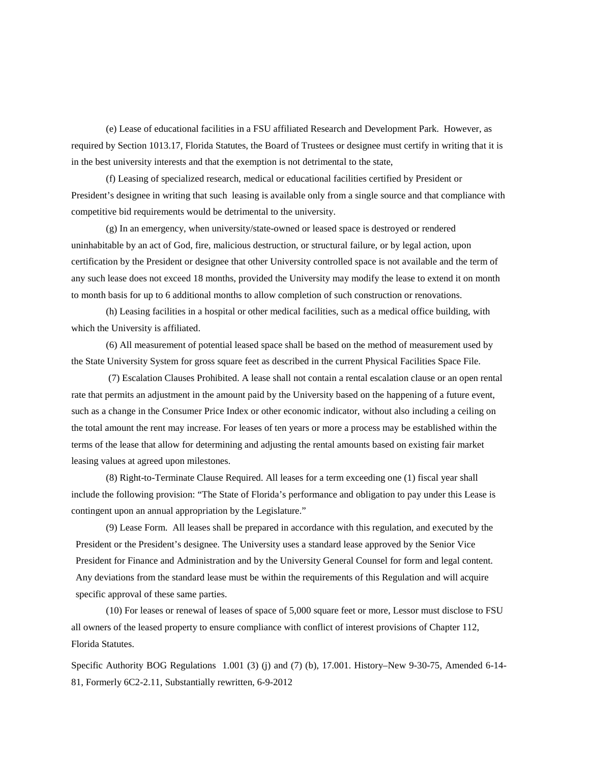(e) Lease of educational facilities in a FSU affiliated Research and Development Park. However, as required by Section 1013.17, Florida Statutes, the Board of Trustees or designee must certify in writing that it is in the best university interests and that the exemption is not detrimental to the state,

(f) Leasing of specialized research, medical or educational facilities certified by President or President's designee in writing that such leasing is available only from a single source and that compliance with competitive bid requirements would be detrimental to the university.

(g) In an emergency, when university/state-owned or leased space is destroyed or rendered uninhabitable by an act of God, fire, malicious destruction, or structural failure, or by legal action, upon certification by the President or designee that other University controlled space is not available and the term of any such lease does not exceed 18 months, provided the University may modify the lease to extend it on month to month basis for up to 6 additional months to allow completion of such construction or renovations.

(h) Leasing facilities in a hospital or other medical facilities, such as a medical office building, with which the University is affiliated.

(6) All measurement of potential leased space shall be based on the method of measurement used by the State University System for gross square feet as described in the current Physical Facilities Space File.

(7) Escalation Clauses Prohibited. A lease shall not contain a rental escalation clause or an open rental rate that permits an adjustment in the amount paid by the University based on the happening of a future event, such as a change in the Consumer Price Index or other economic indicator, without also including a ceiling on the total amount the rent may increase. For leases of ten years or more a process may be established within the terms of the lease that allow for determining and adjusting the rental amounts based on existing fair market leasing values at agreed upon milestones.

(8) Right-to-Terminate Clause Required. All leases for a term exceeding one (1) fiscal year shall include the following provision: "The State of Florida's performance and obligation to pay under this Lease is contingent upon an annual appropriation by the Legislature."

(9) Lease Form. All leases shall be prepared in accordance with this regulation, and executed by the President or the President's designee. The University uses a standard lease approved by the Senior Vice President for Finance and Administration and by the University General Counsel for form and legal content. Any deviations from the standard lease must be within the requirements of this Regulation and will acquire specific approval of these same parties.

(10) For leases or renewal of leases of space of 5,000 square feet or more, Lessor must disclose to FSU all owners of the leased property to ensure compliance with conflict of interest provisions of Chapter 112, Florida Statutes.

Specific Authority BOG Regulations 1.001 (3) (j) and (7) (b), 17.001. History–New 9-30-75, Amended 6-14-81, Formerly 6C2-2.11, Substantially rewritten, 6-9-2012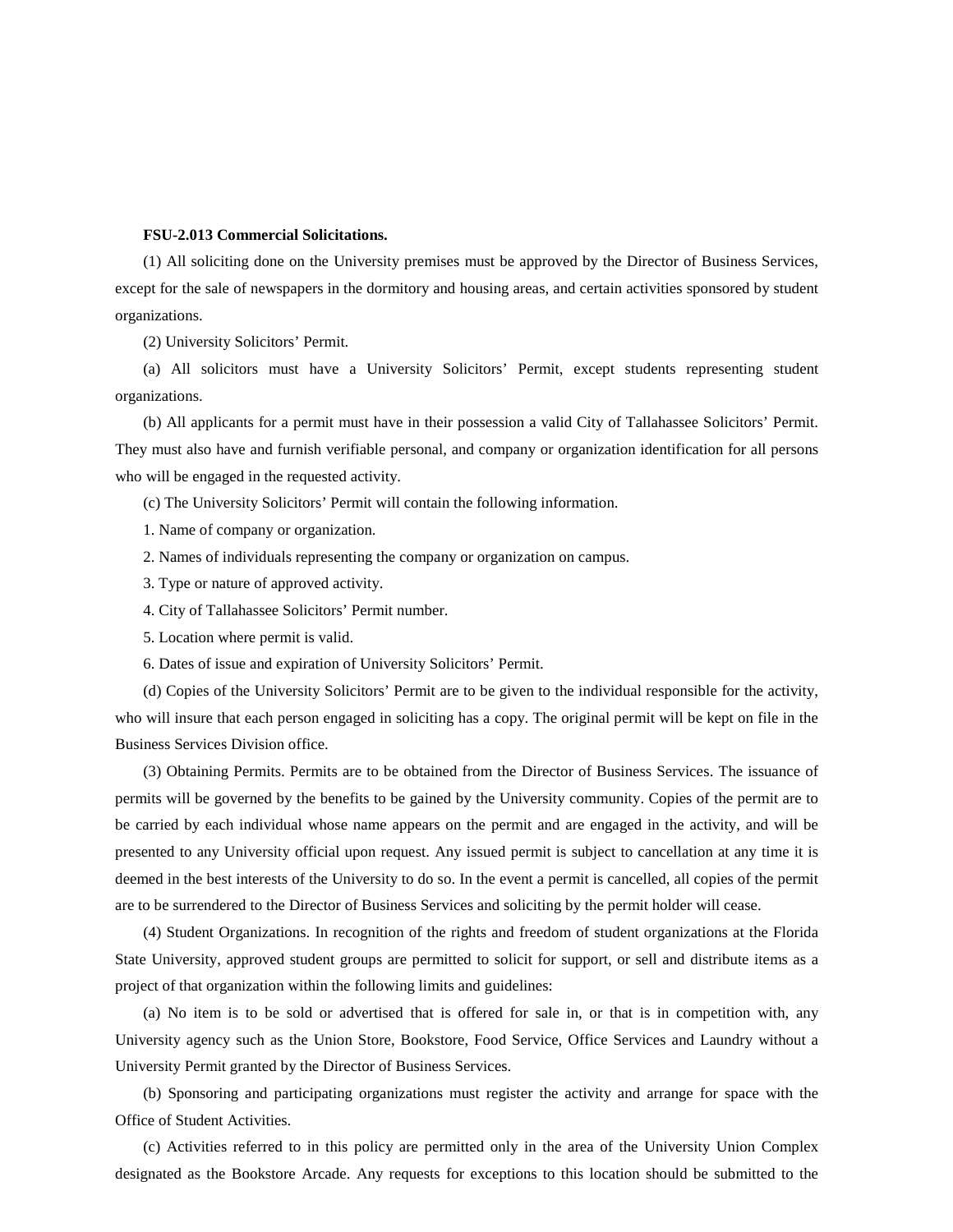**FSU-2.013 Commercial Solicitations.**

(1) All soliciting done on the University premises must be approved by the Director of Business Services, except for the sale of newspapers in the dormitory and housing areas, and certain activities sponsored by student organizations.

(2) University Solicitors' Permit.

(a) All solicitors must have a University Solicitors' Permit, except students representing student organizations.

(b) All applicants for a permit must have in their possession a valid City of Tallahassee Solicitors' Permit. They must also have and furnish verifiable personal, and company or organization identification for all persons who will be engaged in the requested activity.

(c) The University Solicitors' Permit will contain the following information.

1. Name of company or organization.

2. Names of individuals representing the company or organization on campus.

3. Type or nature of approved activity.

4. City of Tallahassee Solicitors' Permit number.

5. Location where permit is valid.

6. Dates of issue and expiration of University Solicitors' Permit.

(d) Copies of the University Solicitors' Permit are to be given to the individual responsible for the activity, who will insure that each person engaged in soliciting has a copy. The original permit will be kept on file in the Business Services Division office.

(3) Obtaining Permits. Permits are to be obtained from the Director of Business Services. The issuance of permits will be governed by the benefits to be gained by the University community. Copies of the permit are to be carried by each individual whose name appears on the permit and are engaged in the activity, and will be presented to any University official upon request. Any issued permit is subject to cancellation at any time it is deemed in the best interests of the University to do so. In the event a permit is cancelled, all copies of the permit are to be surrendered to the Director of Business Services and soliciting by the permit holder will cease.

(4) Student Organizations. In recognition of the rights and freedom of student organizations at the Florida State University, approved student groups are permitted to solicit for support, or sell and distribute items as a project of that organization within the following limits and guidelines:

(a) No item is to be sold or advertised that is offered for sale in, or that is in competition with, any University agency such as the Union Store, Bookstore, Food Service, Office Services and Laundry without a University Permit granted by the Director of Business Services.

(b) Sponsoring and participating organizations must register the activity and arrange for space with the Office of Student Activities.

(c) Activities referred to in this policy are permitted only in the area of the University Union Complex designated as the Bookstore Arcade. Any requests for exceptions to this location should be submitted to the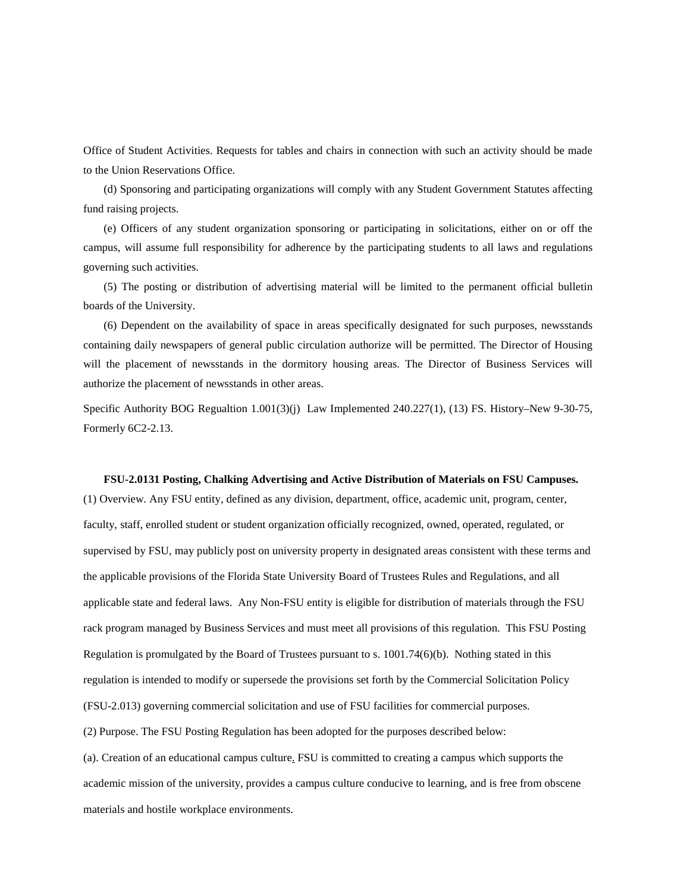Office of Student Activities. Requests for tables and chairs in connection with such an activity should be made to the Union Reservations Office.

(d) Sponsoring and participating organizations will comply with any Student Government Statutes affecting fund raising projects.

(e) Officers of any student organization sponsoring or participating in solicitations, either on or off the campus, will assume full responsibility for adherence by the participating students to all laws and regulations governing such activities.

(5) The posting or distribution of advertising material will be limited to the permanent official bulletin boards of the University.

(6) Dependent on the availability of space in areas specifically designated for such purposes, newsstands containing daily newspapers of general public circulation authorize will be permitted. The Director of Housing will the placement of newsstands in the dormitory housing areas. The Director of Business Services will authorize the placement of newsstands in other areas.

Specific Authority BOG Regualtion 1.001(3)(j) Law Implemented 240.227(1), (13) FS. History–New 9-30-75, Formerly 6C2-2.13.

**FSU-2.0131 Posting, Chalking Advertising and Active Distribution of Materials on FSU Campuses.**

(1) Overview. Any FSU entity, defined as any division, department, office, academic unit, program, center, faculty, staff, enrolled student or student organization officially recognized, owned, operated, regulated, or supervised by FSU, may publicly post on university property in designated areas consistent with these terms and the applicable provisions of the Florida State University Board of Trustees Rules and Regulations, and all applicable state and federal laws. Any Non-FSU entity is eligible for distribution of materials through the FSU rack program managed by Business Services and must meet all provisions of this regulation. This FSU Posting Regulation is promulgated by the Board of Trustees pursuant to s. 1001.74(6)(b). Nothing stated in this regulation is intended to modify or supersede the provisions set forth by the Commercial Solicitation Policy (FSU-2.013) governing commercial solicitation and use of FSU facilities for commercial purposes.

(2) Purpose. The FSU Posting Regulation has been adopted for the purposes described below:

(a). Creation of an educational campus culture. FSU is committed to creating a campus which supports the academic mission of the university, provides a campus culture conducive to learning, and is free from obscene materials and hostile workplace environments.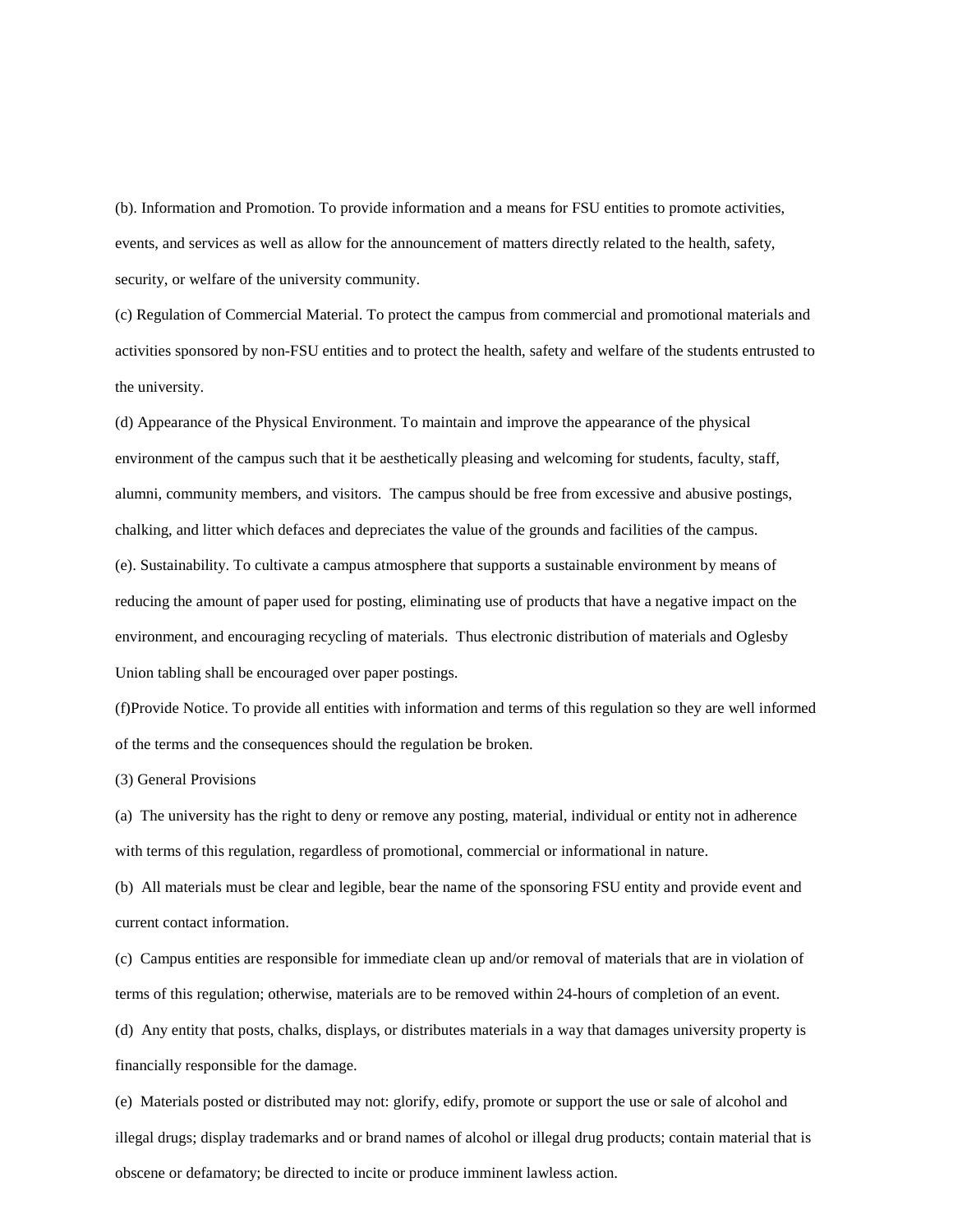(b). Information and Promotion. To provide information and a means for FSU entities to promote activities, events, and services as well as allow for the announcement of matters directly related to the health, safety, security, or welfare of the university community.

(c) Regulation of Commercial Material. To protect the campus from commercial and promotional materials and activities sponsored by non-FSU entities and to protect the health, safety and welfare of the students entrusted to the university.

(d) Appearance of the Physical Environment. To maintain and improve the appearance of the physical environment of the campus such that it be aesthetically pleasing and welcoming for students, faculty, staff, alumni, community members, and visitors. The campus should be free from excessive and abusive postings, chalking, and litter which defaces and depreciates the value of the grounds and facilities of the campus.

(e). Sustainability. To cultivate a campus atmosphere that supports a sustainable environment by means of reducing the amount of paper used for posting, eliminating use of products that have a negative impact on the environment, and encouraging recycling of materials. Thus electronic distribution of materials and Oglesby Union tabling shall be encouraged over paper postings.

(f)Provide Notice. To provide all entities with information and terms of this regulation so they are well informed of the terms and the consequences should the regulation be broken.

(3) General Provisions

(a) The university has the right to deny or remove any posting, material, individual or entity not in adherence with terms of this regulation, regardless of promotional, commercial or informational in nature.

(b) All materials must be clear and legible, bear the name of the sponsoring FSU entity and provide event and current contact information.

(c) Campus entities are responsible for immediate clean up and/or removal of materials that are in violation of terms of this regulation; otherwise, materials are to be removed within 24-hours of completion of an event.

(d) Any entity that posts, chalks, displays, or distributes materials in a way that damages university property is financially responsible for the damage.

(e) Materials posted or distributed may not: glorify, edify, promote or support the use or sale of alcohol and illegal drugs; display trademarks and or brand names of alcohol or illegal drug products; contain material that is obscene or defamatory; be directed to incite or produce imminent lawless action.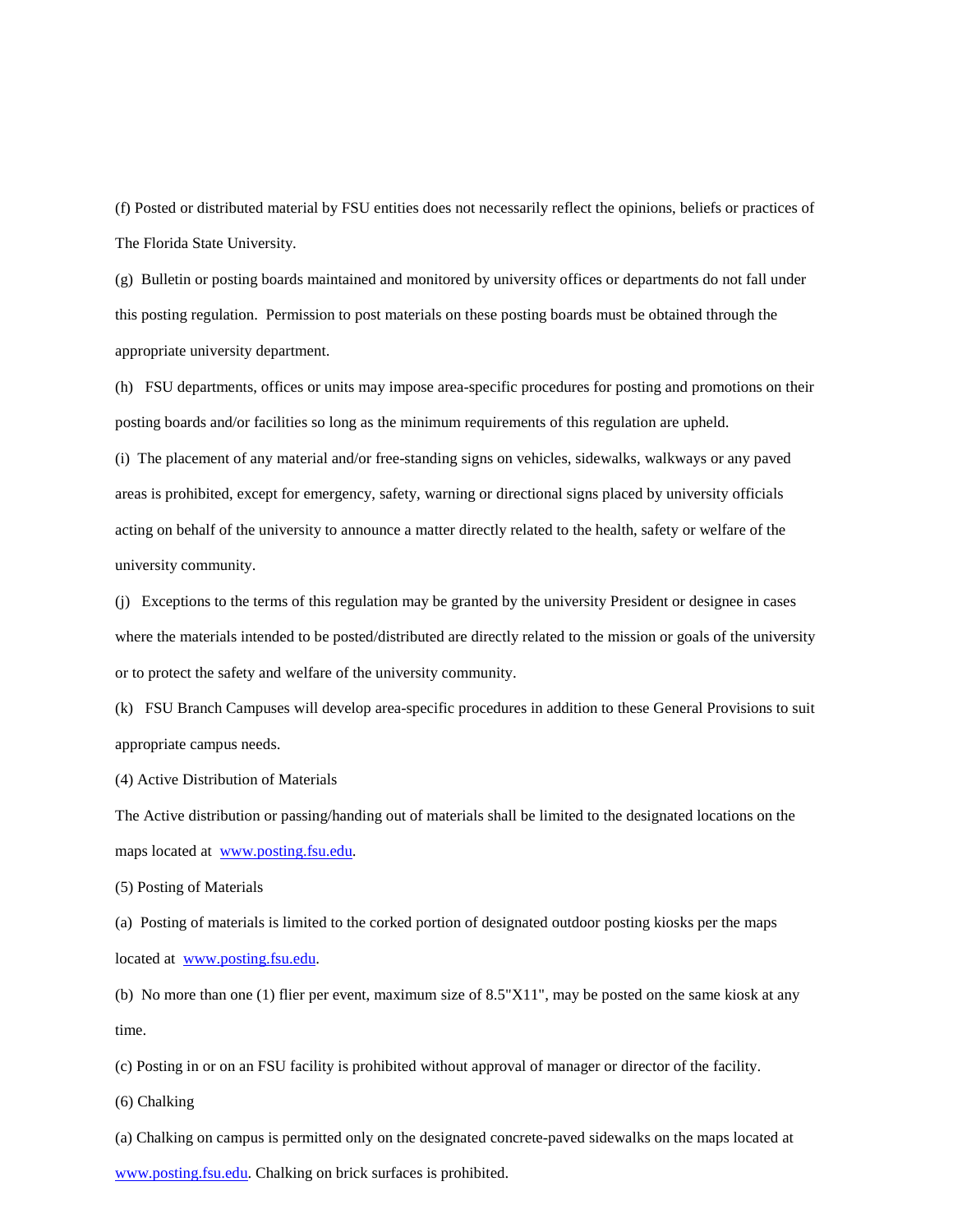(f) Posted or distributed material by FSU entities does not necessarily reflect the opinions, beliefs or practices of The Florida State University.

(g) Bulletin or posting boards maintained and monitored by university offices or departments do not fall under this posting regulation. Permission to post materials on these posting boards must be obtained through the appropriate university department.

(h) FSU departments, offices or units may impose area-specific procedures for posting and promotions on their posting boards and/or facilities so long as the minimum requirements of this regulation are upheld.

(i) The placement of any material and/or free-standing signs on vehicles, sidewalks, walkways or any paved areas is prohibited, except for emergency, safety, warning or directional signs placed by university officials acting on behalf of the university to announce a matter directly related to the health, safety or welfare of the university community.

(j) Exceptions to the terms of this regulation may be granted by the university President or designee in cases where the materials intended to be posted/distributed are directly related to the mission or goals of the university or to protect the safety and welfare of the university community.

(k) FSU Branch Campuses will develop area-specific procedures in addition to these General Provisions to suit appropriate campus needs.

(4) Active Distribution of Materials

The Active distribution or passing/handing out of materials shall be limited to the designated locations on the maps located at [www.posting.fsu.edu](http://www.posting.fsu.edu).

(5) Posting of Materials

(a) Posting of materials is limited to the corked portion of designated outdoor posting kiosks per the maps located at [www.posting.fsu.edu](http://www.posting.fsu.edu).

(b) No more than one (1) flier per event, maximum size of 8.5"X11", may be posted on the same kiosk at any time.

(c) Posting in or on an FSU facility is prohibited without approval of manager or director of the facility.

(6) Chalking

(a) Chalking on campus is permitted only on the designated concrete-paved sidewalks on the maps located at [www.posting.fsu.edu](http://www.posting.fsu.edu). Chalking on brick surfaces is prohibited.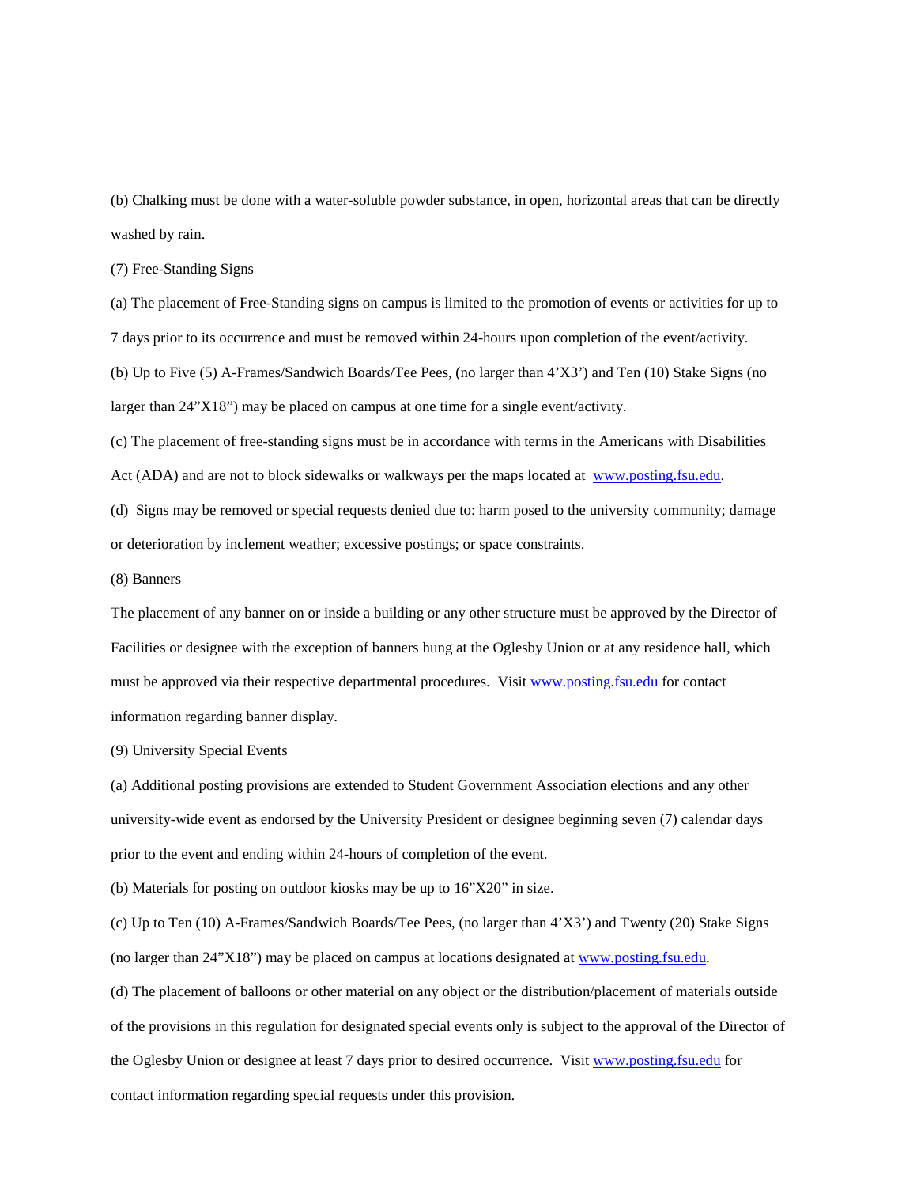(b) Chalking must be done with a water-soluble powder substance, in open, horizontal areas that can be directly washed by rain.

(7) Free-Standing Signs

(a) The placement of Free-Standing signs on campus is limited to the promotion of events or activities for up to 7 days prior to its occurrence and must be removed within 24-hours upon completion of the event/activity.

(b) Up to Five (5) A-Frames/Sandwich Boards/Tee Pees, (no larger than 4'X3') and Ten (10) Stake Signs (no larger than 24"X18") may be placed on campus at one time for a single event/activity.

(c) The placement of free-standing signs must be in accordance with terms in the Americans with Disabilities Act (ADA) and are not to block sidewalks or walkways per the maps located at [www.posting.fsu.edu](http://www.posting.fsu.edu).

(d) Signs may be removed or special requests denied due to: harm posed to the university community; damage or deterioration by inclement weather; excessive postings; or space constraints.

(8) Banners

The placement of any banner on or inside a building or any other structure must be approved by the Director of Facilities or designee with the exception of banners hung at the Oglesby Union or at any residence hall, which must be approved via their respective departmental procedures. Visit [www.posting.fsu.edu](http://www.posting.fsu.edu) for contact information regarding banner display.

(9) University Special Events

(a) Additional posting provisions are extended to Student Government Association elections and any other university-wide event as endorsed by the University President or designee beginning seven (7) calendar days prior to the event and ending within 24-hours of completion of the event.

(b) Materials for posting on outdoor kiosks may be up to 16"X20" in size.

(c) Up to Ten (10) A-Frames/Sandwich Boards/Tee Pees, (no larger than 4'X3') and Twenty (20) Stake Signs (no larger than 24"X18") may be placed on campus at locations designated at [www.posting.fsu.edu](http://www.posting.fsu.edu).

(d) The placement of balloons or other material on any object or the distribution/placement of materials outside of the provisions in this regulation for designated special events only is subject to the approval of the Director of the Oglesby Union or designee at least 7 days prior to desired occurrence. Visit [www.posting.fsu.edu](http://www.posting.fsu.edu) for contact information regarding special requests under this provision.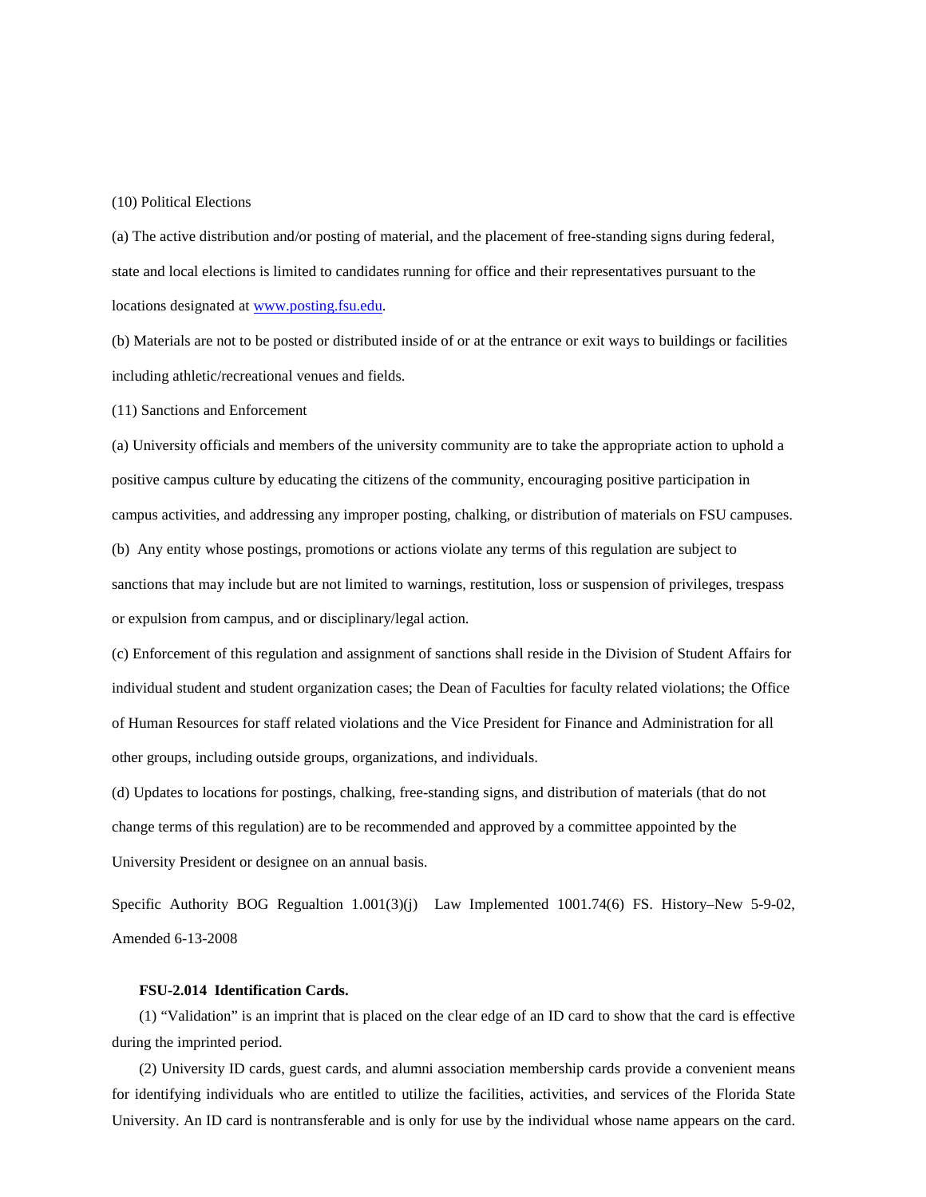(10) Political Elections

(a) The active distribution and/or posting of material, and the placement of free-standing signs during federal, state and local elections is limited to candidates running for office and their representatives pursuant to the locations designated at [www.posting.fsu.edu](http://www.posting.fsu.edu).

(b) Materials are not to be posted or distributed inside of or at the entrance or exit ways to buildings or facilities including athletic/recreational venues and fields.

(11) Sanctions and Enforcement

(a) University officials and members of the university community are to take the appropriate action to uphold a positive campus culture by educating the citizens of the community, encouraging positive participation in campus activities, and addressing any improper posting, chalking, or distribution of materials on FSU campuses.

(b) Any entity whose postings, promotions or actions violate any terms of this regulation are subject to sanctions that may include but are not limited to warnings, restitution, loss or suspension of privileges, trespass or expulsion from campus, and or disciplinary/legal action.

(c) Enforcement of this regulation and assignment of sanctions shall reside in the Division of Student Affairs for individual student and student organization cases; the Dean of Faculties for faculty related violations; the Office of Human Resources for staff related violations and the Vice President for Finance and Administration for all other groups, including outside groups, organizations, and individuals.

(d) Updates to locations for postings, chalking, free-standing signs, and distribution of materials (that do not change terms of this regulation) are to be recommended and approved by a committee appointed by the University President or designee on an annual basis.

Specific Authority BOG Regualtion 1.001(3)(j) Law Implemented 1001.74(6) FS. History–New 5-9-02, Amended 6-13-2008

**FSU-2.014 Identification Cards.**

(1) "Validation" is an imprint that is placed on the clear edge of an ID card to show that the card is effective during the imprinted period.

(2) University ID cards, guest cards, and alumni association membership cards provide a convenient means for identifying individuals who are entitled to utilize the facilities, activities, and services of the Florida State University. An ID card is nontransferable and is only for use by the individual whose name appears on the card.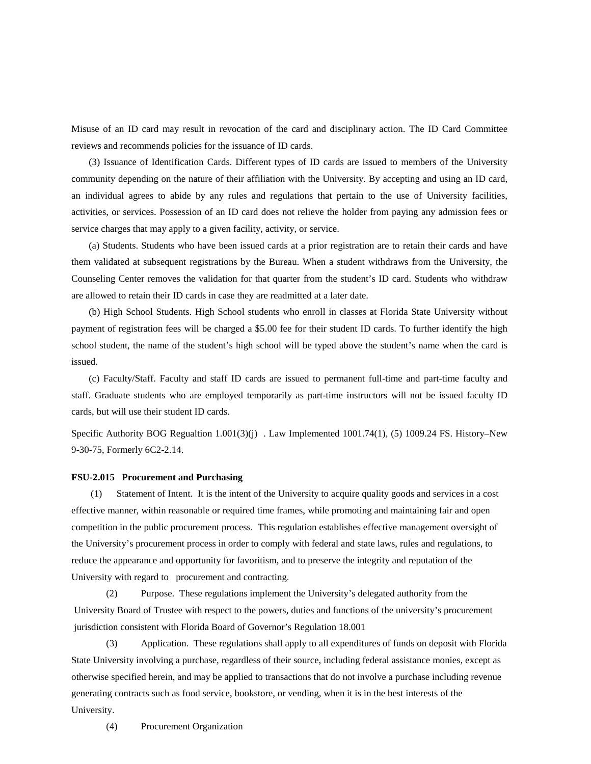Misuse of an ID card may result in revocation of the card and disciplinary action. The ID Card Committee reviews and recommends policies for the issuance of ID cards.

(3) Issuance of Identification Cards. Different types of ID cards are issued to members of the University community depending on the nature of their affiliation with the University. By accepting and using an ID card, an individual agrees to abide by any rules and regulations that pertain to the use of University facilities, activities, or services. Possession of an ID card does not relieve the holder from paying any admission fees or service charges that may apply to a given facility, activity, or service.

(a) Students. Students who have been issued cards at a prior registration are to retain their cards and have them validated at subsequent registrations by the Bureau. When a student withdraws from the University, the Counseling Center removes the validation for that quarter from the student's ID card. Students who withdraw are allowed to retain their ID cards in case they are readmitted at a later date.

(b) High School Students. High School students who enroll in classes at Florida State University without payment of registration fees will be charged a $5.00 fee for their student ID cards. To further identify the high school student, the name of the student's high school will be typed above the student's name when the card is issued.

(c) Faculty/Staff. Faculty and staff ID cards are issued to permanent full-time and part-time faculty and staff. Graduate students who are employed temporarily as part-time instructors will not be issued faculty ID cards, but will use their student ID cards.

Specific Authority BOG Regualtion 1.001(3)(j) . Law Implemented 1001.74(1), (5) 1009.24 FS. History–New 9-30-75, Formerly 6C2-2.14.

**FSU-2.015 Procurement and Purchasing**

(1) Statement of Intent. It is the intent of the University to acquire quality goods and services in a cost effective manner, within reasonable or required time frames, while promoting and maintaining fair and open competition in the public procurement process. This regulation establishes effective management oversight of the University's procurement process in order to comply with federal and state laws, rules and regulations, to reduce the appearance and opportunity for favoritism, and to preserve the integrity and reputation of the University with regard to procurement and contracting.

(2) Purpose. These regulations implement the University's delegated authority from the University Board of Trustee with respect to the powers, duties and functions of the university's procurement jurisdiction consistent with Florida Board of Governor's Regulation 18.001

(3) Application. These regulations shall apply to all expenditures of funds on deposit with Florida State University involving a purchase, regardless of their source, including federal assistance monies, except as otherwise specified herein, and may be applied to transactions that do not involve a purchase including revenue generating contracts such as food service, bookstore, or vending, when it is in the best interests of the University.

(4) Procurement Organization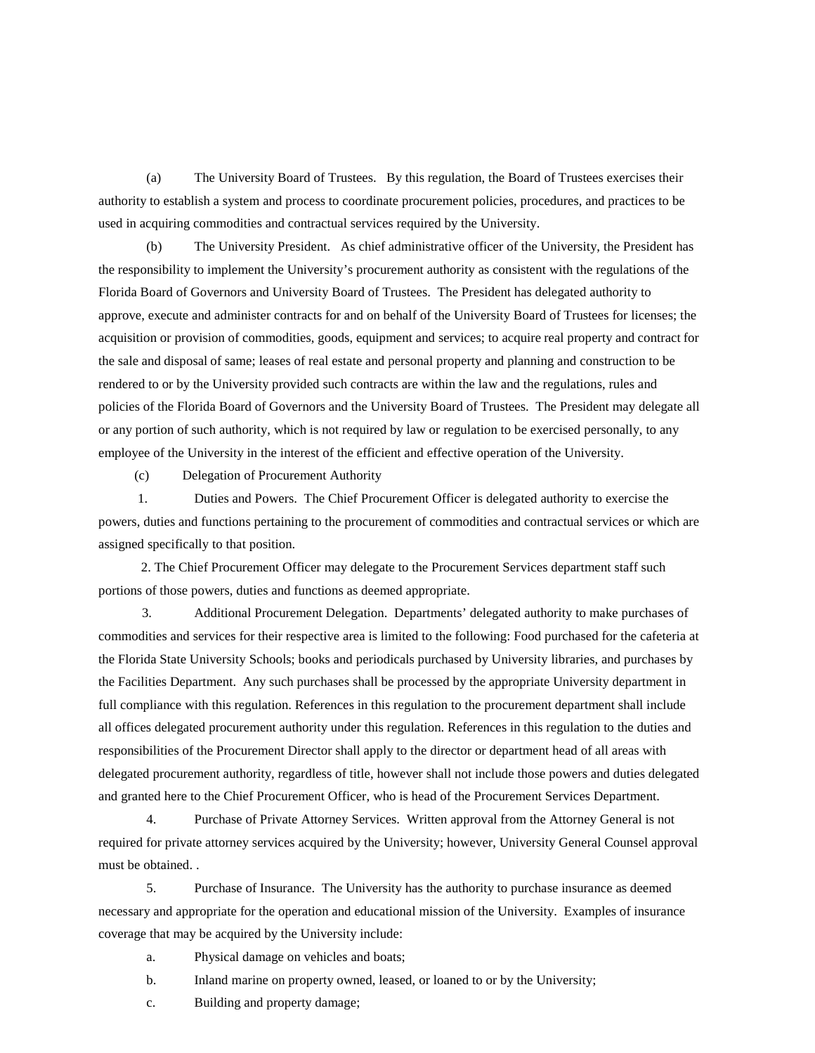(a) The University Board of Trustees. By this regulation, the Board of Trustees exercises their authority to establish a system and process to coordinate procurement policies, procedures, and practices to be used in acquiring commodities and contractual services required by the University.

(b) The University President. As chief administrative officer of the University, the President has the responsibility to implement the University's procurement authority as consistent with the regulations of the Florida Board of Governors and University Board of Trustees. The President has delegated authority to approve, execute and administer contracts for and on behalf of the University Board of Trustees for licenses; the acquisition or provision of commodities, goods, equipment and services; to acquire real property and contract for the sale and disposal of same; leases of real estate and personal property and planning and construction to be rendered to or by the University provided such contracts are within the law and the regulations, rules and policies of the Florida Board of Governors and the University Board of Trustees. The President may delegate all or any portion of such authority, which is not required by law or regulation to be exercised personally, to any employee of the University in the interest of the efficient and effective operation of the University.

(c) Delegation of Procurement Authority

1. Duties and Powers. The Chief Procurement Officer is delegated authority to exercise the powers, duties and functions pertaining to the procurement of commodities and contractual services or which are assigned specifically to that position.

2. The Chief Procurement Officer may delegate to the Procurement Services department staff such portions of those powers, duties and functions as deemed appropriate.

3. Additional Procurement Delegation. Departments' delegated authority to make purchases of commodities and services for their respective area is limited to the following: Food purchased for the cafeteria at the Florida State University Schools; books and periodicals purchased by University libraries, and purchases by the Facilities Department. Any such purchases shall be processed by the appropriate University department in full compliance with this regulation. References in this regulation to the procurement department shall include all offices delegated procurement authority under this regulation. References in this regulation to the duties and responsibilities of the Procurement Director shall apply to the director or department head of all areas with delegated procurement authority, regardless of title, however shall not include those powers and duties delegated and granted here to the Chief Procurement Officer, who is head of the Procurement Services Department.

4. Purchase of Private Attorney Services. Written approval from the Attorney General is not required for private attorney services acquired by the University; however, University General Counsel approval must be obtained. .

5. Purchase of Insurance. The University has the authority to purchase insurance as deemed necessary and appropriate for the operation and educational mission of the University. Examples of insurance coverage that may be acquired by the University include:

a. Physical damage on vehicles and boats;

b. Inland marine on property owned, leased, or loaned to or by the University;

c. Building and property damage;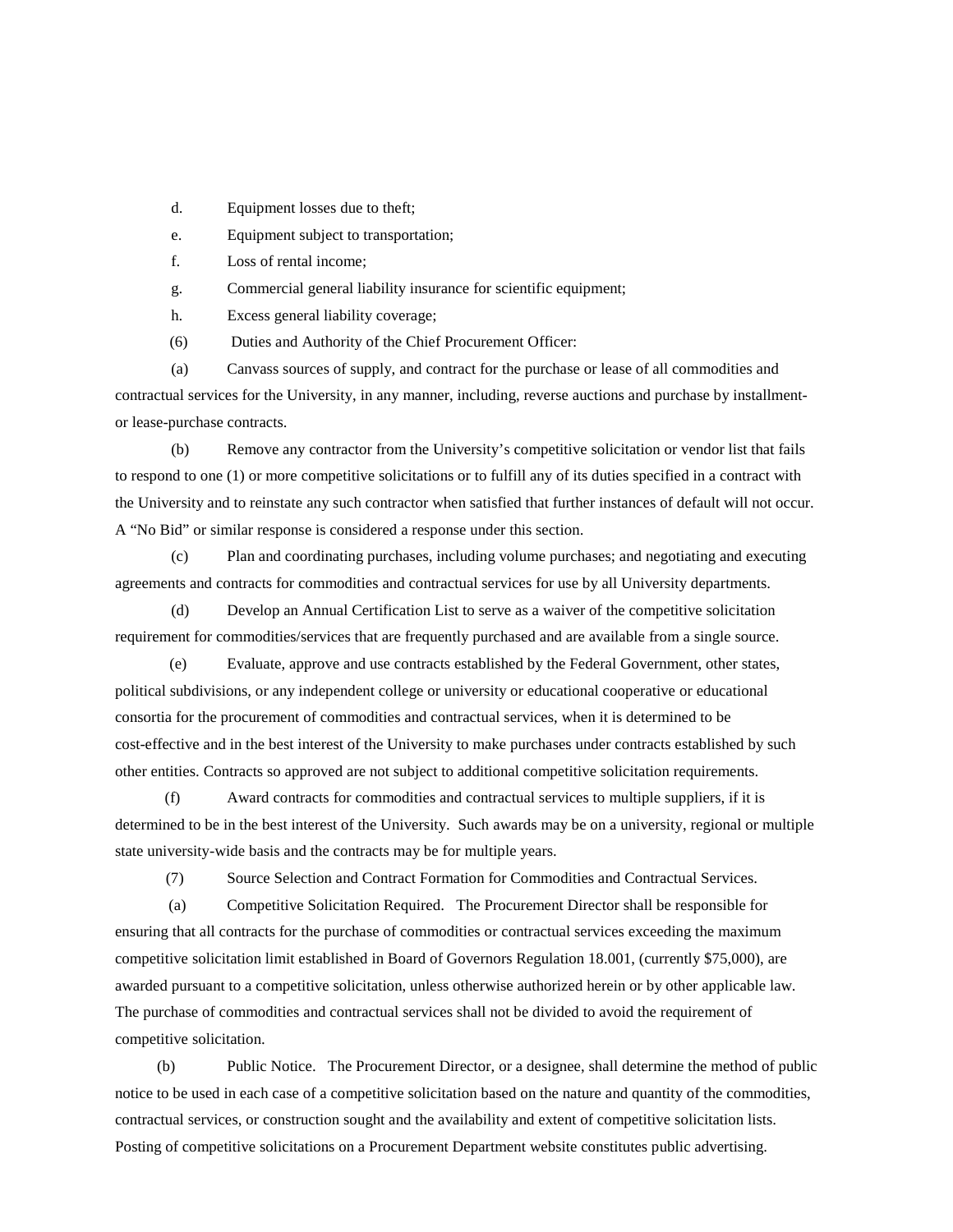d. Equipment losses due to theft;

e. Equipment subject to transportation;

f. Loss of rental income;

g. Commercial general liability insurance for scientific equipment;

h. Excess general liability coverage;

(6) Duties and Authority of the Chief Procurement Officer:

(a) Canvass sources of supply, and contract for the purchase or lease of all commodities and contractual services for the University, in any manner, including, reverse auctions and purchase by installment- or lease-purchase contracts.

(b) Remove any contractor from the University's competitive solicitation or vendor list that fails to respond to one (1) or more competitive solicitations or to fulfill any of its duties specified in a contract with the University and to reinstate any such contractor when satisfied that further instances of default will not occur. A "No Bid" or similar response is considered a response under this section.

(c) Plan and coordinating purchases, including volume purchases; and negotiating and executing agreements and contracts for commodities and contractual services for use by all University departments.

(d) Develop an Annual Certification List to serve as a waiver of the competitive solicitation requirement for commodities/services that are frequently purchased and are available from a single source.

(e) Evaluate, approve and use contracts established by the Federal Government, other states, political subdivisions, or any independent college or university or educational cooperative or educational consortia for the procurement of commodities and contractual services, when it is determined to be cost-effective and in the best interest of the University to make purchases under contracts established by such other entities. Contracts so approved are not subject to additional competitive solicitation requirements.

(f) Award contracts for commodities and contractual services to multiple suppliers, if it is determined to be in the best interest of the University. Such awards may be on a university, regional or multiple state university-wide basis and the contracts may be for multiple years.

(7) Source Selection and Contract Formation for Commodities and Contractual Services.

(a) Competitive Solicitation Required. The Procurement Director shall be responsible for ensuring that all contracts for the purchase of commodities or contractual services exceeding the maximum competitive solicitation limit established in Board of Governors Regulation 18.001, (currently $75,000), are awarded pursuant to a competitive solicitation, unless otherwise authorized herein or by other applicable law. The purchase of commodities and contractual services shall not be divided to avoid the requirement of competitive solicitation.

(b) Public Notice. The Procurement Director, or a designee, shall determine the method of public notice to be used in each case of a competitive solicitation based on the nature and quantity of the commodities, contractual services, or construction sought and the availability and extent of competitive solicitation lists. Posting of competitive solicitations on a Procurement Department website constitutes public advertising.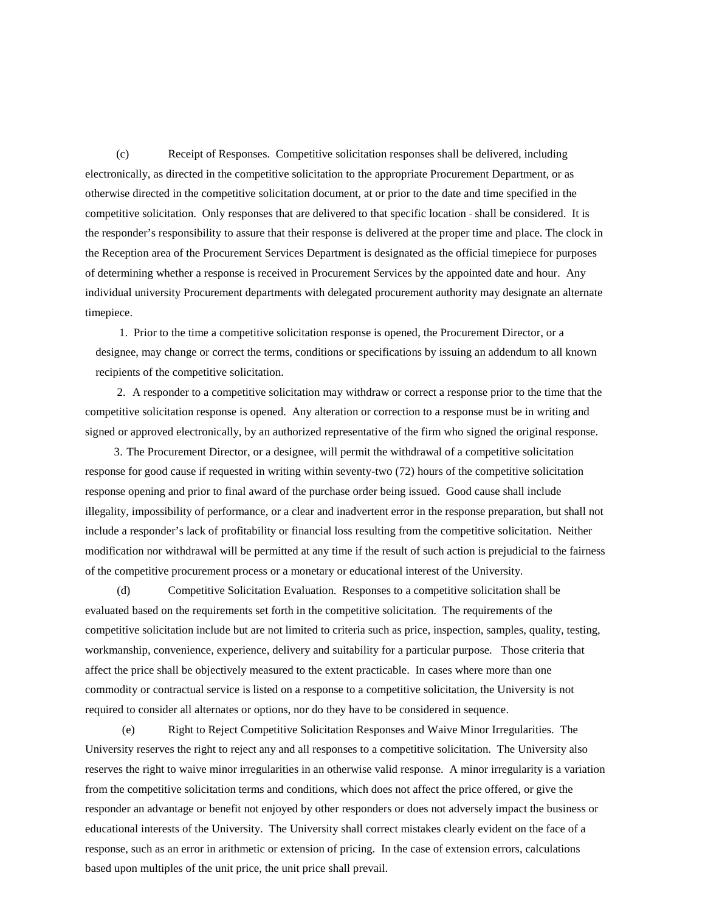(c) Receipt of Responses. Competitive solicitation responses shall be delivered, including electronically, as directed in the competitive solicitation to the appropriate Procurement Department, or as otherwise directed in the competitive solicitation document, at or prior to the date and time specified in the competitive solicitation. Only responses that are delivered to that specific location - shall be considered. It is the responder's responsibility to assure that their response is delivered at the proper time and place. The clock in the Reception area of the Procurement Services Department is designated as the official timepiece for purposes of determining whether a response is received in Procurement Services by the appointed date and hour. Any individual university Procurement departments with delegated procurement authority may designate an alternate timepiece.

1. Prior to the time a competitive solicitation response is opened, the Procurement Director, or a designee, may change or correct the terms, conditions or specifications by issuing an addendum to all known recipients of the competitive solicitation.

2. A responder to a competitive solicitation may withdraw or correct a response prior to the time that the competitive solicitation response is opened. Any alteration or correction to a response must be in writing and signed or approved electronically, by an authorized representative of the firm who signed the original response.

3. The Procurement Director, or a designee, will permit the withdrawal of a competitive solicitation response for good cause if requested in writing within seventy-two (72) hours of the competitive solicitation response opening and prior to final award of the purchase order being issued. Good cause shall include illegality, impossibility of performance, or a clear and inadvertent error in the response preparation, but shall not include a responder's lack of profitability or financial loss resulting from the competitive solicitation. Neither modification nor withdrawal will be permitted at any time if the result of such action is prejudicial to the fairness of the competitive procurement process or a monetary or educational interest of the University.

(d) Competitive Solicitation Evaluation. Responses to a competitive solicitation shall be evaluated based on the requirements set forth in the competitive solicitation. The requirements of the competitive solicitation include but are not limited to criteria such as price, inspection, samples, quality, testing, workmanship, convenience, experience, delivery and suitability for a particular purpose. Those criteria that affect the price shall be objectively measured to the extent practicable. In cases where more than one commodity or contractual service is listed on a response to a competitive solicitation, the University is not required to consider all alternates or options, nor do they have to be considered in sequence.

(e) Right to Reject Competitive Solicitation Responses and Waive Minor Irregularities. The University reserves the right to reject any and all responses to a competitive solicitation. The University also reserves the right to waive minor irregularities in an otherwise valid response. A minor irregularity is a variation from the competitive solicitation terms and conditions, which does not affect the price offered, or give the responder an advantage or benefit not enjoyed by other responders or does not adversely impact the business or educational interests of the University. The University shall correct mistakes clearly evident on the face of a response, such as an error in arithmetic or extension of pricing. In the case of extension errors, calculations based upon multiples of the unit price, the unit price shall prevail.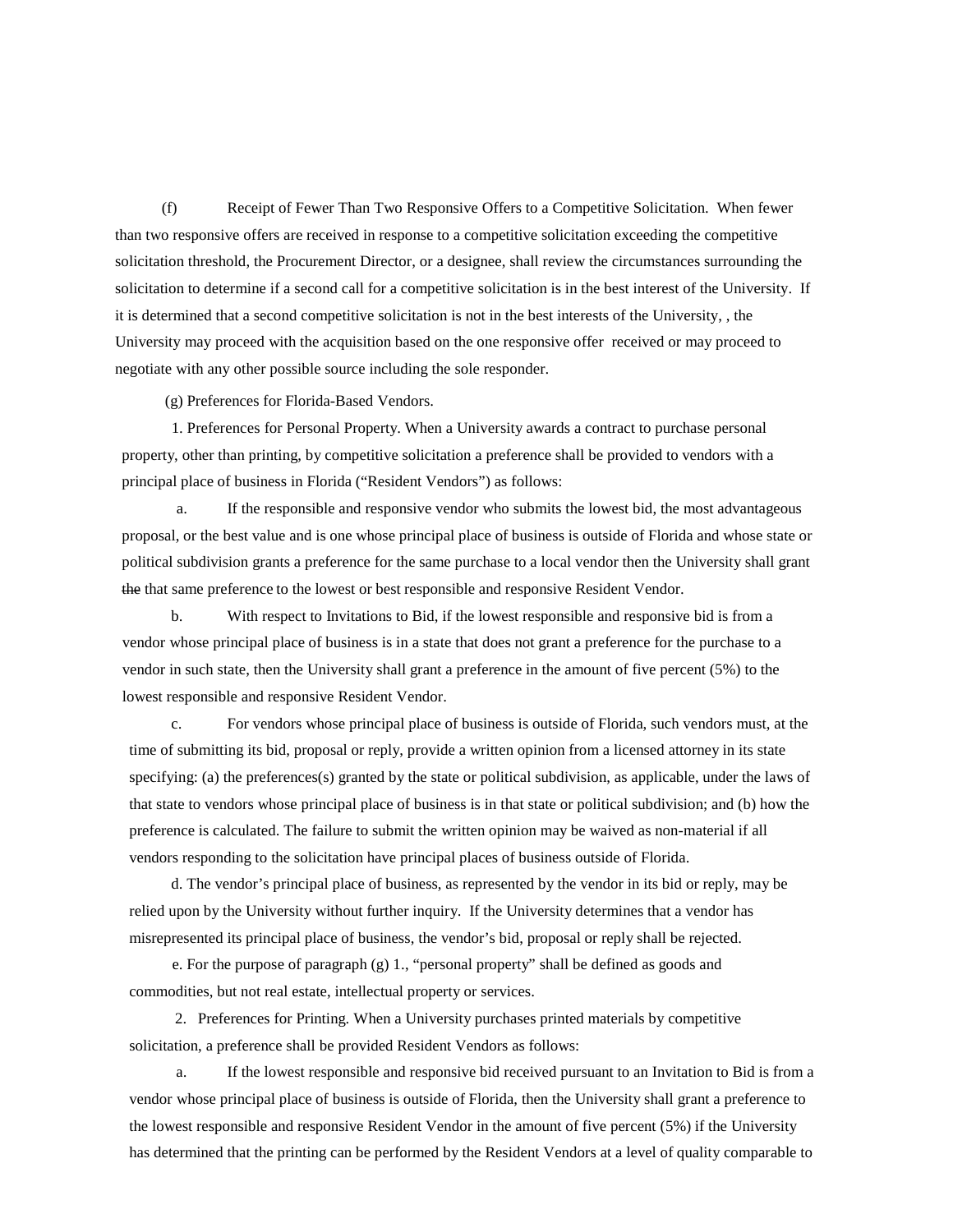(f) Receipt of Fewer Than Two Responsive Offers to a Competitive Solicitation. When fewer than two responsive offers are received in response to a competitive solicitation exceeding the competitive solicitation threshold, the Procurement Director, or a designee, shall review the circumstances surrounding the solicitation to determine if a second call for a competitive solicitation is in the best interest of the University. If it is determined that a second competitive solicitation is not in the best interests of the University, , the University may proceed with the acquisition based on the one responsive offer received or may proceed to negotiate with any other possible source including the sole responder.

(g) Preferences for Florida-Based Vendors.

1. Preferences for Personal Property. When a University awards a contract to purchase personal property, other than printing, by competitive solicitation a preference shall be provided to vendors with a principal place of business in Florida ("Resident Vendors") as follows:

a. If the responsible and responsive vendor who submits the lowest bid, the most advantageous proposal, or the best value and is one whose principal place of business is outside of Florida and whose state or political subdivision grants a preference for the same purchase to a local vendor then the University shall grant ~~the~~ that same preference to the lowest or best responsible and responsive Resident Vendor.

b. With respect to Invitations to Bid, if the lowest responsible and responsive bid is from a vendor whose principal place of business is in a state that does not grant a preference for the purchase to a vendor in such state, then the University shall grant a preference in the amount of five percent (5%) to the lowest responsible and responsive Resident Vendor.

c. For vendors whose principal place of business is outside of Florida, such vendors must, at the time of submitting its bid, proposal or reply, provide a written opinion from a licensed attorney in its state specifying: (a) the preferences(s) granted by the state or political subdivision, as applicable, under the laws of that state to vendors whose principal place of business is in that state or political subdivision; and (b) how the preference is calculated. The failure to submit the written opinion may be waived as non-material if all vendors responding to the solicitation have principal places of business outside of Florida.

d. The vendor's principal place of business, as represented by the vendor in its bid or reply, may be relied upon by the University without further inquiry. If the University determines that a vendor has misrepresented its principal place of business, the vendor's bid, proposal or reply shall be rejected.

e. For the purpose of paragraph (g) 1., "personal property" shall be defined as goods and commodities, but not real estate, intellectual property or services.

2. Preferences for Printing. When a University purchases printed materials by competitive solicitation, a preference shall be provided Resident Vendors as follows:

a. If the lowest responsible and responsive bid received pursuant to an Invitation to Bid is from a vendor whose principal place of business is outside of Florida, then the University shall grant a preference to the lowest responsible and responsive Resident Vendor in the amount of five percent (5%) if the University has determined that the printing can be performed by the Resident Vendors at a level of quality comparable to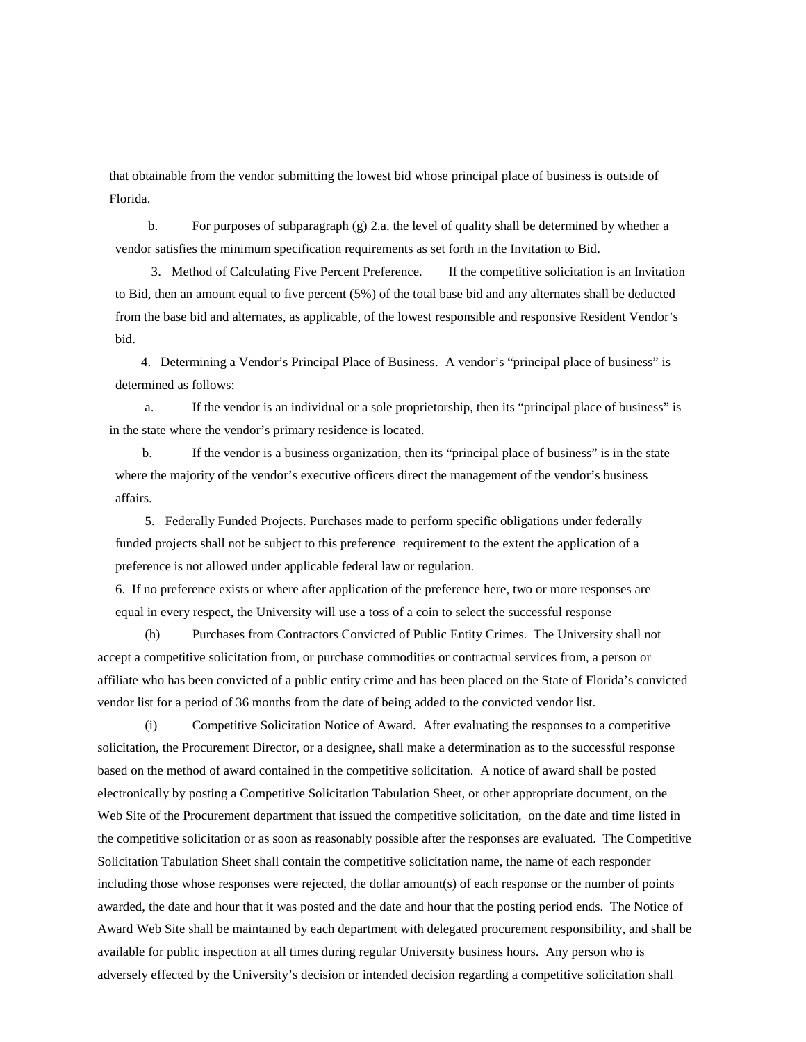that obtainable from the vendor submitting the lowest bid whose principal place of business is outside of Florida.

b. For purposes of subparagraph (g) 2.a. the level of quality shall be determined by whether a vendor satisfies the minimum specification requirements as set forth in the Invitation to Bid.

3. Method of Calculating Five Percent Preference. If the competitive solicitation is an Invitation to Bid, then an amount equal to five percent (5%) of the total base bid and any alternates shall be deducted from the base bid and alternates, as applicable, of the lowest responsible and responsive Resident Vendor's bid.

4. Determining a Vendor's Principal Place of Business. A vendor's "principal place of business" is determined as follows:

a. If the vendor is an individual or a sole proprietorship, then its "principal place of business" is in the state where the vendor's primary residence is located.

b. If the vendor is a business organization, then its "principal place of business" is in the state where the majority of the vendor's executive officers direct the management of the vendor's business affairs.

5. Federally Funded Projects. Purchases made to perform specific obligations under federally funded projects shall not be subject to this preference requirement to the extent the application of a preference is not allowed under applicable federal law or regulation.

6. If no preference exists or where after application of the preference here, two or more responses are equal in every respect, the University will use a toss of a coin to select the successful response

(h) Purchases from Contractors Convicted of Public Entity Crimes. The University shall not accept a competitive solicitation from, or purchase commodities or contractual services from, a person or affiliate who has been convicted of a public entity crime and has been placed on the State of Florida's convicted vendor list for a period of 36 months from the date of being added to the convicted vendor list.

(i) Competitive Solicitation Notice of Award. After evaluating the responses to a competitive solicitation, the Procurement Director, or a designee, shall make a determination as to the successful response based on the method of award contained in the competitive solicitation. A notice of award shall be posted electronically by posting a Competitive Solicitation Tabulation Sheet, or other appropriate document, on the Web Site of the Procurement department that issued the competitive solicitation, on the date and time listed in the competitive solicitation or as soon as reasonably possible after the responses are evaluated. The Competitive Solicitation Tabulation Sheet shall contain the competitive solicitation name, the name of each responder including those whose responses were rejected, the dollar amount(s) of each response or the number of points awarded, the date and hour that it was posted and the date and hour that the posting period ends. The Notice of Award Web Site shall be maintained by each department with delegated procurement responsibility, and shall be available for public inspection at all times during regular University business hours. Any person who is adversely effected by the University's decision or intended decision regarding a competitive solicitation shall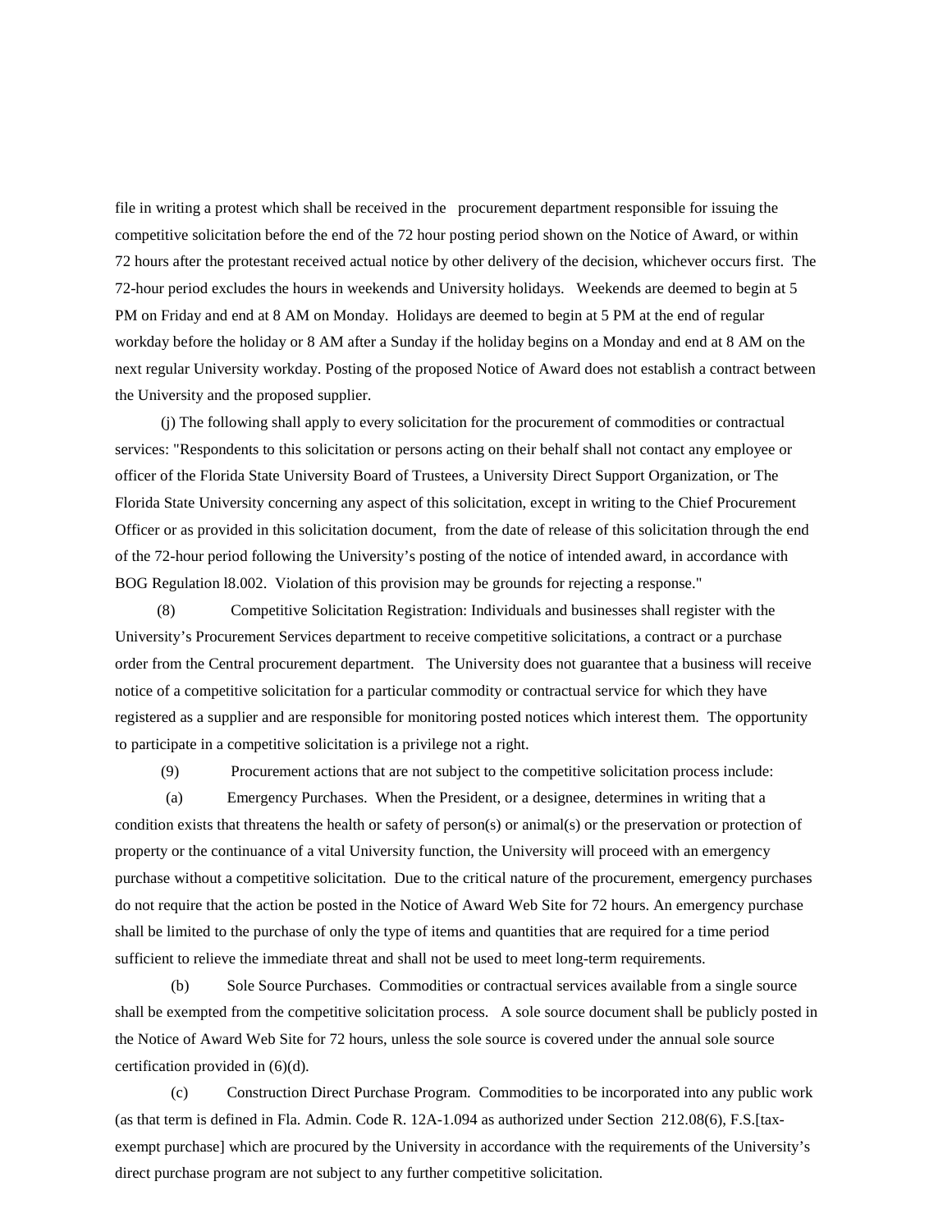file in writing a protest which shall be received in the procurement department responsible for issuing the competitive solicitation before the end of the 72 hour posting period shown on the Notice of Award, or within 72 hours after the protestant received actual notice by other delivery of the decision, whichever occurs first. The 72-hour period excludes the hours in weekends and University holidays. Weekends are deemed to begin at 5 PM on Friday and end at 8 AM on Monday. Holidays are deemed to begin at 5 PM at the end of regular workday before the holiday or 8 AM after a Sunday if the holiday begins on a Monday and end at 8 AM on the next regular University workday. Posting of the proposed Notice of Award does not establish a contract between the University and the proposed supplier.

(j) The following shall apply to every solicitation for the procurement of commodities or contractual services: "Respondents to this solicitation or persons acting on their behalf shall not contact any employee or officer of the Florida State University Board of Trustees, a University Direct Support Organization, or The Florida State University concerning any aspect of this solicitation, except in writing to the Chief Procurement Officer or as provided in this solicitation document, from the date of release of this solicitation through the end of the 72-hour period following the University's posting of the notice of intended award, in accordance with BOG Regulation l8.002. Violation of this provision may be grounds for rejecting a response."

(8) Competitive Solicitation Registration: Individuals and businesses shall register with the University's Procurement Services department to receive competitive solicitations, a contract or a purchase order from the Central procurement department. The University does not guarantee that a business will receive notice of a competitive solicitation for a particular commodity or contractual service for which they have registered as a supplier and are responsible for monitoring posted notices which interest them. The opportunity to participate in a competitive solicitation is a privilege not a right.

(9) Procurement actions that are not subject to the competitive solicitation process include:

(a) Emergency Purchases. When the President, or a designee, determines in writing that a condition exists that threatens the health or safety of person(s) or animal(s) or the preservation or protection of property or the continuance of a vital University function, the University will proceed with an emergency purchase without a competitive solicitation. Due to the critical nature of the procurement, emergency purchases do not require that the action be posted in the Notice of Award Web Site for 72 hours. An emergency purchase shall be limited to the purchase of only the type of items and quantities that are required for a time period sufficient to relieve the immediate threat and shall not be used to meet long-term requirements.

(b) Sole Source Purchases. Commodities or contractual services available from a single source shall be exempted from the competitive solicitation process. A sole source document shall be publicly posted in the Notice of Award Web Site for 72 hours, unless the sole source is covered under the annual sole source certification provided in (6)(d).

(c) Construction Direct Purchase Program. Commodities to be incorporated into any public work (as that term is defined in Fla. Admin. Code R. 12A-1.094 as authorized under Section 212.08(6), F.S.[tax-exempt purchase] which are procured by the University in accordance with the requirements of the University's direct purchase program are not subject to any further competitive solicitation.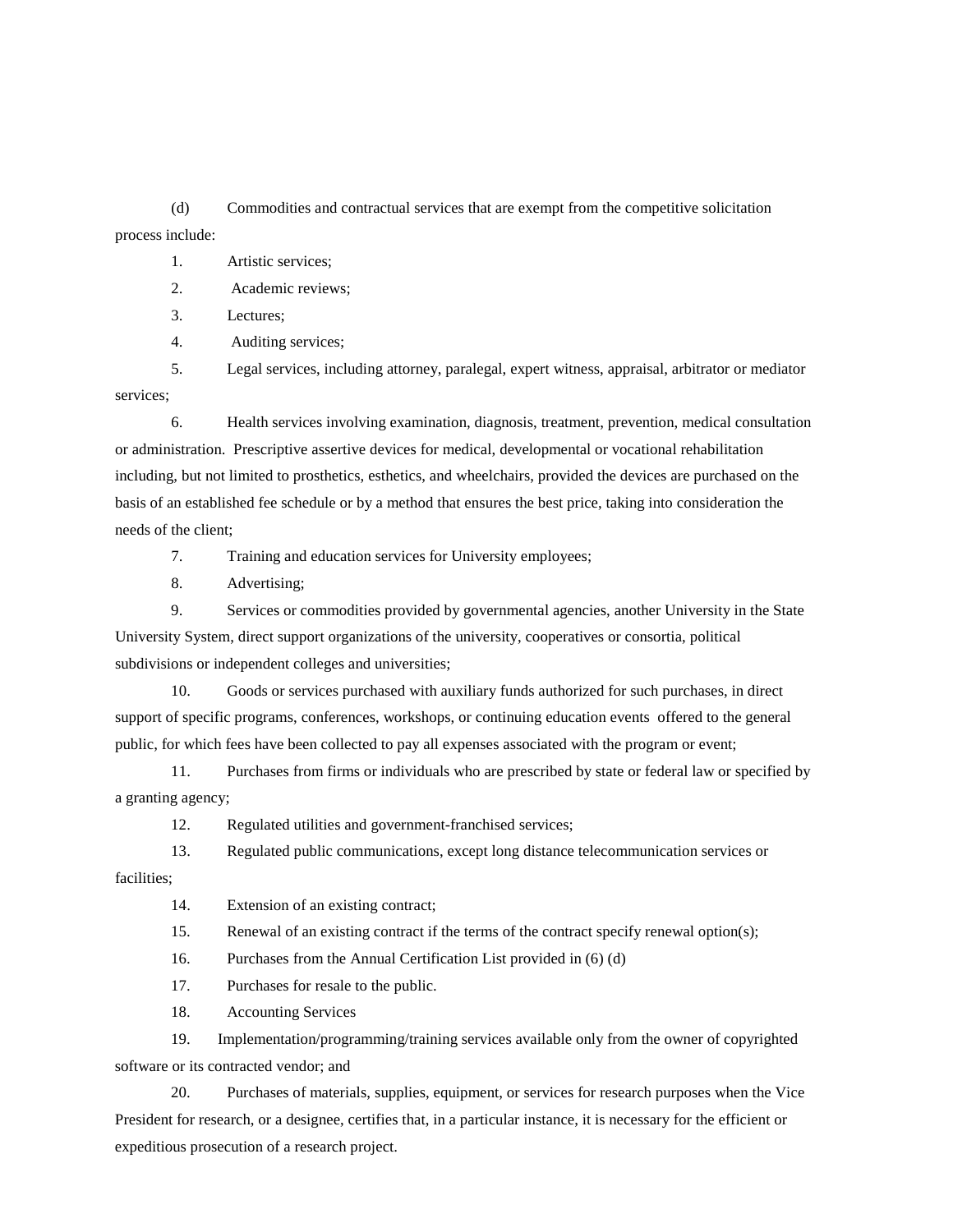(d) Commodities and contractual services that are exempt from the competitive solicitation process include:

1. Artistic services;
2. Academic reviews;
3. Lectures;
4. Auditing services;
5. Legal services, including attorney, paralegal, expert witness, appraisal, arbitrator or mediator services;
6. Health services involving examination, diagnosis, treatment, prevention, medical consultation or administration. Prescriptive assertive devices for medical, developmental or vocational rehabilitation including, but not limited to prosthetics, esthetics, and wheelchairs, provided the devices are purchased on the basis of an established fee schedule or by a method that ensures the best price, taking into consideration the needs of the client;
7. Training and education services for University employees;
8. Advertising;
9. Services or commodities provided by governmental agencies, another University in the State University System, direct support organizations of the university, cooperatives or consortia, political subdivisions or independent colleges and universities;
10. Goods or services purchased with auxiliary funds authorized for such purchases, in direct support of specific programs, conferences, workshops, or continuing education events offered to the general public, for which fees have been collected to pay all expenses associated with the program or event;
11. Purchases from firms or individuals who are prescribed by state or federal law or specified by a granting agency;
12. Regulated utilities and government-franchised services;
13. Regulated public communications, except long distance telecommunication services or facilities;
14. Extension of an existing contract;
15. Renewal of an existing contract if the terms of the contract specify renewal option(s);
16. Purchases from the Annual Certification List provided in (6) (d)
17. Purchases for resale to the public.
18. Accounting Services
19. Implementation/programming/training services available only from the owner of copyrighted software or its contracted vendor; and
20. Purchases of materials, supplies, equipment, or services for research purposes when the Vice President for research, or a designee, certifies that, in a particular instance, it is necessary for the efficient or expeditious prosecution of a research project.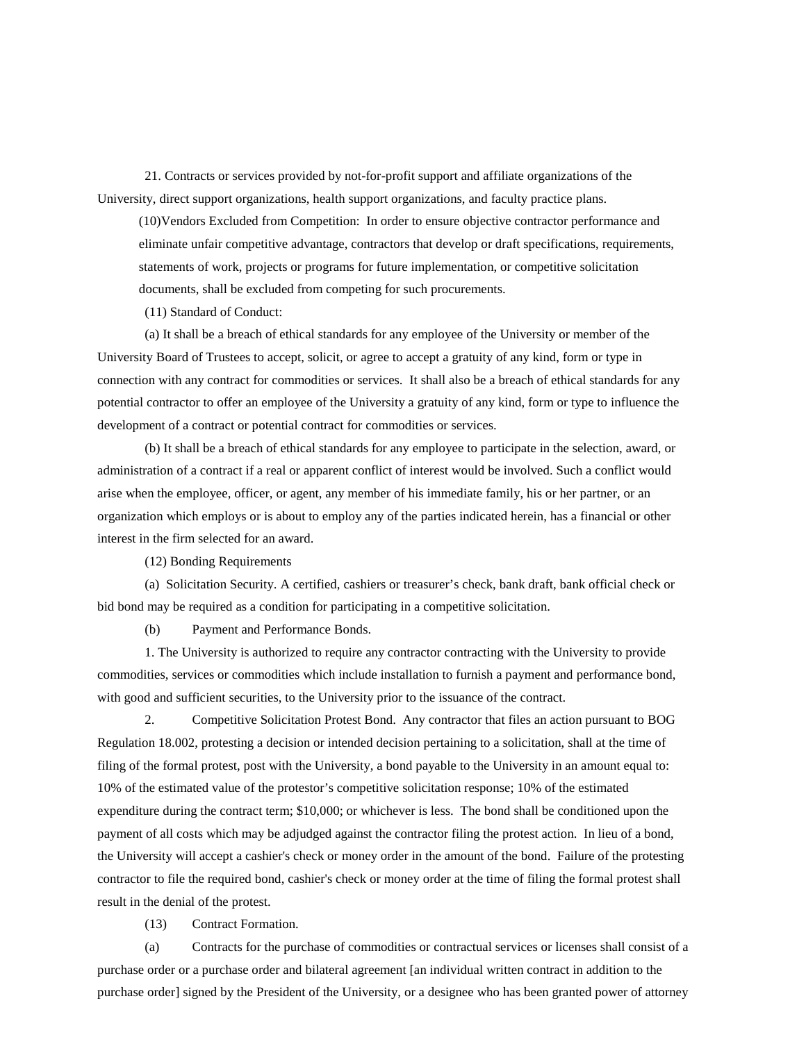21. Contracts or services provided by not-for-profit support and affiliate organizations of the University, direct support organizations, health support organizations, and faculty practice plans.

(10)Vendors Excluded from Competition: In order to ensure objective contractor performance and eliminate unfair competitive advantage, contractors that develop or draft specifications, requirements, statements of work, projects or programs for future implementation, or competitive solicitation documents, shall be excluded from competing for such procurements.

(11) Standard of Conduct:

(a) It shall be a breach of ethical standards for any employee of the University or member of the University Board of Trustees to accept, solicit, or agree to accept a gratuity of any kind, form or type in connection with any contract for commodities or services. It shall also be a breach of ethical standards for any potential contractor to offer an employee of the University a gratuity of any kind, form or type to influence the development of a contract or potential contract for commodities or services.

(b) It shall be a breach of ethical standards for any employee to participate in the selection, award, or administration of a contract if a real or apparent conflict of interest would be involved. Such a conflict would arise when the employee, officer, or agent, any member of his immediate family, his or her partner, or an organization which employs or is about to employ any of the parties indicated herein, has a financial or other interest in the firm selected for an award.

(12) Bonding Requirements

(a) Solicitation Security. A certified, cashiers or treasurer's check, bank draft, bank official check or bid bond may be required as a condition for participating in a competitive solicitation.

(b) Payment and Performance Bonds.

1. The University is authorized to require any contractor contracting with the University to provide commodities, services or commodities which include installation to furnish a payment and performance bond, with good and sufficient securities, to the University prior to the issuance of the contract.

2. Competitive Solicitation Protest Bond. Any contractor that files an action pursuant to BOG Regulation 18.002, protesting a decision or intended decision pertaining to a solicitation, shall at the time of filing of the formal protest, post with the University, a bond payable to the University in an amount equal to: 10% of the estimated value of the protestor's competitive solicitation response; 10% of the estimated expenditure during the contract term; $10,000; or whichever is less. The bond shall be conditioned upon the payment of all costs which may be adjudged against the contractor filing the protest action. In lieu of a bond, the University will accept a cashier's check or money order in the amount of the bond. Failure of the protesting contractor to file the required bond, cashier's check or money order at the time of filing the formal protest shall result in the denial of the protest.

(13) Contract Formation.

(a) Contracts for the purchase of commodities or contractual services or licenses shall consist of a purchase order or a purchase order and bilateral agreement [an individual written contract in addition to the purchase order] signed by the President of the University, or a designee who has been granted power of attorney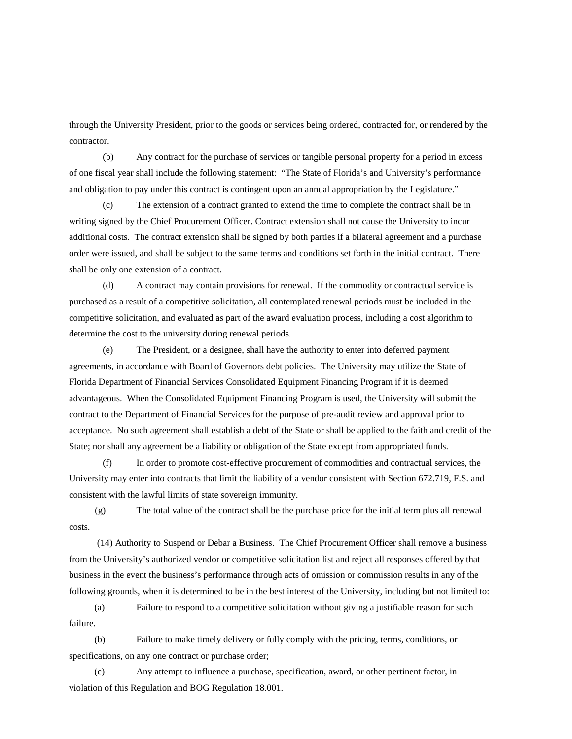through the University President, prior to the goods or services being ordered, contracted for, or rendered by the contractor.

(b) Any contract for the purchase of services or tangible personal property for a period in excess of one fiscal year shall include the following statement: "The State of Florida's and University's performance and obligation to pay under this contract is contingent upon an annual appropriation by the Legislature."

(c) The extension of a contract granted to extend the time to complete the contract shall be in writing signed by the Chief Procurement Officer. Contract extension shall not cause the University to incur additional costs. The contract extension shall be signed by both parties if a bilateral agreement and a purchase order were issued, and shall be subject to the same terms and conditions set forth in the initial contract. There shall be only one extension of a contract.

(d) A contract may contain provisions for renewal. If the commodity or contractual service is purchased as a result of a competitive solicitation, all contemplated renewal periods must be included in the competitive solicitation, and evaluated as part of the award evaluation process, including a cost algorithm to determine the cost to the university during renewal periods.

(e) The President, or a designee, shall have the authority to enter into deferred payment agreements, in accordance with Board of Governors debt policies. The University may utilize the State of Florida Department of Financial Services Consolidated Equipment Financing Program if it is deemed advantageous. When the Consolidated Equipment Financing Program is used, the University will submit the contract to the Department of Financial Services for the purpose of pre-audit review and approval prior to acceptance. No such agreement shall establish a debt of the State or shall be applied to the faith and credit of the State; nor shall any agreement be a liability or obligation of the State except from appropriated funds.

(f) In order to promote cost-effective procurement of commodities and contractual services, the University may enter into contracts that limit the liability of a vendor consistent with Section 672.719, F.S. and consistent with the lawful limits of state sovereign immunity.

(g) The total value of the contract shall be the purchase price for the initial term plus all renewal costs.

(14) Authority to Suspend or Debar a Business. The Chief Procurement Officer shall remove a business from the University's authorized vendor or competitive solicitation list and reject all responses offered by that business in the event the business's performance through acts of omission or commission results in any of the following grounds, when it is determined to be in the best interest of the University, including but not limited to:

(a) Failure to respond to a competitive solicitation without giving a justifiable reason for such failure.

(b) Failure to make timely delivery or fully comply with the pricing, terms, conditions, or specifications, on any one contract or purchase order;

(c) Any attempt to influence a purchase, specification, award, or other pertinent factor, in violation of this Regulation and BOG Regulation 18.001.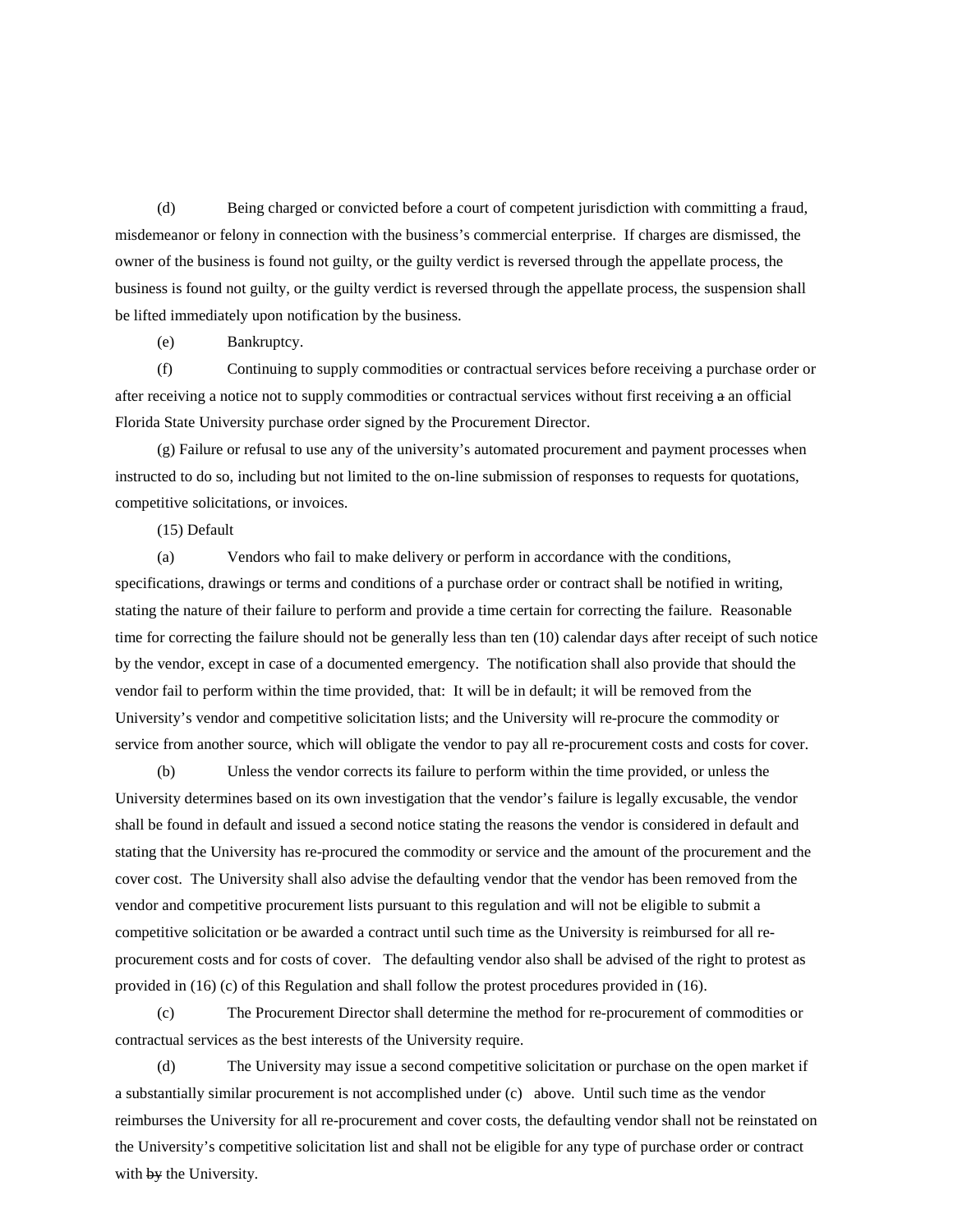(d) Being charged or convicted before a court of competent jurisdiction with committing a fraud, misdemeanor or felony in connection with the business's commercial enterprise. If charges are dismissed, the owner of the business is found not guilty, or the guilty verdict is reversed through the appellate process, the business is found not guilty, or the guilty verdict is reversed through the appellate process, the suspension shall be lifted immediately upon notification by the business.

(e) Bankruptcy.

(f) Continuing to supply commodities or contractual services before receiving a purchase order or after receiving a notice not to supply commodities or contractual services without first receiving ~~a~~ an official Florida State University purchase order signed by the Procurement Director.

(g) Failure or refusal to use any of the university's automated procurement and payment processes when instructed to do so, including but not limited to the on-line submission of responses to requests for quotations, competitive solicitations, or invoices.

(15) Default

(a) Vendors who fail to make delivery or perform in accordance with the conditions, specifications, drawings or terms and conditions of a purchase order or contract shall be notified in writing, stating the nature of their failure to perform and provide a time certain for correcting the failure. Reasonable time for correcting the failure should not be generally less than ten (10) calendar days after receipt of such notice by the vendor, except in case of a documented emergency. The notification shall also provide that should the vendor fail to perform within the time provided, that: It will be in default; it will be removed from the University's vendor and competitive solicitation lists; and the University will re-procure the commodity or service from another source, which will obligate the vendor to pay all re-procurement costs and costs for cover.

(b) Unless the vendor corrects its failure to perform within the time provided, or unless the University determines based on its own investigation that the vendor's failure is legally excusable, the vendor shall be found in default and issued a second notice stating the reasons the vendor is considered in default and stating that the University has re-procured the commodity or service and the amount of the procurement and the cover cost. The University shall also advise the defaulting vendor that the vendor has been removed from the vendor and competitive procurement lists pursuant to this regulation and will not be eligible to submit a competitive solicitation or be awarded a contract until such time as the University is reimbursed for all re-procurement costs and for costs of cover. The defaulting vendor also shall be advised of the right to protest as provided in (16) (c) of this Regulation and shall follow the protest procedures provided in (16).

(c) The Procurement Director shall determine the method for re-procurement of commodities or contractual services as the best interests of the University require.

(d) The University may issue a second competitive solicitation or purchase on the open market if a substantially similar procurement is not accomplished under (c) above. Until such time as the vendor reimburses the University for all re-procurement and cover costs, the defaulting vendor shall not be reinstated on the University's competitive solicitation list and shall not be eligible for any type of purchase order or contract with ~~by~~ the University.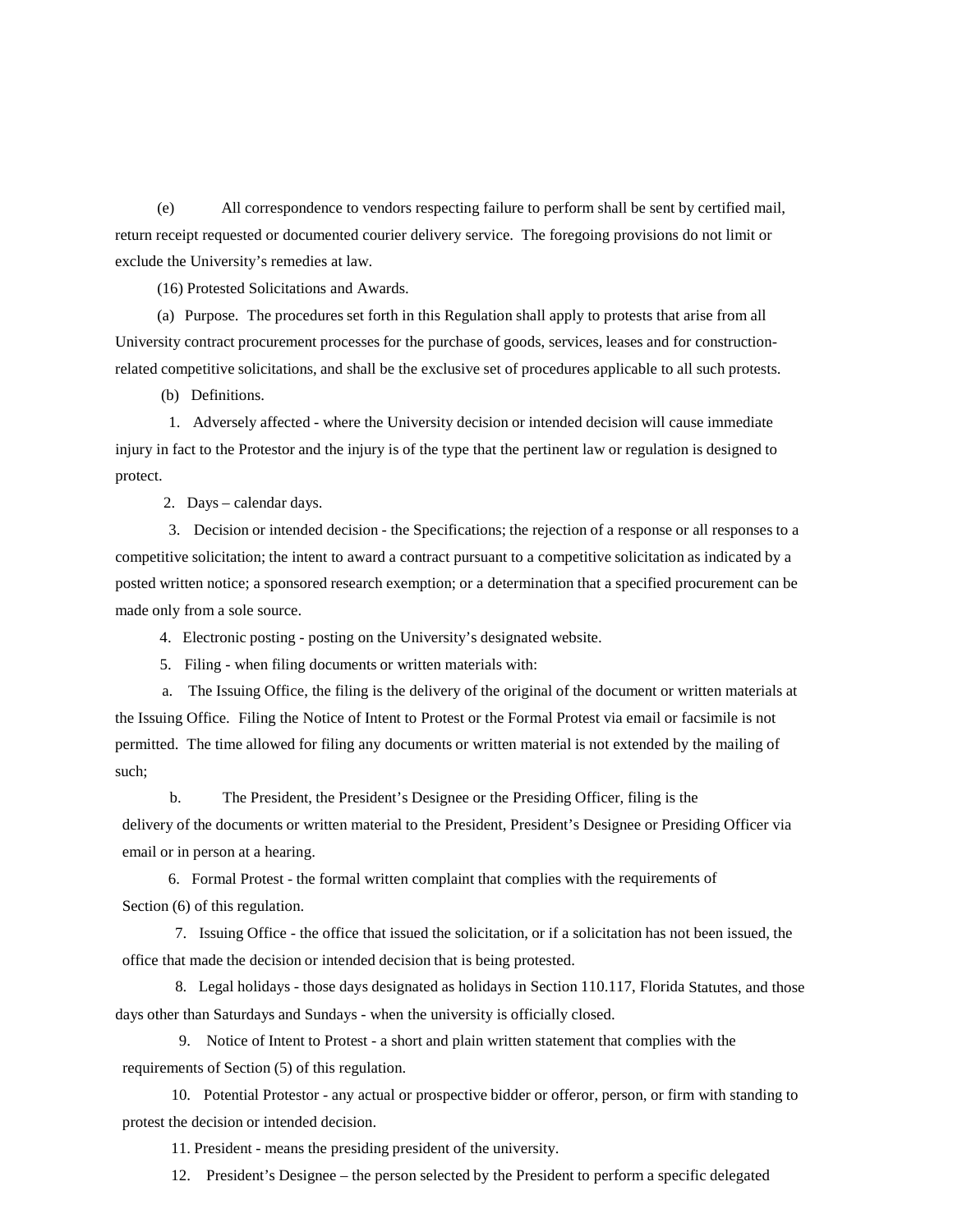(e) All correspondence to vendors respecting failure to perform shall be sent by certified mail, return receipt requested or documented courier delivery service. The foregoing provisions do not limit or exclude the University's remedies at law.

(16) Protested Solicitations and Awards.

(a) Purpose. The procedures set forth in this Regulation shall apply to protests that arise from all University contract procurement processes for the purchase of goods, services, leases and for construction-related competitive solicitations, and shall be the exclusive set of procedures applicable to all such protests.

(b) Definitions.

1. Adversely affected - where the University decision or intended decision will cause immediate injury in fact to the Protestor and the injury is of the type that the pertinent law or regulation is designed to protect.

2. Days – calendar days.

3. Decision or intended decision - the Specifications; the rejection of a response or all responses to a competitive solicitation; the intent to award a contract pursuant to a competitive solicitation as indicated by a posted written notice; a sponsored research exemption; or a determination that a specified procurement can be made only from a sole source.

4. Electronic posting - posting on the University's designated website.

5. Filing - when filing documents or written materials with:

a. The Issuing Office, the filing is the delivery of the original of the document or written materials at the Issuing Office. Filing the Notice of Intent to Protest or the Formal Protest via email or facsimile is not permitted. The time allowed for filing any documents or written material is not extended by the mailing of such;

b. The President, the President's Designee or the Presiding Officer, filing is the delivery of the documents or written material to the President, President's Designee or Presiding Officer via email or in person at a hearing.

6. Formal Protest - the formal written complaint that complies with the requirements of Section (6) of this regulation.

7. Issuing Office - the office that issued the solicitation, or if a solicitation has not been issued, the office that made the decision or intended decision that is being protested.

8. Legal holidays - those days designated as holidays in Section 110.117, Florida Statutes, and those days other than Saturdays and Sundays - when the university is officially closed.

9. Notice of Intent to Protest - a short and plain written statement that complies with the requirements of Section (5) of this regulation.

10. Potential Protestor - any actual or prospective bidder or offeror, person, or firm with standing to protest the decision or intended decision.

11. President - means the presiding president of the university.

12. President's Designee – the person selected by the President to perform a specific delegated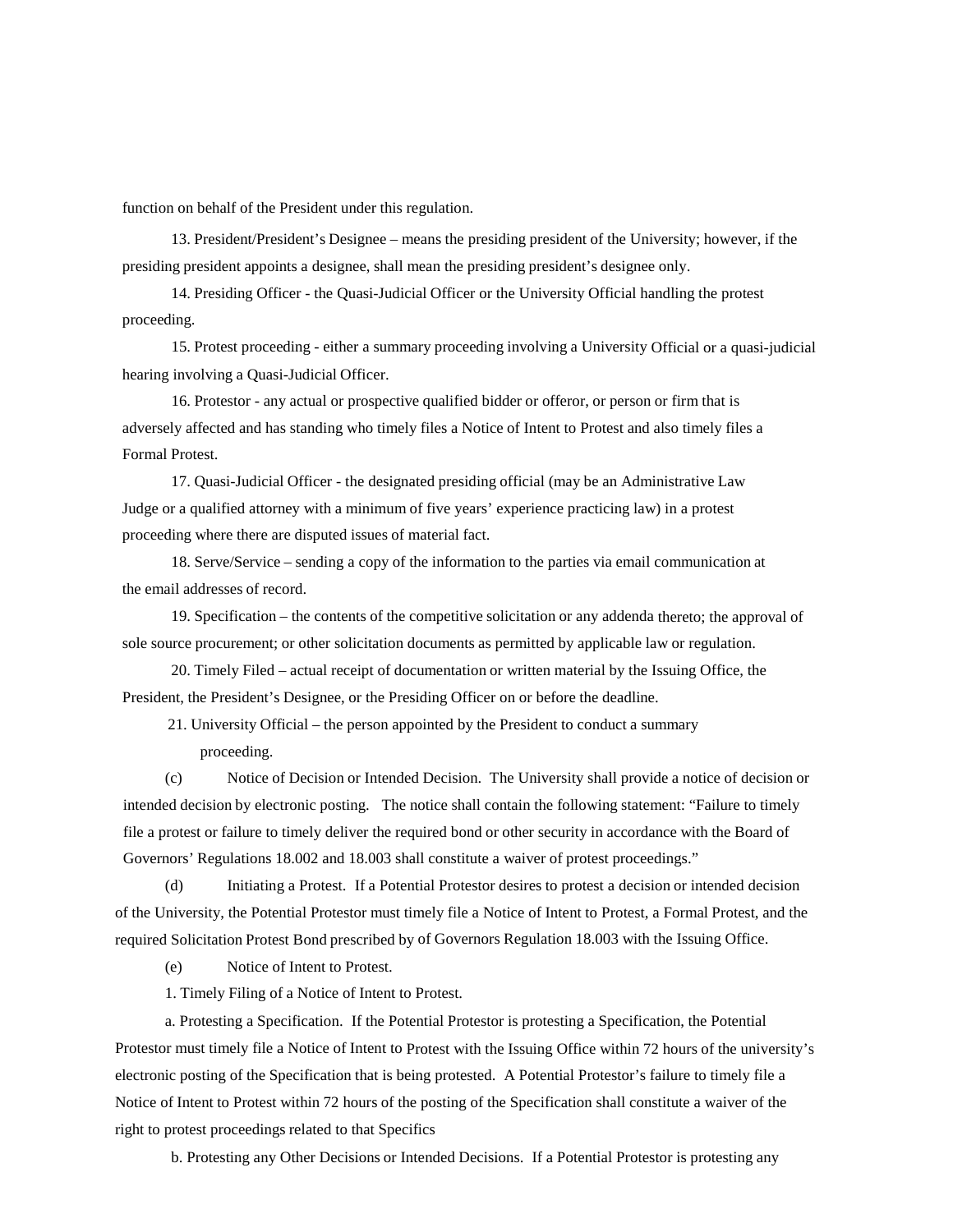function on behalf of the President under this regulation.

13. President/President's Designee – means the presiding president of the University; however, if the presiding president appoints a designee, shall mean the presiding president's designee only.

14. Presiding Officer - the Quasi-Judicial Officer or the University Official handling the protest proceeding.

15. Protest proceeding - either a summary proceeding involving a University Official or a quasi-judicial hearing involving a Quasi-Judicial Officer.

16. Protestor - any actual or prospective qualified bidder or offeror, or person or firm that is adversely affected and has standing who timely files a Notice of Intent to Protest and also timely files a Formal Protest.

17. Quasi-Judicial Officer - the designated presiding official (may be an Administrative Law Judge or a qualified attorney with a minimum of five years' experience practicing law) in a protest proceeding where there are disputed issues of material fact.

18. Serve/Service – sending a copy of the information to the parties via email communication at the email addresses of record.

19. Specification – the contents of the competitive solicitation or any addenda thereto; the approval of sole source procurement; or other solicitation documents as permitted by applicable law or regulation.

20. Timely Filed – actual receipt of documentation or written material by the Issuing Office, the President, the President's Designee, or the Presiding Officer on or before the deadline.

21. University Official – the person appointed by the President to conduct a summary proceeding.

(c) Notice of Decision or Intended Decision. The University shall provide a notice of decision or intended decision by electronic posting. The notice shall contain the following statement: "Failure to timely file a protest or failure to timely deliver the required bond or other security in accordance with the Board of Governors' Regulations 18.002 and 18.003 shall constitute a waiver of protest proceedings."

(d) Initiating a Protest. If a Potential Protestor desires to protest a decision or intended decision of the University, the Potential Protestor must timely file a Notice of Intent to Protest, a Formal Protest, and the required Solicitation Protest Bond prescribed by of Governors Regulation 18.003 with the Issuing Office.

(e) Notice of Intent to Protest.

1. Timely Filing of a Notice of Intent to Protest.

a. Protesting a Specification. If the Potential Protestor is protesting a Specification, the Potential Protestor must timely file a Notice of Intent to Protest with the Issuing Office within 72 hours of the university's electronic posting of the Specification that is being protested. A Potential Protestor's failure to timely file a Notice of Intent to Protest within 72 hours of the posting of the Specification shall constitute a waiver of the right to protest proceedings related to that Specifics

b. Protesting any Other Decisions or Intended Decisions. If a Potential Protestor is protesting any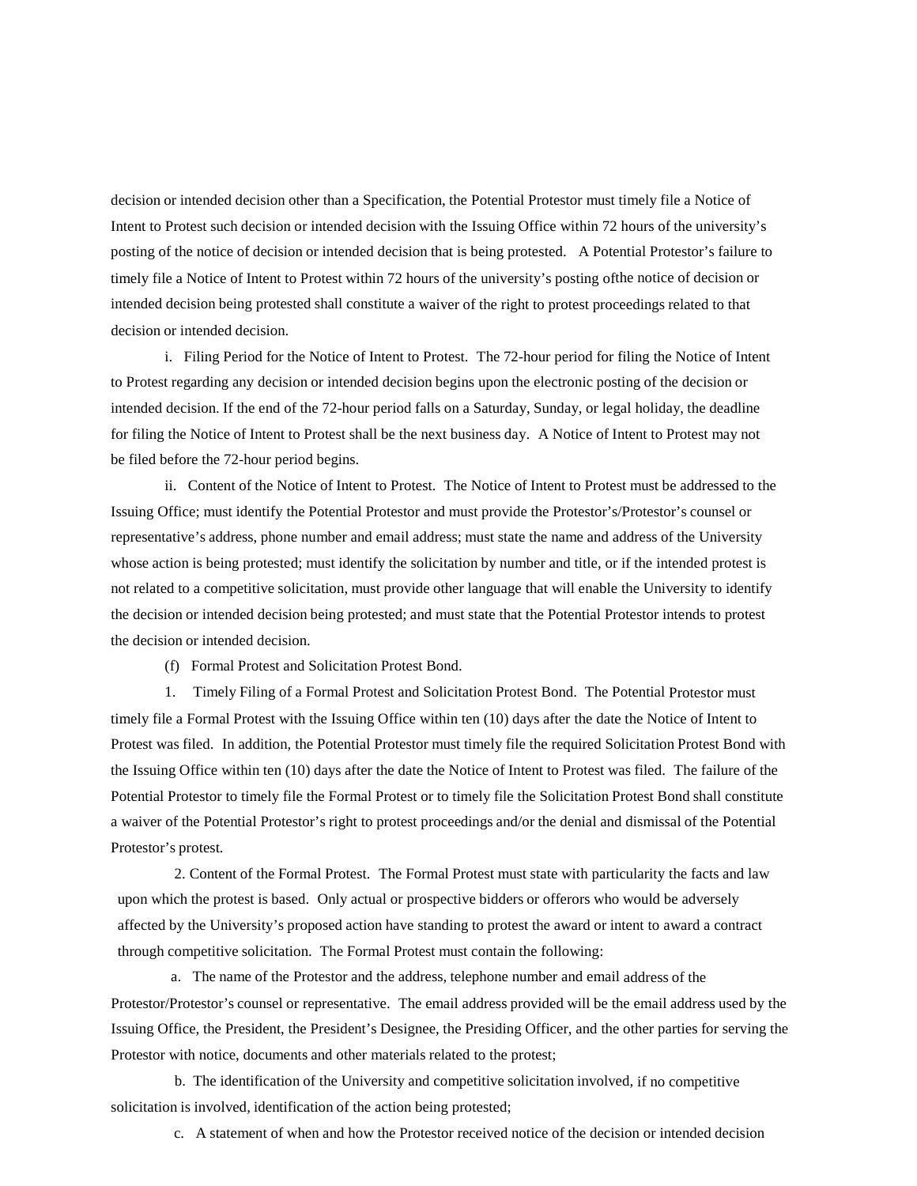decision or intended decision other than a Specification, the Potential Protestor must timely file a Notice of Intent to Protest such decision or intended decision with the Issuing Office within 72 hours of the university's posting of the notice of decision or intended decision that is being protested. A Potential Protestor's failure to timely file a Notice of Intent to Protest within 72 hours of the university's posting ofthe notice of decision or intended decision being protested shall constitute a waiver of the right to protest proceedings related to that decision or intended decision.

i. Filing Period for the Notice of Intent to Protest. The 72-hour period for filing the Notice of Intent to Protest regarding any decision or intended decision begins upon the electronic posting of the decision or intended decision. If the end of the 72-hour period falls on a Saturday, Sunday, or legal holiday, the deadline for filing the Notice of Intent to Protest shall be the next business day. A Notice of Intent to Protest may not be filed before the 72-hour period begins.

ii. Content of the Notice of Intent to Protest. The Notice of Intent to Protest must be addressed to the Issuing Office; must identify the Potential Protestor and must provide the Protestor's/Protestor's counsel or representative's address, phone number and email address; must state the name and address of the University whose action is being protested; must identify the solicitation by number and title, or if the intended protest is not related to a competitive solicitation, must provide other language that will enable the University to identify the decision or intended decision being protested; and must state that the Potential Protestor intends to protest the decision or intended decision.

(f) Formal Protest and Solicitation Protest Bond.

1. Timely Filing of a Formal Protest and Solicitation Protest Bond. The Potential Protestor must timely file a Formal Protest with the Issuing Office within ten (10) days after the date the Notice of Intent to Protest was filed. In addition, the Potential Protestor must timely file the required Solicitation Protest Bond with the Issuing Office within ten (10) days after the date the Notice of Intent to Protest was filed. The failure of the Potential Protestor to timely file the Formal Protest or to timely file the Solicitation Protest Bond shall constitute a waiver of the Potential Protestor's right to protest proceedings and/or the denial and dismissal of the Potential Protestor's protest.

2. Content of the Formal Protest. The Formal Protest must state with particularity the facts and law upon which the protest is based. Only actual or prospective bidders or offerors who would be adversely affected by the University's proposed action have standing to protest the award or intent to award a contract through competitive solicitation. The Formal Protest must contain the following:

a. The name of the Protestor and the address, telephone number and email address of the Protestor/Protestor's counsel or representative. The email address provided will be the email address used by the Issuing Office, the President, the President's Designee, the Presiding Officer, and the other parties for serving the Protestor with notice, documents and other materials related to the protest;

b. The identification of the University and competitive solicitation involved, if no competitive solicitation is involved, identification of the action being protested;

c. A statement of when and how the Protestor received notice of the decision or intended decision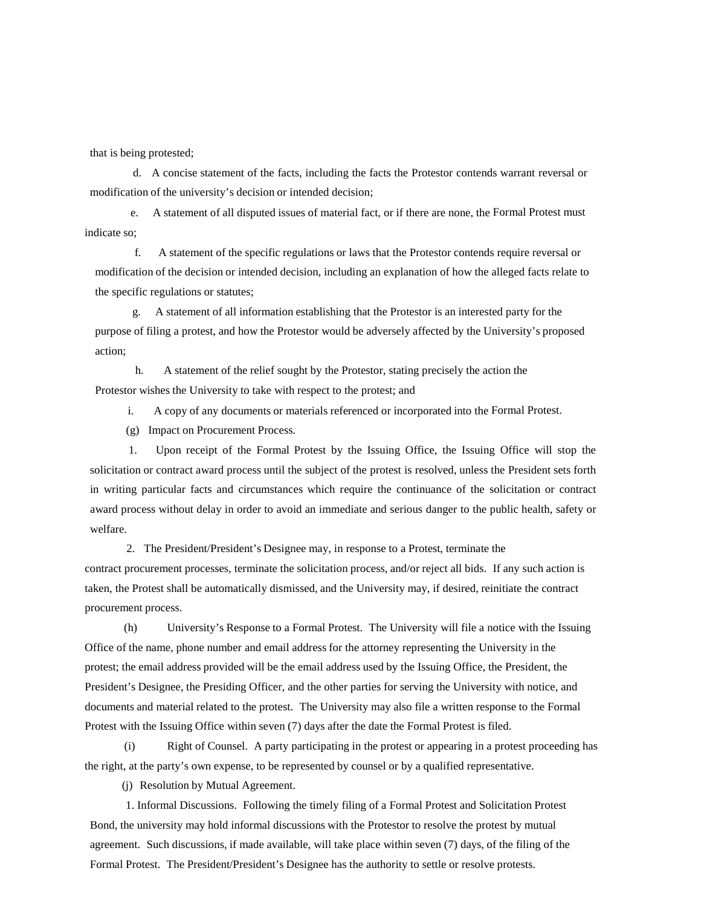that is being protested;

d. A concise statement of the facts, including the facts the Protestor contends warrant reversal or modification of the university's decision or intended decision;

e. A statement of all disputed issues of material fact, or if there are none, the Formal Protest must indicate so;

f. A statement of the specific regulations or laws that the Protestor contends require reversal or modification of the decision or intended decision, including an explanation of how the alleged facts relate to the specific regulations or statutes;

g. A statement of all information establishing that the Protestor is an interested party for the purpose of filing a protest, and how the Protestor would be adversely affected by the University's proposed action;

h. A statement of the relief sought by the Protestor, stating precisely the action the Protestor wishes the University to take with respect to the protest; and

i. A copy of any documents or materials referenced or incorporated into the Formal Protest.

(g) Impact on Procurement Process.

1. Upon receipt of the Formal Protest by the Issuing Office, the Issuing Office will stop the solicitation or contract award process until the subject of the protest is resolved, unless the President sets forth in writing particular facts and circumstances which require the continuance of the solicitation or contract award process without delay in order to avoid an immediate and serious danger to the public health, safety or welfare.

2. The President/President's Designee may, in response to a Protest, terminate the contract procurement processes, terminate the solicitation process, and/or reject all bids. If any such action is taken, the Protest shall be automatically dismissed, and the University may, if desired, reinitiate the contract procurement process.

(h) University's Response to a Formal Protest. The University will file a notice with the Issuing Office of the name, phone number and email address for the attorney representing the University in the protest; the email address provided will be the email address used by the Issuing Office, the President, the President's Designee, the Presiding Officer, and the other parties for serving the University with notice, and documents and material related to the protest. The University may also file a written response to the Formal Protest with the Issuing Office within seven (7) days after the date the Formal Protest is filed.

(i) Right of Counsel. A party participating in the protest or appearing in a protest proceeding has the right, at the party's own expense, to be represented by counsel or by a qualified representative.

(j) Resolution by Mutual Agreement.

1. Informal Discussions. Following the timely filing of a Formal Protest and Solicitation Protest Bond, the university may hold informal discussions with the Protestor to resolve the protest by mutual agreement. Such discussions, if made available, will take place within seven (7) days, of the filing of the Formal Protest. The President/President's Designee has the authority to settle or resolve protests.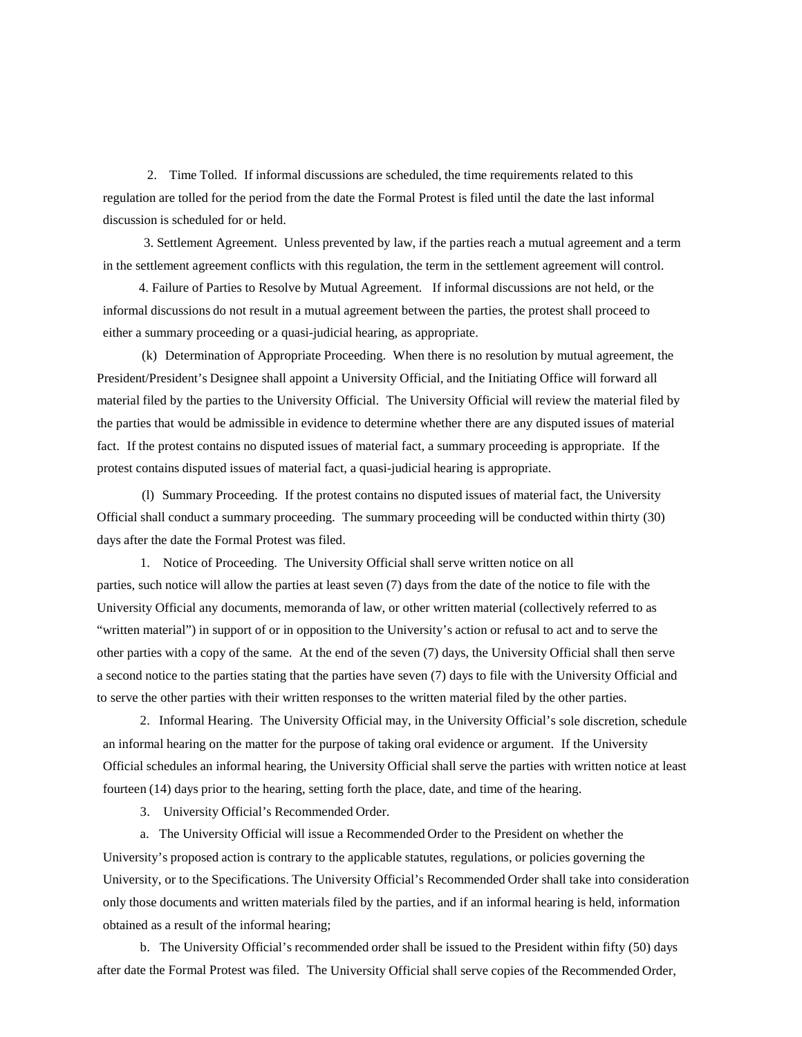2. Time Tolled. If informal discussions are scheduled, the time requirements related to this regulation are tolled for the period from the date the Formal Protest is filed until the date the last informal discussion is scheduled for or held.

3. Settlement Agreement. Unless prevented by law, if the parties reach a mutual agreement and a term in the settlement agreement conflicts with this regulation, the term in the settlement agreement will control.

4. Failure of Parties to Resolve by Mutual Agreement. If informal discussions are not held, or the informal discussions do not result in a mutual agreement between the parties, the protest shall proceed to either a summary proceeding or a quasi-judicial hearing, as appropriate.

(k) Determination of Appropriate Proceeding. When there is no resolution by mutual agreement, the President/President's Designee shall appoint a University Official, and the Initiating Office will forward all material filed by the parties to the University Official. The University Official will review the material filed by the parties that would be admissible in evidence to determine whether there are any disputed issues of material fact. If the protest contains no disputed issues of material fact, a summary proceeding is appropriate. If the protest contains disputed issues of material fact, a quasi-judicial hearing is appropriate.

(l) Summary Proceeding. If the protest contains no disputed issues of material fact, the University Official shall conduct a summary proceeding. The summary proceeding will be conducted within thirty (30) days after the date the Formal Protest was filed.

1. Notice of Proceeding. The University Official shall serve written notice on all parties, such notice will allow the parties at least seven (7) days from the date of the notice to file with the University Official any documents, memoranda of law, or other written material (collectively referred to as "written material") in support of or in opposition to the University's action or refusal to act and to serve the other parties with a copy of the same. At the end of the seven (7) days, the University Official shall then serve a second notice to the parties stating that the parties have seven (7) days to file with the University Official and to serve the other parties with their written responses to the written material filed by the other parties.

2. Informal Hearing. The University Official may, in the University Official's sole discretion, schedule an informal hearing on the matter for the purpose of taking oral evidence or argument. If the University Official schedules an informal hearing, the University Official shall serve the parties with written notice at least fourteen (14) days prior to the hearing, setting forth the place, date, and time of the hearing.

3. University Official's Recommended Order.

a. The University Official will issue a Recommended Order to the President on whether the University's proposed action is contrary to the applicable statutes, regulations, or policies governing the University, or to the Specifications. The University Official's Recommended Order shall take into consideration only those documents and written materials filed by the parties, and if an informal hearing is held, information obtained as a result of the informal hearing;

b. The University Official's recommended order shall be issued to the President within fifty (50) days after date the Formal Protest was filed. The University Official shall serve copies of the Recommended Order,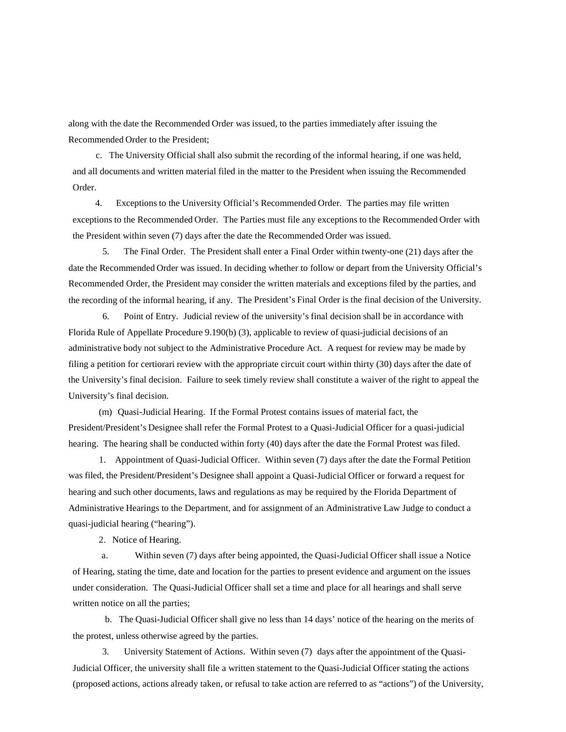along with the date the Recommended Order was issued, to the parties immediately after issuing the Recommended Order to the President;

c. The University Official shall also submit the recording of the informal hearing, if one was held, and all documents and written material filed in the matter to the President when issuing the Recommended Order.

4. Exceptions to the University Official's Recommended Order. The parties may file written exceptions to the Recommended Order. The Parties must file any exceptions to the Recommended Order with the President within seven (7) days after the date the Recommended Order was issued.

5. The Final Order. The President shall enter a Final Order within twenty-one (21) days after the date the Recommended Order was issued. In deciding whether to follow or depart from the University Official's Recommended Order, the President may consider the written materials and exceptions filed by the parties, and the recording of the informal hearing, if any. The President's Final Order is the final decision of the University.

6. Point of Entry. Judicial review of the university's final decision shall be in accordance with Florida Rule of Appellate Procedure 9.190(b) (3), applicable to review of quasi-judicial decisions of an administrative body not subject to the Administrative Procedure Act. A request for review may be made by filing a petition for certiorari review with the appropriate circuit court within thirty (30) days after the date of the University's final decision. Failure to seek timely review shall constitute a waiver of the right to appeal the University's final decision.

(m) Quasi-Judicial Hearing. If the Formal Protest contains issues of material fact, the President/President's Designee shall refer the Formal Protest to a Quasi-Judicial Officer for a quasi-judicial hearing. The hearing shall be conducted within forty (40) days after the date the Formal Protest was filed.

1. Appointment of Quasi-Judicial Officer. Within seven (7) days after the date the Formal Petition was filed, the President/President's Designee shall appoint a Quasi-Judicial Officer or forward a request for hearing and such other documents, laws and regulations as may be required by the Florida Department of Administrative Hearings to the Department, and for assignment of an Administrative Law Judge to conduct a quasi-judicial hearing ("hearing").

2. Notice of Hearing.

a. Within seven (7) days after being appointed, the Quasi-Judicial Officer shall issue a Notice of Hearing, stating the time, date and location for the parties to present evidence and argument on the issues under consideration. The Quasi-Judicial Officer shall set a time and place for all hearings and shall serve written notice on all the parties;

b. The Quasi-Judicial Officer shall give no less than 14 days' notice of the hearing on the merits of the protest, unless otherwise agreed by the parties.

3. University Statement of Actions. Within seven (7) days after the appointment of the Quasi-Judicial Officer, the university shall file a written statement to the Quasi-Judicial Officer stating the actions (proposed actions, actions already taken, or refusal to take action are referred to as "actions") of the University,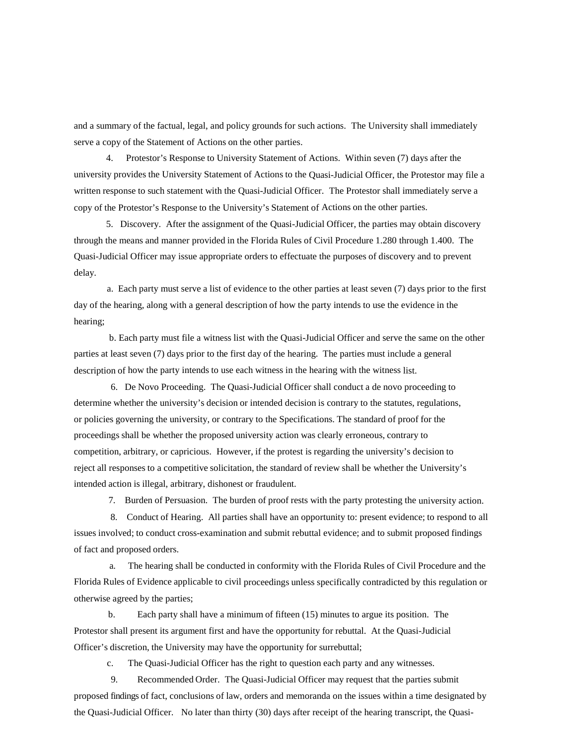and a summary of the factual, legal, and policy grounds for such actions. The University shall immediately serve a copy of the Statement of Actions on the other parties.

4. Protestor's Response to University Statement of Actions. Within seven (7) days after the university provides the University Statement of Actions to the Quasi-Judicial Officer, the Protestor may file a written response to such statement with the Quasi-Judicial Officer. The Protestor shall immediately serve a copy of the Protestor's Response to the University's Statement of Actions on the other parties.

5. Discovery. After the assignment of the Quasi-Judicial Officer, the parties may obtain discovery through the means and manner provided in the Florida Rules of Civil Procedure 1.280 through 1.400. The Quasi-Judicial Officer may issue appropriate orders to effectuate the purposes of discovery and to prevent delay.

a. Each party must serve a list of evidence to the other parties at least seven (7) days prior to the first day of the hearing, along with a general description of how the party intends to use the evidence in the hearing;

b. Each party must file a witness list with the Quasi-Judicial Officer and serve the same on the other parties at least seven (7) days prior to the first day of the hearing. The parties must include a general description of how the party intends to use each witness in the hearing with the witness list.

6. De Novo Proceeding. The Quasi-Judicial Officer shall conduct a de novo proceeding to determine whether the university's decision or intended decision is contrary to the statutes, regulations, or policies governing the university, or contrary to the Specifications. The standard of proof for the proceedings shall be whether the proposed university action was clearly erroneous, contrary to competition, arbitrary, or capricious. However, if the protest is regarding the university's decision to reject all responses to a competitive solicitation, the standard of review shall be whether the University's intended action is illegal, arbitrary, dishonest or fraudulent.

7. Burden of Persuasion. The burden of proof rests with the party protesting the university action.

8. Conduct of Hearing. All parties shall have an opportunity to: present evidence; to respond to all issues involved; to conduct cross-examination and submit rebuttal evidence; and to submit proposed findings of fact and proposed orders.

a. The hearing shall be conducted in conformity with the Florida Rules of Civil Procedure and the Florida Rules of Evidence applicable to civil proceedings unless specifically contradicted by this regulation or otherwise agreed by the parties;

b. Each party shall have a minimum of fifteen (15) minutes to argue its position. The Protestor shall present its argument first and have the opportunity for rebuttal. At the Quasi-Judicial Officer's discretion, the University may have the opportunity for surrebuttal;

c. The Quasi-Judicial Officer has the right to question each party and any witnesses.

9. Recommended Order. The Quasi-Judicial Officer may request that the parties submit proposed findings of fact, conclusions of law, orders and memoranda on the issues within a time designated by the Quasi-Judicial Officer. No later than thirty (30) days after receipt of the hearing transcript, the Quasi-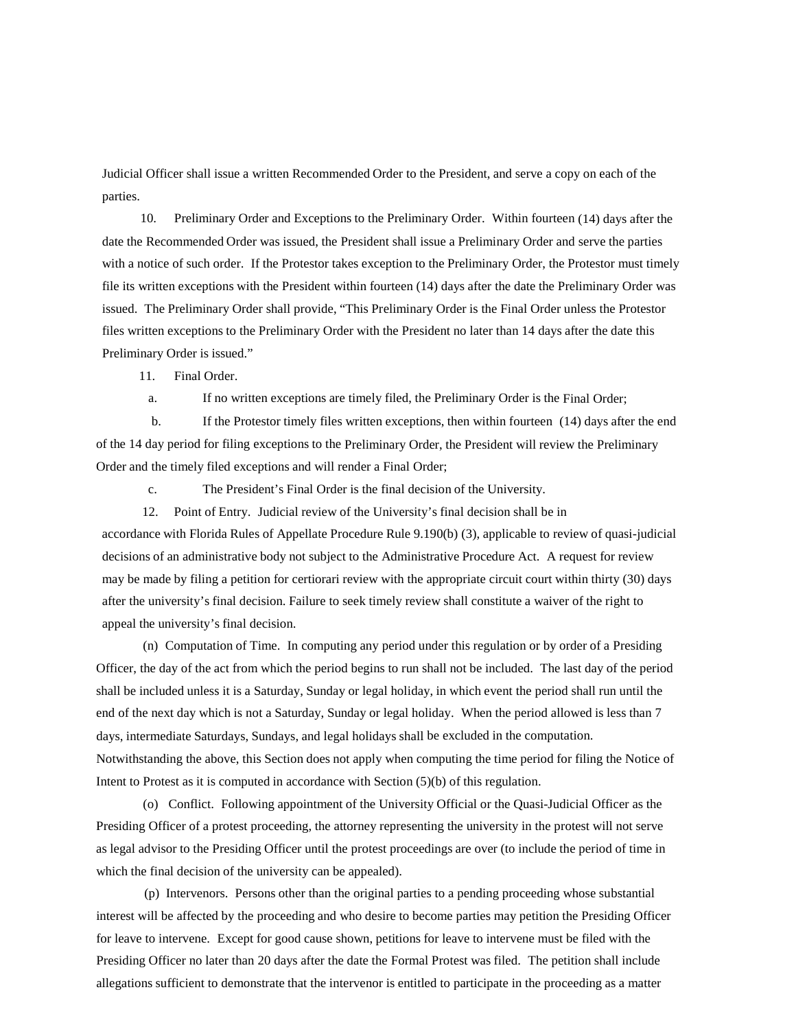Judicial Officer shall issue a written Recommended Order to the President, and serve a copy on each of the parties.

10. Preliminary Order and Exceptions to the Preliminary Order. Within fourteen (14) days after the date the Recommended Order was issued, the President shall issue a Preliminary Order and serve the parties with a notice of such order. If the Protestor takes exception to the Preliminary Order, the Protestor must timely file its written exceptions with the President within fourteen (14) days after the date the Preliminary Order was issued. The Preliminary Order shall provide, "This Preliminary Order is the Final Order unless the Protestor files written exceptions to the Preliminary Order with the President no later than 14 days after the date this Preliminary Order is issued."

11. Final Order.

a. If no written exceptions are timely filed, the Preliminary Order is the Final Order;

b. If the Protestor timely files written exceptions, then within fourteen (14) days after the end of the 14 day period for filing exceptions to the Preliminary Order, the President will review the Preliminary Order and the timely filed exceptions and will render a Final Order;

c. The President's Final Order is the final decision of the University.

12. Point of Entry. Judicial review of the University's final decision shall be in accordance with Florida Rules of Appellate Procedure Rule 9.190(b) (3), applicable to review of quasi-judicial decisions of an administrative body not subject to the Administrative Procedure Act. A request for review may be made by filing a petition for certiorari review with the appropriate circuit court within thirty (30) days after the university's final decision. Failure to seek timely review shall constitute a waiver of the right to appeal the university's final decision.

(n) Computation of Time. In computing any period under this regulation or by order of a Presiding Officer, the day of the act from which the period begins to run shall not be included. The last day of the period shall be included unless it is a Saturday, Sunday or legal holiday, in which event the period shall run until the end of the next day which is not a Saturday, Sunday or legal holiday. When the period allowed is less than 7 days, intermediate Saturdays, Sundays, and legal holidays shall be excluded in the computation. Notwithstanding the above, this Section does not apply when computing the time period for filing the Notice of Intent to Protest as it is computed in accordance with Section (5)(b) of this regulation.

(o) Conflict. Following appointment of the University Official or the Quasi-Judicial Officer as the Presiding Officer of a protest proceeding, the attorney representing the university in the protest will not serve as legal advisor to the Presiding Officer until the protest proceedings are over (to include the period of time in which the final decision of the university can be appealed).

(p) Intervenors. Persons other than the original parties to a pending proceeding whose substantial interest will be affected by the proceeding and who desire to become parties may petition the Presiding Officer for leave to intervene. Except for good cause shown, petitions for leave to intervene must be filed with the Presiding Officer no later than 20 days after the date the Formal Protest was filed. The petition shall include allegations sufficient to demonstrate that the intervenor is entitled to participate in the proceeding as a matter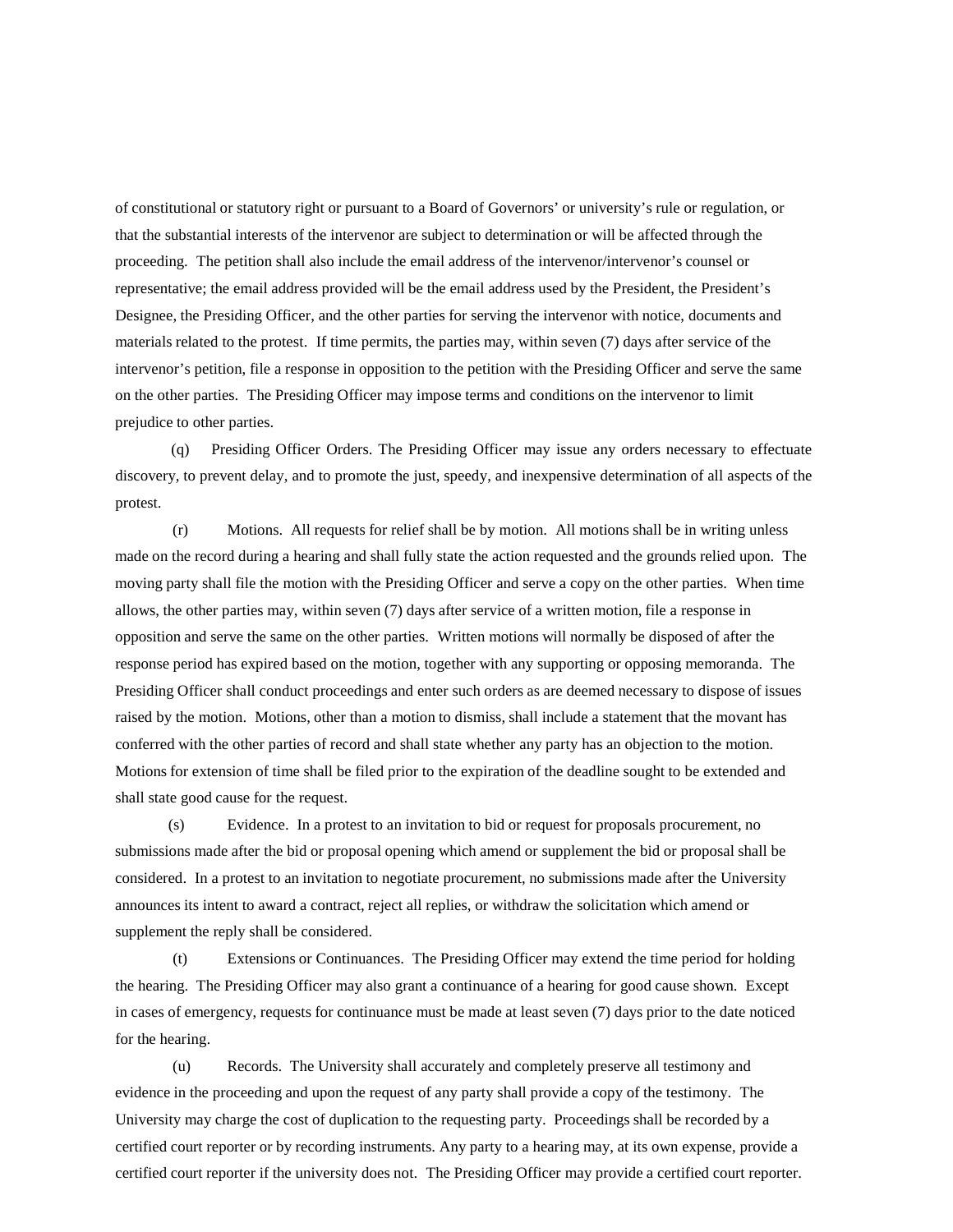of constitutional or statutory right or pursuant to a Board of Governors' or university's rule or regulation, or that the substantial interests of the intervenor are subject to determination or will be affected through the proceeding. The petition shall also include the email address of the intervenor/intervenor's counsel or representative; the email address provided will be the email address used by the President, the President's Designee, the Presiding Officer, and the other parties for serving the intervenor with notice, documents and materials related to the protest. If time permits, the parties may, within seven (7) days after service of the intervenor's petition, file a response in opposition to the petition with the Presiding Officer and serve the same on the other parties. The Presiding Officer may impose terms and conditions on the intervenor to limit prejudice to other parties.

(q) Presiding Officer Orders. The Presiding Officer may issue any orders necessary to effectuate discovery, to prevent delay, and to promote the just, speedy, and inexpensive determination of all aspects of the protest.

(r) Motions. All requests for relief shall be by motion. All motions shall be in writing unless made on the record during a hearing and shall fully state the action requested and the grounds relied upon. The moving party shall file the motion with the Presiding Officer and serve a copy on the other parties. When time allows, the other parties may, within seven (7) days after service of a written motion, file a response in opposition and serve the same on the other parties. Written motions will normally be disposed of after the response period has expired based on the motion, together with any supporting or opposing memoranda. The Presiding Officer shall conduct proceedings and enter such orders as are deemed necessary to dispose of issues raised by the motion. Motions, other than a motion to dismiss, shall include a statement that the movant has conferred with the other parties of record and shall state whether any party has an objection to the motion. Motions for extension of time shall be filed prior to the expiration of the deadline sought to be extended and shall state good cause for the request.

(s) Evidence. In a protest to an invitation to bid or request for proposals procurement, no submissions made after the bid or proposal opening which amend or supplement the bid or proposal shall be considered. In a protest to an invitation to negotiate procurement, no submissions made after the University announces its intent to award a contract, reject all replies, or withdraw the solicitation which amend or supplement the reply shall be considered.

(t) Extensions or Continuances. The Presiding Officer may extend the time period for holding the hearing. The Presiding Officer may also grant a continuance of a hearing for good cause shown. Except in cases of emergency, requests for continuance must be made at least seven (7) days prior to the date noticed for the hearing.

(u) Records. The University shall accurately and completely preserve all testimony and evidence in the proceeding and upon the request of any party shall provide a copy of the testimony. The University may charge the cost of duplication to the requesting party. Proceedings shall be recorded by a certified court reporter or by recording instruments. Any party to a hearing may, at its own expense, provide a certified court reporter if the university does not. The Presiding Officer may provide a certified court reporter.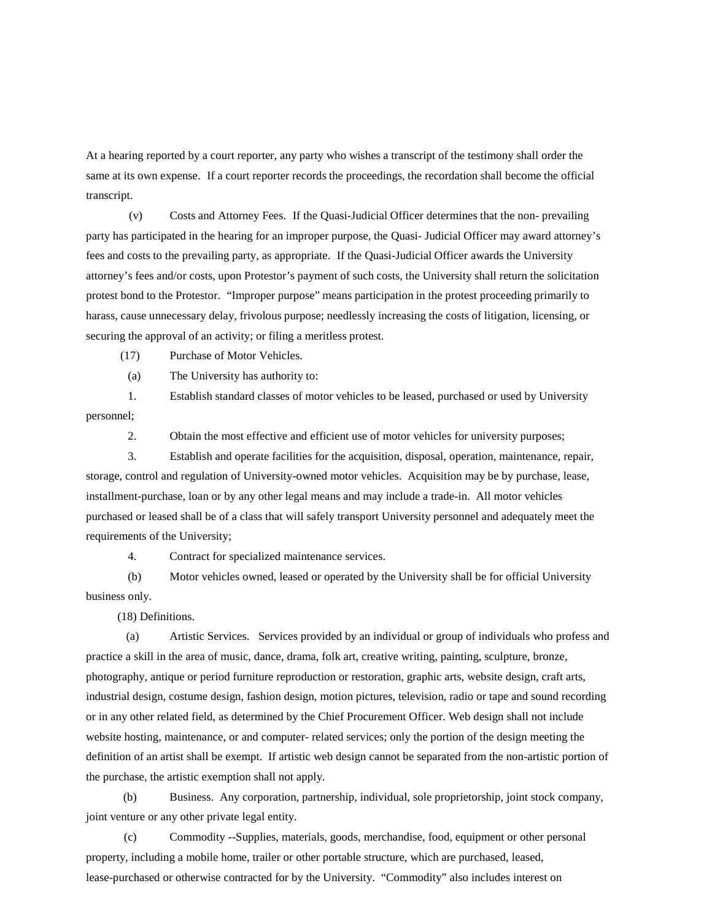At a hearing reported by a court reporter, any party who wishes a transcript of the testimony shall order the same at its own expense. If a court reporter records the proceedings, the recordation shall become the official transcript.

(v) Costs and Attorney Fees. If the Quasi-Judicial Officer determines that the non- prevailing party has participated in the hearing for an improper purpose, the Quasi- Judicial Officer may award attorney's fees and costs to the prevailing party, as appropriate. If the Quasi-Judicial Officer awards the University attorney's fees and/or costs, upon Protestor's payment of such costs, the University shall return the solicitation protest bond to the Protestor. "Improper purpose" means participation in the protest proceeding primarily to harass, cause unnecessary delay, frivolous purpose; needlessly increasing the costs of litigation, licensing, or securing the approval of an activity; or filing a meritless protest.

(17) Purchase of Motor Vehicles.

(a) The University has authority to:

1. Establish standard classes of motor vehicles to be leased, purchased or used by University personnel;

2. Obtain the most effective and efficient use of motor vehicles for university purposes;

3. Establish and operate facilities for the acquisition, disposal, operation, maintenance, repair, storage, control and regulation of University-owned motor vehicles. Acquisition may be by purchase, lease, installment-purchase, loan or by any other legal means and may include a trade-in. All motor vehicles purchased or leased shall be of a class that will safely transport University personnel and adequately meet the requirements of the University;

4. Contract for specialized maintenance services.

(b) Motor vehicles owned, leased or operated by the University shall be for official University business only.

(18) Definitions.

(a) Artistic Services. Services provided by an individual or group of individuals who profess and practice a skill in the area of music, dance, drama, folk art, creative writing, painting, sculpture, bronze, photography, antique or period furniture reproduction or restoration, graphic arts, website design, craft arts, industrial design, costume design, fashion design, motion pictures, television, radio or tape and sound recording or in any other related field, as determined by the Chief Procurement Officer. Web design shall not include website hosting, maintenance, or and computer- related services; only the portion of the design meeting the definition of an artist shall be exempt. If artistic web design cannot be separated from the non-artistic portion of the purchase, the artistic exemption shall not apply.

(b) Business. Any corporation, partnership, individual, sole proprietorship, joint stock company, joint venture or any other private legal entity.

(c) Commodity --Supplies, materials, goods, merchandise, food, equipment or other personal property, including a mobile home, trailer or other portable structure, which are purchased, leased, lease-purchased or otherwise contracted for by the University. "Commodity" also includes interest on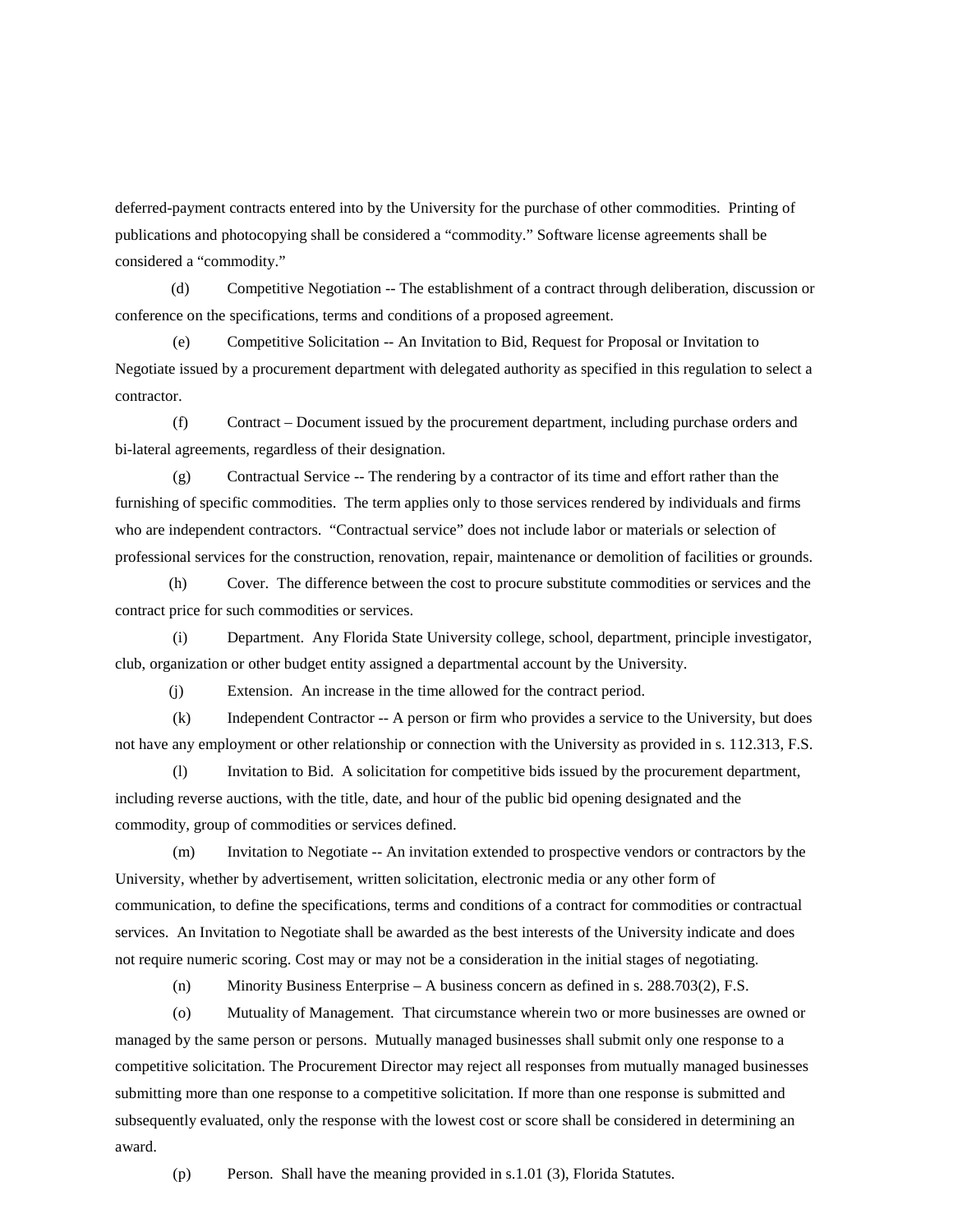deferred-payment contracts entered into by the University for the purchase of other commodities. Printing of publications and photocopying shall be considered a "commodity." Software license agreements shall be considered a "commodity."

(d) Competitive Negotiation -- The establishment of a contract through deliberation, discussion or conference on the specifications, terms and conditions of a proposed agreement.

(e) Competitive Solicitation -- An Invitation to Bid, Request for Proposal or Invitation to Negotiate issued by a procurement department with delegated authority as specified in this regulation to select a contractor.

(f) Contract – Document issued by the procurement department, including purchase orders and bi-lateral agreements, regardless of their designation.

(g) Contractual Service -- The rendering by a contractor of its time and effort rather than the furnishing of specific commodities. The term applies only to those services rendered by individuals and firms who are independent contractors. "Contractual service" does not include labor or materials or selection of professional services for the construction, renovation, repair, maintenance or demolition of facilities or grounds.

(h) Cover. The difference between the cost to procure substitute commodities or services and the contract price for such commodities or services.

(i) Department. Any Florida State University college, school, department, principle investigator, club, organization or other budget entity assigned a departmental account by the University.

(j) Extension. An increase in the time allowed for the contract period.

(k) Independent Contractor -- A person or firm who provides a service to the University, but does not have any employment or other relationship or connection with the University as provided in s. 112.313, F.S.

(l) Invitation to Bid. A solicitation for competitive bids issued by the procurement department, including reverse auctions, with the title, date, and hour of the public bid opening designated and the commodity, group of commodities or services defined.

(m) Invitation to Negotiate -- An invitation extended to prospective vendors or contractors by the University, whether by advertisement, written solicitation, electronic media or any other form of communication, to define the specifications, terms and conditions of a contract for commodities or contractual services. An Invitation to Negotiate shall be awarded as the best interests of the University indicate and does not require numeric scoring. Cost may or may not be a consideration in the initial stages of negotiating.

(n) Minority Business Enterprise – A business concern as defined in s. 288.703(2), F.S.

(o) Mutuality of Management. That circumstance wherein two or more businesses are owned or managed by the same person or persons. Mutually managed businesses shall submit only one response to a competitive solicitation. The Procurement Director may reject all responses from mutually managed businesses submitting more than one response to a competitive solicitation. If more than one response is submitted and subsequently evaluated, only the response with the lowest cost or score shall be considered in determining an award.

(p) Person. Shall have the meaning provided in s.1.01 (3), Florida Statutes.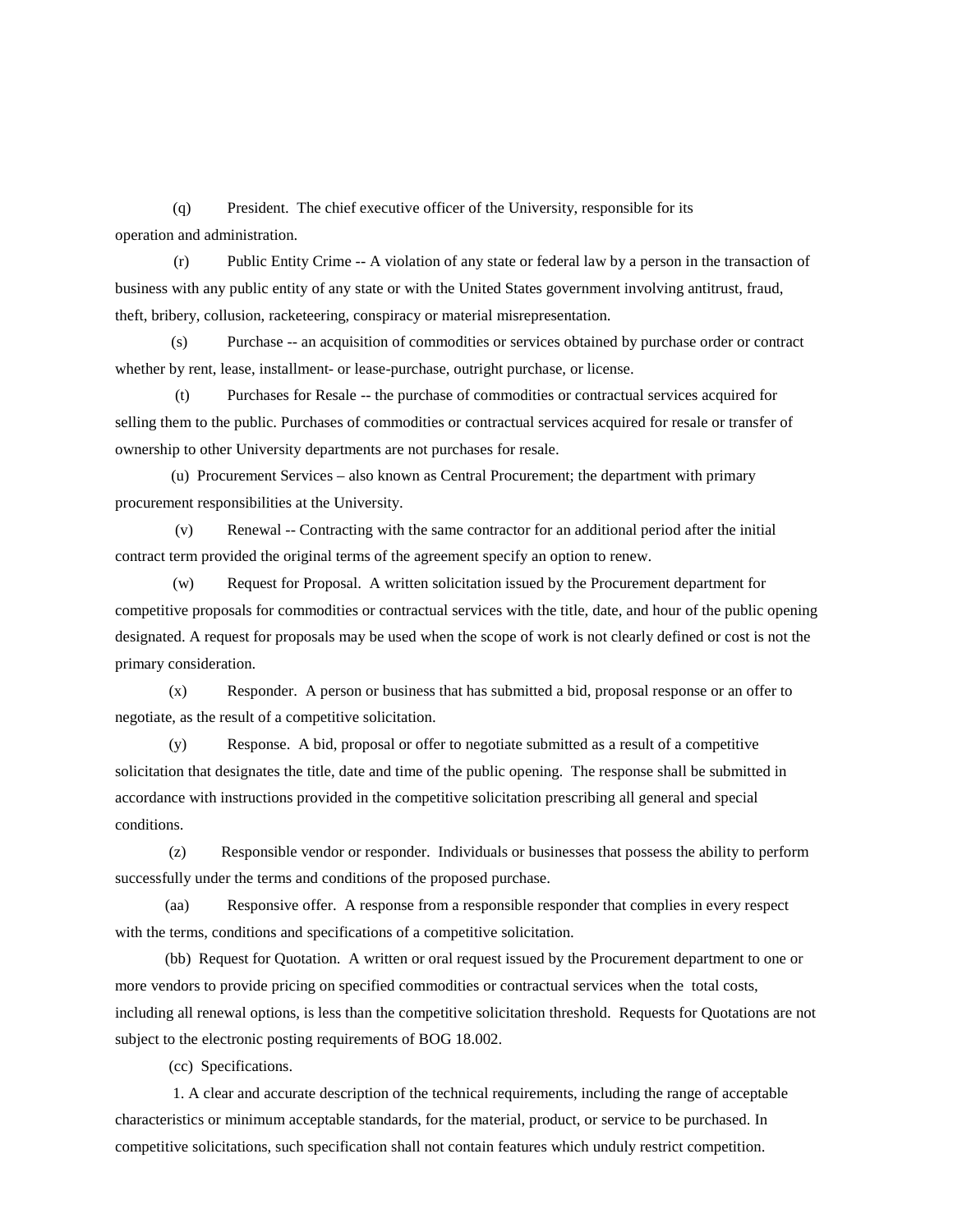(q) President. The chief executive officer of the University, responsible for its operation and administration.

(r) Public Entity Crime -- A violation of any state or federal law by a person in the transaction of business with any public entity of any state or with the United States government involving antitrust, fraud, theft, bribery, collusion, racketeering, conspiracy or material misrepresentation.

(s) Purchase -- an acquisition of commodities or services obtained by purchase order or contract whether by rent, lease, installment- or lease-purchase, outright purchase, or license.

(t) Purchases for Resale -- the purchase of commodities or contractual services acquired for selling them to the public. Purchases of commodities or contractual services acquired for resale or transfer of ownership to other University departments are not purchases for resale.

(u) Procurement Services – also known as Central Procurement; the department with primary procurement responsibilities at the University.

(v) Renewal -- Contracting with the same contractor for an additional period after the initial contract term provided the original terms of the agreement specify an option to renew.

(w) Request for Proposal. A written solicitation issued by the Procurement department for competitive proposals for commodities or contractual services with the title, date, and hour of the public opening designated. A request for proposals may be used when the scope of work is not clearly defined or cost is not the primary consideration.

(x) Responder. A person or business that has submitted a bid, proposal response or an offer to negotiate, as the result of a competitive solicitation.

(y) Response. A bid, proposal or offer to negotiate submitted as a result of a competitive solicitation that designates the title, date and time of the public opening. The response shall be submitted in accordance with instructions provided in the competitive solicitation prescribing all general and special conditions.

(z) Responsible vendor or responder. Individuals or businesses that possess the ability to perform successfully under the terms and conditions of the proposed purchase.

(aa) Responsive offer. A response from a responsible responder that complies in every respect with the terms, conditions and specifications of a competitive solicitation.

(bb) Request for Quotation. A written or oral request issued by the Procurement department to one or more vendors to provide pricing on specified commodities or contractual services when the total costs, including all renewal options, is less than the competitive solicitation threshold. Requests for Quotations are not subject to the electronic posting requirements of BOG 18.002.

(cc) Specifications.

1. A clear and accurate description of the technical requirements, including the range of acceptable characteristics or minimum acceptable standards, for the material, product, or service to be purchased. In competitive solicitations, such specification shall not contain features which unduly restrict competition.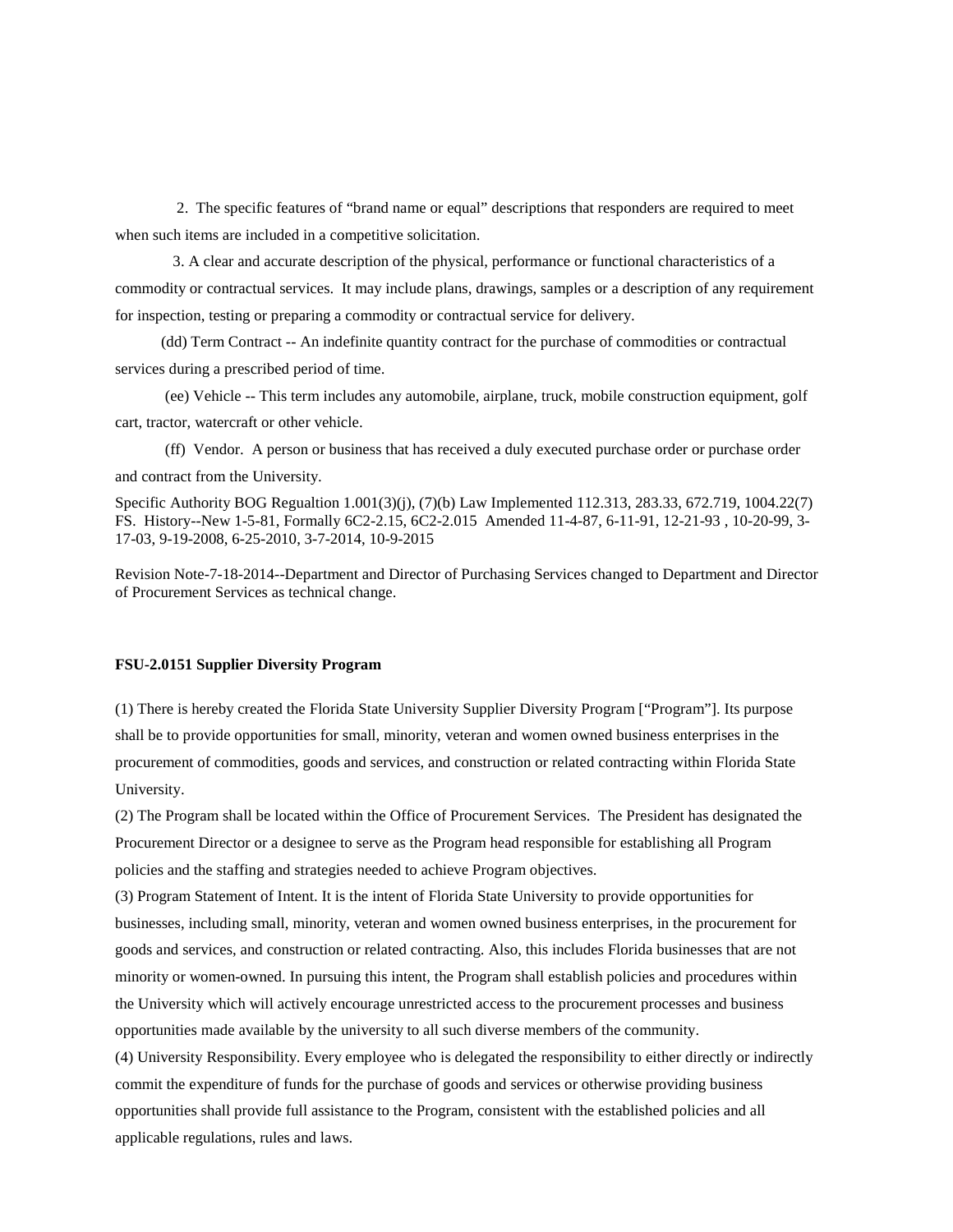2. The specific features of "brand name or equal" descriptions that responders are required to meet when such items are included in a competitive solicitation.

3. A clear and accurate description of the physical, performance or functional characteristics of a commodity or contractual services. It may include plans, drawings, samples or a description of any requirement for inspection, testing or preparing a commodity or contractual service for delivery.

(dd) Term Contract -- An indefinite quantity contract for the purchase of commodities or contractual services during a prescribed period of time.

(ee) Vehicle -- This term includes any automobile, airplane, truck, mobile construction equipment, golf cart, tractor, watercraft or other vehicle.

(ff) Vendor. A person or business that has received a duly executed purchase order or purchase order and contract from the University.

Specific Authority BOG Regualtion 1.001(3)(j), (7)(b) Law Implemented 112.313, 283.33, 672.719, 1004.22(7) FS. History--New 1-5-81, Formally 6C2-2.15, 6C2-2.015 Amended 11-4-87, 6-11-91, 12-21-93 , 10-20-99, 3-17-03, 9-19-2008, 6-25-2010, 3-7-2014, 10-9-2015

Revision Note-7-18-2014--Department and Director of Purchasing Services changed to Department and Director of Procurement Services as technical change.

**FSU-2.0151 Supplier Diversity Program**

(1) There is hereby created the Florida State University Supplier Diversity Program ["Program"]. Its purpose shall be to provide opportunities for small, minority, veteran and women owned business enterprises in the procurement of commodities, goods and services, and construction or related contracting within Florida State University.

(2) The Program shall be located within the Office of Procurement Services. The President has designated the Procurement Director or a designee to serve as the Program head responsible for establishing all Program policies and the staffing and strategies needed to achieve Program objectives.

(3) Program Statement of Intent. It is the intent of Florida State University to provide opportunities for businesses, including small, minority, veteran and women owned business enterprises, in the procurement for goods and services, and construction or related contracting. Also, this includes Florida businesses that are not minority or women-owned. In pursuing this intent, the Program shall establish policies and procedures within the University which will actively encourage unrestricted access to the procurement processes and business opportunities made available by the university to all such diverse members of the community.

(4) University Responsibility. Every employee who is delegated the responsibility to either directly or indirectly commit the expenditure of funds for the purchase of goods and services or otherwise providing business opportunities shall provide full assistance to the Program, consistent with the established policies and all applicable regulations, rules and laws.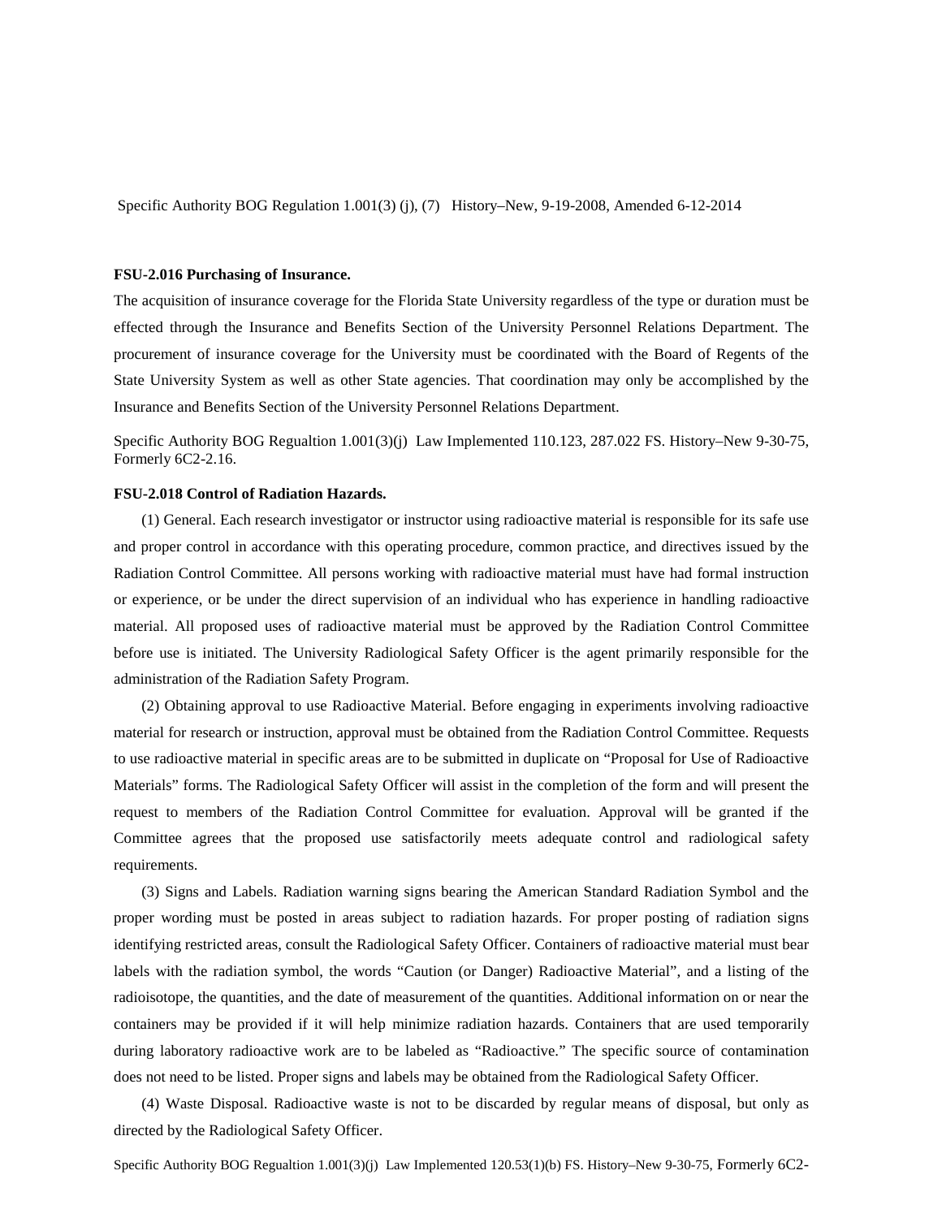Specific Authority BOG Regulation 1.001(3) (j), (7) History–New, 9-19-2008, Amended 6-12-2014

**FSU-2.016 Purchasing of Insurance.**

The acquisition of insurance coverage for the Florida State University regardless of the type or duration must be effected through the Insurance and Benefits Section of the University Personnel Relations Department. The procurement of insurance coverage for the University must be coordinated with the Board of Regents of the State University System as well as other State agencies. That coordination may only be accomplished by the Insurance and Benefits Section of the University Personnel Relations Department.

Specific Authority BOG Regualtion 1.001(3)(j) Law Implemented 110.123, 287.022 FS. History–New 9-30-75, Formerly 6C2-2.16.

**FSU-2.018 Control of Radiation Hazards.**

(1) General. Each research investigator or instructor using radioactive material is responsible for its safe use and proper control in accordance with this operating procedure, common practice, and directives issued by the Radiation Control Committee. All persons working with radioactive material must have had formal instruction or experience, or be under the direct supervision of an individual who has experience in handling radioactive material. All proposed uses of radioactive material must be approved by the Radiation Control Committee before use is initiated. The University Radiological Safety Officer is the agent primarily responsible for the administration of the Radiation Safety Program.

(2) Obtaining approval to use Radioactive Material. Before engaging in experiments involving radioactive material for research or instruction, approval must be obtained from the Radiation Control Committee. Requests to use radioactive material in specific areas are to be submitted in duplicate on "Proposal for Use of Radioactive Materials" forms. The Radiological Safety Officer will assist in the completion of the form and will present the request to members of the Radiation Control Committee for evaluation. Approval will be granted if the Committee agrees that the proposed use satisfactorily meets adequate control and radiological safety requirements.

(3) Signs and Labels. Radiation warning signs bearing the American Standard Radiation Symbol and the proper wording must be posted in areas subject to radiation hazards. For proper posting of radiation signs identifying restricted areas, consult the Radiological Safety Officer. Containers of radioactive material must bear labels with the radiation symbol, the words "Caution (or Danger) Radioactive Material", and a listing of the radioisotope, the quantities, and the date of measurement of the quantities. Additional information on or near the containers may be provided if it will help minimize radiation hazards. Containers that are used temporarily during laboratory radioactive work are to be labeled as "Radioactive." The specific source of contamination does not need to be listed. Proper signs and labels may be obtained from the Radiological Safety Officer.

(4) Waste Disposal. Radioactive waste is not to be discarded by regular means of disposal, but only as directed by the Radiological Safety Officer.

Specific Authority BOG Regualtion 1.001(3)(j) Law Implemented 120.53(1)(b) FS. History–New 9-30-75, Formerly 6C2-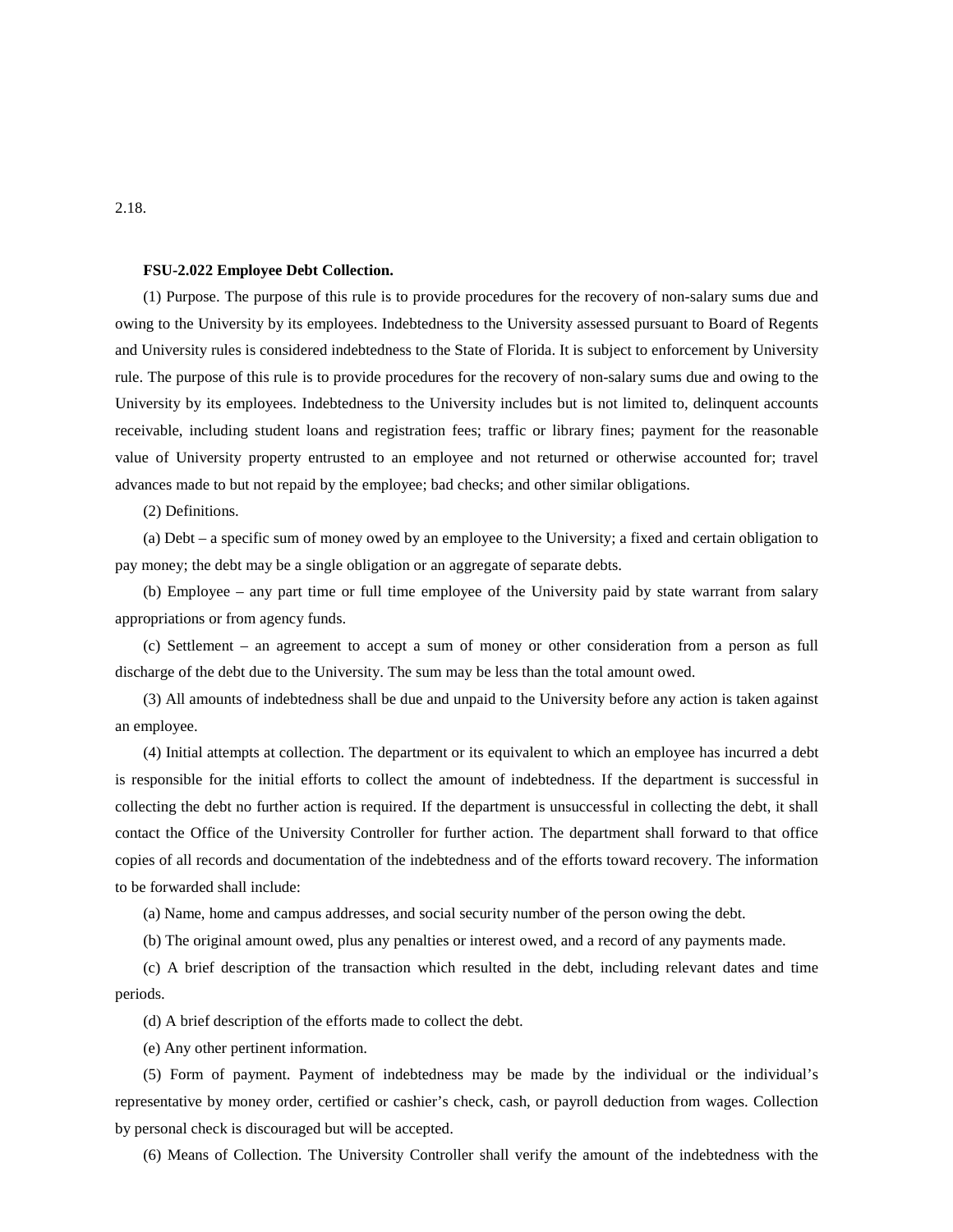2.18.

**FSU-2.022 Employee Debt Collection.**

(1) Purpose. The purpose of this rule is to provide procedures for the recovery of non-salary sums due and owing to the University by its employees. Indebtedness to the University assessed pursuant to Board of Regents and University rules is considered indebtedness to the State of Florida. It is subject to enforcement by University rule. The purpose of this rule is to provide procedures for the recovery of non-salary sums due and owing to the University by its employees. Indebtedness to the University includes but is not limited to, delinquent accounts receivable, including student loans and registration fees; traffic or library fines; payment for the reasonable value of University property entrusted to an employee and not returned or otherwise accounted for; travel advances made to but not repaid by the employee; bad checks; and other similar obligations.

(2) Definitions.

(a) Debt – a specific sum of money owed by an employee to the University; a fixed and certain obligation to pay money; the debt may be a single obligation or an aggregate of separate debts.

(b) Employee – any part time or full time employee of the University paid by state warrant from salary appropriations or from agency funds.

(c) Settlement – an agreement to accept a sum of money or other consideration from a person as full discharge of the debt due to the University. The sum may be less than the total amount owed.

(3) All amounts of indebtedness shall be due and unpaid to the University before any action is taken against an employee.

(4) Initial attempts at collection. The department or its equivalent to which an employee has incurred a debt is responsible for the initial efforts to collect the amount of indebtedness. If the department is successful in collecting the debt no further action is required. If the department is unsuccessful in collecting the debt, it shall contact the Office of the University Controller for further action. The department shall forward to that office copies of all records and documentation of the indebtedness and of the efforts toward recovery. The information to be forwarded shall include:

(a) Name, home and campus addresses, and social security number of the person owing the debt.

(b) The original amount owed, plus any penalties or interest owed, and a record of any payments made.

(c) A brief description of the transaction which resulted in the debt, including relevant dates and time periods.

(d) A brief description of the efforts made to collect the debt.

(e) Any other pertinent information.

(5) Form of payment. Payment of indebtedness may be made by the individual or the individual's representative by money order, certified or cashier's check, cash, or payroll deduction from wages. Collection by personal check is discouraged but will be accepted.

(6) Means of Collection. The University Controller shall verify the amount of the indebtedness with the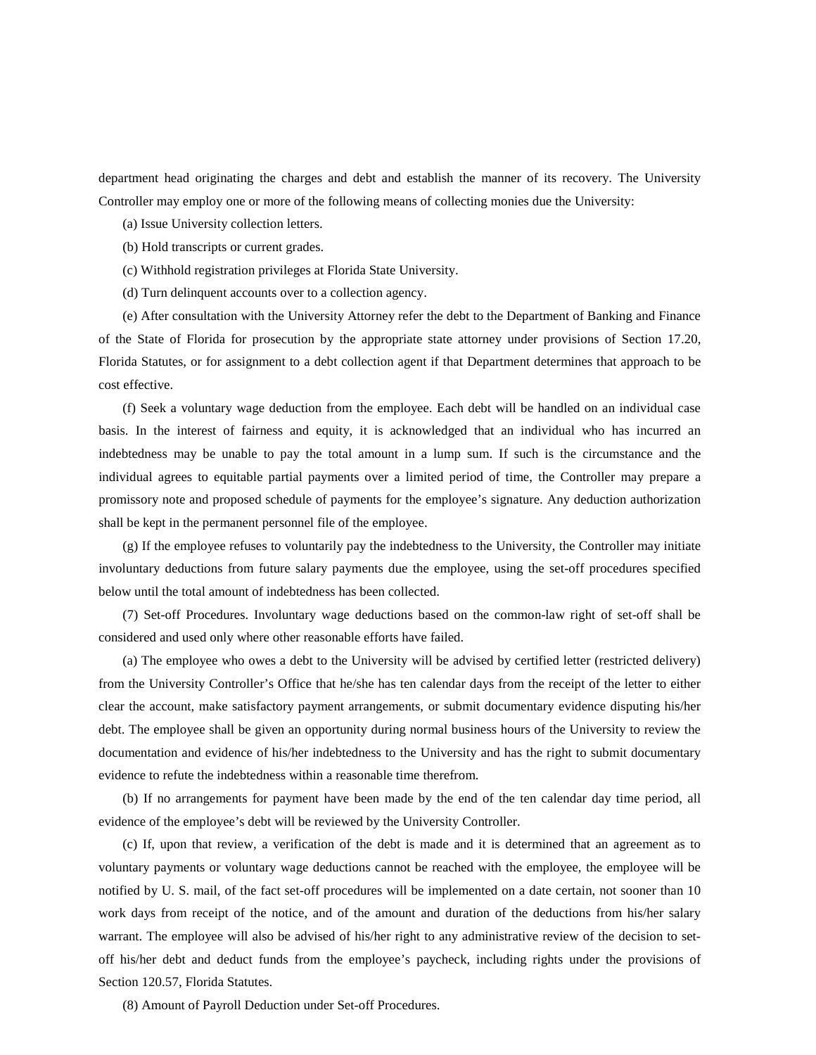department head originating the charges and debt and establish the manner of its recovery. The University Controller may employ one or more of the following means of collecting monies due the University:

(a) Issue University collection letters.

(b) Hold transcripts or current grades.

(c) Withhold registration privileges at Florida State University.

(d) Turn delinquent accounts over to a collection agency.

(e) After consultation with the University Attorney refer the debt to the Department of Banking and Finance of the State of Florida for prosecution by the appropriate state attorney under provisions of Section 17.20, Florida Statutes, or for assignment to a debt collection agent if that Department determines that approach to be cost effective.

(f) Seek a voluntary wage deduction from the employee. Each debt will be handled on an individual case basis. In the interest of fairness and equity, it is acknowledged that an individual who has incurred an indebtedness may be unable to pay the total amount in a lump sum. If such is the circumstance and the individual agrees to equitable partial payments over a limited period of time, the Controller may prepare a promissory note and proposed schedule of payments for the employee's signature. Any deduction authorization shall be kept in the permanent personnel file of the employee.

(g) If the employee refuses to voluntarily pay the indebtedness to the University, the Controller may initiate involuntary deductions from future salary payments due the employee, using the set-off procedures specified below until the total amount of indebtedness has been collected.

(7) Set-off Procedures. Involuntary wage deductions based on the common-law right of set-off shall be considered and used only where other reasonable efforts have failed.

(a) The employee who owes a debt to the University will be advised by certified letter (restricted delivery) from the University Controller's Office that he/she has ten calendar days from the receipt of the letter to either clear the account, make satisfactory payment arrangements, or submit documentary evidence disputing his/her debt. The employee shall be given an opportunity during normal business hours of the University to review the documentation and evidence of his/her indebtedness to the University and has the right to submit documentary evidence to refute the indebtedness within a reasonable time therefrom.

(b) If no arrangements for payment have been made by the end of the ten calendar day time period, all evidence of the employee's debt will be reviewed by the University Controller.

(c) If, upon that review, a verification of the debt is made and it is determined that an agreement as to voluntary payments or voluntary wage deductions cannot be reached with the employee, the employee will be notified by U. S. mail, of the fact set-off procedures will be implemented on a date certain, not sooner than 10 work days from receipt of the notice, and of the amount and duration of the deductions from his/her salary warrant. The employee will also be advised of his/her right to any administrative review of the decision to set-off his/her debt and deduct funds from the employee's paycheck, including rights under the provisions of Section 120.57, Florida Statutes.

(8) Amount of Payroll Deduction under Set-off Procedures.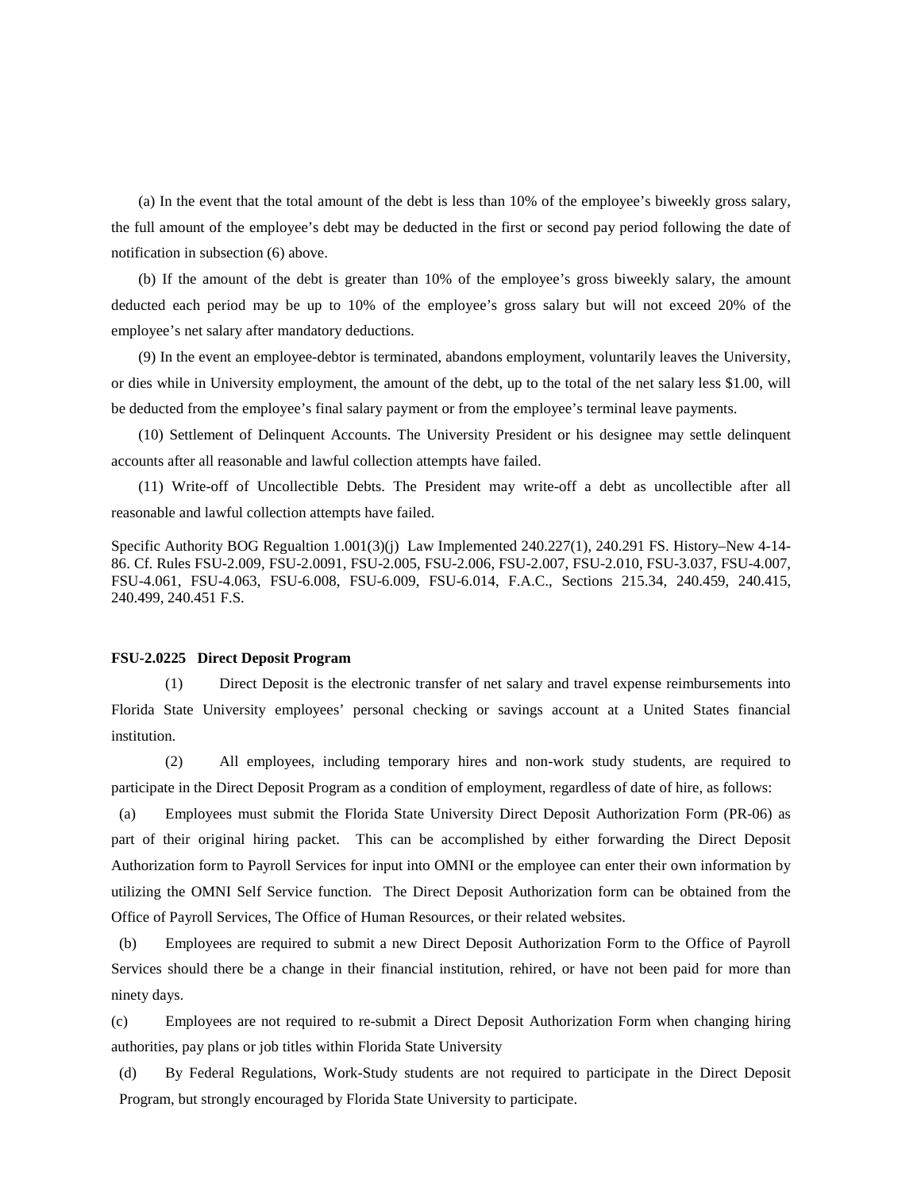(a) In the event that the total amount of the debt is less than 10% of the employee's biweekly gross salary, the full amount of the employee's debt may be deducted in the first or second pay period following the date of notification in subsection (6) above.

(b) If the amount of the debt is greater than 10% of the employee's gross biweekly salary, the amount deducted each period may be up to 10% of the employee's gross salary but will not exceed 20% of the employee's net salary after mandatory deductions.

(9) In the event an employee-debtor is terminated, abandons employment, voluntarily leaves the University, or dies while in University employment, the amount of the debt, up to the total of the net salary less $1.00, will be deducted from the employee's final salary payment or from the employee's terminal leave payments.

(10) Settlement of Delinquent Accounts. The University President or his designee may settle delinquent accounts after all reasonable and lawful collection attempts have failed.

(11) Write-off of Uncollectible Debts. The President may write-off a debt as uncollectible after all reasonable and lawful collection attempts have failed.

Specific Authority BOG Regualtion 1.001(3)(j) Law Implemented 240.227(1), 240.291 FS. History–New 4-14-86. Cf. Rules FSU-2.009, FSU-2.0091, FSU-2.005, FSU-2.006, FSU-2.007, FSU-2.010, FSU-3.037, FSU-4.007, FSU-4.061, FSU-4.063, FSU-6.008, FSU-6.009, FSU-6.014, F.A.C., Sections 215.34, 240.459, 240.415, 240.499, 240.451 F.S.

**FSU-2.0225 Direct Deposit Program**

(1) Direct Deposit is the electronic transfer of net salary and travel expense reimbursements into Florida State University employees' personal checking or savings account at a United States financial institution.

(2) All employees, including temporary hires and non-work study students, are required to participate in the Direct Deposit Program as a condition of employment, regardless of date of hire, as follows:

(a) Employees must submit the Florida State University Direct Deposit Authorization Form (PR-06) as part of their original hiring packet. This can be accomplished by either forwarding the Direct Deposit Authorization form to Payroll Services for input into OMNI or the employee can enter their own information by utilizing the OMNI Self Service function. The Direct Deposit Authorization form can be obtained from the Office of Payroll Services, The Office of Human Resources, or their related websites.

(b) Employees are required to submit a new Direct Deposit Authorization Form to the Office of Payroll Services should there be a change in their financial institution, rehired, or have not been paid for more than ninety days.

(c) Employees are not required to re-submit a Direct Deposit Authorization Form when changing hiring authorities, pay plans or job titles within Florida State University

(d) By Federal Regulations, Work-Study students are not required to participate in the Direct Deposit Program, but strongly encouraged by Florida State University to participate.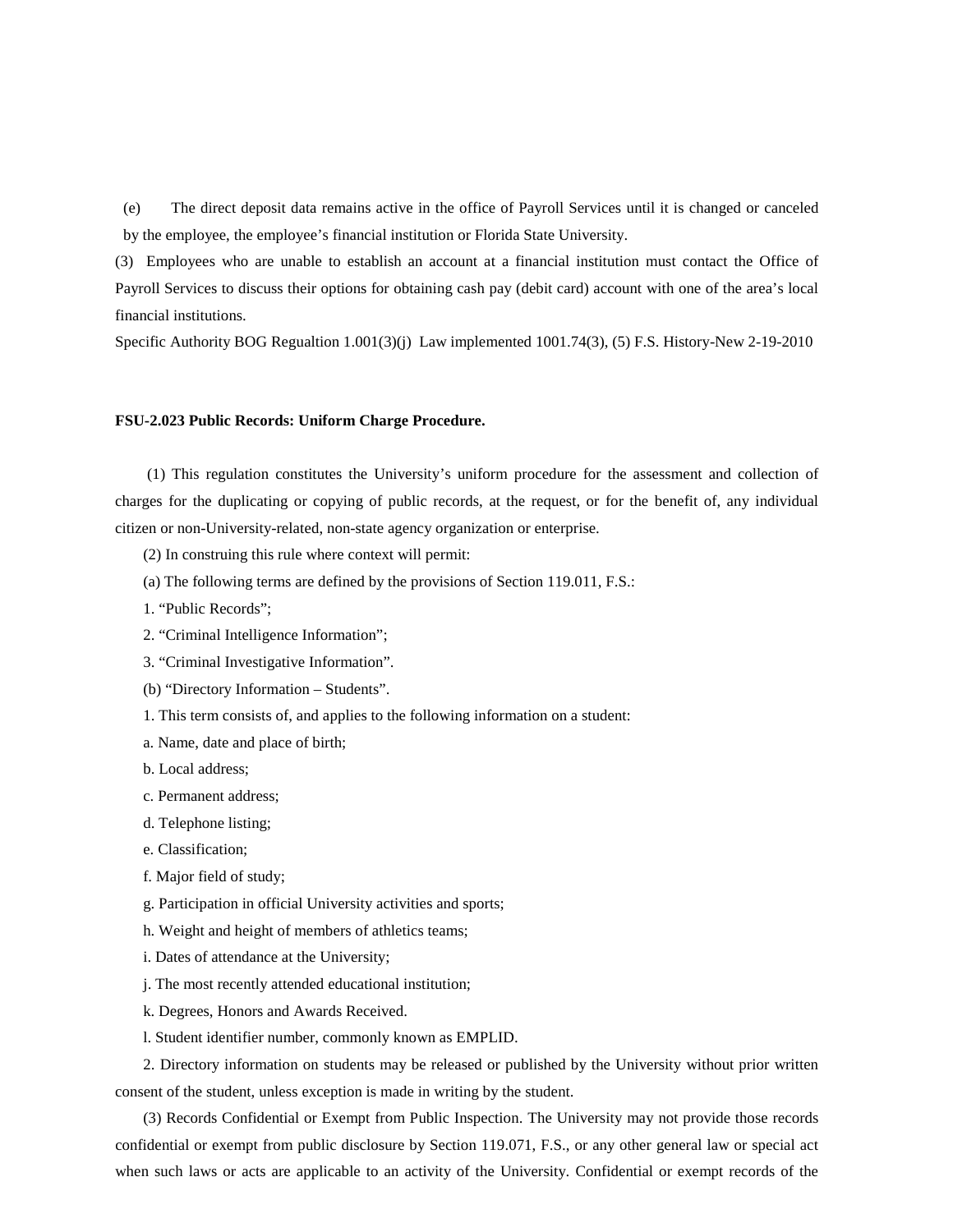(e) The direct deposit data remains active in the office of Payroll Services until it is changed or canceled by the employee, the employee's financial institution or Florida State University.

(3) Employees who are unable to establish an account at a financial institution must contact the Office of Payroll Services to discuss their options for obtaining cash pay (debit card) account with one of the area's local financial institutions.

Specific Authority BOG Regualtion 1.001(3)(j) Law implemented 1001.74(3), (5) F.S. History-New 2-19-2010

**FSU-2.023 Public Records: Uniform Charge Procedure.**

(1) This regulation constitutes the University's uniform procedure for the assessment and collection of charges for the duplicating or copying of public records, at the request, or for the benefit of, any individual citizen or non-University-related, non-state agency organization or enterprise.

(2) In construing this rule where context will permit:

(a) The following terms are defined by the provisions of Section 119.011, F.S.:

1. "Public Records";

2. "Criminal Intelligence Information";

3. "Criminal Investigative Information".

(b) "Directory Information – Students".

1. This term consists of, and applies to the following information on a student:

a. Name, date and place of birth;

b. Local address;

c. Permanent address;

d. Telephone listing;

e. Classification;

f. Major field of study;

g. Participation in official University activities and sports;

h. Weight and height of members of athletics teams;

i. Dates of attendance at the University;

j. The most recently attended educational institution;

k. Degrees, Honors and Awards Received.

l. Student identifier number, commonly known as EMPLID.

2. Directory information on students may be released or published by the University without prior written consent of the student, unless exception is made in writing by the student.

(3) Records Confidential or Exempt from Public Inspection. The University may not provide those records confidential or exempt from public disclosure by Section 119.071, F.S., or any other general law or special act when such laws or acts are applicable to an activity of the University. Confidential or exempt records of the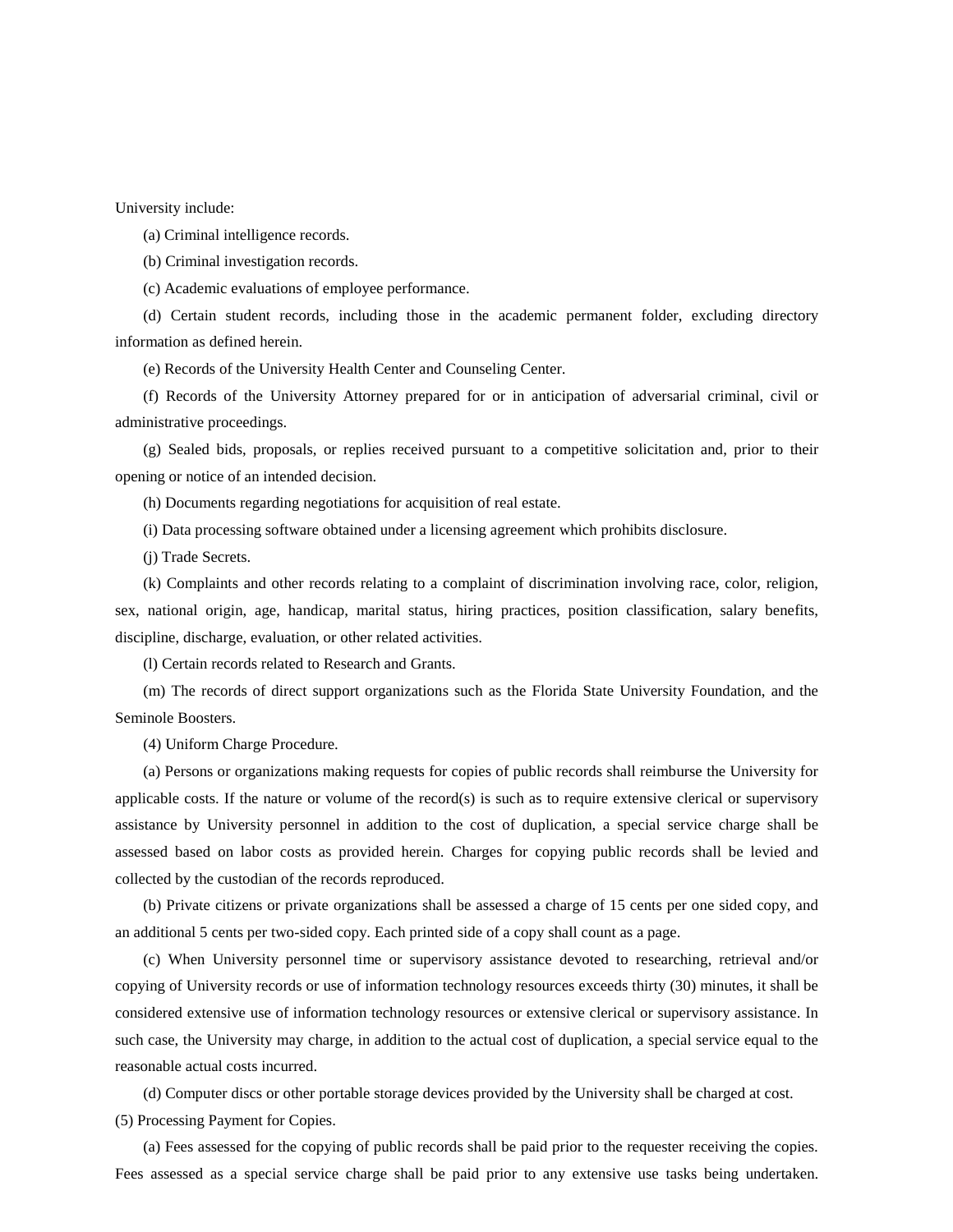University include:

(a) Criminal intelligence records.

(b) Criminal investigation records.

(c) Academic evaluations of employee performance.

(d) Certain student records, including those in the academic permanent folder, excluding directory information as defined herein.

(e) Records of the University Health Center and Counseling Center.

(f) Records of the University Attorney prepared for or in anticipation of adversarial criminal, civil or administrative proceedings.

(g) Sealed bids, proposals, or replies received pursuant to a competitive solicitation and, prior to their opening or notice of an intended decision.

(h) Documents regarding negotiations for acquisition of real estate.

(i) Data processing software obtained under a licensing agreement which prohibits disclosure.

(j) Trade Secrets.

(k) Complaints and other records relating to a complaint of discrimination involving race, color, religion, sex, national origin, age, handicap, marital status, hiring practices, position classification, salary benefits, discipline, discharge, evaluation, or other related activities.

(l) Certain records related to Research and Grants.

(m) The records of direct support organizations such as the Florida State University Foundation, and the Seminole Boosters.

(4) Uniform Charge Procedure.

(a) Persons or organizations making requests for copies of public records shall reimburse the University for applicable costs. If the nature or volume of the record(s) is such as to require extensive clerical or supervisory assistance by University personnel in addition to the cost of duplication, a special service charge shall be assessed based on labor costs as provided herein. Charges for copying public records shall be levied and collected by the custodian of the records reproduced.

(b) Private citizens or private organizations shall be assessed a charge of 15 cents per one sided copy, and an additional 5 cents per two-sided copy. Each printed side of a copy shall count as a page.

(c) When University personnel time or supervisory assistance devoted to researching, retrieval and/or copying of University records or use of information technology resources exceeds thirty (30) minutes, it shall be considered extensive use of information technology resources or extensive clerical or supervisory assistance. In such case, the University may charge, in addition to the actual cost of duplication, a special service equal to the reasonable actual costs incurred.

(d) Computer discs or other portable storage devices provided by the University shall be charged at cost.

(5) Processing Payment for Copies.

(a) Fees assessed for the copying of public records shall be paid prior to the requester receiving the copies. Fees assessed as a special service charge shall be paid prior to any extensive use tasks being undertaken.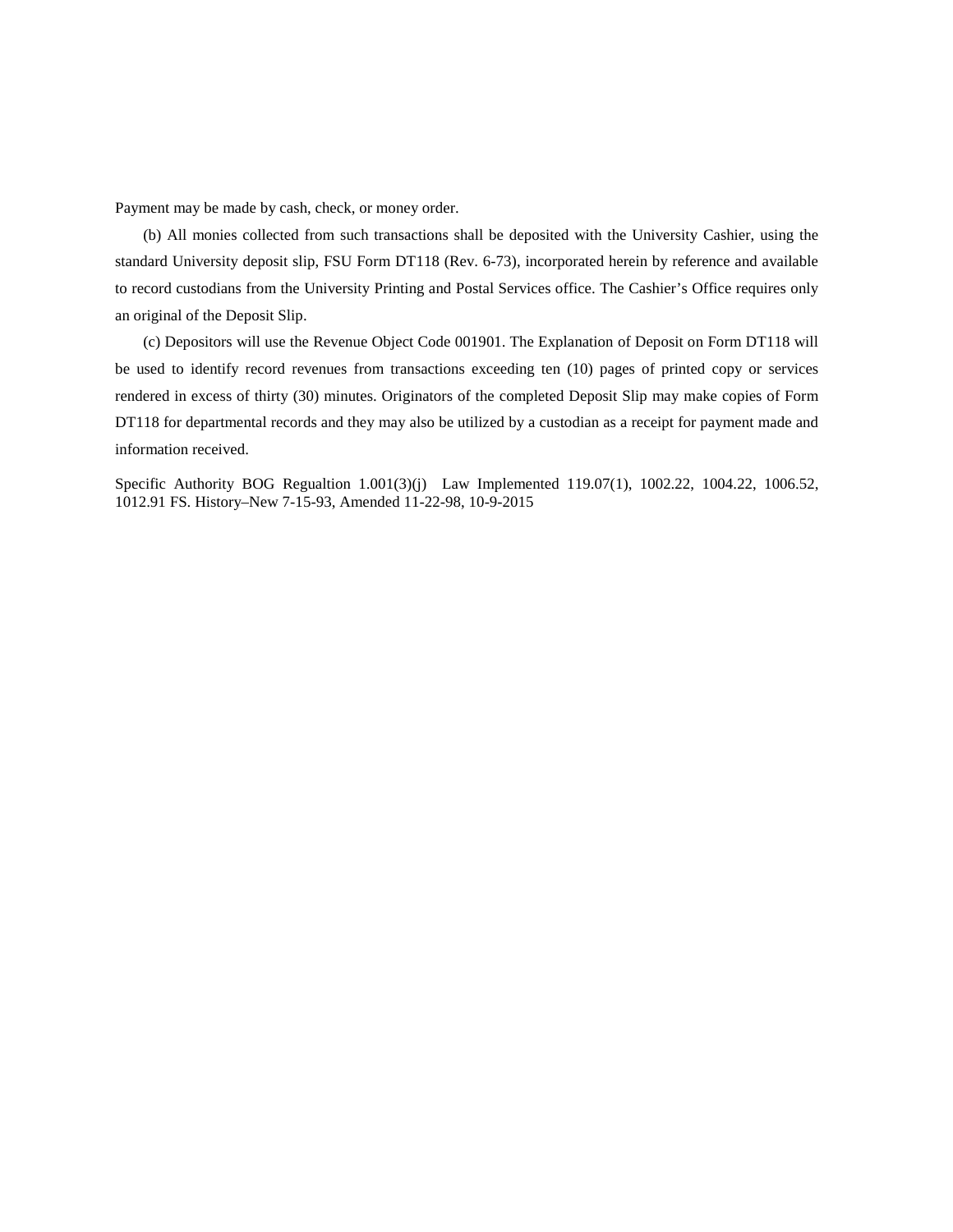Payment may be made by cash, check, or money order.

(b) All monies collected from such transactions shall be deposited with the University Cashier, using the standard University deposit slip, FSU Form DT118 (Rev. 6-73), incorporated herein by reference and available to record custodians from the University Printing and Postal Services office. The Cashier's Office requires only an original of the Deposit Slip.

(c) Depositors will use the Revenue Object Code 001901. The Explanation of Deposit on Form DT118 will be used to identify record revenues from transactions exceeding ten (10) pages of printed copy or services rendered in excess of thirty (30) minutes. Originators of the completed Deposit Slip may make copies of Form DT118 for departmental records and they may also be utilized by a custodian as a receipt for payment made and information received.

Specific Authority BOG Regualtion 1.001(3)(j) Law Implemented 119.07(1), 1002.22, 1004.22, 1006.52, 1012.91 FS. History–New 7-15-93, Amended 11-22-98, 10-9-2015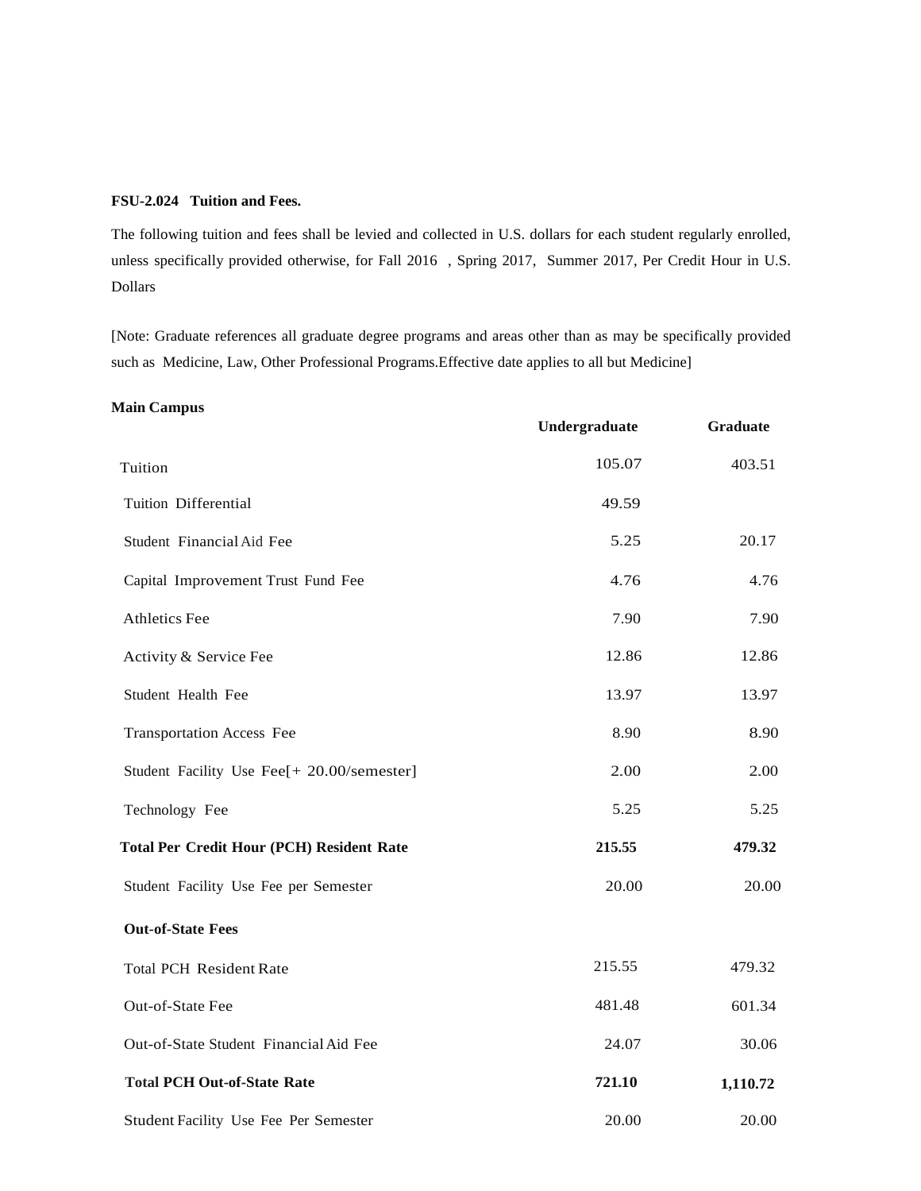**FSU-2.024 Tuition and Fees.**

The following tuition and fees shall be levied and collected in U.S. dollars for each student regularly enrolled, unless specifically provided otherwise, for Fall 2016 , Spring 2017, Summer 2017, Per Credit Hour in U.S. Dollars

[Note: Graduate references all graduate degree programs and areas other than as may be specifically provided such as Medicine, Law, Other Professional Programs.Effective date applies to all but Medicine]

**Main Campus**

| | Undergraduate | Graduate |
|---|---|---|
| Tuition | 105.07 | 403.51 |
| Tuition Differential | 49.59 | |
| Student Financial Aid Fee | 5.25 | 20.17 |
| Capital Improvement Trust Fund Fee | 4.76 | 4.76 |
| Athletics Fee | 7.90 | 7.90 |
| Activity & Service Fee | 12.86 | 12.86 |
| Student Health Fee | 13.97 | 13.97 |
| Transportation Access Fee | 8.90 | 8.90 |
| Student Facility Use Fee[+ 20.00/semester] | 2.00 | 2.00 |
| Technology Fee | 5.25 | 5.25 |
| **Total Per Credit Hour (PCH) Resident Rate** | **215.55** | **479.32** |
| Student Facility Use Fee per Semester | 20.00 | 20.00 |
| **Out-of-State Fees** | | |
| Total PCH Resident Rate | 215.55 | 479.32 |
| Out-of-State Fee | 481.48 | 601.34 |
| Out-of-State Student Financial Aid Fee | 24.07 | 30.06 |
| **Total PCH Out-of-State Rate** | **721.10** | **1,110.72** |
| Student Facility Use Fee Per Semester | 20.00 | 20.00 |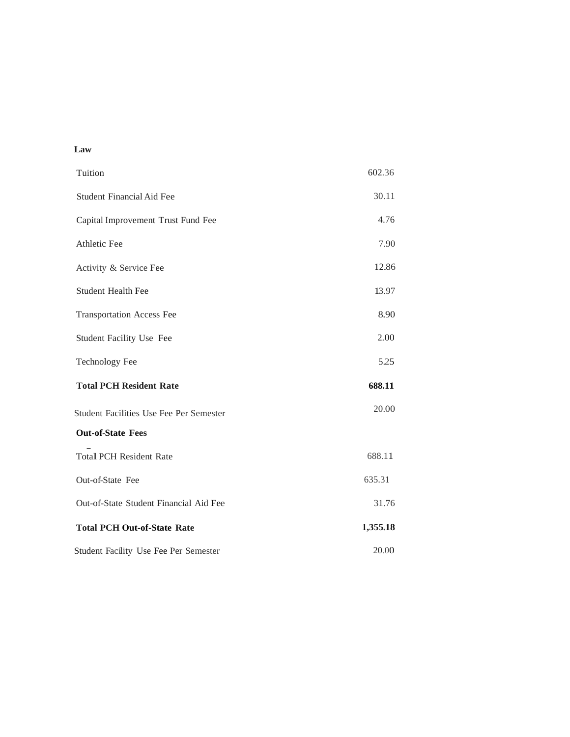**Law**

| | |
|---|---|
| Tuition | 602.36 |
| Student Financial Aid Fee | 30.11 |
| Capital Improvement Trust Fund Fee | 4.76 |
| Athletic Fee | 7.90 |
| Activity & Service Fee | 12.86 |
| Student Health Fee | 13.97 |
| Transportation Access Fee | 8.90 |
| Student Facility Use Fee | 2.00 |
| Technology Fee | 5.25 |
| **Total PCH Resident Rate** | **688.11** |
| Student Facilities Use Fee Per Semester | 20.00 |
| **Out-of-State Fees** | |
| Total PCH Resident Rate | 688.11 |
| Out-of-State Fee | 635.31 |
| Out-of-State Student Financial Aid Fee | 31.76 |
| **Total PCH Out-of-State Rate** | **1,355.18** |
| Student Facility Use Fee Per Semester | 20.00 |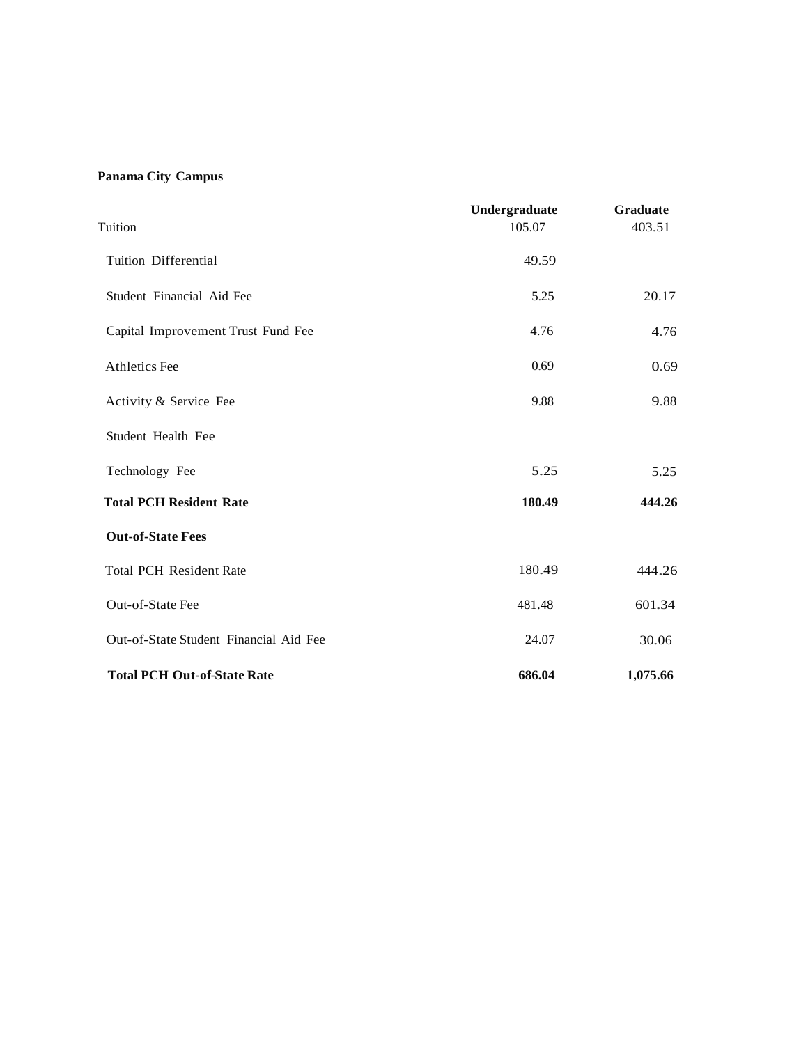**Panama City Campus**

| | Undergraduate | Graduate |
|---|---|---|
| Tuition | 105.07 | 403.51 |
| Tuition Differential | 49.59 | |
| Student Financial Aid Fee | 5.25 | 20.17 |
| Capital Improvement Trust Fund Fee | 4.76 | 4.76 |
| Athletics Fee | 0.69 | 0.69 |
| Activity & Service Fee | 9.88 | 9.88 |
| Student Health Fee | | |
| Technology Fee | 5.25 | 5.25 |
| **Total PCH Resident Rate** | **180.49** | **444.26** |
| **Out-of-State Fees** | | |
| Total PCH Resident Rate | 180.49 | 444.26 |
| Out-of-State Fee | 481.48 | 601.34 |
| Out-of-State Student Financial Aid Fee | 24.07 | 30.06 |
| **Total PCH Out-of-State Rate** | **686.04** | **1,075.66** |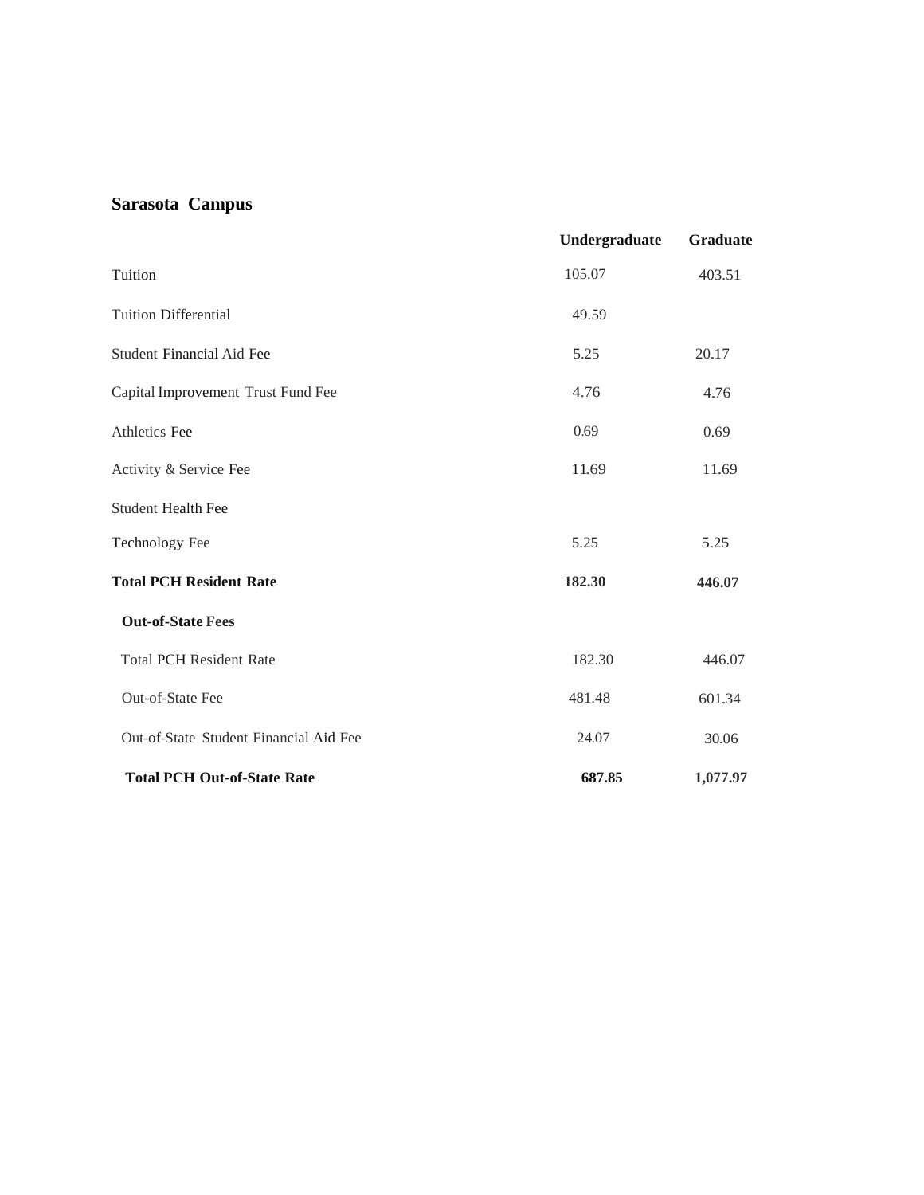## Sarasota Campus

| | Undergraduate | Graduate |
| --- | --- | --- |
| Tuition | 105.07 | 403.51 |
| Tuition Differential | 49.59 | |
| Student Financial Aid Fee | 5.25 | 20.17 |
| Capital Improvement Trust Fund Fee | 4.76 | 4.76 |
| Athletics Fee | 0.69 | 0.69 |
| Activity & Service Fee | 11.69 | 11.69 |
| Student Health Fee | | |
| Technology Fee | 5.25 | 5.25 |
| **Total PCH Resident Rate** | **182.30** | **446.07** |
| **Out-of-State Fees** | | |
| Total PCH Resident Rate | 182.30 | 446.07 |
| Out-of-State Fee | 481.48 | 601.34 |
| Out-of-State Student Financial Aid Fee | 24.07 | 30.06 |
| **Total PCH Out-of-State Rate** | **687.85** | **1,077.97** |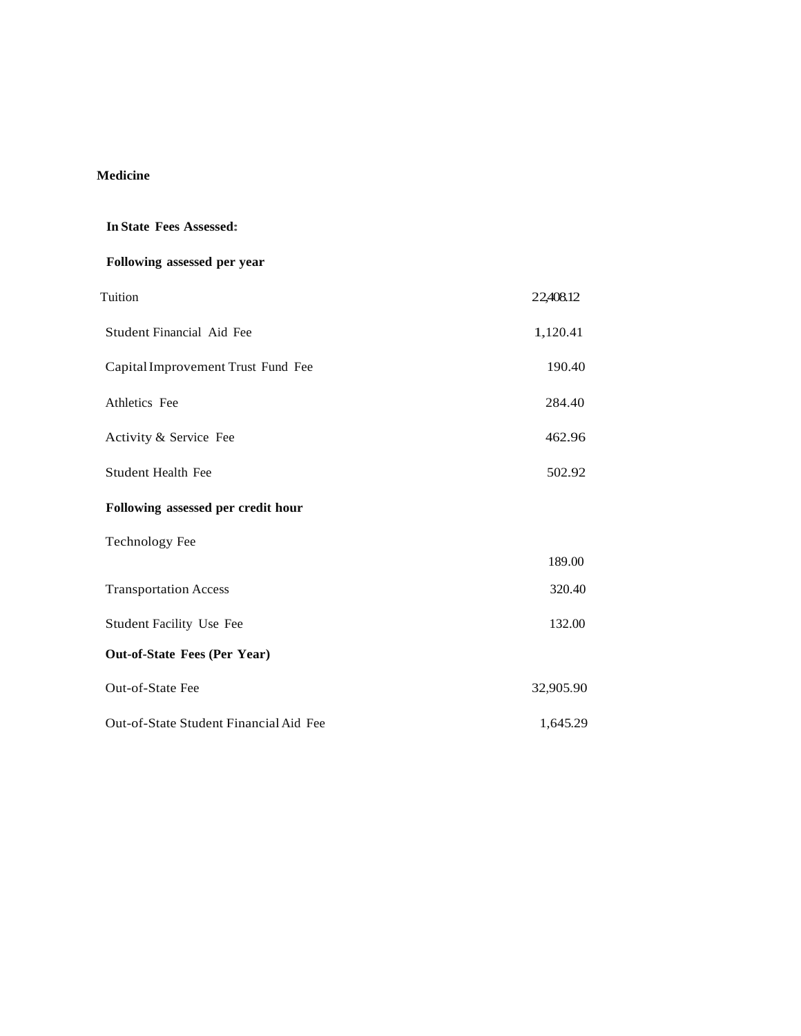**Medicine**

**In State Fees Assessed:**

| **Following assessed per year** | |
|---|---|
| Tuition | 22,408.12 |
| Student Financial Aid Fee | 1,120.41 |
| Capital Improvement Trust Fund Fee | 190.40 |
| Athletics Fee | 284.40 |
| Activity & Service Fee | 462.96 |
| Student Health Fee | 502.92 |
| **Following assessed per credit hour** | |
| Technology Fee | 189.00 |
| Transportation Access | 320.40 |
| Student Facility Use Fee | 132.00 |
| **Out-of-State Fees (Per Year)** | |
| Out-of-State Fee | 32,905.90 |
| Out-of-State Student Financial Aid Fee | 1,645.29 |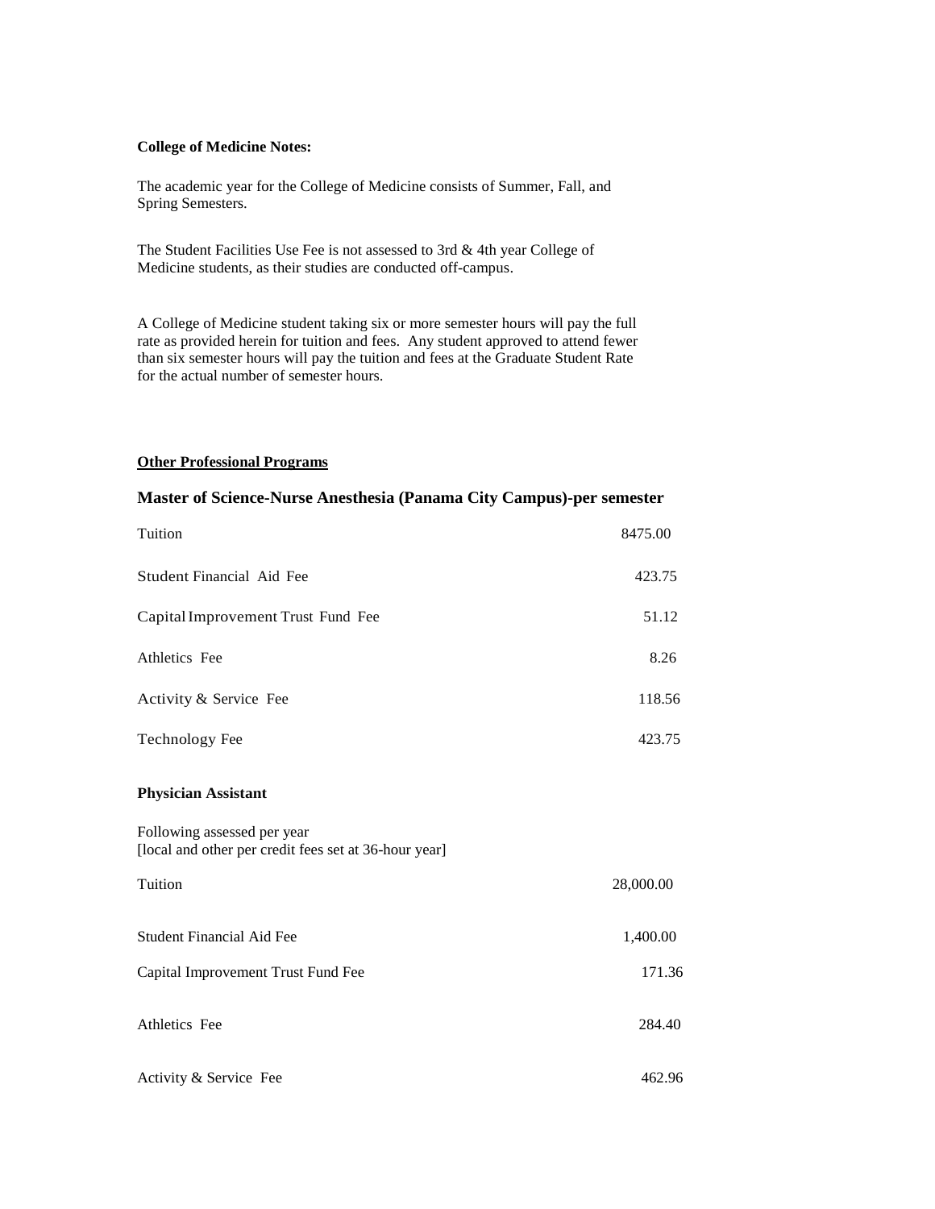**College of Medicine Notes:**

The academic year for the College of Medicine consists of Summer, Fall, and Spring Semesters.

The Student Facilities Use Fee is not assessed to 3rd & 4th year College of Medicine students, as their studies are conducted off-campus.

A College of Medicine student taking six or more semester hours will pay the full rate as provided herein for tuition and fees. Any student approved to attend fewer than six semester hours will pay the tuition and fees at the Graduate Student Rate for the actual number of semester hours.

**Other Professional Programs**

### Master of Science-Nurse Anesthesia (Panama City Campus)-per semester

| | |
|---|---|
| Tuition | 8475.00 |
| Student Financial Aid Fee | 423.75 |
| Capital Improvement Trust Fund Fee | 51.12 |
| Athletics Fee | 8.26 |
| Activity & Service Fee | 118.56 |
| Technology Fee | 423.75 |

**Physician Assistant**

Following assessed per year
[local and other per credit fees set at 36-hour year]

| | |
|---|---|
| Tuition | 28,000.00 |
| Student Financial Aid Fee | 1,400.00 |
| Capital Improvement Trust Fund Fee | 171.36 |
| Athletics Fee | 284.40 |
| Activity & Service Fee | 462.96 |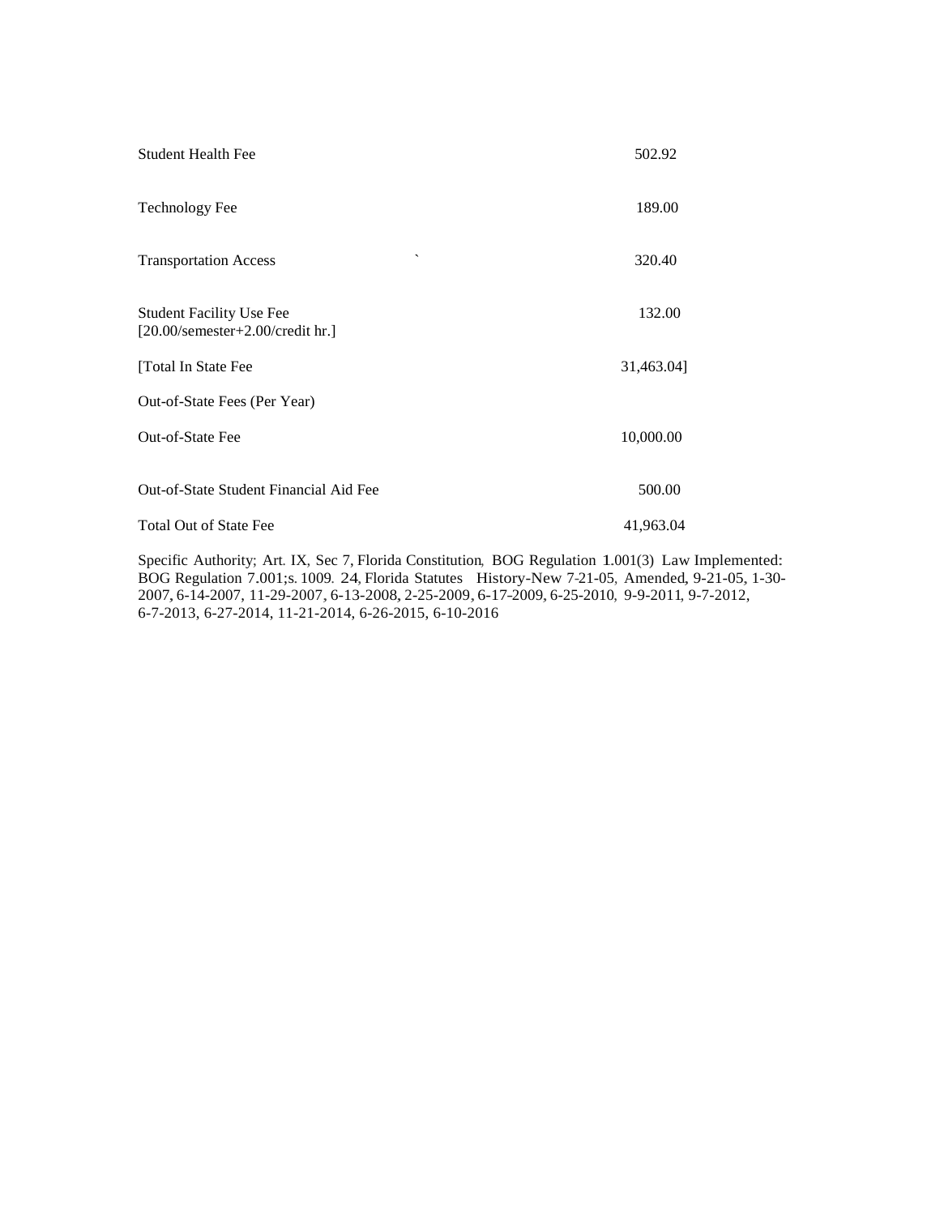| | |
|---|---|
| Student Health Fee | 502.92 |
| Technology Fee | 189.00 |
| Transportation Access | 320.40 |
| Student Facility Use Fee [20.00/semester+2.00/credit hr.] | 132.00 |
| [Total In State Fee | 31,463.04] |
| Out-of-State Fees (Per Year) | |
| Out-of-State Fee | 10,000.00 |
| Out-of-State Student Financial Aid Fee | 500.00 |
| Total Out of State Fee | 41,963.04 |

Specific Authority; Art. IX, Sec 7, Florida Constitution, BOG Regulation 1.001(3) Law Implemented: BOG Regulation 7.001;s. 1009. 24, Florida Statutes History-New 7-21-05, Amended, 9-21-05, 1-30-2007, 6-14-2007, 11-29-2007, 6-13-2008, 2-25-2009, 6-17-2009, 6-25-2010, 9-9-2011, 9-7-2012, 6-7-2013, 6-27-2014, 11-21-2014, 6-26-2015, 6-10-2016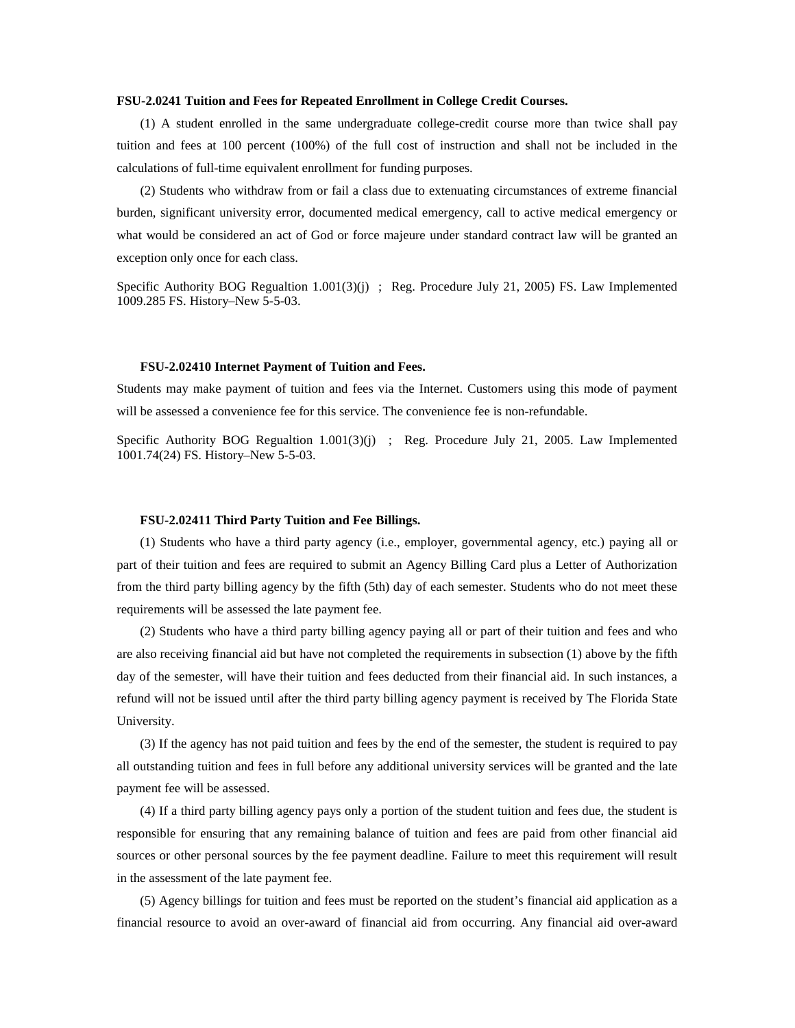**FSU-2.0241 Tuition and Fees for Repeated Enrollment in College Credit Courses.**

(1) A student enrolled in the same undergraduate college-credit course more than twice shall pay tuition and fees at 100 percent (100%) of the full cost of instruction and shall not be included in the calculations of full-time equivalent enrollment for funding purposes.

(2) Students who withdraw from or fail a class due to extenuating circumstances of extreme financial burden, significant university error, documented medical emergency, call to active medical emergency or what would be considered an act of God or force majeure under standard contract law will be granted an exception only once for each class.

Specific Authority BOG Regualtion 1.001(3)(j) ; Reg. Procedure July 21, 2005) FS. Law Implemented 1009.285 FS. History–New 5-5-03.

**FSU-2.02410 Internet Payment of Tuition and Fees.**

Students may make payment of tuition and fees via the Internet. Customers using this mode of payment will be assessed a convenience fee for this service. The convenience fee is non-refundable.

Specific Authority BOG Regualtion 1.001(3)(j) ; Reg. Procedure July 21, 2005. Law Implemented 1001.74(24) FS. History–New 5-5-03.

**FSU-2.02411 Third Party Tuition and Fee Billings.**

(1) Students who have a third party agency (i.e., employer, governmental agency, etc.) paying all or part of their tuition and fees are required to submit an Agency Billing Card plus a Letter of Authorization from the third party billing agency by the fifth (5th) day of each semester. Students who do not meet these requirements will be assessed the late payment fee.

(2) Students who have a third party billing agency paying all or part of their tuition and fees and who are also receiving financial aid but have not completed the requirements in subsection (1) above by the fifth day of the semester, will have their tuition and fees deducted from their financial aid. In such instances, a refund will not be issued until after the third party billing agency payment is received by The Florida State University.

(3) If the agency has not paid tuition and fees by the end of the semester, the student is required to pay all outstanding tuition and fees in full before any additional university services will be granted and the late payment fee will be assessed.

(4) If a third party billing agency pays only a portion of the student tuition and fees due, the student is responsible for ensuring that any remaining balance of tuition and fees are paid from other financial aid sources or other personal sources by the fee payment deadline. Failure to meet this requirement will result in the assessment of the late payment fee.

(5) Agency billings for tuition and fees must be reported on the student's financial aid application as a financial resource to avoid an over-award of financial aid from occurring. Any financial aid over-award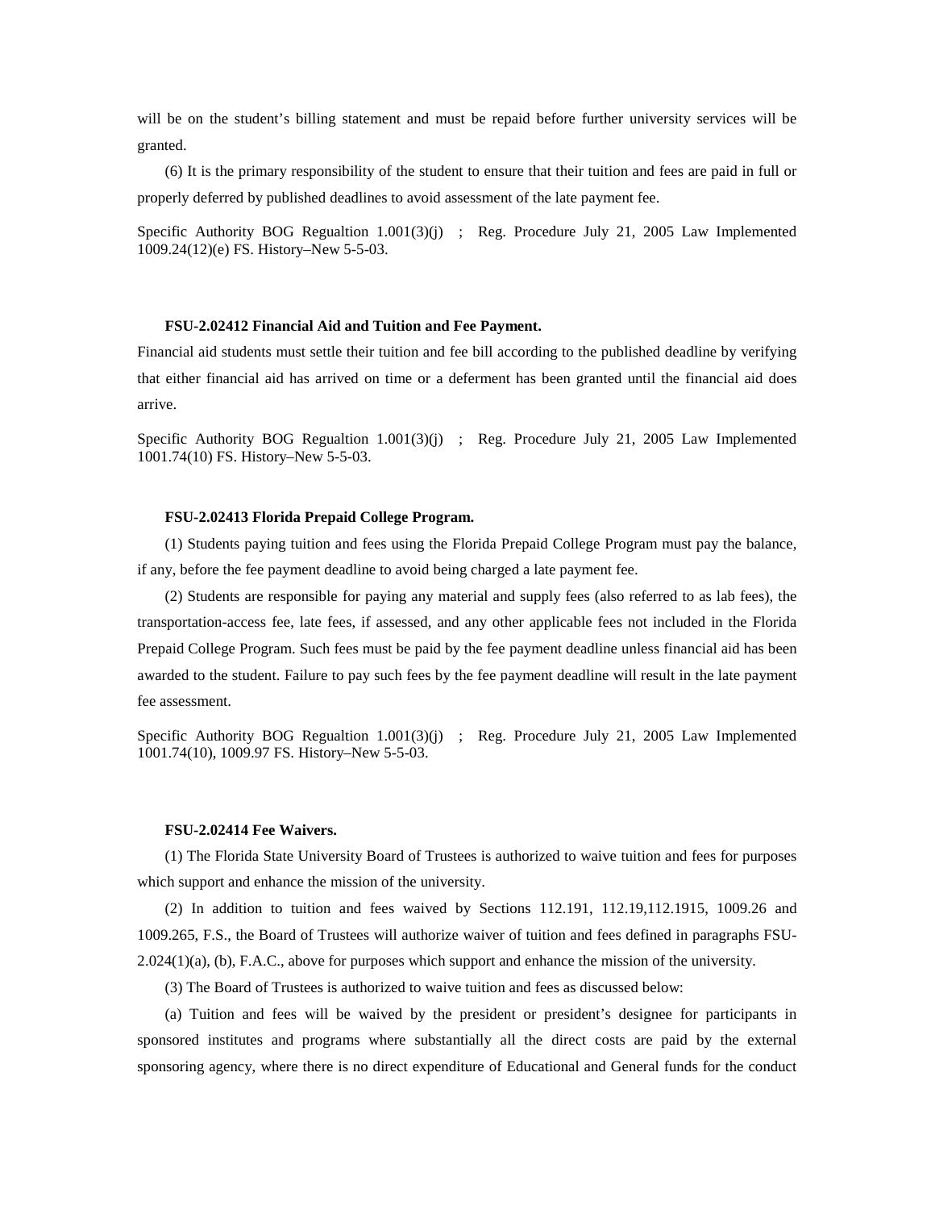will be on the student's billing statement and must be repaid before further university services will be granted.

(6) It is the primary responsibility of the student to ensure that their tuition and fees are paid in full or properly deferred by published deadlines to avoid assessment of the late payment fee.

Specific Authority BOG Regualtion 1.001(3)(j) ; Reg. Procedure July 21, 2005 Law Implemented 1009.24(12)(e) FS. History–New 5-5-03.

**FSU-2.02412 Financial Aid and Tuition and Fee Payment.**

Financial aid students must settle their tuition and fee bill according to the published deadline by verifying that either financial aid has arrived on time or a deferment has been granted until the financial aid does arrive.

Specific Authority BOG Regualtion 1.001(3)(j) ; Reg. Procedure July 21, 2005 Law Implemented 1001.74(10) FS. History–New 5-5-03.

**FSU-2.02413 Florida Prepaid College Program.**

(1) Students paying tuition and fees using the Florida Prepaid College Program must pay the balance, if any, before the fee payment deadline to avoid being charged a late payment fee.

(2) Students are responsible for paying any material and supply fees (also referred to as lab fees), the transportation-access fee, late fees, if assessed, and any other applicable fees not included in the Florida Prepaid College Program. Such fees must be paid by the fee payment deadline unless financial aid has been awarded to the student. Failure to pay such fees by the fee payment deadline will result in the late payment fee assessment.

Specific Authority BOG Regualtion 1.001(3)(j) ; Reg. Procedure July 21, 2005 Law Implemented 1001.74(10), 1009.97 FS. History–New 5-5-03.

**FSU-2.02414 Fee Waivers.**

(1) The Florida State University Board of Trustees is authorized to waive tuition and fees for purposes which support and enhance the mission of the university.

(2) In addition to tuition and fees waived by Sections 112.191, 112.19,112.1915, 1009.26 and 1009.265, F.S., the Board of Trustees will authorize waiver of tuition and fees defined in paragraphs FSU-2.024(1)(a), (b), F.A.C., above for purposes which support and enhance the mission of the university.

(3) The Board of Trustees is authorized to waive tuition and fees as discussed below:

(a) Tuition and fees will be waived by the president or president's designee for participants in sponsored institutes and programs where substantially all the direct costs are paid by the external sponsoring agency, where there is no direct expenditure of Educational and General funds for the conduct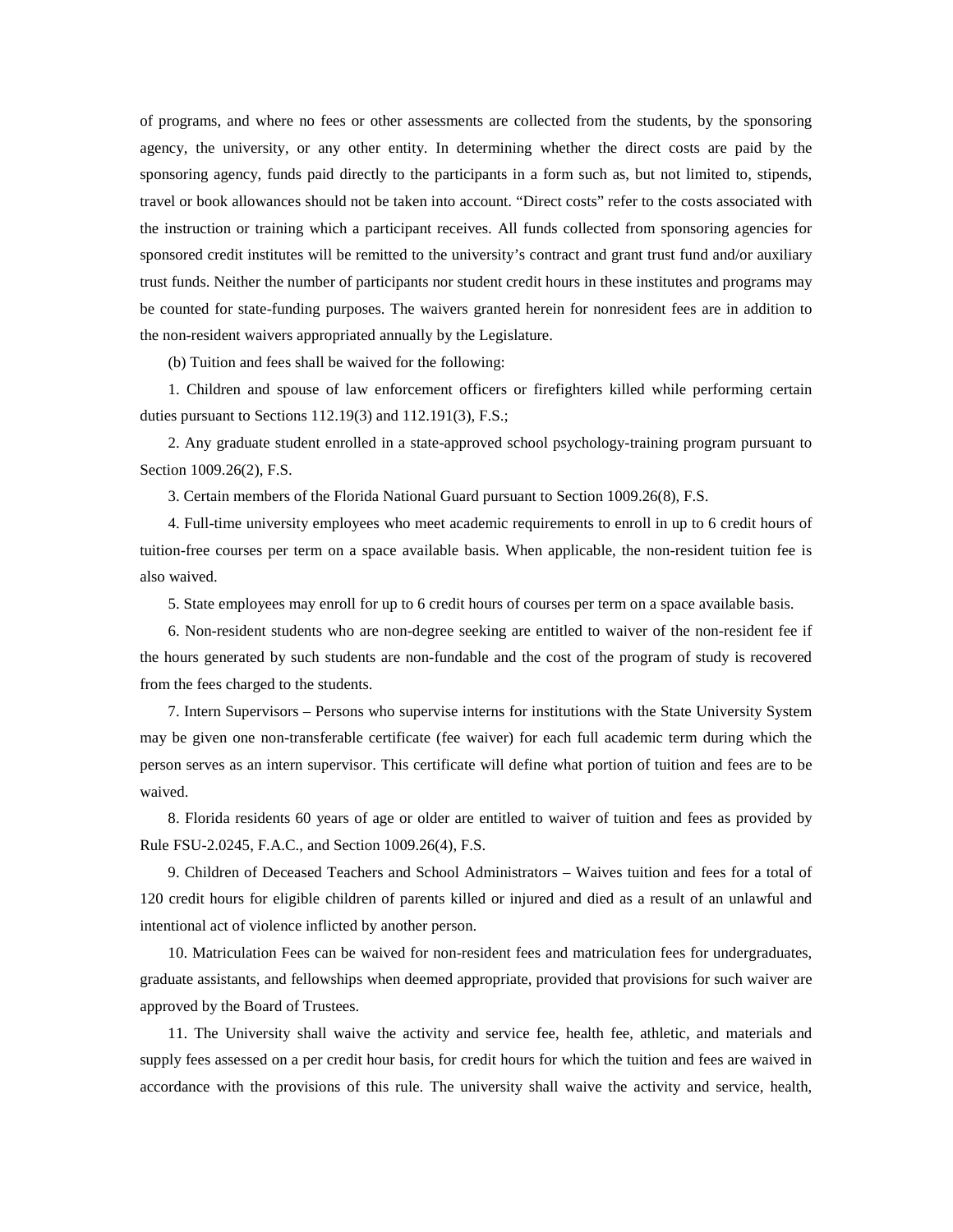of programs, and where no fees or other assessments are collected from the students, by the sponsoring agency, the university, or any other entity. In determining whether the direct costs are paid by the sponsoring agency, funds paid directly to the participants in a form such as, but not limited to, stipends, travel or book allowances should not be taken into account. "Direct costs" refer to the costs associated with the instruction or training which a participant receives. All funds collected from sponsoring agencies for sponsored credit institutes will be remitted to the university's contract and grant trust fund and/or auxiliary trust funds. Neither the number of participants nor student credit hours in these institutes and programs may be counted for state-funding purposes. The waivers granted herein for nonresident fees are in addition to the non-resident waivers appropriated annually by the Legislature.

(b) Tuition and fees shall be waived for the following:

1. Children and spouse of law enforcement officers or firefighters killed while performing certain duties pursuant to Sections 112.19(3) and 112.191(3), F.S.;

2. Any graduate student enrolled in a state-approved school psychology-training program pursuant to Section 1009.26(2), F.S.

3. Certain members of the Florida National Guard pursuant to Section 1009.26(8), F.S.

4. Full-time university employees who meet academic requirements to enroll in up to 6 credit hours of tuition-free courses per term on a space available basis. When applicable, the non-resident tuition fee is also waived.

5. State employees may enroll for up to 6 credit hours of courses per term on a space available basis.

6. Non-resident students who are non-degree seeking are entitled to waiver of the non-resident fee if the hours generated by such students are non-fundable and the cost of the program of study is recovered from the fees charged to the students.

7. Intern Supervisors – Persons who supervise interns for institutions with the State University System may be given one non-transferable certificate (fee waiver) for each full academic term during which the person serves as an intern supervisor. This certificate will define what portion of tuition and fees are to be waived.

8. Florida residents 60 years of age or older are entitled to waiver of tuition and fees as provided by Rule FSU-2.0245, F.A.C., and Section 1009.26(4), F.S.

9. Children of Deceased Teachers and School Administrators – Waives tuition and fees for a total of 120 credit hours for eligible children of parents killed or injured and died as a result of an unlawful and intentional act of violence inflicted by another person.

10. Matriculation Fees can be waived for non-resident fees and matriculation fees for undergraduates, graduate assistants, and fellowships when deemed appropriate, provided that provisions for such waiver are approved by the Board of Trustees.

11. The University shall waive the activity and service fee, health fee, athletic, and materials and supply fees assessed on a per credit hour basis, for credit hours for which the tuition and fees are waived in accordance with the provisions of this rule. The university shall waive the activity and service, health,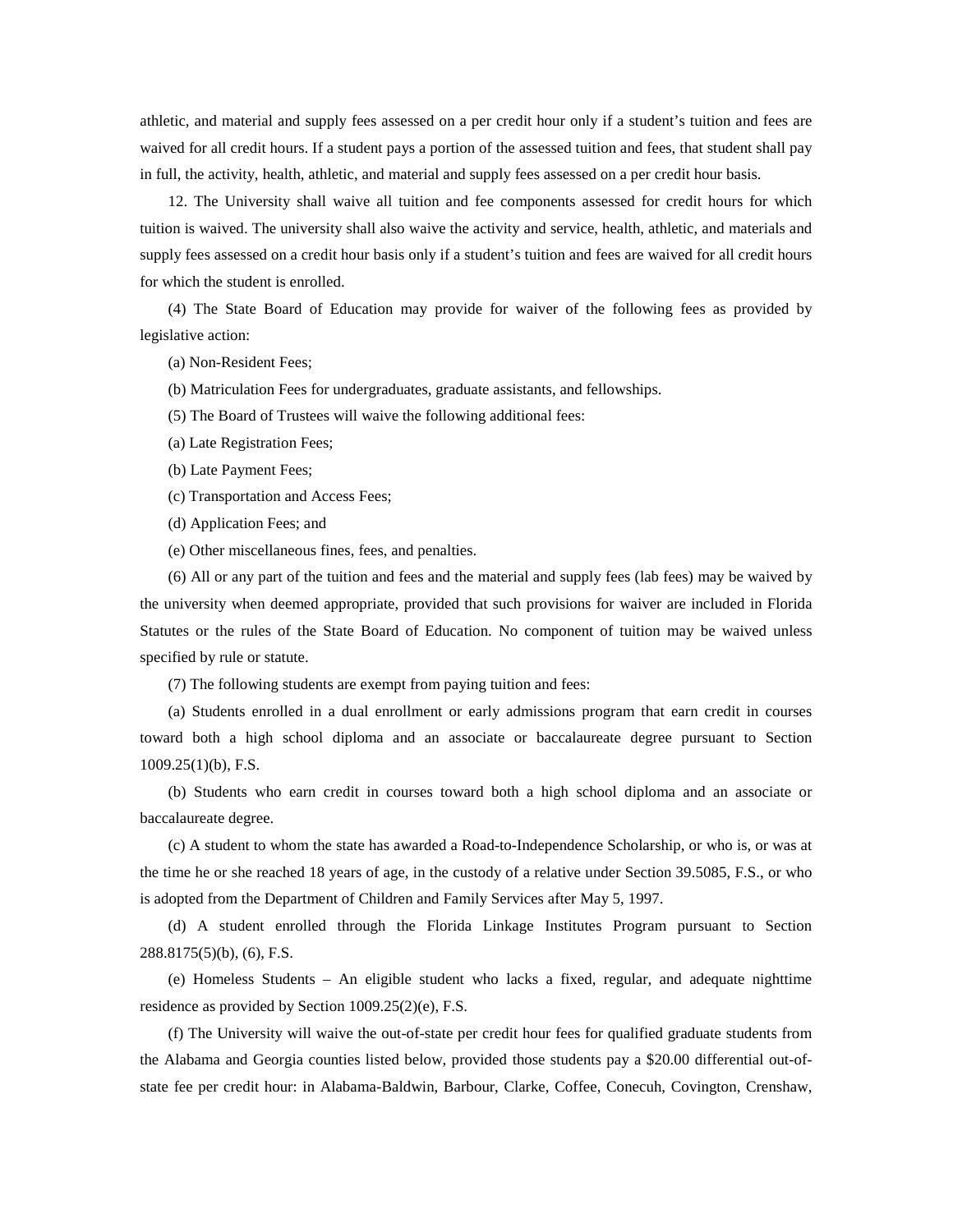athletic, and material and supply fees assessed on a per credit hour only if a student's tuition and fees are waived for all credit hours. If a student pays a portion of the assessed tuition and fees, that student shall pay in full, the activity, health, athletic, and material and supply fees assessed on a per credit hour basis.

12. The University shall waive all tuition and fee components assessed for credit hours for which tuition is waived. The university shall also waive the activity and service, health, athletic, and materials and supply fees assessed on a credit hour basis only if a student's tuition and fees are waived for all credit hours for which the student is enrolled.

(4) The State Board of Education may provide for waiver of the following fees as provided by legislative action:

(a) Non-Resident Fees;

(b) Matriculation Fees for undergraduates, graduate assistants, and fellowships.

(5) The Board of Trustees will waive the following additional fees:

(a) Late Registration Fees;

(b) Late Payment Fees;

(c) Transportation and Access Fees;

(d) Application Fees; and

(e) Other miscellaneous fines, fees, and penalties.

(6) All or any part of the tuition and fees and the material and supply fees (lab fees) may be waived by the university when deemed appropriate, provided that such provisions for waiver are included in Florida Statutes or the rules of the State Board of Education. No component of tuition may be waived unless specified by rule or statute.

(7) The following students are exempt from paying tuition and fees:

(a) Students enrolled in a dual enrollment or early admissions program that earn credit in courses toward both a high school diploma and an associate or baccalaureate degree pursuant to Section 1009.25(1)(b), F.S.

(b) Students who earn credit in courses toward both a high school diploma and an associate or baccalaureate degree.

(c) A student to whom the state has awarded a Road-to-Independence Scholarship, or who is, or was at the time he or she reached 18 years of age, in the custody of a relative under Section 39.5085, F.S., or who is adopted from the Department of Children and Family Services after May 5, 1997.

(d) A student enrolled through the Florida Linkage Institutes Program pursuant to Section 288.8175(5)(b), (6), F.S.

(e) Homeless Students – An eligible student who lacks a fixed, regular, and adequate nighttime residence as provided by Section 1009.25(2)(e), F.S.

(f) The University will waive the out-of-state per credit hour fees for qualified graduate students from the Alabama and Georgia counties listed below, provided those students pay a $20.00 differential out-of-state fee per credit hour: in Alabama-Baldwin, Barbour, Clarke, Coffee, Conecuh, Covington, Crenshaw,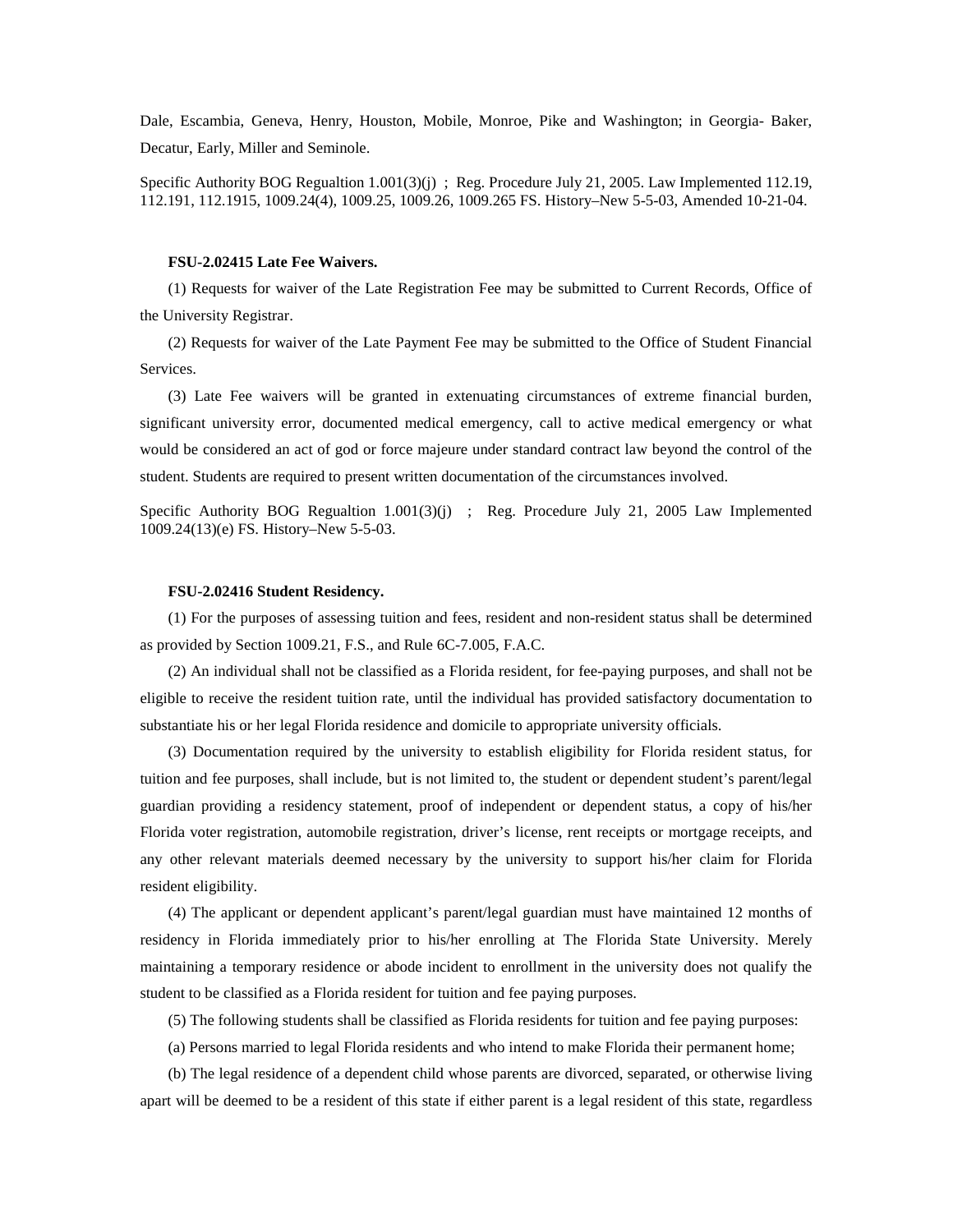Dale, Escambia, Geneva, Henry, Houston, Mobile, Monroe, Pike and Washington; in Georgia- Baker, Decatur, Early, Miller and Seminole.

Specific Authority BOG Regualtion 1.001(3)(j) ; Reg. Procedure July 21, 2005. Law Implemented 112.19, 112.191, 112.1915, 1009.24(4), 1009.25, 1009.26, 1009.265 FS. History–New 5-5-03, Amended 10-21-04.

**FSU-2.02415 Late Fee Waivers.**

(1) Requests for waiver of the Late Registration Fee may be submitted to Current Records, Office of the University Registrar.

(2) Requests for waiver of the Late Payment Fee may be submitted to the Office of Student Financial Services.

(3) Late Fee waivers will be granted in extenuating circumstances of extreme financial burden, significant university error, documented medical emergency, call to active medical emergency or what would be considered an act of god or force majeure under standard contract law beyond the control of the student. Students are required to present written documentation of the circumstances involved.

Specific Authority BOG Regualtion 1.001(3)(j) ; Reg. Procedure July 21, 2005 Law Implemented 1009.24(13)(e) FS. History–New 5-5-03.

**FSU-2.02416 Student Residency.**

(1) For the purposes of assessing tuition and fees, resident and non-resident status shall be determined as provided by Section 1009.21, F.S., and Rule 6C-7.005, F.A.C.

(2) An individual shall not be classified as a Florida resident, for fee-paying purposes, and shall not be eligible to receive the resident tuition rate, until the individual has provided satisfactory documentation to substantiate his or her legal Florida residence and domicile to appropriate university officials.

(3) Documentation required by the university to establish eligibility for Florida resident status, for tuition and fee purposes, shall include, but is not limited to, the student or dependent student's parent/legal guardian providing a residency statement, proof of independent or dependent status, a copy of his/her Florida voter registration, automobile registration, driver's license, rent receipts or mortgage receipts, and any other relevant materials deemed necessary by the university to support his/her claim for Florida resident eligibility.

(4) The applicant or dependent applicant's parent/legal guardian must have maintained 12 months of residency in Florida immediately prior to his/her enrolling at The Florida State University. Merely maintaining a temporary residence or abode incident to enrollment in the university does not qualify the student to be classified as a Florida resident for tuition and fee paying purposes.

(5) The following students shall be classified as Florida residents for tuition and fee paying purposes:

(a) Persons married to legal Florida residents and who intend to make Florida their permanent home;

(b) The legal residence of a dependent child whose parents are divorced, separated, or otherwise living apart will be deemed to be a resident of this state if either parent is a legal resident of this state, regardless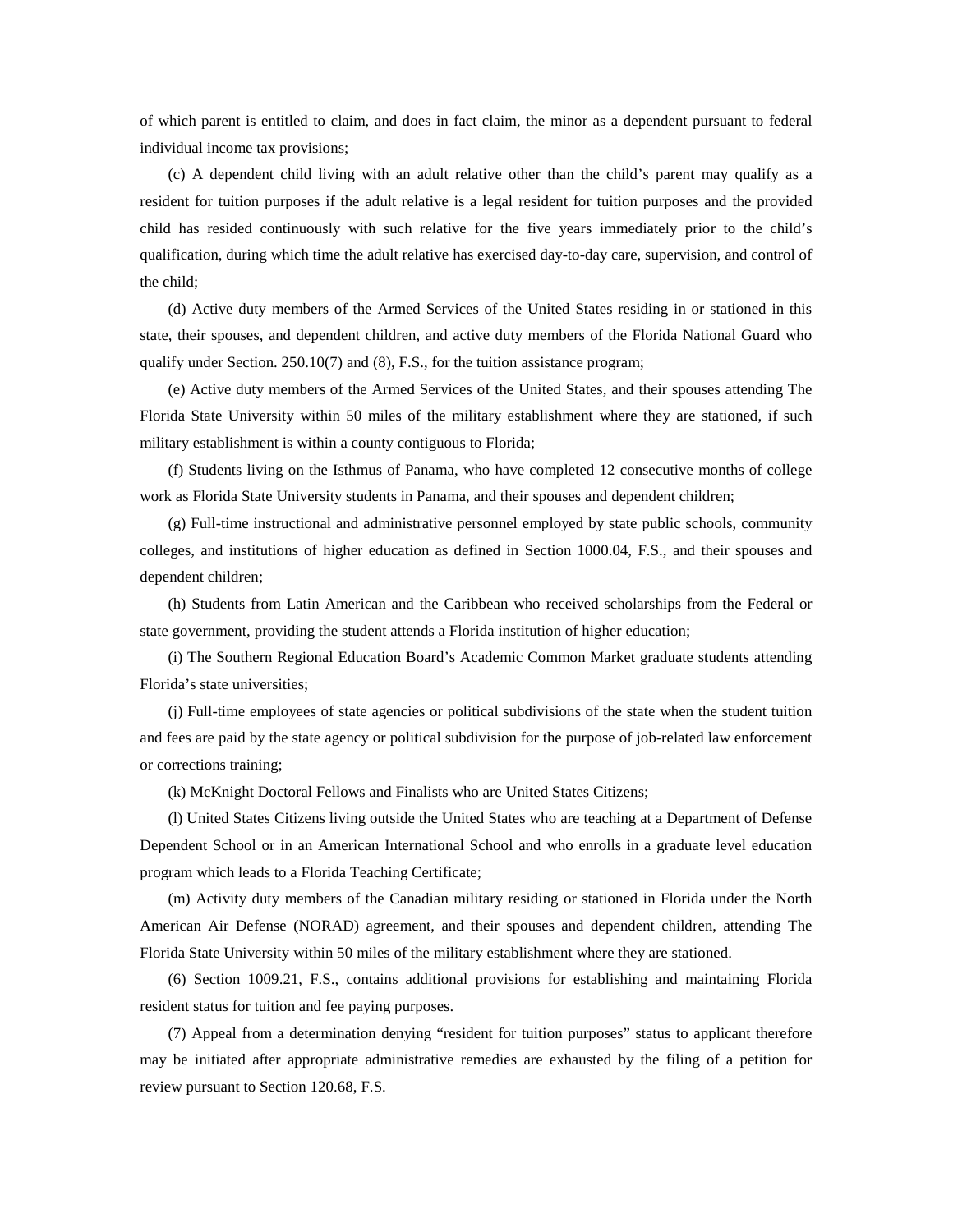of which parent is entitled to claim, and does in fact claim, the minor as a dependent pursuant to federal individual income tax provisions;

(c) A dependent child living with an adult relative other than the child's parent may qualify as a resident for tuition purposes if the adult relative is a legal resident for tuition purposes and the provided child has resided continuously with such relative for the five years immediately prior to the child's qualification, during which time the adult relative has exercised day-to-day care, supervision, and control of the child;

(d) Active duty members of the Armed Services of the United States residing in or stationed in this state, their spouses, and dependent children, and active duty members of the Florida National Guard who qualify under Section. 250.10(7) and (8), F.S., for the tuition assistance program;

(e) Active duty members of the Armed Services of the United States, and their spouses attending The Florida State University within 50 miles of the military establishment where they are stationed, if such military establishment is within a county contiguous to Florida;

(f) Students living on the Isthmus of Panama, who have completed 12 consecutive months of college work as Florida State University students in Panama, and their spouses and dependent children;

(g) Full-time instructional and administrative personnel employed by state public schools, community colleges, and institutions of higher education as defined in Section 1000.04, F.S., and their spouses and dependent children;

(h) Students from Latin American and the Caribbean who received scholarships from the Federal or state government, providing the student attends a Florida institution of higher education;

(i) The Southern Regional Education Board's Academic Common Market graduate students attending Florida's state universities;

(j) Full-time employees of state agencies or political subdivisions of the state when the student tuition and fees are paid by the state agency or political subdivision for the purpose of job-related law enforcement or corrections training;

(k) McKnight Doctoral Fellows and Finalists who are United States Citizens;

(l) United States Citizens living outside the United States who are teaching at a Department of Defense Dependent School or in an American International School and who enrolls in a graduate level education program which leads to a Florida Teaching Certificate;

(m) Activity duty members of the Canadian military residing or stationed in Florida under the North American Air Defense (NORAD) agreement, and their spouses and dependent children, attending The Florida State University within 50 miles of the military establishment where they are stationed.

(6) Section 1009.21, F.S., contains additional provisions for establishing and maintaining Florida resident status for tuition and fee paying purposes.

(7) Appeal from a determination denying "resident for tuition purposes" status to applicant therefore may be initiated after appropriate administrative remedies are exhausted by the filing of a petition for review pursuant to Section 120.68, F.S.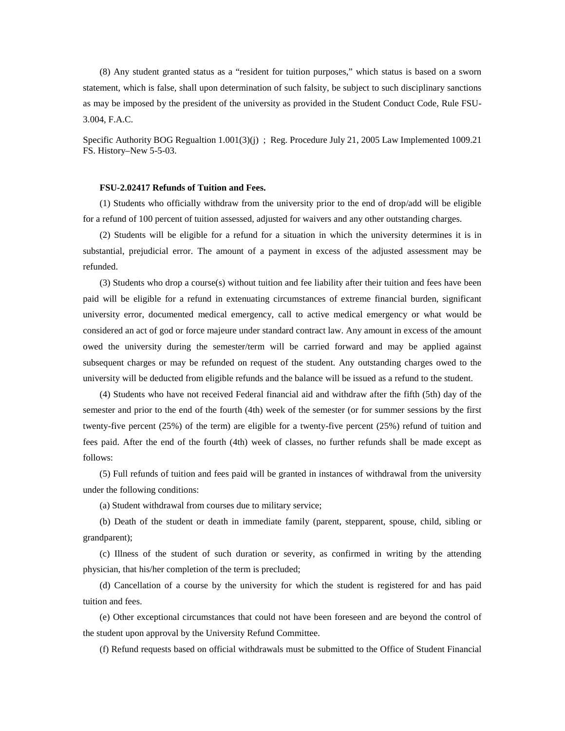(8) Any student granted status as a "resident for tuition purposes," which status is based on a sworn statement, which is false, shall upon determination of such falsity, be subject to such disciplinary sanctions as may be imposed by the president of the university as provided in the Student Conduct Code, Rule FSU-3.004, F.A.C.

Specific Authority BOG Regualtion 1.001(3)(j) ; Reg. Procedure July 21, 2005 Law Implemented 1009.21 FS. History–New 5-5-03.

**FSU-2.02417 Refunds of Tuition and Fees.**

(1) Students who officially withdraw from the university prior to the end of drop/add will be eligible for a refund of 100 percent of tuition assessed, adjusted for waivers and any other outstanding charges.

(2) Students will be eligible for a refund for a situation in which the university determines it is in substantial, prejudicial error. The amount of a payment in excess of the adjusted assessment may be refunded.

(3) Students who drop a course(s) without tuition and fee liability after their tuition and fees have been paid will be eligible for a refund in extenuating circumstances of extreme financial burden, significant university error, documented medical emergency, call to active medical emergency or what would be considered an act of god or force majeure under standard contract law. Any amount in excess of the amount owed the university during the semester/term will be carried forward and may be applied against subsequent charges or may be refunded on request of the student. Any outstanding charges owed to the university will be deducted from eligible refunds and the balance will be issued as a refund to the student.

(4) Students who have not received Federal financial aid and withdraw after the fifth (5th) day of the semester and prior to the end of the fourth (4th) week of the semester (or for summer sessions by the first twenty-five percent (25%) of the term) are eligible for a twenty-five percent (25%) refund of tuition and fees paid. After the end of the fourth (4th) week of classes, no further refunds shall be made except as follows:

(5) Full refunds of tuition and fees paid will be granted in instances of withdrawal from the university under the following conditions:

(a) Student withdrawal from courses due to military service;

(b) Death of the student or death in immediate family (parent, stepparent, spouse, child, sibling or grandparent);

(c) Illness of the student of such duration or severity, as confirmed in writing by the attending physician, that his/her completion of the term is precluded;

(d) Cancellation of a course by the university for which the student is registered for and has paid tuition and fees.

(e) Other exceptional circumstances that could not have been foreseen and are beyond the control of the student upon approval by the University Refund Committee.

(f) Refund requests based on official withdrawals must be submitted to the Office of Student Financial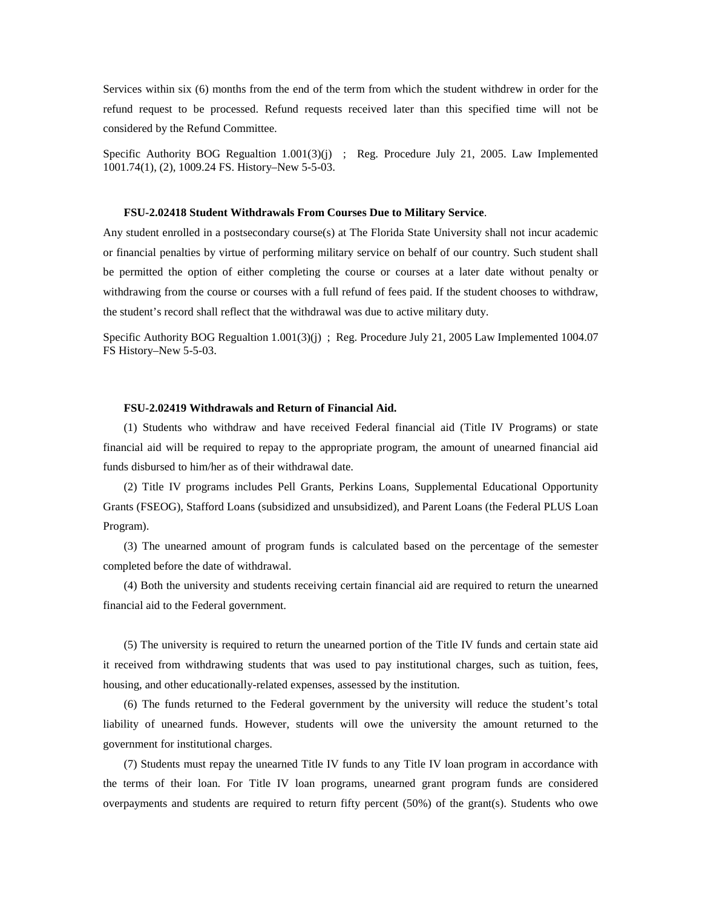Services within six (6) months from the end of the term from which the student withdrew in order for the refund request to be processed. Refund requests received later than this specified time will not be considered by the Refund Committee.

Specific Authority BOG Regualtion 1.001(3)(j) ; Reg. Procedure July 21, 2005. Law Implemented 1001.74(1), (2), 1009.24 FS. History–New 5-5-03.

**FSU-2.02418 Student Withdrawals From Courses Due to Military Service**.

Any student enrolled in a postsecondary course(s) at The Florida State University shall not incur academic or financial penalties by virtue of performing military service on behalf of our country. Such student shall be permitted the option of either completing the course or courses at a later date without penalty or withdrawing from the course or courses with a full refund of fees paid. If the student chooses to withdraw, the student's record shall reflect that the withdrawal was due to active military duty.

Specific Authority BOG Regualtion 1.001(3)(j) ; Reg. Procedure July 21, 2005 Law Implemented 1004.07 FS History–New 5-5-03.

**FSU-2.02419 Withdrawals and Return of Financial Aid.**

(1) Students who withdraw and have received Federal financial aid (Title IV Programs) or state financial aid will be required to repay to the appropriate program, the amount of unearned financial aid funds disbursed to him/her as of their withdrawal date.

(2) Title IV programs includes Pell Grants, Perkins Loans, Supplemental Educational Opportunity Grants (FSEOG), Stafford Loans (subsidized and unsubsidized), and Parent Loans (the Federal PLUS Loan Program).

(3) The unearned amount of program funds is calculated based on the percentage of the semester completed before the date of withdrawal.

(4) Both the university and students receiving certain financial aid are required to return the unearned financial aid to the Federal government.

(5) The university is required to return the unearned portion of the Title IV funds and certain state aid it received from withdrawing students that was used to pay institutional charges, such as tuition, fees, housing, and other educationally-related expenses, assessed by the institution.

(6) The funds returned to the Federal government by the university will reduce the student's total liability of unearned funds. However, students will owe the university the amount returned to the government for institutional charges.

(7) Students must repay the unearned Title IV funds to any Title IV loan program in accordance with the terms of their loan. For Title IV loan programs, unearned grant program funds are considered overpayments and students are required to return fifty percent (50%) of the grant(s). Students who owe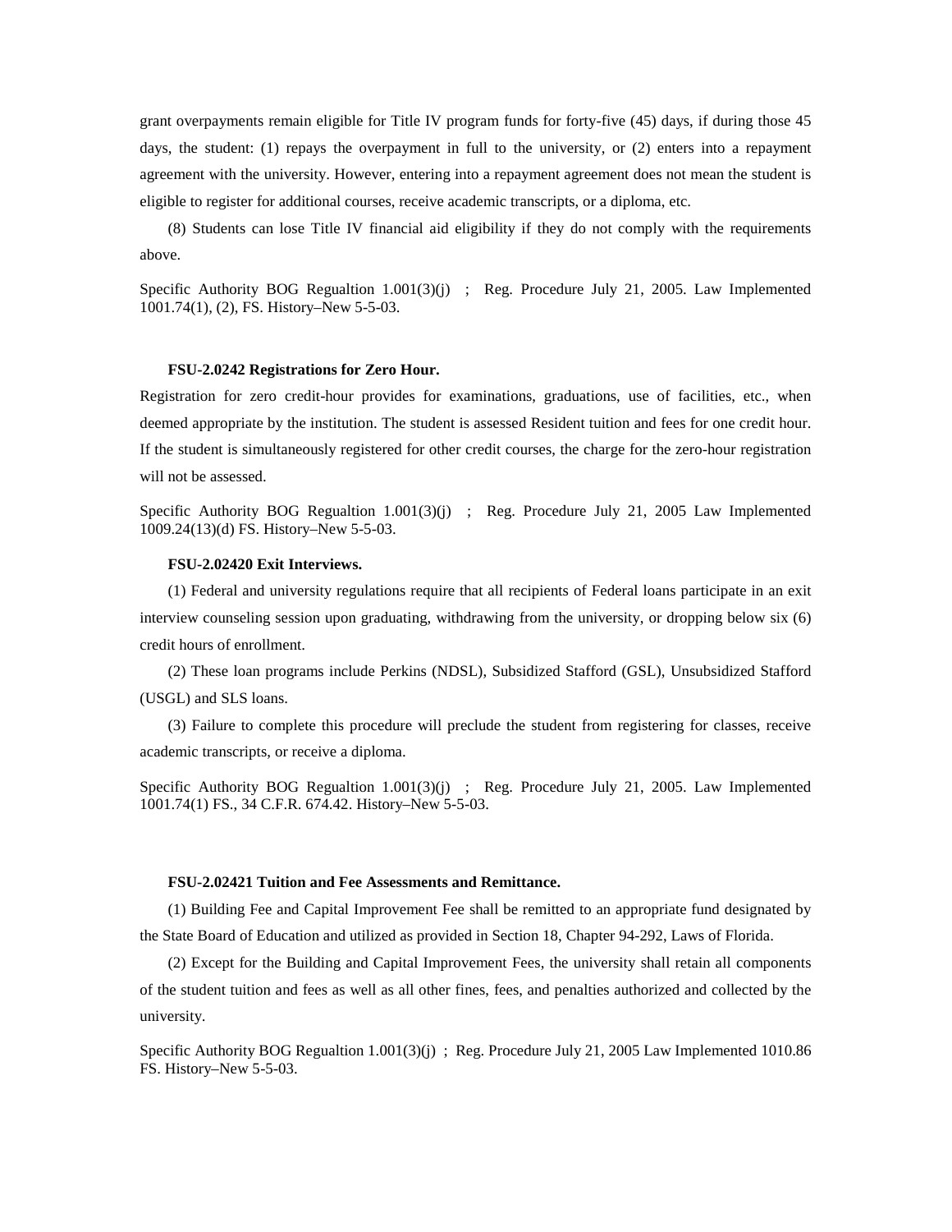grant overpayments remain eligible for Title IV program funds for forty-five (45) days, if during those 45 days, the student: (1) repays the overpayment in full to the university, or (2) enters into a repayment agreement with the university. However, entering into a repayment agreement does not mean the student is eligible to register for additional courses, receive academic transcripts, or a diploma, etc.

(8) Students can lose Title IV financial aid eligibility if they do not comply with the requirements above.

Specific Authority BOG Regualtion 1.001(3)(j) ; Reg. Procedure July 21, 2005. Law Implemented 1001.74(1), (2), FS. History–New 5-5-03.

**FSU-2.0242 Registrations for Zero Hour.**

Registration for zero credit-hour provides for examinations, graduations, use of facilities, etc., when deemed appropriate by the institution. The student is assessed Resident tuition and fees for one credit hour. If the student is simultaneously registered for other credit courses, the charge for the zero-hour registration will not be assessed.

Specific Authority BOG Regualtion 1.001(3)(j) ; Reg. Procedure July 21, 2005 Law Implemented 1009.24(13)(d) FS. History–New 5-5-03.

**FSU-2.02420 Exit Interviews.**

(1) Federal and university regulations require that all recipients of Federal loans participate in an exit interview counseling session upon graduating, withdrawing from the university, or dropping below six (6) credit hours of enrollment.

(2) These loan programs include Perkins (NDSL), Subsidized Stafford (GSL), Unsubsidized Stafford (USGL) and SLS loans.

(3) Failure to complete this procedure will preclude the student from registering for classes, receive academic transcripts, or receive a diploma.

Specific Authority BOG Regualtion 1.001(3)(j) ; Reg. Procedure July 21, 2005. Law Implemented 1001.74(1) FS., 34 C.F.R. 674.42. History–New 5-5-03.

**FSU-2.02421 Tuition and Fee Assessments and Remittance.**

(1) Building Fee and Capital Improvement Fee shall be remitted to an appropriate fund designated by the State Board of Education and utilized as provided in Section 18, Chapter 94-292, Laws of Florida.

(2) Except for the Building and Capital Improvement Fees, the university shall retain all components of the student tuition and fees as well as all other fines, fees, and penalties authorized and collected by the university.

Specific Authority BOG Regualtion 1.001(3)(j) ; Reg. Procedure July 21, 2005 Law Implemented 1010.86 FS. History–New 5-5-03.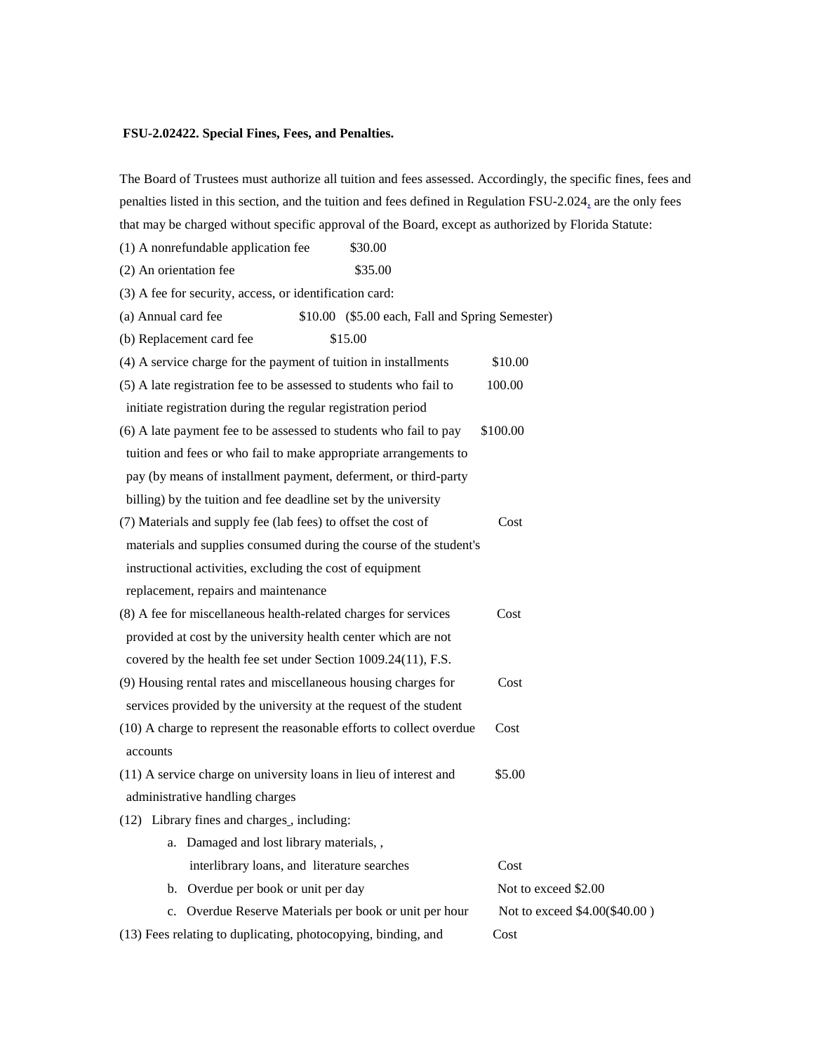**FSU-2.02422. Special Fines, Fees, and Penalties.**

The Board of Trustees must authorize all tuition and fees assessed. Accordingly, the specific fines, fees and penalties listed in this section, and the tuition and fees defined in Regulation FSU-2.024, are the only fees that may be charged without specific approval of the Board, except as authorized by Florida Statute:

(1) A nonrefundable application fee $30.00

(2) An orientation fee $35.00

(3) A fee for security, access, or identification card:

(a) Annual card fee $10.00 ($5.00 each, Fall and Spring Semester)

(b) Replacement card fee $15.00

(4) A service charge for the payment of tuition in installments $10.00

(5) A late registration fee to be assessed to students who fail to initiate registration during the regular registration period 100.00

(6) A late payment fee to be assessed to students who fail to pay tuition and fees or who fail to make appropriate arrangements to pay (by means of installment payment, deferment, or third-party billing) by the tuition and fee deadline set by the university $100.00

(7) Materials and supply fee (lab fees) to offset the cost of materials and supplies consumed during the course of the student's instructional activities, excluding the cost of equipment replacement, repairs and maintenance Cost

(8) A fee for miscellaneous health-related charges for services provided at cost by the university health center which are not covered by the health fee set under Section 1009.24(11), F.S. Cost

(9) Housing rental rates and miscellaneous housing charges for services provided by the university at the request of the student Cost

(10) A charge to represent the reasonable efforts to collect overdue accounts Cost

(11) A service charge on university loans in lieu of interest and administrative handling charges $5.00

(12) Library fines and charges , including:

a. Damaged and lost library materials, , interlibrary loans, and literature searches Cost

b. Overdue per book or unit per day Not to exceed $2.00

c. Overdue Reserve Materials per book or unit per hour Not to exceed $4.00($40.00 )

(13) Fees relating to duplicating, photocopying, binding, and Cost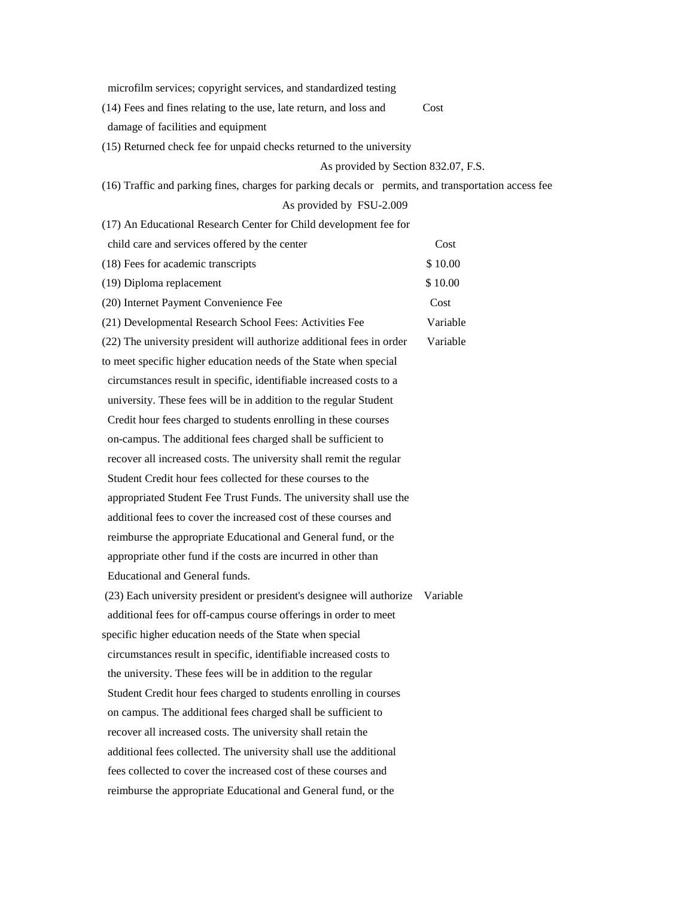microfilm services; copyright services, and standardized testing

| | |
|---|---|
| (14) Fees and fines relating to the use, late return, and loss and damage of facilities and equipment | Cost |
| (15) Returned check fee for unpaid checks returned to the university | As provided by Section 832.07, F.S. |
| (16) Traffic and parking fines, charges for parking decals or permits, and transportation access fee | As provided by FSU-2.009 |
| (17) An Educational Research Center for Child development fee for child care and services offered by the center | Cost |
| (18) Fees for academic transcripts | $ 10.00 |
| (19) Diploma replacement | $ 10.00 |
| (20) Internet Payment Convenience Fee | Cost |
| (21) Developmental Research School Fees: Activities Fee | Variable |
| (22) The university president will authorize additional fees in order to meet specific higher education needs of the State when special circumstances result in specific, identifiable increased costs to a university. These fees will be in addition to the regular Student Credit hour fees charged to students enrolling in these courses on-campus. The additional fees charged shall be sufficient to recover all increased costs. The university shall remit the regular Student Credit hour fees collected for these courses to the appropriated Student Fee Trust Funds. The university shall use the additional fees to cover the increased cost of these courses and reimburse the appropriate Educational and General fund, or the appropriate other fund if the costs are incurred in other than Educational and General funds. | Variable |
| (23) Each university president or president's designee will authorize additional fees for off-campus course offerings in order to meet specific higher education needs of the State when special circumstances result in specific, identifiable increased costs to the university. These fees will be in addition to the regular Student Credit hour fees charged to students enrolling in courses on campus. The additional fees charged shall be sufficient to recover all increased costs. The university shall retain the additional fees collected. The university shall use the additional fees collected to cover the increased cost of these courses and reimburse the appropriate Educational and General fund, or the | Variable |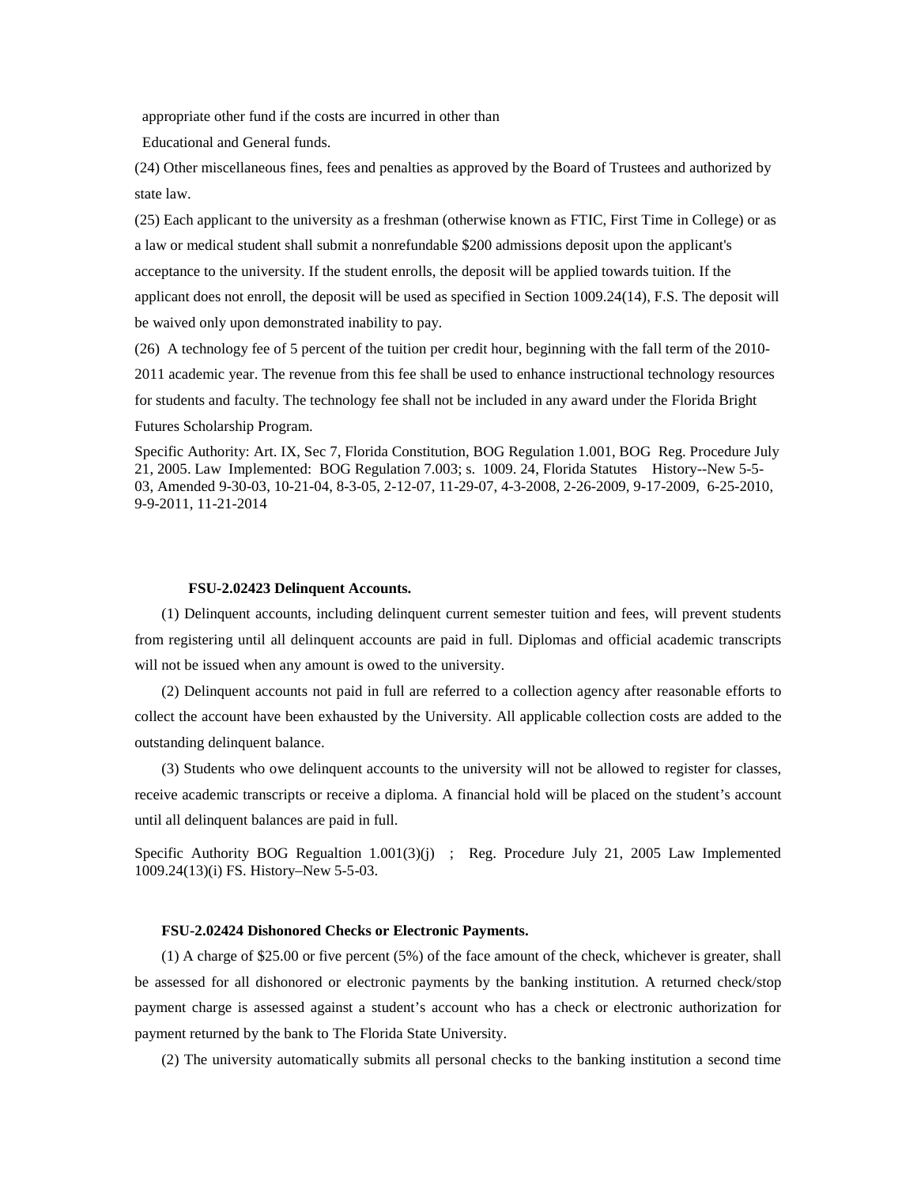appropriate other fund if the costs are incurred in other than

Educational and General funds.

(24) Other miscellaneous fines, fees and penalties as approved by the Board of Trustees and authorized by state law.

(25) Each applicant to the university as a freshman (otherwise known as FTIC, First Time in College) or as a law or medical student shall submit a nonrefundable $200 admissions deposit upon the applicant's acceptance to the university. If the student enrolls, the deposit will be applied towards tuition. If the applicant does not enroll, the deposit will be used as specified in Section 1009.24(14), F.S. The deposit will be waived only upon demonstrated inability to pay.

(26) A technology fee of 5 percent of the tuition per credit hour, beginning with the fall term of the 2010-2011 academic year. The revenue from this fee shall be used to enhance instructional technology resources for students and faculty. The technology fee shall not be included in any award under the Florida Bright Futures Scholarship Program.

Specific Authority: Art. IX, Sec 7, Florida Constitution, BOG Regulation 1.001, BOG Reg. Procedure July 21, 2005. Law Implemented: BOG Regulation 7.003; s. 1009. 24, Florida Statutes History--New 5-5-03, Amended 9-30-03, 10-21-04, 8-3-05, 2-12-07, 11-29-07, 4-3-2008, 2-26-2009, 9-17-2009, 6-25-2010, 9-9-2011, 11-21-2014

### FSU-2.02423 Delinquent Accounts.

(1) Delinquent accounts, including delinquent current semester tuition and fees, will prevent students from registering until all delinquent accounts are paid in full. Diplomas and official academic transcripts will not be issued when any amount is owed to the university.

(2) Delinquent accounts not paid in full are referred to a collection agency after reasonable efforts to collect the account have been exhausted by the University. All applicable collection costs are added to the outstanding delinquent balance.

(3) Students who owe delinquent accounts to the university will not be allowed to register for classes, receive academic transcripts or receive a diploma. A financial hold will be placed on the student's account until all delinquent balances are paid in full.

Specific Authority BOG Regualtion 1.001(3)(j) ; Reg. Procedure July 21, 2005 Law Implemented 1009.24(13)(i) FS. History–New 5-5-03.

### FSU-2.02424 Dishonored Checks or Electronic Payments.

(1) A charge of $25.00 or five percent (5%) of the face amount of the check, whichever is greater, shall be assessed for all dishonored or electronic payments by the banking institution. A returned check/stop payment charge is assessed against a student's account who has a check or electronic authorization for payment returned by the bank to The Florida State University.

(2) The university automatically submits all personal checks to the banking institution a second time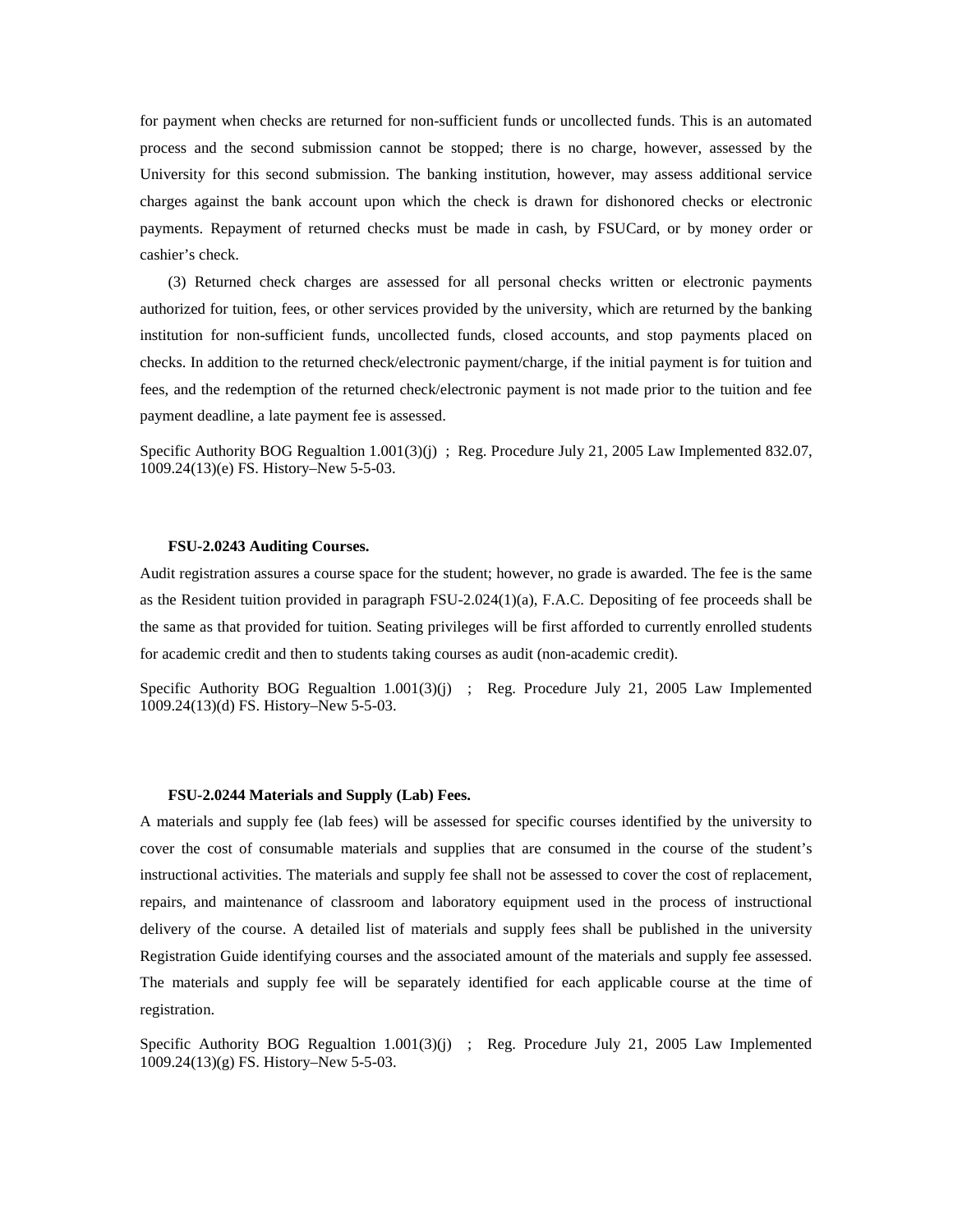for payment when checks are returned for non-sufficient funds or uncollected funds. This is an automated process and the second submission cannot be stopped; there is no charge, however, assessed by the University for this second submission. The banking institution, however, may assess additional service charges against the bank account upon which the check is drawn for dishonored checks or electronic payments. Repayment of returned checks must be made in cash, by FSUCard, or by money order or cashier's check.

(3) Returned check charges are assessed for all personal checks written or electronic payments authorized for tuition, fees, or other services provided by the university, which are returned by the banking institution for non-sufficient funds, uncollected funds, closed accounts, and stop payments placed on checks. In addition to the returned check/electronic payment/charge, if the initial payment is for tuition and fees, and the redemption of the returned check/electronic payment is not made prior to the tuition and fee payment deadline, a late payment fee is assessed.

Specific Authority BOG Regualtion 1.001(3)(j) ; Reg. Procedure July 21, 2005 Law Implemented 832.07, 1009.24(13)(e) FS. History–New 5-5-03.

**FSU-2.0243 Auditing Courses.**

Audit registration assures a course space for the student; however, no grade is awarded. The fee is the same as the Resident tuition provided in paragraph FSU-2.024(1)(a), F.A.C. Depositing of fee proceeds shall be the same as that provided for tuition. Seating privileges will be first afforded to currently enrolled students for academic credit and then to students taking courses as audit (non-academic credit).

Specific Authority BOG Regualtion 1.001(3)(j) ; Reg. Procedure July 21, 2005 Law Implemented 1009.24(13)(d) FS. History–New 5-5-03.

**FSU-2.0244 Materials and Supply (Lab) Fees.**

A materials and supply fee (lab fees) will be assessed for specific courses identified by the university to cover the cost of consumable materials and supplies that are consumed in the course of the student's instructional activities. The materials and supply fee shall not be assessed to cover the cost of replacement, repairs, and maintenance of classroom and laboratory equipment used in the process of instructional delivery of the course. A detailed list of materials and supply fees shall be published in the university Registration Guide identifying courses and the associated amount of the materials and supply fee assessed. The materials and supply fee will be separately identified for each applicable course at the time of registration.

Specific Authority BOG Regualtion 1.001(3)(j) ; Reg. Procedure July 21, 2005 Law Implemented 1009.24(13)(g) FS. History–New 5-5-03.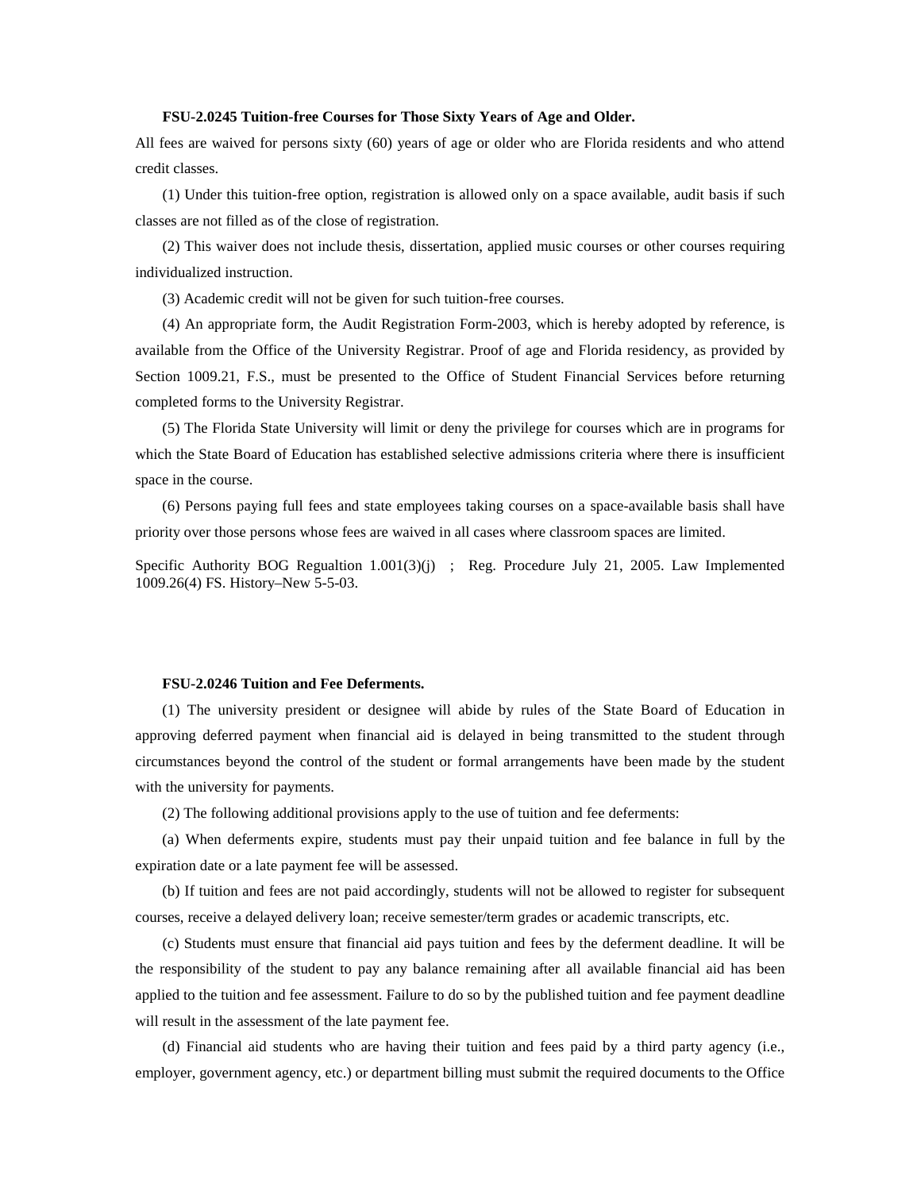**FSU-2.0245 Tuition-free Courses for Those Sixty Years of Age and Older.**

All fees are waived for persons sixty (60) years of age or older who are Florida residents and who attend credit classes.

(1) Under this tuition-free option, registration is allowed only on a space available, audit basis if such classes are not filled as of the close of registration.

(2) This waiver does not include thesis, dissertation, applied music courses or other courses requiring individualized instruction.

(3) Academic credit will not be given for such tuition-free courses.

(4) An appropriate form, the Audit Registration Form-2003, which is hereby adopted by reference, is available from the Office of the University Registrar. Proof of age and Florida residency, as provided by Section 1009.21, F.S., must be presented to the Office of Student Financial Services before returning completed forms to the University Registrar.

(5) The Florida State University will limit or deny the privilege for courses which are in programs for which the State Board of Education has established selective admissions criteria where there is insufficient space in the course.

(6) Persons paying full fees and state employees taking courses on a space-available basis shall have priority over those persons whose fees are waived in all cases where classroom spaces are limited.

Specific Authority BOG Regualtion 1.001(3)(j) ; Reg. Procedure July 21, 2005. Law Implemented 1009.26(4) FS. History–New 5-5-03.

**FSU-2.0246 Tuition and Fee Deferments.**

(1) The university president or designee will abide by rules of the State Board of Education in approving deferred payment when financial aid is delayed in being transmitted to the student through circumstances beyond the control of the student or formal arrangements have been made by the student with the university for payments.

(2) The following additional provisions apply to the use of tuition and fee deferments:

(a) When deferments expire, students must pay their unpaid tuition and fee balance in full by the expiration date or a late payment fee will be assessed.

(b) If tuition and fees are not paid accordingly, students will not be allowed to register for subsequent courses, receive a delayed delivery loan; receive semester/term grades or academic transcripts, etc.

(c) Students must ensure that financial aid pays tuition and fees by the deferment deadline. It will be the responsibility of the student to pay any balance remaining after all available financial aid has been applied to the tuition and fee assessment. Failure to do so by the published tuition and fee payment deadline will result in the assessment of the late payment fee.

(d) Financial aid students who are having their tuition and fees paid by a third party agency (i.e., employer, government agency, etc.) or department billing must submit the required documents to the Office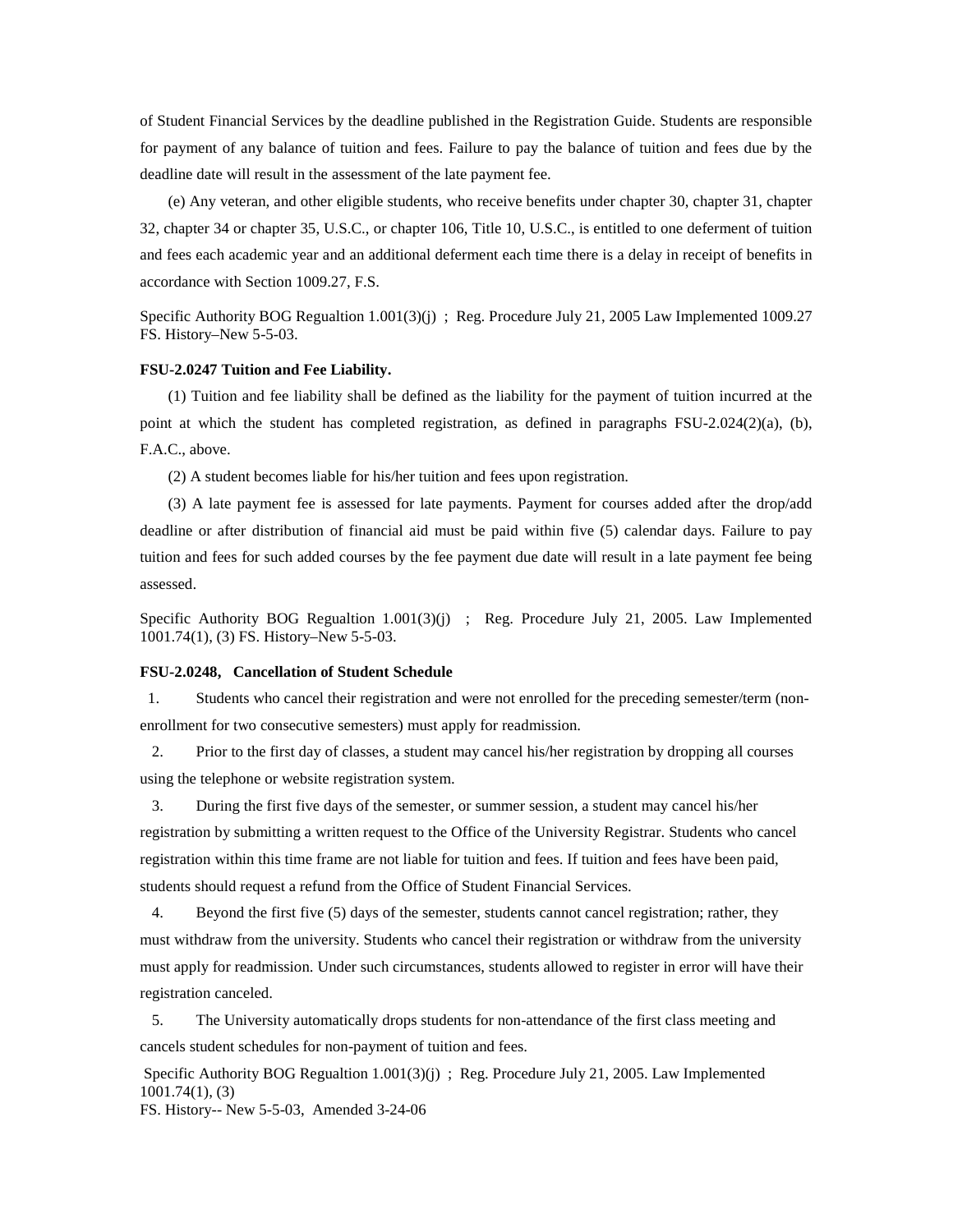of Student Financial Services by the deadline published in the Registration Guide. Students are responsible for payment of any balance of tuition and fees. Failure to pay the balance of tuition and fees due by the deadline date will result in the assessment of the late payment fee.

(e) Any veteran, and other eligible students, who receive benefits under chapter 30, chapter 31, chapter 32, chapter 34 or chapter 35, U.S.C., or chapter 106, Title 10, U.S.C., is entitled to one deferment of tuition and fees each academic year and an additional deferment each time there is a delay in receipt of benefits in accordance with Section 1009.27, F.S.

Specific Authority BOG Regualtion 1.001(3)(j) ; Reg. Procedure July 21, 2005 Law Implemented 1009.27 FS. History–New 5-5-03.

**FSU-2.0247 Tuition and Fee Liability.**

(1) Tuition and fee liability shall be defined as the liability for the payment of tuition incurred at the point at which the student has completed registration, as defined in paragraphs FSU-2.024(2)(a), (b), F.A.C., above.

(2) A student becomes liable for his/her tuition and fees upon registration.

(3) A late payment fee is assessed for late payments. Payment for courses added after the drop/add deadline or after distribution of financial aid must be paid within five (5) calendar days. Failure to pay tuition and fees for such added courses by the fee payment due date will result in a late payment fee being assessed.

Specific Authority BOG Regualtion 1.001(3)(j) ; Reg. Procedure July 21, 2005. Law Implemented 1001.74(1), (3) FS. History–New 5-5-03.

**FSU-2.0248, Cancellation of Student Schedule**

1. Students who cancel their registration and were not enrolled for the preceding semester/term (non-enrollment for two consecutive semesters) must apply for readmission.
2. Prior to the first day of classes, a student may cancel his/her registration by dropping all courses using the telephone or website registration system.
3. During the first five days of the semester, or summer session, a student may cancel his/her registration by submitting a written request to the Office of the University Registrar. Students who cancel registration within this time frame are not liable for tuition and fees. If tuition and fees have been paid, students should request a refund from the Office of Student Financial Services.
4. Beyond the first five (5) days of the semester, students cannot cancel registration; rather, they must withdraw from the university. Students who cancel their registration or withdraw from the university must apply for readmission. Under such circumstances, students allowed to register in error will have their registration canceled.
5. The University automatically drops students for non-attendance of the first class meeting and cancels student schedules for non-payment of tuition and fees.

Specific Authority BOG Regualtion 1.001(3)(j) ; Reg. Procedure July 21, 2005. Law Implemented 1001.74(1), (3)
FS. History-- New 5-5-03, Amended 3-24-06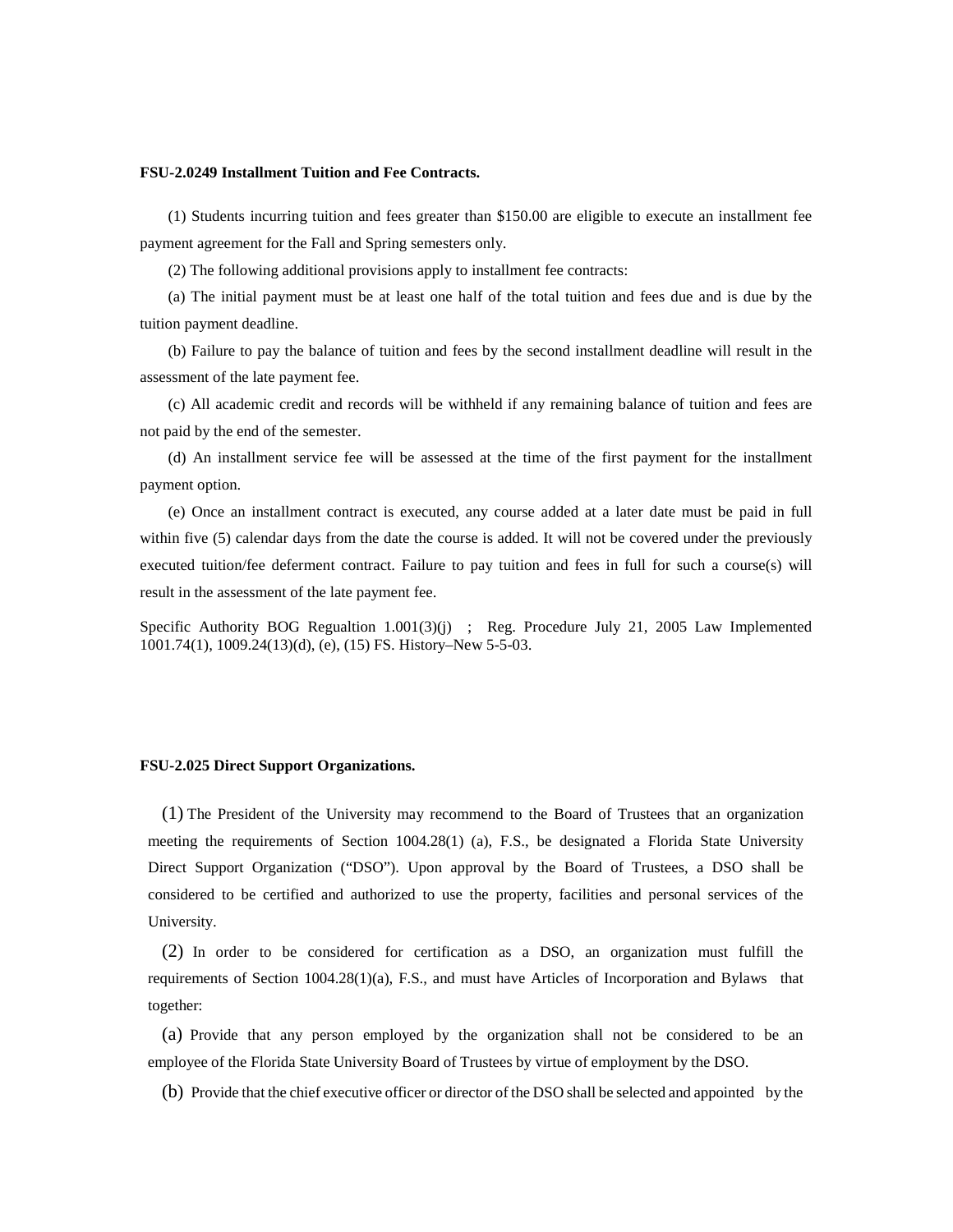**FSU-2.0249 Installment Tuition and Fee Contracts.**

(1) Students incurring tuition and fees greater than $150.00 are eligible to execute an installment fee payment agreement for the Fall and Spring semesters only.

(2) The following additional provisions apply to installment fee contracts:

(a) The initial payment must be at least one half of the total tuition and fees due and is due by the tuition payment deadline.

(b) Failure to pay the balance of tuition and fees by the second installment deadline will result in the assessment of the late payment fee.

(c) All academic credit and records will be withheld if any remaining balance of tuition and fees are not paid by the end of the semester.

(d) An installment service fee will be assessed at the time of the first payment for the installment payment option.

(e) Once an installment contract is executed, any course added at a later date must be paid in full within five (5) calendar days from the date the course is added. It will not be covered under the previously executed tuition/fee deferment contract. Failure to pay tuition and fees in full for such a course(s) will result in the assessment of the late payment fee.

Specific Authority BOG Regualtion 1.001(3)(j) ; Reg. Procedure July 21, 2005 Law Implemented 1001.74(1), 1009.24(13)(d), (e), (15) FS. History–New 5-5-03.

**FSU-2.025 Direct Support Organizations.**

(1) The President of the University may recommend to the Board of Trustees that an organization meeting the requirements of Section 1004.28(1) (a), F.S., be designated a Florida State University Direct Support Organization ("DSO"). Upon approval by the Board of Trustees, a DSO shall be considered to be certified and authorized to use the property, facilities and personal services of the University.

(2) In order to be considered for certification as a DSO, an organization must fulfill the requirements of Section 1004.28(1)(a), F.S., and must have Articles of Incorporation and Bylaws that together:

(a) Provide that any person employed by the organization shall not be considered to be an employee of the Florida State University Board of Trustees by virtue of employment by the DSO.

(b) Provide that the chief executive officer or director of the DSO shall be selected and appointed by the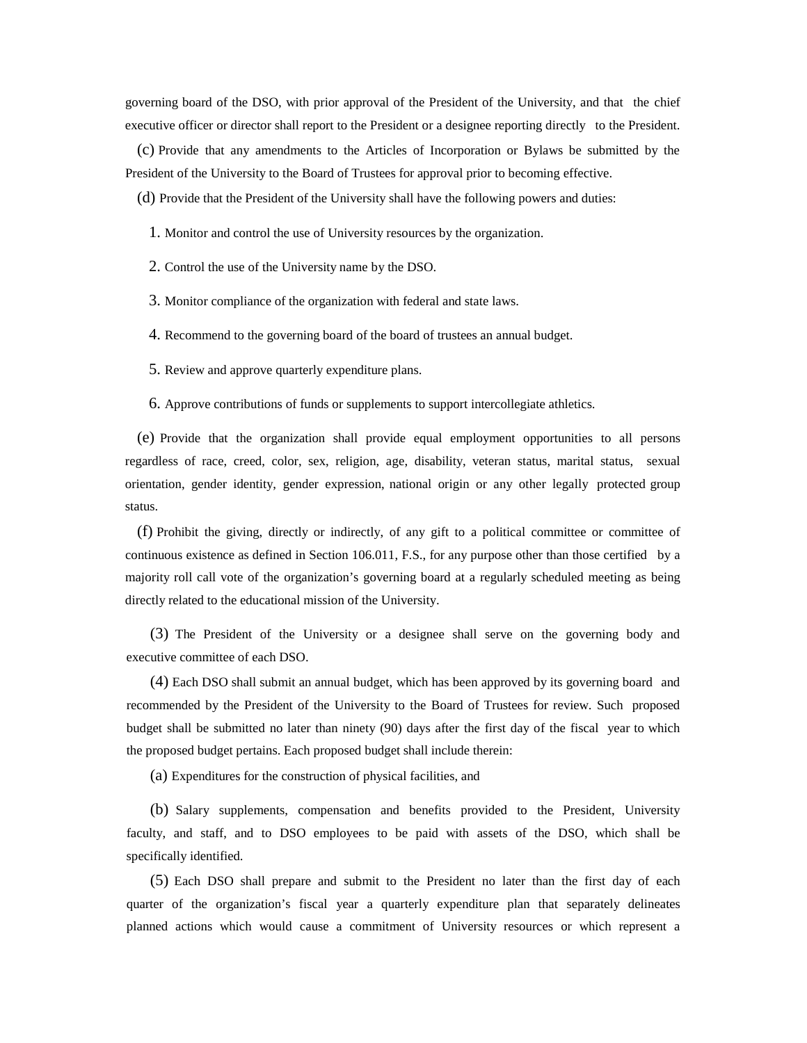governing board of the DSO, with prior approval of the President of the University, and that the chief executive officer or director shall report to the President or a designee reporting directly to the President.

(c) Provide that any amendments to the Articles of Incorporation or Bylaws be submitted by the President of the University to the Board of Trustees for approval prior to becoming effective.

(d) Provide that the President of the University shall have the following powers and duties:

1. Monitor and control the use of University resources by the organization.

2. Control the use of the University name by the DSO.

3. Monitor compliance of the organization with federal and state laws.

4. Recommend to the governing board of the board of trustees an annual budget.

5. Review and approve quarterly expenditure plans.

6. Approve contributions of funds or supplements to support intercollegiate athletics.

(e) Provide that the organization shall provide equal employment opportunities to all persons regardless of race, creed, color, sex, religion, age, disability, veteran status, marital status, sexual orientation, gender identity, gender expression, national origin or any other legally protected group status.

(f) Prohibit the giving, directly or indirectly, of any gift to a political committee or committee of continuous existence as defined in Section 106.011, F.S., for any purpose other than those certified by a majority roll call vote of the organization's governing board at a regularly scheduled meeting as being directly related to the educational mission of the University.

(3) The President of the University or a designee shall serve on the governing body and executive committee of each DSO.

(4) Each DSO shall submit an annual budget, which has been approved by its governing board and recommended by the President of the University to the Board of Trustees for review. Such proposed budget shall be submitted no later than ninety (90) days after the first day of the fiscal year to which the proposed budget pertains. Each proposed budget shall include therein:

(a) Expenditures for the construction of physical facilities, and

(b) Salary supplements, compensation and benefits provided to the President, University faculty, and staff, and to DSO employees to be paid with assets of the DSO, which shall be specifically identified.

(5) Each DSO shall prepare and submit to the President no later than the first day of each quarter of the organization's fiscal year a quarterly expenditure plan that separately delineates planned actions which would cause a commitment of University resources or which represent a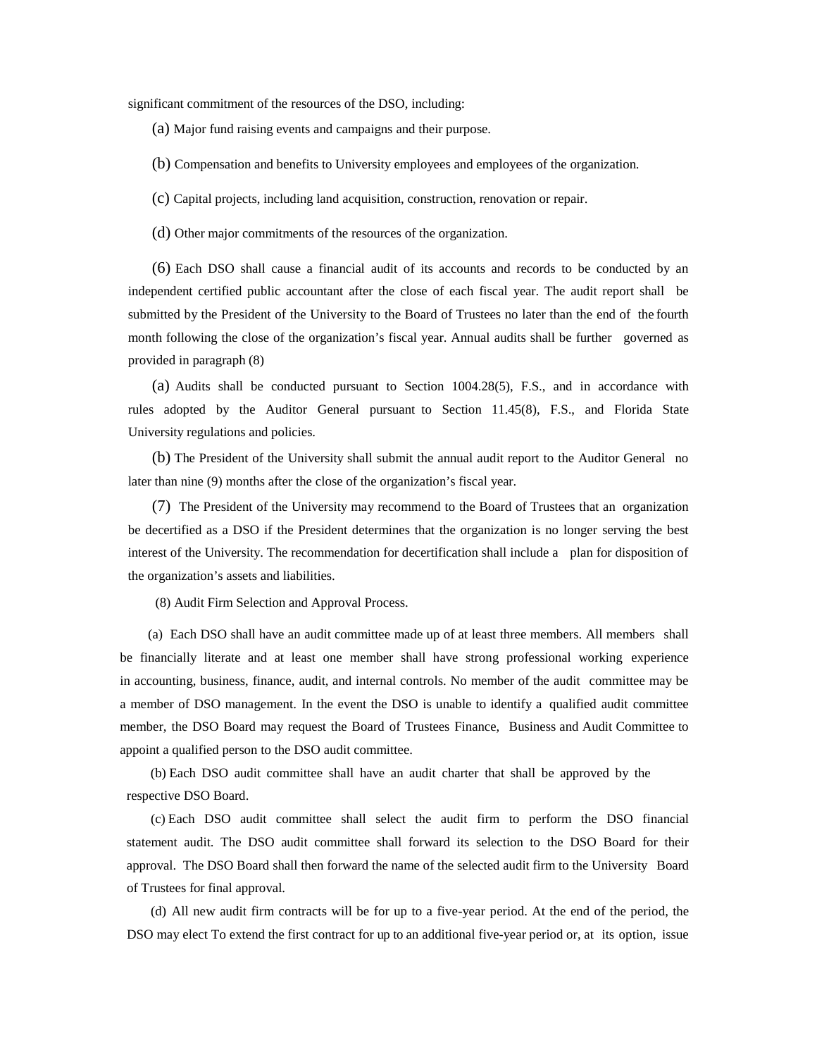significant commitment of the resources of the DSO, including:

(a) Major fund raising events and campaigns and their purpose.

(b) Compensation and benefits to University employees and employees of the organization.

(c) Capital projects, including land acquisition, construction, renovation or repair.

(d) Other major commitments of the resources of the organization.

(6) Each DSO shall cause a financial audit of its accounts and records to be conducted by an independent certified public accountant after the close of each fiscal year. The audit report shall be submitted by the President of the University to the Board of Trustees no later than the end of the fourth month following the close of the organization's fiscal year. Annual audits shall be further governed as provided in paragraph (8)

(a) Audits shall be conducted pursuant to Section 1004.28(5), F.S., and in accordance with rules adopted by the Auditor General pursuant to Section 11.45(8), F.S., and Florida State University regulations and policies.

(b) The President of the University shall submit the annual audit report to the Auditor General no later than nine (9) months after the close of the organization's fiscal year.

(7) The President of the University may recommend to the Board of Trustees that an organization be decertified as a DSO if the President determines that the organization is no longer serving the best interest of the University. The recommendation for decertification shall include a plan for disposition of the organization's assets and liabilities.

(8) Audit Firm Selection and Approval Process.

(a) Each DSO shall have an audit committee made up of at least three members. All members shall be financially literate and at least one member shall have strong professional working experience in accounting, business, finance, audit, and internal controls. No member of the audit committee may be a member of DSO management. In the event the DSO is unable to identify a qualified audit committee member, the DSO Board may request the Board of Trustees Finance, Business and Audit Committee to appoint a qualified person to the DSO audit committee.

(b) Each DSO audit committee shall have an audit charter that shall be approved by the respective DSO Board.

(c) Each DSO audit committee shall select the audit firm to perform the DSO financial statement audit. The DSO audit committee shall forward its selection to the DSO Board for their approval. The DSO Board shall then forward the name of the selected audit firm to the University Board of Trustees for final approval.

(d) All new audit firm contracts will be for up to a five-year period. At the end of the period, the DSO may elect To extend the first contract for up to an additional five-year period or, at its option, issue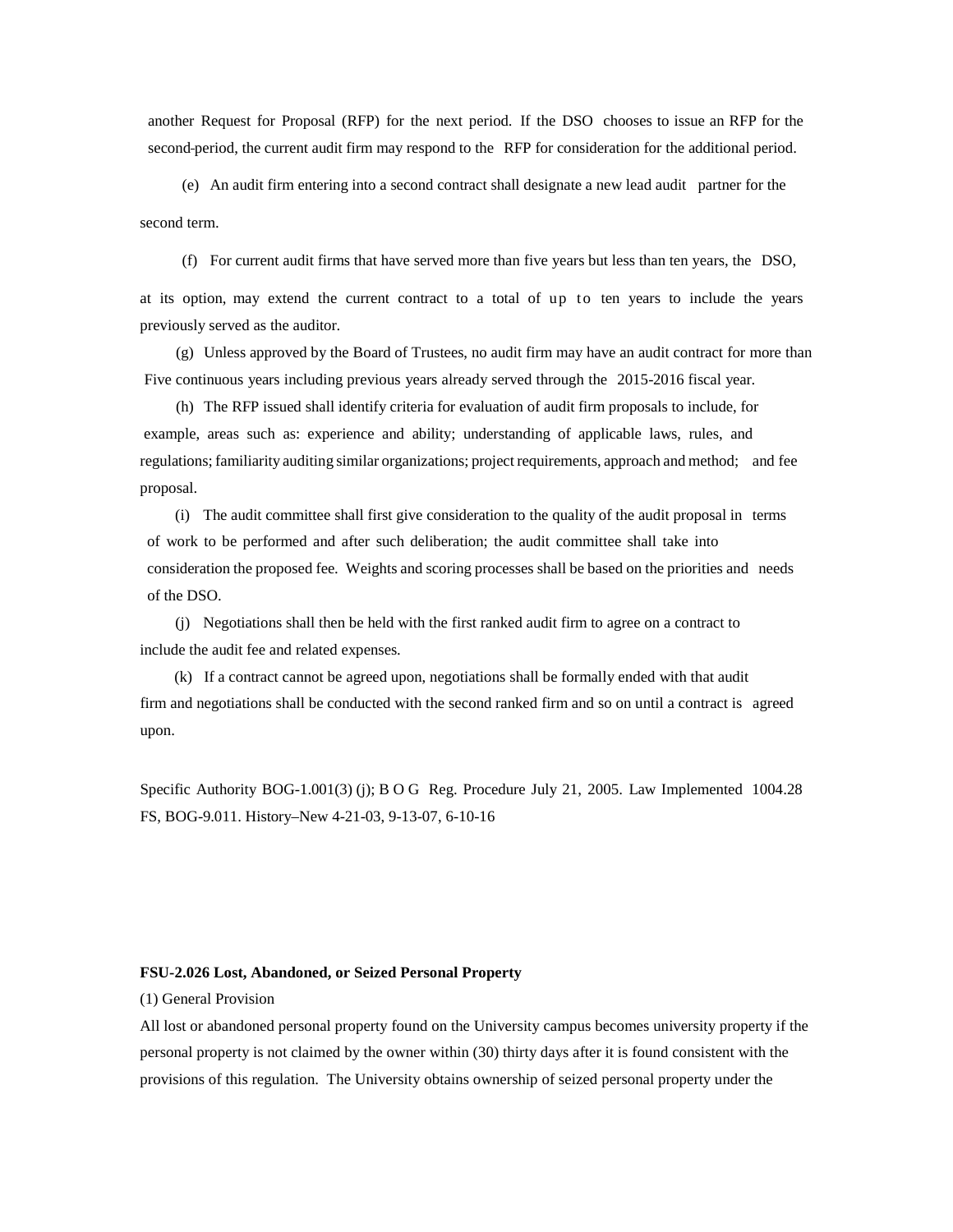another Request for Proposal (RFP) for the next period. If the DSO chooses to issue an RFP for the second-period, the current audit firm may respond to the RFP for consideration for the additional period.

(e) An audit firm entering into a second contract shall designate a new lead audit partner for the second term.

(f) For current audit firms that have served more than five years but less than ten years, the DSO, at its option, may extend the current contract to a total of up to ten years to include the years previously served as the auditor.

(g) Unless approved by the Board of Trustees, no audit firm may have an audit contract for more than Five continuous years including previous years already served through the 2015-2016 fiscal year.

(h) The RFP issued shall identify criteria for evaluation of audit firm proposals to include, for example, areas such as: experience and ability; understanding of applicable laws, rules, and regulations; familiarity auditing similar organizations; project requirements, approach and method; and fee proposal.

(i) The audit committee shall first give consideration to the quality of the audit proposal in terms of work to be performed and after such deliberation; the audit committee shall take into consideration the proposed fee. Weights and scoring processes shall be based on the priorities and needs of the DSO.

(j) Negotiations shall then be held with the first ranked audit firm to agree on a contract to include the audit fee and related expenses.

(k) If a contract cannot be agreed upon, negotiations shall be formally ended with that audit firm and negotiations shall be conducted with the second ranked firm and so on until a contract is agreed upon.

Specific Authority BOG-1.001(3) (j); B O G Reg. Procedure July 21, 2005. Law Implemented 1004.28 FS, BOG-9.011. History–New 4-21-03, 9-13-07, 6-10-16

**FSU-2.026 Lost, Abandoned, or Seized Personal Property**

(1) General Provision

All lost or abandoned personal property found on the University campus becomes university property if the personal property is not claimed by the owner within (30) thirty days after it is found consistent with the provisions of this regulation. The University obtains ownership of seized personal property under the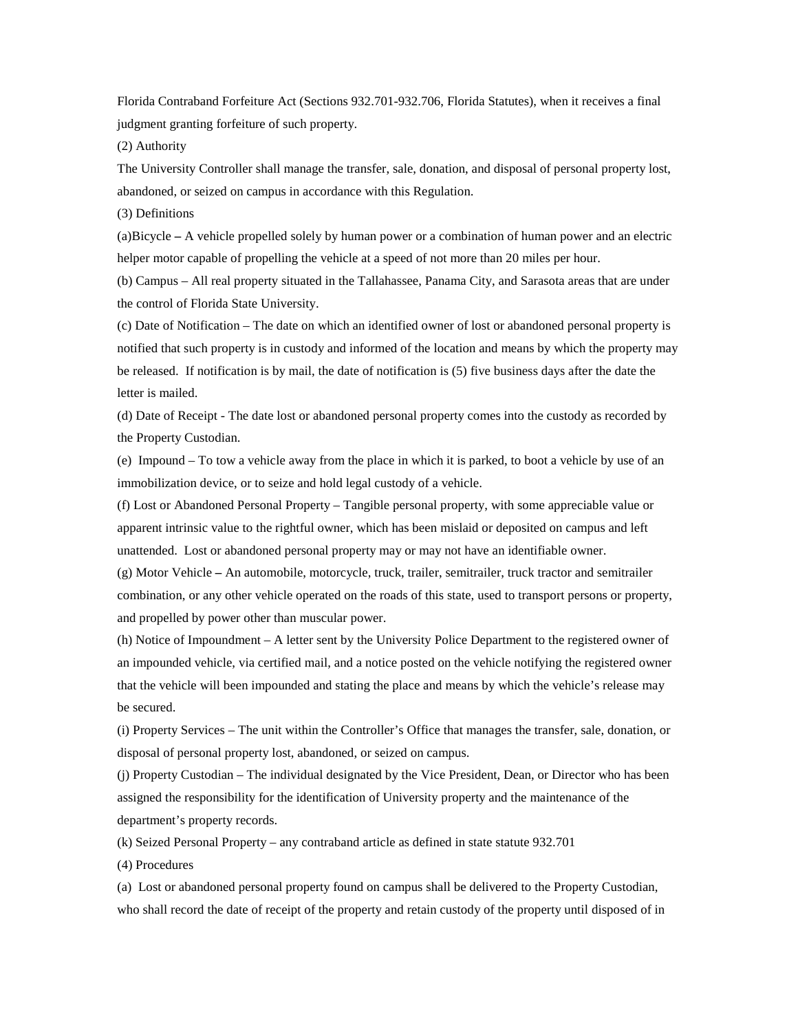Florida Contraband Forfeiture Act (Sections 932.701-932.706, Florida Statutes), when it receives a final judgment granting forfeiture of such property.

(2) Authority

The University Controller shall manage the transfer, sale, donation, and disposal of personal property lost, abandoned, or seized on campus in accordance with this Regulation.

(3) Definitions

(a)Bicycle – A vehicle propelled solely by human power or a combination of human power and an electric helper motor capable of propelling the vehicle at a speed of not more than 20 miles per hour.

(b) Campus – All real property situated in the Tallahassee, Panama City, and Sarasota areas that are under the control of Florida State University.

(c) Date of Notification – The date on which an identified owner of lost or abandoned personal property is notified that such property is in custody and informed of the location and means by which the property may be released. If notification is by mail, the date of notification is (5) five business days after the date the letter is mailed.

(d) Date of Receipt - The date lost or abandoned personal property comes into the custody as recorded by the Property Custodian.

(e) Impound – To tow a vehicle away from the place in which it is parked, to boot a vehicle by use of an immobilization device, or to seize and hold legal custody of a vehicle.

(f) Lost or Abandoned Personal Property – Tangible personal property, with some appreciable value or apparent intrinsic value to the rightful owner, which has been mislaid or deposited on campus and left unattended. Lost or abandoned personal property may or may not have an identifiable owner.

(g) Motor Vehicle – An automobile, motorcycle, truck, trailer, semitrailer, truck tractor and semitrailer combination, or any other vehicle operated on the roads of this state, used to transport persons or property, and propelled by power other than muscular power.

(h) Notice of Impoundment – A letter sent by the University Police Department to the registered owner of an impounded vehicle, via certified mail, and a notice posted on the vehicle notifying the registered owner that the vehicle will been impounded and stating the place and means by which the vehicle's release may be secured.

(i) Property Services – The unit within the Controller's Office that manages the transfer, sale, donation, or disposal of personal property lost, abandoned, or seized on campus.

(j) Property Custodian – The individual designated by the Vice President, Dean, or Director who has been assigned the responsibility for the identification of University property and the maintenance of the department's property records.

(k) Seized Personal Property – any contraband article as defined in state statute 932.701

(4) Procedures

(a) Lost or abandoned personal property found on campus shall be delivered to the Property Custodian, who shall record the date of receipt of the property and retain custody of the property until disposed of in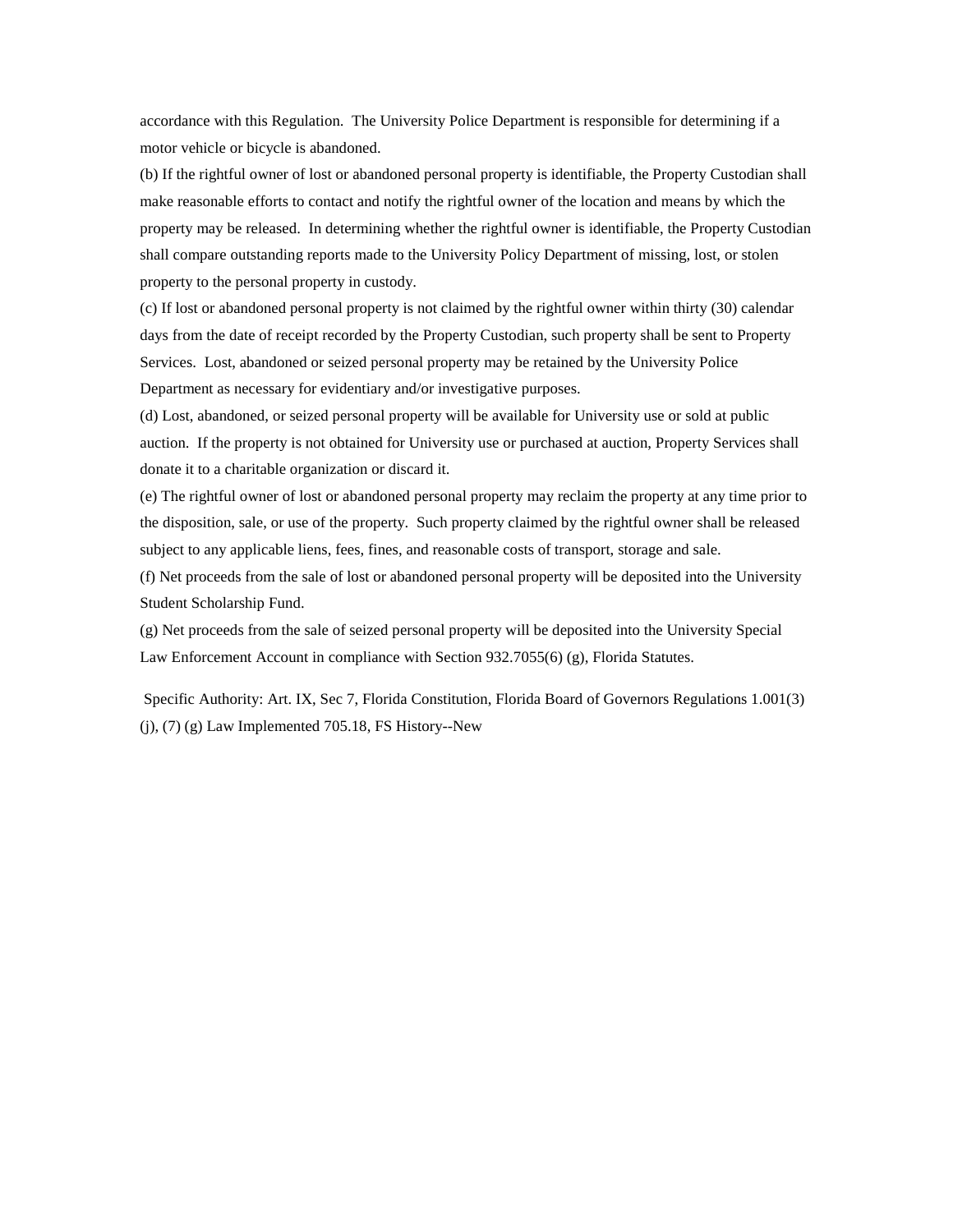accordance with this Regulation. The University Police Department is responsible for determining if a motor vehicle or bicycle is abandoned.

(b) If the rightful owner of lost or abandoned personal property is identifiable, the Property Custodian shall make reasonable efforts to contact and notify the rightful owner of the location and means by which the property may be released. In determining whether the rightful owner is identifiable, the Property Custodian shall compare outstanding reports made to the University Policy Department of missing, lost, or stolen property to the personal property in custody.

(c) If lost or abandoned personal property is not claimed by the rightful owner within thirty (30) calendar days from the date of receipt recorded by the Property Custodian, such property shall be sent to Property Services. Lost, abandoned or seized personal property may be retained by the University Police Department as necessary for evidentiary and/or investigative purposes.

(d) Lost, abandoned, or seized personal property will be available for University use or sold at public auction. If the property is not obtained for University use or purchased at auction, Property Services shall donate it to a charitable organization or discard it.

(e) The rightful owner of lost or abandoned personal property may reclaim the property at any time prior to the disposition, sale, or use of the property. Such property claimed by the rightful owner shall be released subject to any applicable liens, fees, fines, and reasonable costs of transport, storage and sale.

(f) Net proceeds from the sale of lost or abandoned personal property will be deposited into the University Student Scholarship Fund.

(g) Net proceeds from the sale of seized personal property will be deposited into the University Special Law Enforcement Account in compliance with Section 932.7055(6) (g), Florida Statutes.

Specific Authority: Art. IX, Sec 7, Florida Constitution, Florida Board of Governors Regulations 1.001(3) (j), (7) (g) Law Implemented 705.18, FS History--New